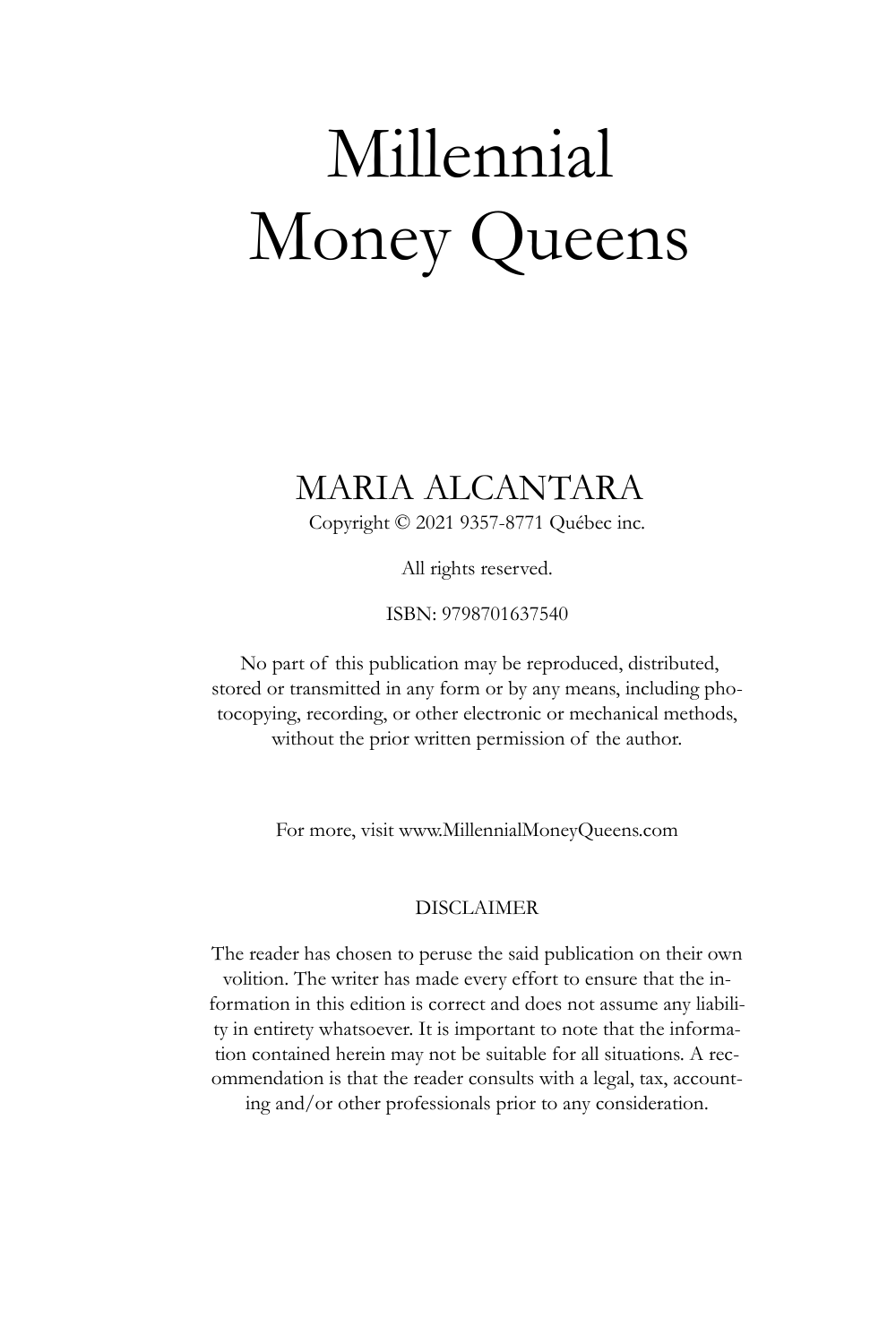# Millennial Money Queens

MARIA ALCANTARA

Copyright © 2021 9357-8771 Québec inc.

All rights reserved.

ISBN: 9798701637540

No part of this publication may be reproduced, distributed, stored or transmitted in any form or by any means, including photocopying, recording, or other electronic or mechanical methods, without the prior written permission of the author.

For more, visit www.MillennialMoneyQueens.com

DISCLAIMER

The reader has chosen to peruse the said publication on their own volition. The writer has made every effort to ensure that the information in this edition is correct and does not assume any liability in entirety whatsoever. It is important to note that the information contained herein may not be suitable for all situations. A recommendation is that the reader consults with a legal, tax, accounting and/or other professionals prior to any consideration.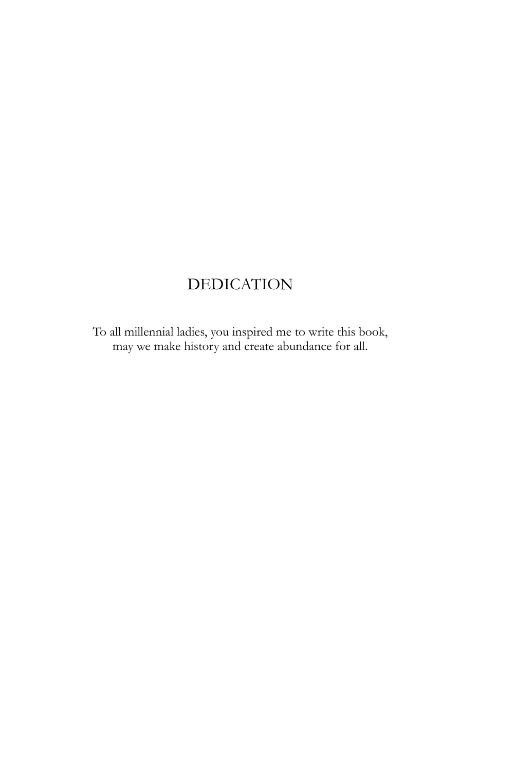# DEDICATION

To all millennial ladies, you inspired me to write this book, may we make history and create abundance for all.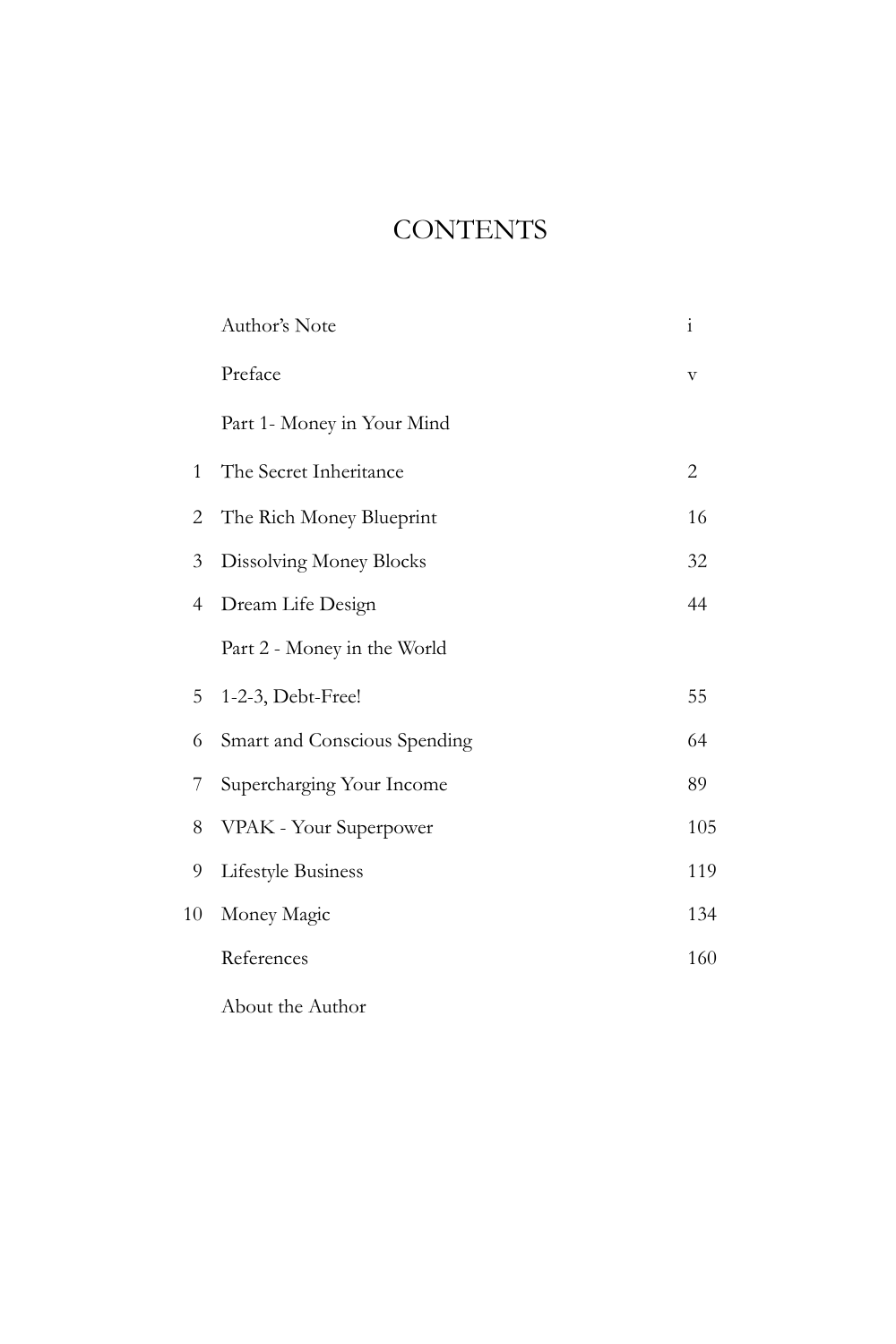# CONTENTS

| | | |
|---|---|---|
| | Author's Note | i |
| | Preface | v |
| | Part 1- Money in Your Mind | |
| 1 | The Secret Inheritance | 2 |
| 2 | The Rich Money Blueprint | 16 |
| 3 | Dissolving Money Blocks | 32 |
| 4 | Dream Life Design | 44 |
| | Part 2 - Money in the World | |
| 5 | 1-2-3, Debt-Free! | 55 |
| 6 | Smart and Conscious Spending | 64 |
| 7 | Supercharging Your Income | 89 |
| 8 | VPAK - Your Superpower | 105 |
| 9 | Lifestyle Business | 119 |
| 10 | Money Magic | 134 |
| | References | 160 |
| | About the Author | |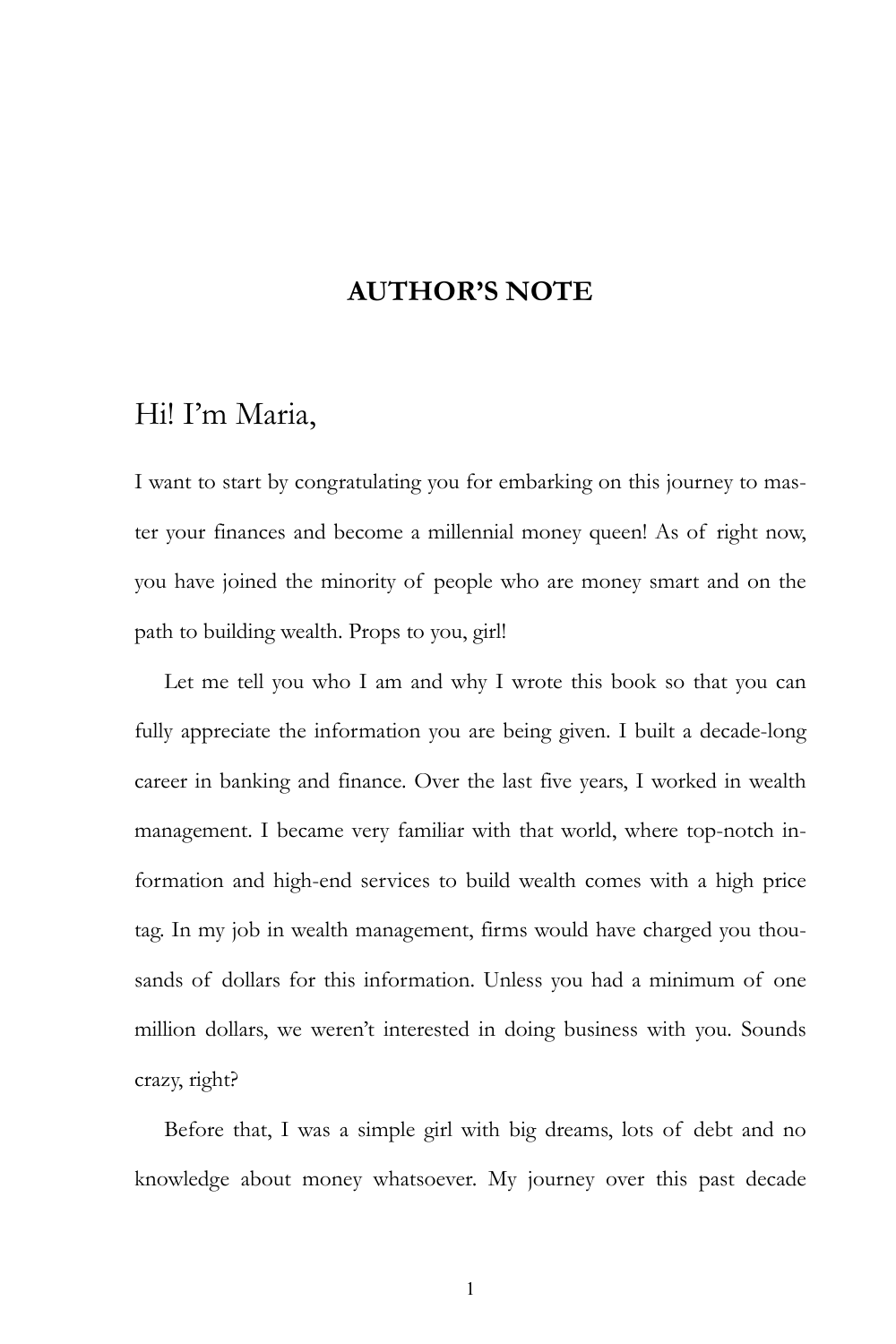# AUTHOR'S NOTE

## Hi! I'm Maria,

I want to start by congratulating you for embarking on this journey to master your finances and become a millennial money queen! As of right now, you have joined the minority of people who are money smart and on the path to building wealth. Props to you, girl!

Let me tell you who I am and why I wrote this book so that you can fully appreciate the information you are being given. I built a decade-long career in banking and finance. Over the last five years, I worked in wealth management. I became very familiar with that world, where top-notch information and high-end services to build wealth comes with a high price tag. In my job in wealth management, firms would have charged you thousands of dollars for this information. Unless you had a minimum of one million dollars, we weren't interested in doing business with you. Sounds crazy, right?

Before that, I was a simple girl with big dreams, lots of debt and no knowledge about money whatsoever. My journey over this past decade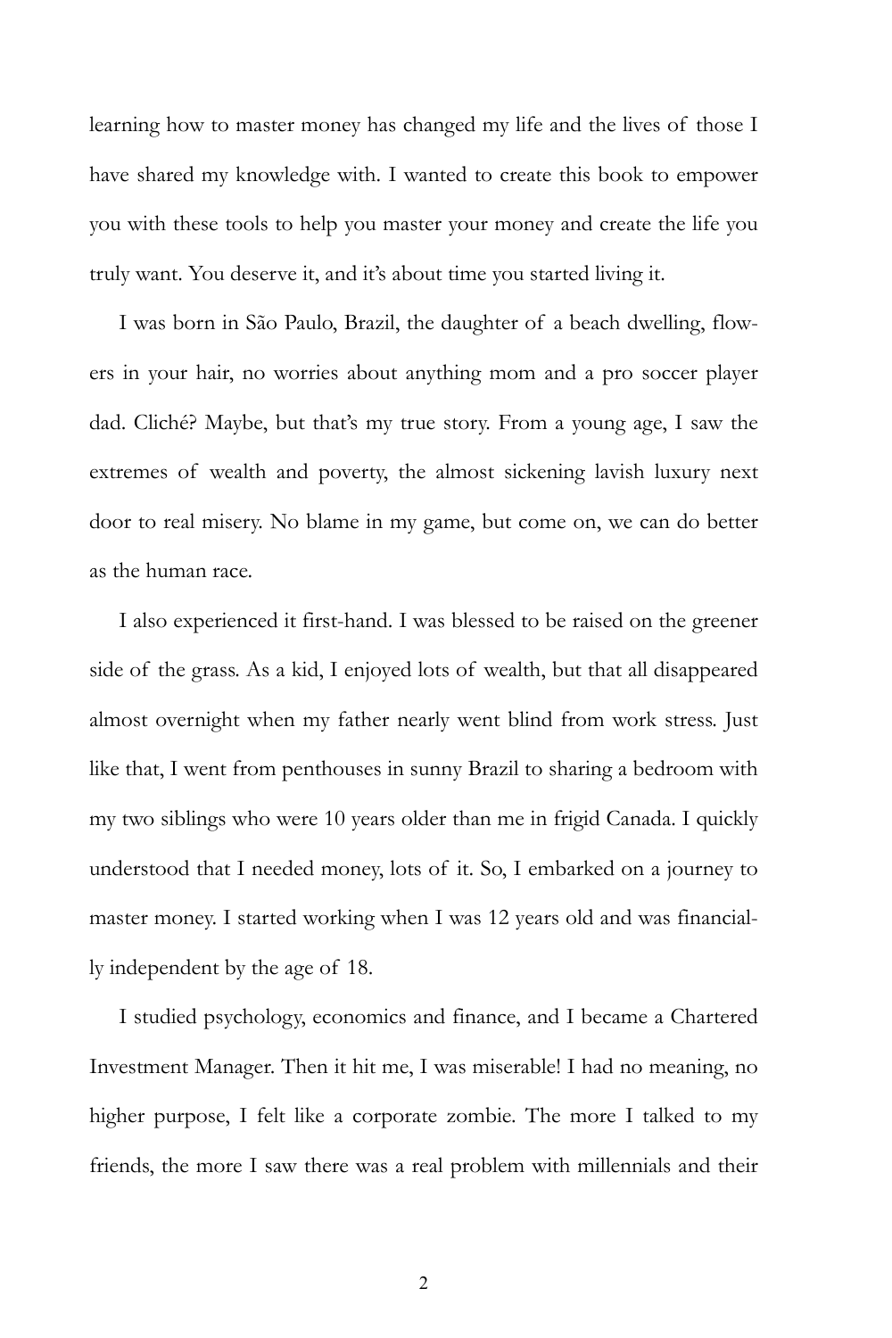learning how to master money has changed my life and the lives of those I have shared my knowledge with. I wanted to create this book to empower you with these tools to help you master your money and create the life you truly want. You deserve it, and it's about time you started living it.

I was born in São Paulo, Brazil, the daughter of a beach dwelling, flowers in your hair, no worries about anything mom and a pro soccer player dad. Cliché? Maybe, but that's my true story. From a young age, I saw the extremes of wealth and poverty, the almost sickening lavish luxury next door to real misery. No blame in my game, but come on, we can do better as the human race.

I also experienced it first-hand. I was blessed to be raised on the greener side of the grass. As a kid, I enjoyed lots of wealth, but that all disappeared almost overnight when my father nearly went blind from work stress. Just like that, I went from penthouses in sunny Brazil to sharing a bedroom with my two siblings who were 10 years older than me in frigid Canada. I quickly understood that I needed money, lots of it. So, I embarked on a journey to master money. I started working when I was 12 years old and was financially independent by the age of 18.

I studied psychology, economics and finance, and I became a Chartered Investment Manager. Then it hit me, I was miserable! I had no meaning, no higher purpose, I felt like a corporate zombie. The more I talked to my friends, the more I saw there was a real problem with millennials and their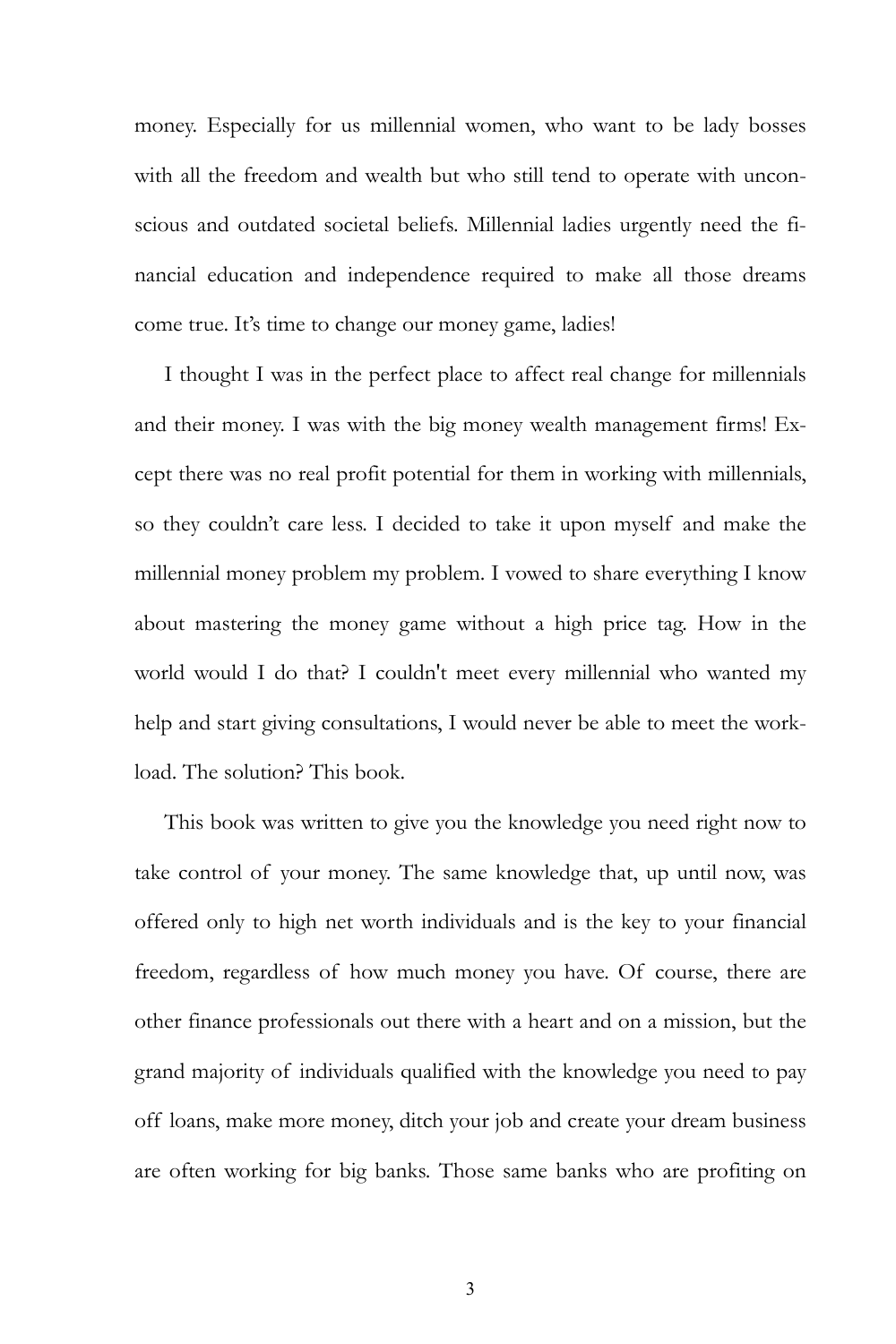money. Especially for us millennial women, who want to be lady bosses with all the freedom and wealth but who still tend to operate with unconscious and outdated societal beliefs. Millennial ladies urgently need the financial education and independence required to make all those dreams come true. It's time to change our money game, ladies!

I thought I was in the perfect place to affect real change for millennials and their money. I was with the big money wealth management firms! Except there was no real profit potential for them in working with millennials, so they couldn't care less. I decided to take it upon myself and make the millennial money problem my problem. I vowed to share everything I know about mastering the money game without a high price tag. How in the world would I do that? I couldn't meet every millennial who wanted my help and start giving consultations, I would never be able to meet the workload. The solution? This book.

This book was written to give you the knowledge you need right now to take control of your money. The same knowledge that, up until now, was offered only to high net worth individuals and is the key to your financial freedom, regardless of how much money you have. Of course, there are other finance professionals out there with a heart and on a mission, but the grand majority of individuals qualified with the knowledge you need to pay off loans, make more money, ditch your job and create your dream business are often working for big banks. Those same banks who are profiting on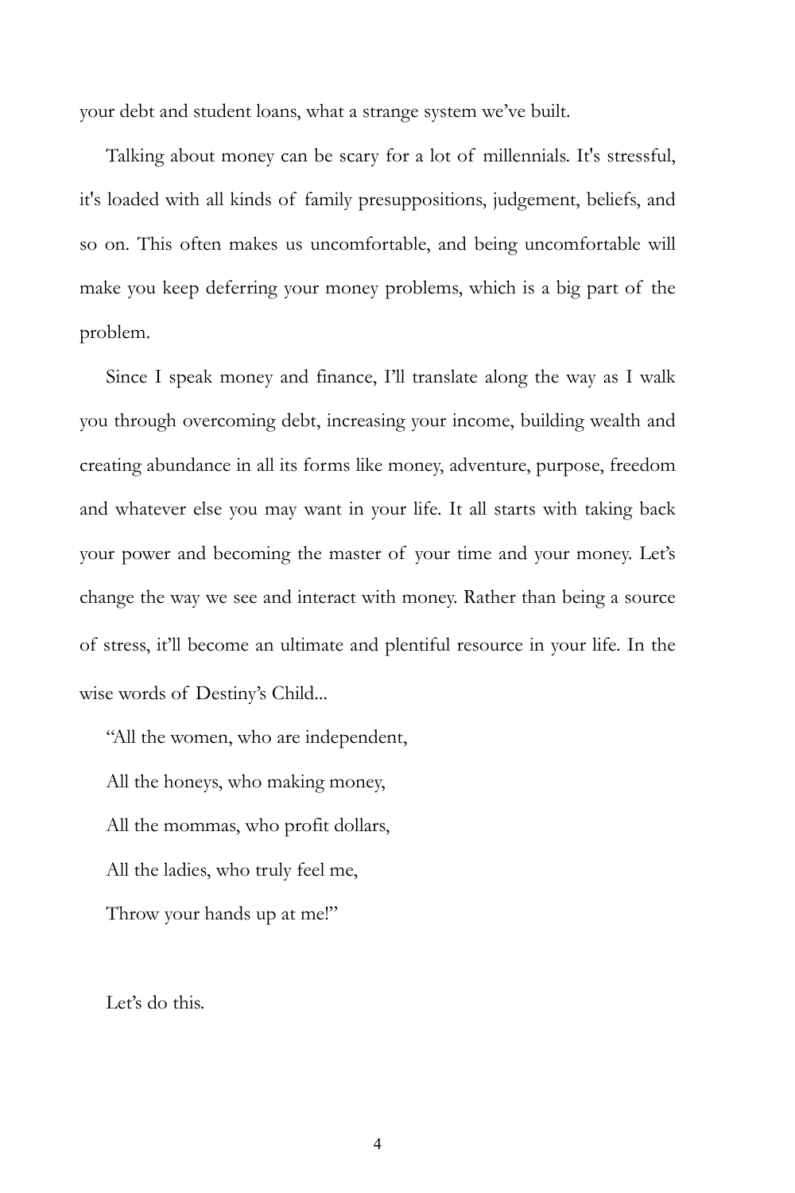your debt and student loans, what a strange system we've built.

Talking about money can be scary for a lot of millennials. It's stressful, it's loaded with all kinds of family presuppositions, judgement, beliefs, and so on. This often makes us uncomfortable, and being uncomfortable will make you keep deferring your money problems, which is a big part of the problem.

Since I speak money and finance, I'll translate along the way as I walk you through overcoming debt, increasing your income, building wealth and creating abundance in all its forms like money, adventure, purpose, freedom and whatever else you may want in your life. It all starts with taking back your power and becoming the master of your time and your money. Let's change the way we see and interact with money. Rather than being a source of stress, it'll become an ultimate and plentiful resource in your life. In the wise words of Destiny's Child...

"All the women, who are independent,

All the honeys, who making money,

All the mommas, who profit dollars,

All the ladies, who truly feel me,

Throw your hands up at me!"

Let's do this.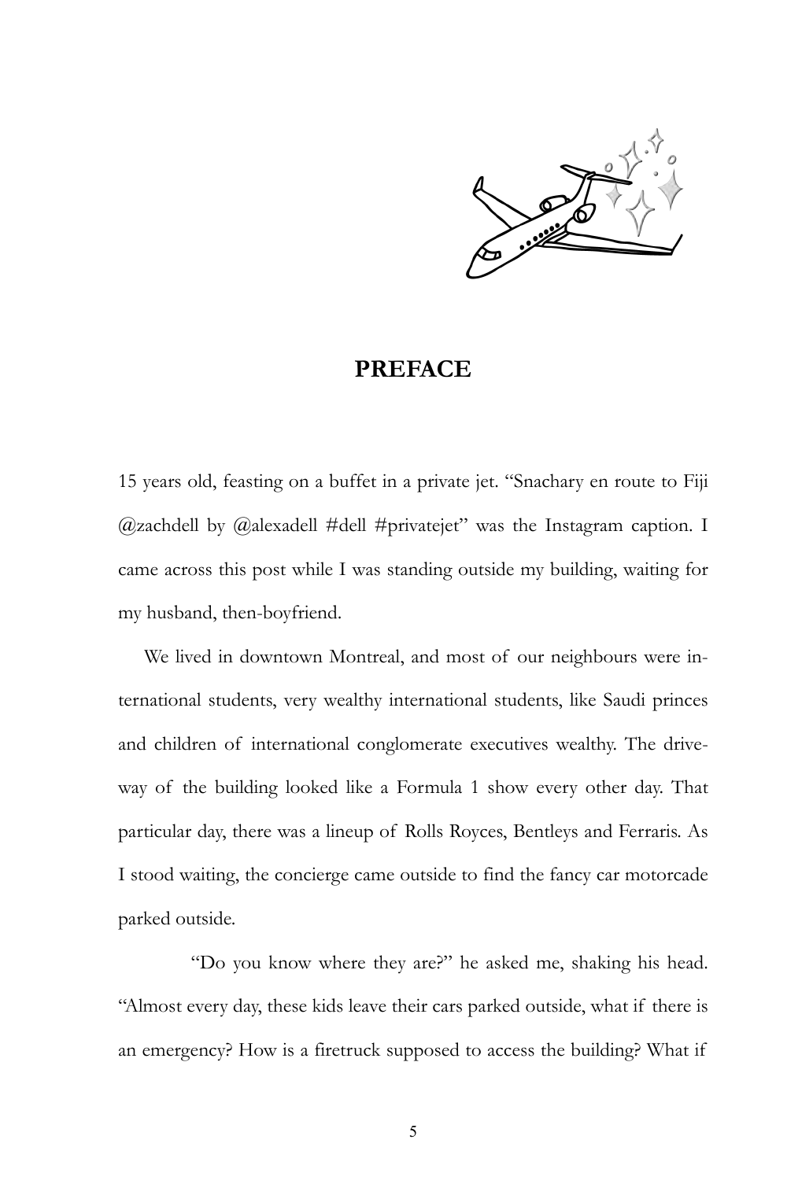# PREFACE

15 years old, feasting on a buffet in a private jet. "Snachary en route to Fiji @zachdell by @alexadell #dell #privatejet" was the Instagram caption. I came across this post while I was standing outside my building, waiting for my husband, then-boyfriend.

We lived in downtown Montreal, and most of our neighbours were international students, very wealthy international students, like Saudi princes and children of international conglomerate executives wealthy. The driveway of the building looked like a Formula 1 show every other day. That particular day, there was a lineup of Rolls Royces, Bentleys and Ferraris. As I stood waiting, the concierge came outside to find the fancy car motorcade parked outside.

"Do you know where they are?" he asked me, shaking his head. "Almost every day, these kids leave their cars parked outside, what if there is an emergency? How is a firetruck supposed to access the building? What if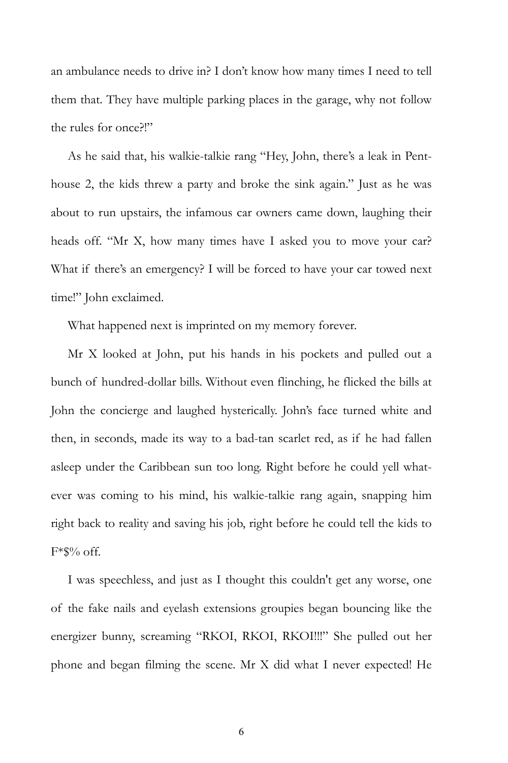an ambulance needs to drive in? I don't know how many times I need to tell them that. They have multiple parking places in the garage, why not follow the rules for once?!"

As he said that, his walkie-talkie rang "Hey, John, there's a leak in Penthouse 2, the kids threw a party and broke the sink again." Just as he was about to run upstairs, the infamous car owners came down, laughing their heads off. "Mr X, how many times have I asked you to move your car? What if there's an emergency? I will be forced to have your car towed next time!" John exclaimed.

What happened next is imprinted on my memory forever.

Mr X looked at John, put his hands in his pockets and pulled out a bunch of hundred-dollar bills. Without even flinching, he flicked the bills at John the concierge and laughed hysterically. John's face turned white and then, in seconds, made its way to a bad-tan scarlet red, as if he had fallen asleep under the Caribbean sun too long. Right before he could yell whatever was coming to his mind, his walkie-talkie rang again, snapping him right back to reality and saving his job, right before he could tell the kids to F*$% off.

I was speechless, and just as I thought this couldn't get any worse, one of the fake nails and eyelash extensions groupies began bouncing like the energizer bunny, screaming "RKOI, RKOI, RKOI!!!" She pulled out her phone and began filming the scene. Mr X did what I never expected! He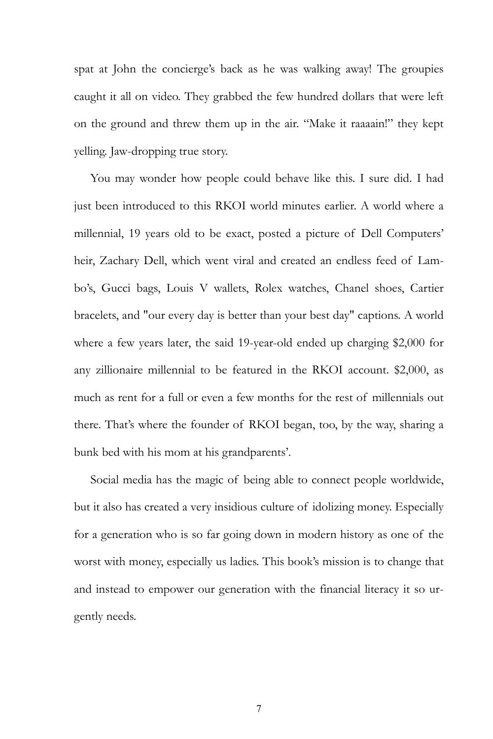spat at John the concierge's back as he was walking away! The groupies caught it all on video. They grabbed the few hundred dollars that were left on the ground and threw them up in the air. "Make it raaaain!" they kept yelling. Jaw-dropping true story.

You may wonder how people could behave like this. I sure did. I had just been introduced to this RKOI world minutes earlier. A world where a millennial, 19 years old to be exact, posted a picture of Dell Computers' heir, Zachary Dell, which went viral and created an endless feed of Lambo's, Gucci bags, Louis V wallets, Rolex watches, Chanel shoes, Cartier bracelets, and "our every day is better than your best day" captions. A world where a few years later, the said 19-year-old ended up charging $2,000 for any zillionaire millennial to be featured in the RKOI account. $2,000, as much as rent for a full or even a few months for the rest of millennials out there. That's where the founder of RKOI began, too, by the way, sharing a bunk bed with his mom at his grandparents'.

Social media has the magic of being able to connect people worldwide, but it also has created a very insidious culture of idolizing money. Especially for a generation who is so far going down in modern history as one of the worst with money, especially us ladies. This book's mission is to change that and instead to empower our generation with the financial literacy it so urgently needs.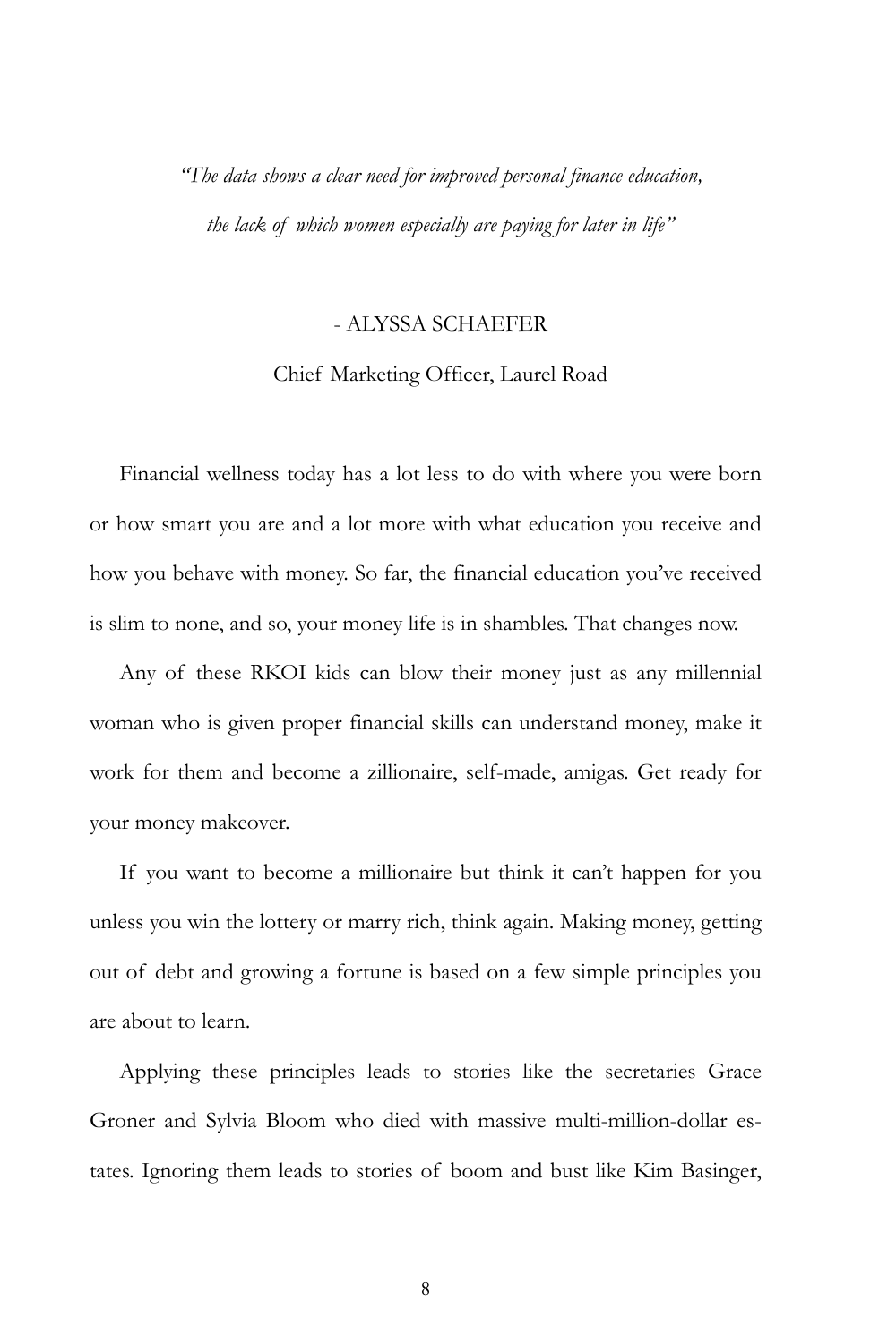*"The data shows a clear need for improved personal finance education, the lack of which women especially are paying for later in life"*

- ALYSSA SCHAEFER

Chief Marketing Officer, Laurel Road

Financial wellness today has a lot less to do with where you were born or how smart you are and a lot more with what education you receive and how you behave with money. So far, the financial education you've received is slim to none, and so, your money life is in shambles. That changes now.

Any of these RKOI kids can blow their money just as any millennial woman who is given proper financial skills can understand money, make it work for them and become a zillionaire, self-made, amigas. Get ready for your money makeover.

If you want to become a millionaire but think it can't happen for you unless you win the lottery or marry rich, think again. Making money, getting out of debt and growing a fortune is based on a few simple principles you are about to learn.

Applying these principles leads to stories like the secretaries Grace Groner and Sylvia Bloom who died with massive multi-million-dollar estates. Ignoring them leads to stories of boom and bust like Kim Basinger,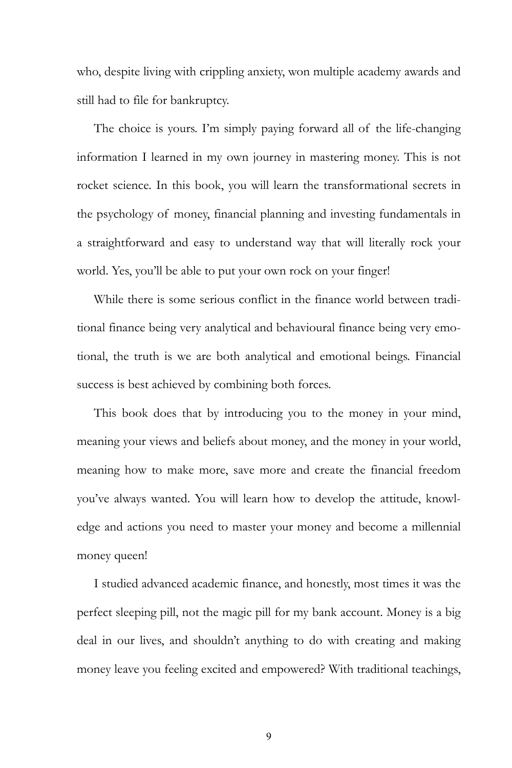who, despite living with crippling anxiety, won multiple academy awards and still had to file for bankruptcy.

The choice is yours. I'm simply paying forward all of the life-changing information I learned in my own journey in mastering money. This is not rocket science. In this book, you will learn the transformational secrets in the psychology of money, financial planning and investing fundamentals in a straightforward and easy to understand way that will literally rock your world. Yes, you'll be able to put your own rock on your finger!

While there is some serious conflict in the finance world between traditional finance being very analytical and behavioural finance being very emotional, the truth is we are both analytical and emotional beings. Financial success is best achieved by combining both forces.

This book does that by introducing you to the money in your mind, meaning your views and beliefs about money, and the money in your world, meaning how to make more, save more and create the financial freedom you've always wanted. You will learn how to develop the attitude, knowledge and actions you need to master your money and become a millennial money queen!

I studied advanced academic finance, and honestly, most times it was the perfect sleeping pill, not the magic pill for my bank account. Money is a big deal in our lives, and shouldn't anything to do with creating and making money leave you feeling excited and empowered? With traditional teachings,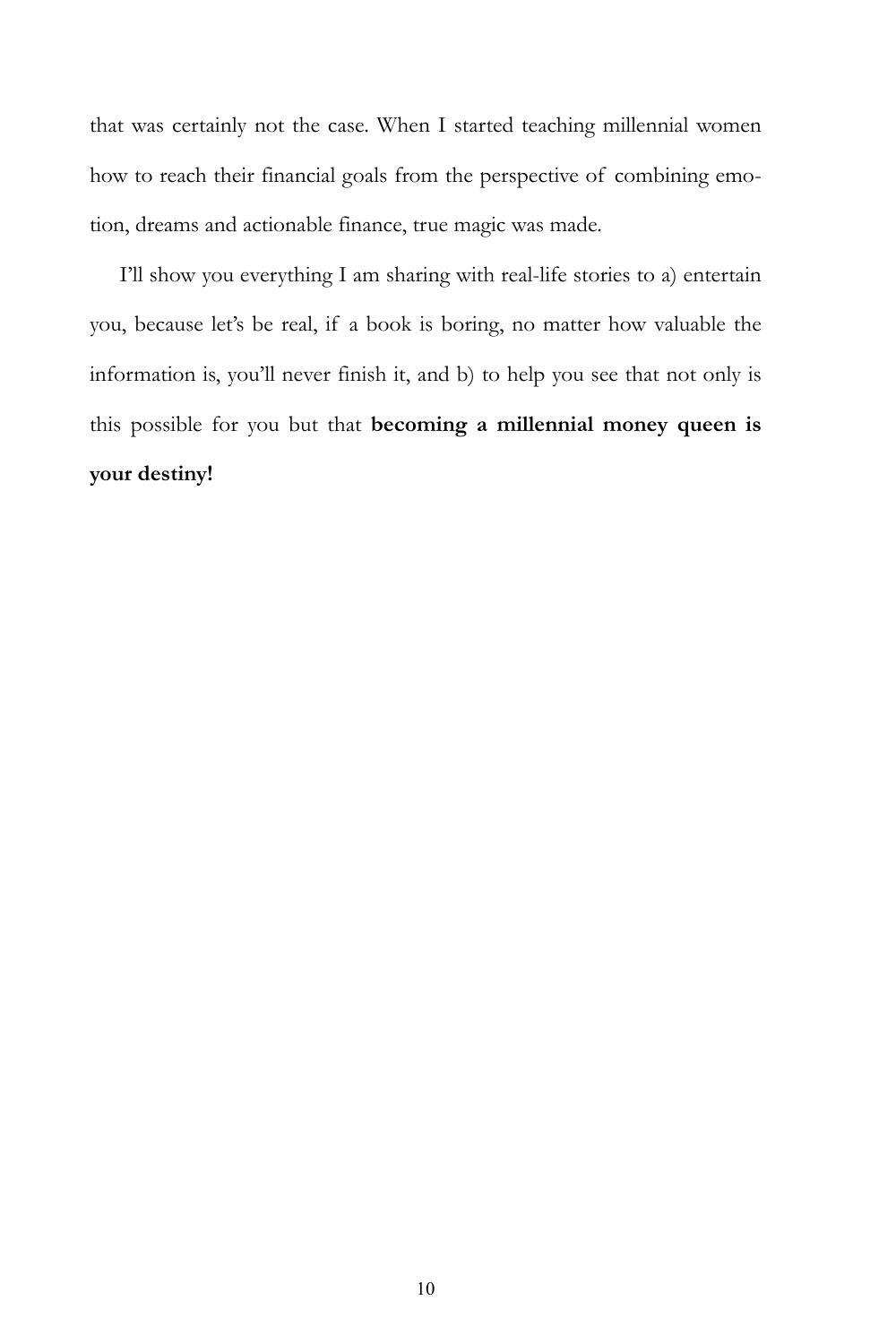that was certainly not the case. When I started teaching millennial women how to reach their financial goals from the perspective of combining emotion, dreams and actionable finance, true magic was made.

I'll show you everything I am sharing with real-life stories to a) entertain you, because let's be real, if a book is boring, no matter how valuable the information is, you'll never finish it, and b) to help you see that not only is this possible for you but that **becoming a millennial money queen is your destiny!**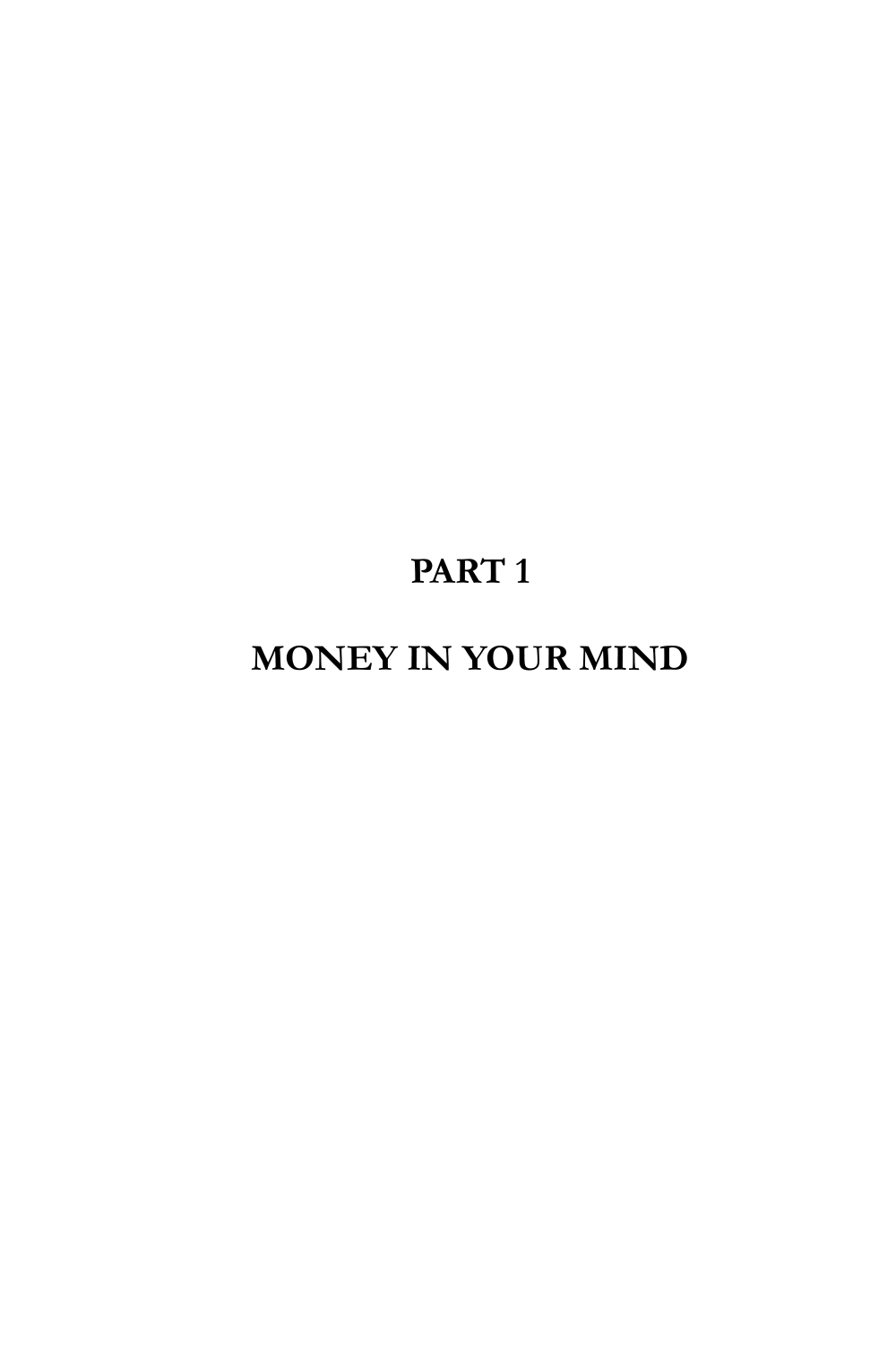# PART 1

# MONEY IN YOUR MIND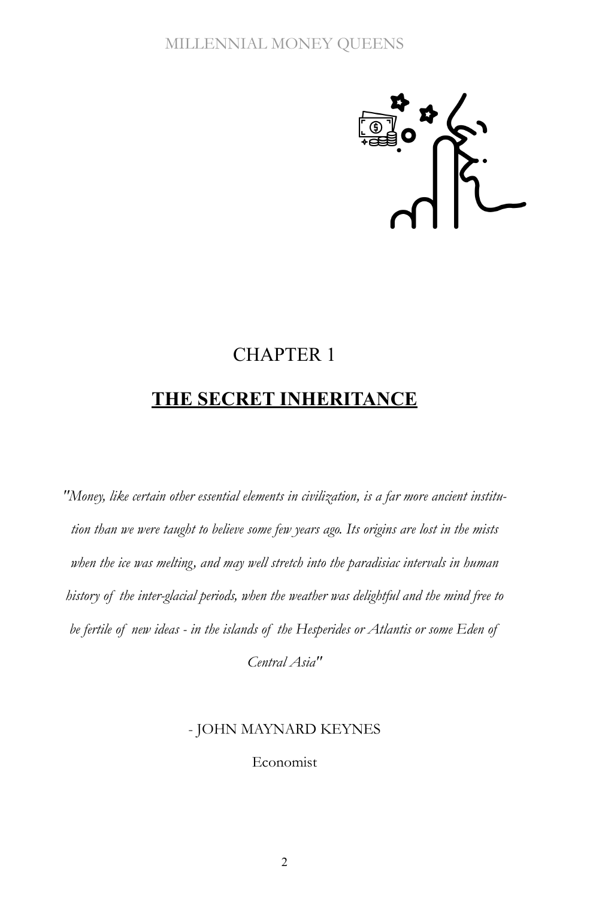# CHAPTER 1

## THE SECRET INHERITANCE

*"Money, like certain other essential elements in civilization, is a far more ancient institution than we were taught to believe some few years ago. Its origins are lost in the mists when the ice was melting, and may well stretch into the paradisiac intervals in human history of the inter-glacial periods, when the weather was delightful and the mind free to be fertile of new ideas - in the islands of the Hesperides or Atlantis or some Eden of Central Asia"*

- JOHN MAYNARD KEYNES

Economist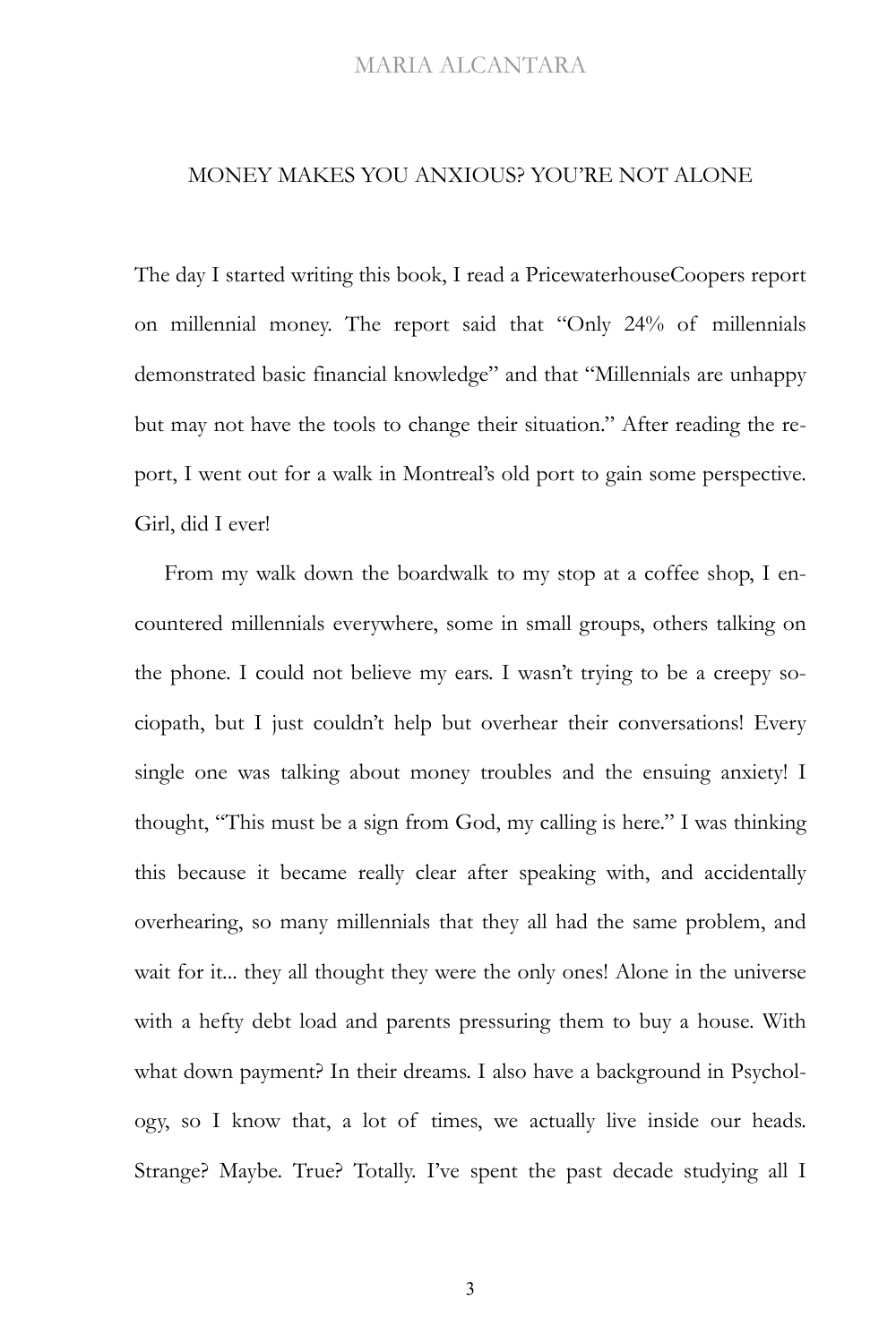## MONEY MAKES YOU ANXIOUS? YOU'RE NOT ALONE

The day I started writing this book, I read a PricewaterhouseCoopers report on millennial money. The report said that "Only 24% of millennials demonstrated basic financial knowledge" and that "Millennials are unhappy but may not have the tools to change their situation." After reading the report, I went out for a walk in Montreal's old port to gain some perspective. Girl, did I ever!

From my walk down the boardwalk to my stop at a coffee shop, I encountered millennials everywhere, some in small groups, others talking on the phone. I could not believe my ears. I wasn't trying to be a creepy sociopath, but I just couldn't help but overhear their conversations! Every single one was talking about money troubles and the ensuing anxiety! I thought, "This must be a sign from God, my calling is here." I was thinking this because it became really clear after speaking with, and accidentally overhearing, so many millennials that they all had the same problem, and wait for it... they all thought they were the only ones! Alone in the universe with a hefty debt load and parents pressuring them to buy a house. With what down payment? In their dreams. I also have a background in Psychology, so I know that, a lot of times, we actually live inside our heads. Strange? Maybe. True? Totally. I've spent the past decade studying all I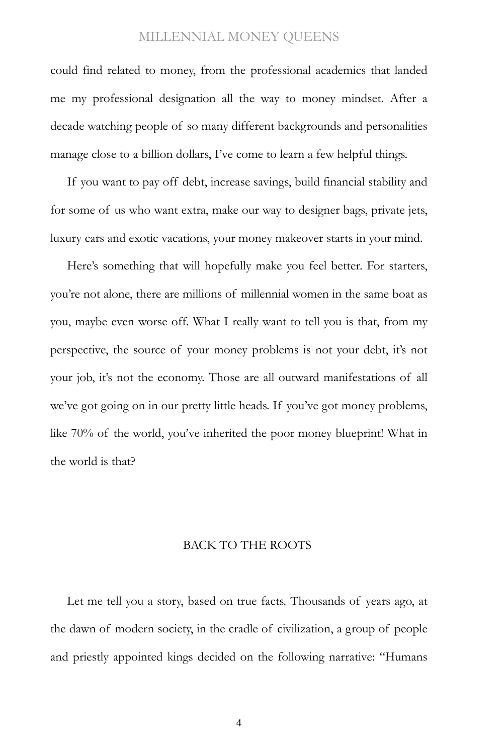could find related to money, from the professional academics that landed me my professional designation all the way to money mindset. After a decade watching people of so many different backgrounds and personalities manage close to a billion dollars, I've come to learn a few helpful things.

If you want to pay off debt, increase savings, build financial stability and for some of us who want extra, make our way to designer bags, private jets, luxury cars and exotic vacations, your money makeover starts in your mind.

Here's something that will hopefully make you feel better. For starters, you're not alone, there are millions of millennial women in the same boat as you, maybe even worse off. What I really want to tell you is that, from my perspective, the source of your money problems is not your debt, it's not your job, it's not the economy. Those are all outward manifestations of all we've got going on in our pretty little heads. If you've got money problems, like 70% of the world, you've inherited the poor money blueprint! What in the world is that?

## BACK TO THE ROOTS

Let me tell you a story, based on true facts. Thousands of years ago, at the dawn of modern society, in the cradle of civilization, a group of people and priestly appointed kings decided on the following narrative: "Humans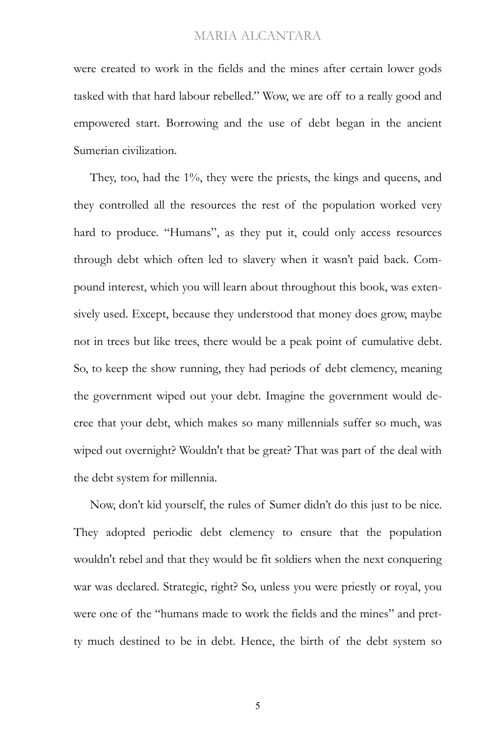were created to work in the fields and the mines after certain lower gods tasked with that hard labour rebelled." Wow, we are off to a really good and empowered start. Borrowing and the use of debt began in the ancient Sumerian civilization.

They, too, had the 1%, they were the priests, the kings and queens, and they controlled all the resources the rest of the population worked very hard to produce. "Humans", as they put it, could only access resources through debt which often led to slavery when it wasn't paid back. Compound interest, which you will learn about throughout this book, was extensively used. Except, because they understood that money does grow, maybe not in trees but like trees, there would be a peak point of cumulative debt. So, to keep the show running, they had periods of debt clemency, meaning the government wiped out your debt. Imagine the government would decree that your debt, which makes so many millennials suffer so much, was wiped out overnight? Wouldn't that be great? That was part of the deal with the debt system for millennia.

Now, don't kid yourself, the rules of Sumer didn't do this just to be nice. They adopted periodic debt clemency to ensure that the population wouldn't rebel and that they would be fit soldiers when the next conquering war was declared. Strategic, right? So, unless you were priestly or royal, you were one of the "humans made to work the fields and the mines" and pretty much destined to be in debt. Hence, the birth of the debt system so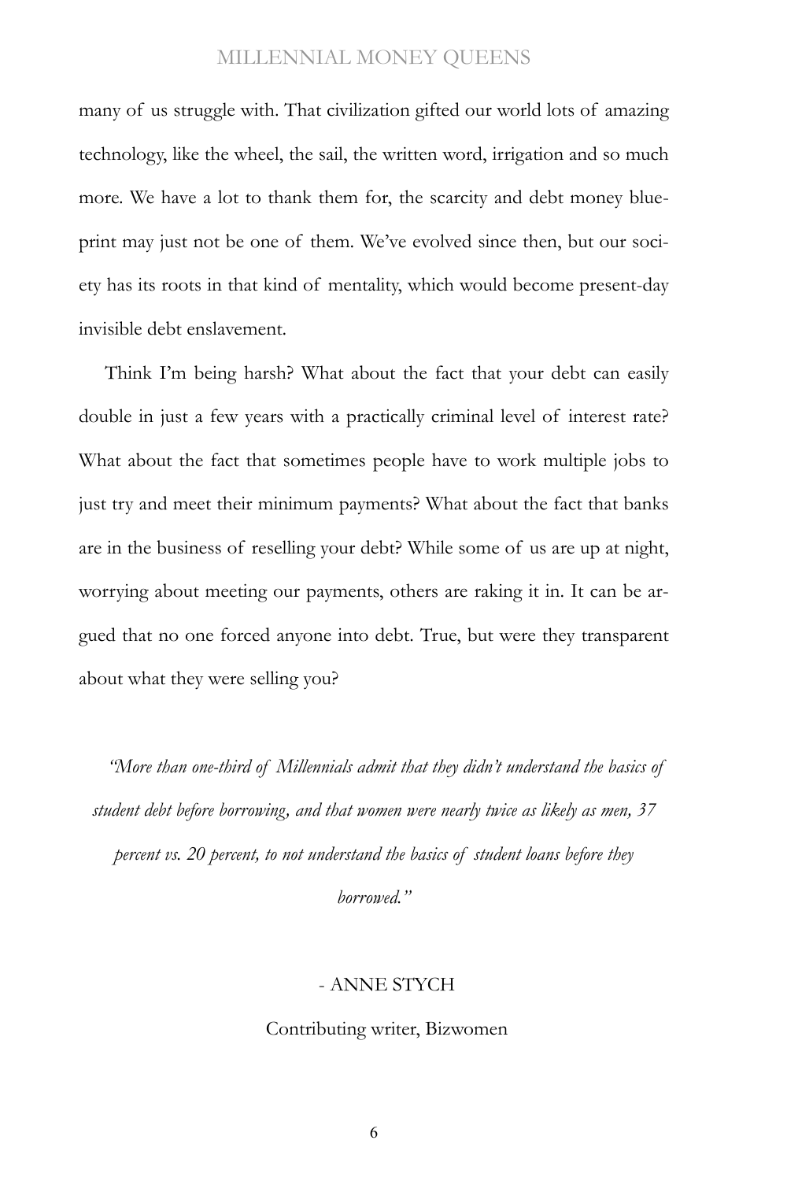many of us struggle with. That civilization gifted our world lots of amazing technology, like the wheel, the sail, the written word, irrigation and so much more. We have a lot to thank them for, the scarcity and debt money blueprint may just not be one of them. We've evolved since then, but our society has its roots in that kind of mentality, which would become present-day invisible debt enslavement.

Think I'm being harsh? What about the fact that your debt can easily double in just a few years with a practically criminal level of interest rate? What about the fact that sometimes people have to work multiple jobs to just try and meet their minimum payments? What about the fact that banks are in the business of reselling your debt? While some of us are up at night, worrying about meeting our payments, others are raking it in. It can be argued that no one forced anyone into debt. True, but were they transparent about what they were selling you?

*"More than one-third of Millennials admit that they didn't understand the basics of student debt before borrowing, and that women were nearly twice as likely as men, 37 percent vs. 20 percent, to not understand the basics of student loans before they borrowed."*

- ANNE STYCH

Contributing writer, Bizwomen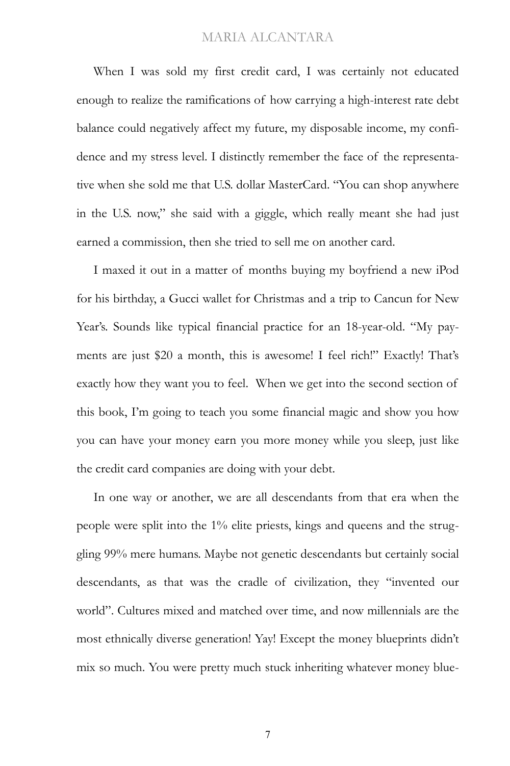When I was sold my first credit card, I was certainly not educated enough to realize the ramifications of how carrying a high-interest rate debt balance could negatively affect my future, my disposable income, my confidence and my stress level. I distinctly remember the face of the representative when she sold me that U.S. dollar MasterCard. "You can shop anywhere in the U.S. now," she said with a giggle, which really meant she had just earned a commission, then she tried to sell me on another card.

I maxed it out in a matter of months buying my boyfriend a new iPod for his birthday, a Gucci wallet for Christmas and a trip to Cancun for New Year's. Sounds like typical financial practice for an 18-year-old. "My payments are just $20 a month, this is awesome! I feel rich!" Exactly! That's exactly how they want you to feel. When we get into the second section of this book, I'm going to teach you some financial magic and show you how you can have your money earn you more money while you sleep, just like the credit card companies are doing with your debt.

In one way or another, we are all descendants from that era when the people were split into the 1% elite priests, kings and queens and the struggling 99% mere humans. Maybe not genetic descendants but certainly social descendants, as that was the cradle of civilization, they "invented our world". Cultures mixed and matched over time, and now millennials are the most ethnically diverse generation! Yay! Except the money blueprints didn't mix so much. You were pretty much stuck inheriting whatever money blue-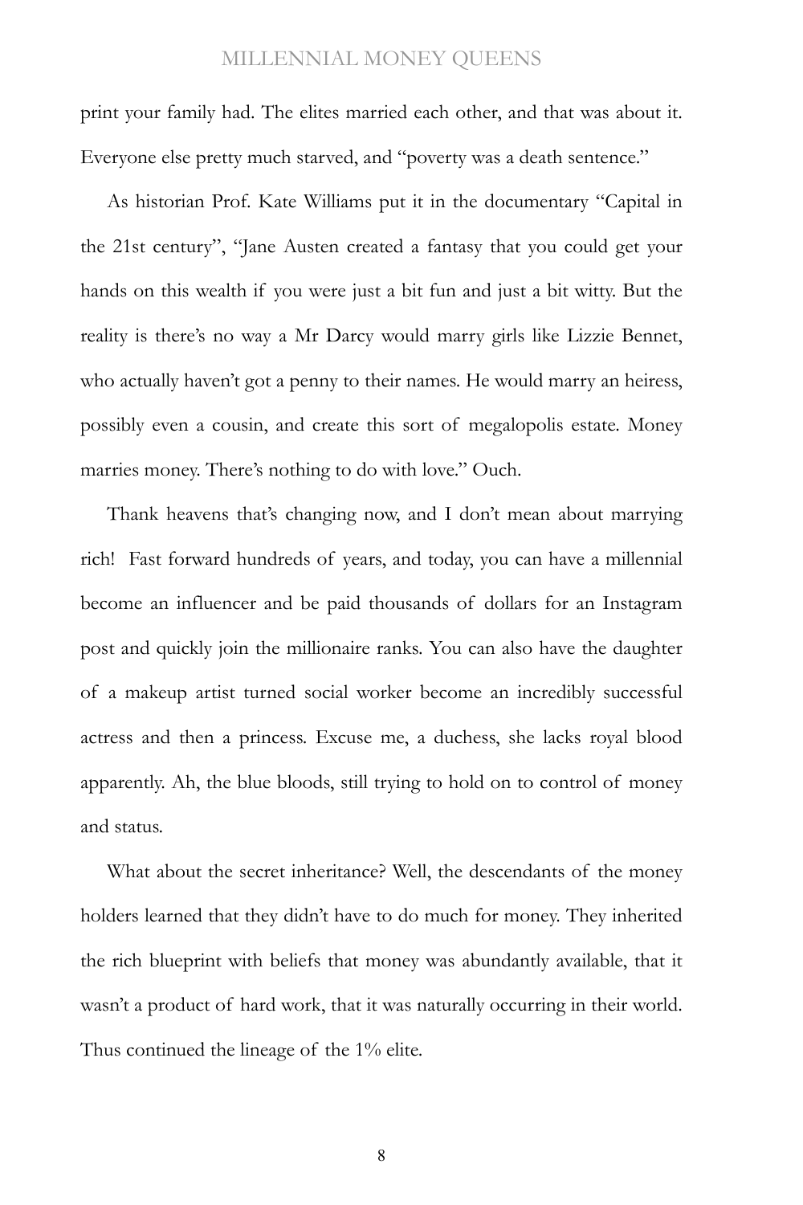print your family had. The elites married each other, and that was about it. Everyone else pretty much starved, and "poverty was a death sentence."

As historian Prof. Kate Williams put it in the documentary "Capital in the 21st century", "Jane Austen created a fantasy that you could get your hands on this wealth if you were just a bit fun and just a bit witty. But the reality is there's no way a Mr Darcy would marry girls like Lizzie Bennet, who actually haven't got a penny to their names. He would marry an heiress, possibly even a cousin, and create this sort of megalopolis estate. Money marries money. There's nothing to do with love." Ouch.

Thank heavens that's changing now, and I don't mean about marrying rich! Fast forward hundreds of years, and today, you can have a millennial become an influencer and be paid thousands of dollars for an Instagram post and quickly join the millionaire ranks. You can also have the daughter of a makeup artist turned social worker become an incredibly successful actress and then a princess. Excuse me, a duchess, she lacks royal blood apparently. Ah, the blue bloods, still trying to hold on to control of money and status.

What about the secret inheritance? Well, the descendants of the money holders learned that they didn't have to do much for money. They inherited the rich blueprint with beliefs that money was abundantly available, that it wasn't a product of hard work, that it was naturally occurring in their world. Thus continued the lineage of the 1% elite.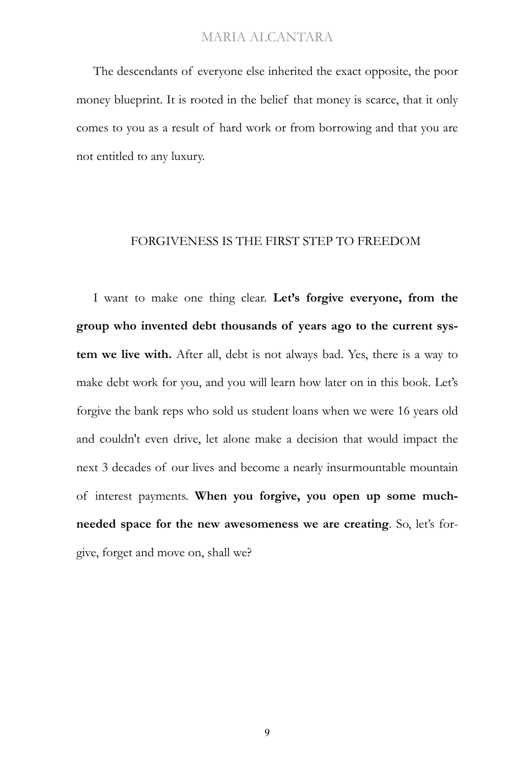The descendants of everyone else inherited the exact opposite, the poor money blueprint. It is rooted in the belief that money is scarce, that it only comes to you as a result of hard work or from borrowing and that you are not entitled to any luxury.

## FORGIVENESS IS THE FIRST STEP TO FREEDOM

I want to make one thing clear. **Let's forgive everyone, from the group who invented debt thousands of years ago to the current system we live with.** After all, debt is not always bad. Yes, there is a way to make debt work for you, and you will learn how later on in this book. Let's forgive the bank reps who sold us student loans when we were 16 years old and couldn't even drive, let alone make a decision that would impact the next 3 decades of our lives and become a nearly insurmountable mountain of interest payments. **When you forgive, you open up some much-needed space for the new awesomeness we are creating**. So, let's forgive, forget and move on, shall we?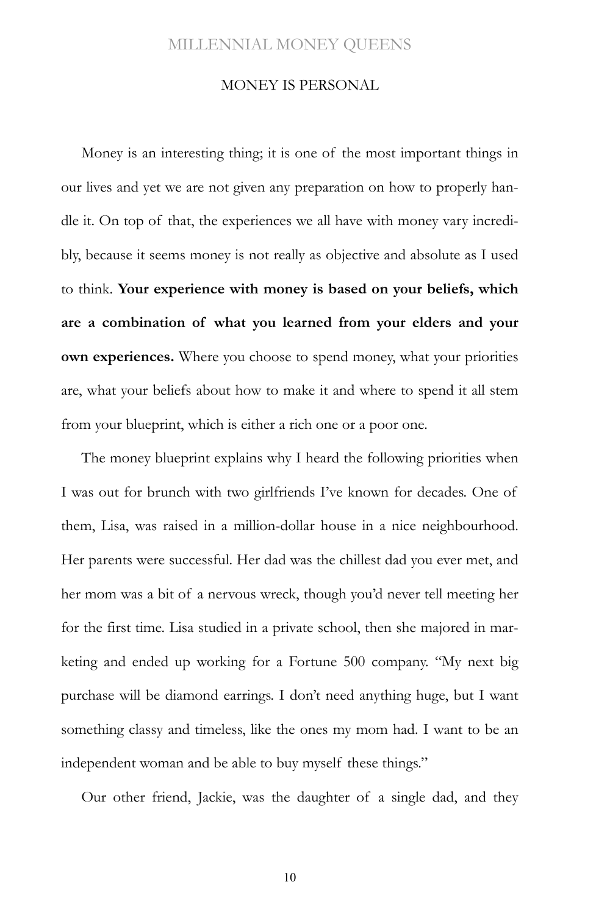## MONEY IS PERSONAL

Money is an interesting thing; it is one of the most important things in our lives and yet we are not given any preparation on how to properly handle it. On top of that, the experiences we all have with money vary incredibly, because it seems money is not really as objective and absolute as I used to think. **Your experience with money is based on your beliefs, which are a combination of what you learned from your elders and your own experiences.** Where you choose to spend money, what your priorities are, what your beliefs about how to make it and where to spend it all stem from your blueprint, which is either a rich one or a poor one.

The money blueprint explains why I heard the following priorities when I was out for brunch with two girlfriends I've known for decades. One of them, Lisa, was raised in a million-dollar house in a nice neighbourhood. Her parents were successful. Her dad was the chillest dad you ever met, and her mom was a bit of a nervous wreck, though you'd never tell meeting her for the first time. Lisa studied in a private school, then she majored in marketing and ended up working for a Fortune 500 company. "My next big purchase will be diamond earrings. I don't need anything huge, but I want something classy and timeless, like the ones my mom had. I want to be an independent woman and be able to buy myself these things."

Our other friend, Jackie, was the daughter of a single dad, and they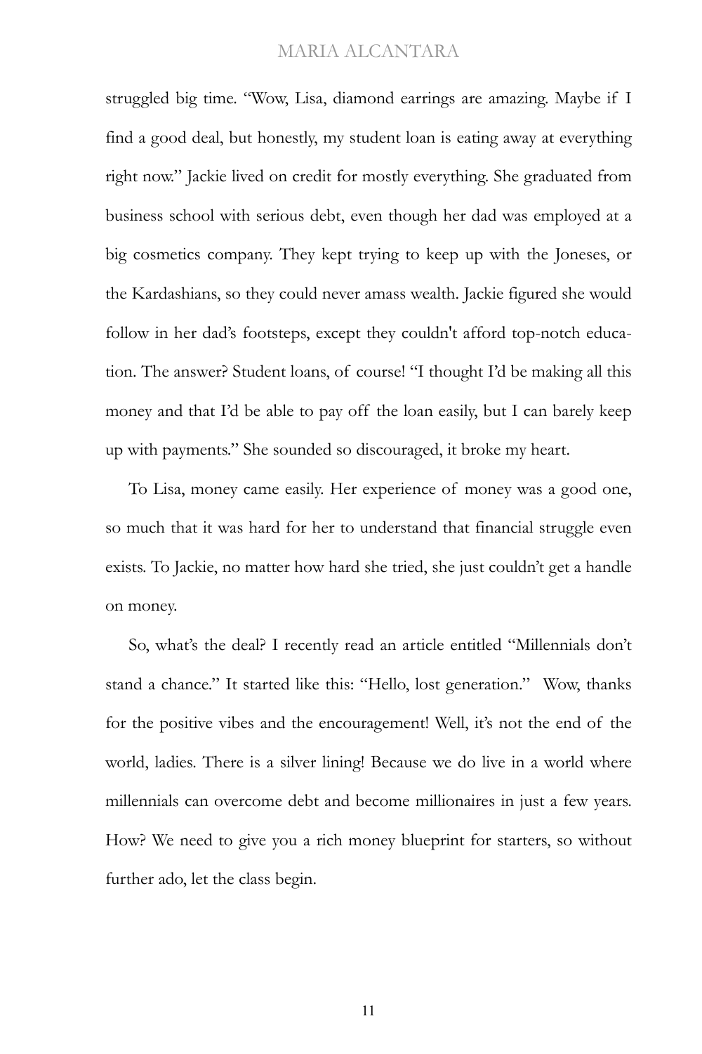struggled big time. "Wow, Lisa, diamond earrings are amazing. Maybe if I find a good deal, but honestly, my student loan is eating away at everything right now." Jackie lived on credit for mostly everything. She graduated from business school with serious debt, even though her dad was employed at a big cosmetics company. They kept trying to keep up with the Joneses, or the Kardashians, so they could never amass wealth. Jackie figured she would follow in her dad's footsteps, except they couldn't afford top-notch education. The answer? Student loans, of course! "I thought I'd be making all this money and that I'd be able to pay off the loan easily, but I can barely keep up with payments." She sounded so discouraged, it broke my heart.

To Lisa, money came easily. Her experience of money was a good one, so much that it was hard for her to understand that financial struggle even exists. To Jackie, no matter how hard she tried, she just couldn't get a handle on money.

So, what's the deal? I recently read an article entitled "Millennials don't stand a chance." It started like this: "Hello, lost generation." Wow, thanks for the positive vibes and the encouragement! Well, it's not the end of the world, ladies. There is a silver lining! Because we do live in a world where millennials can overcome debt and become millionaires in just a few years. How? We need to give you a rich money blueprint for starters, so without further ado, let the class begin.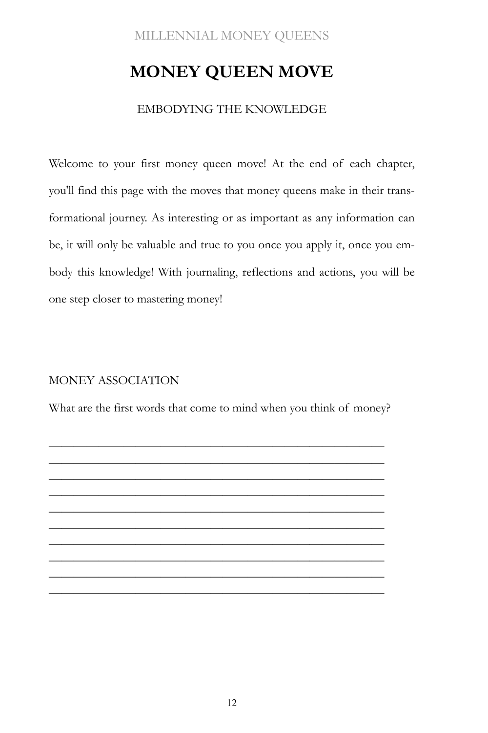# MONEY QUEEN MOVE

EMBODYING THE KNOWLEDGE

Welcome to your first money queen move! At the end of each chapter, you'll find this page with the moves that money queens make in their transformational journey. As interesting or as important as any information can be, it will only be valuable and true to you once you apply it, once you embody this knowledge! With journaling, reflections and actions, you will be one step closer to mastering money!

MONEY ASSOCIATION

What are the first words that come to mind when you think of money?

______________________________________________________
______________________________________________________
______________________________________________________
______________________________________________________
______________________________________________________
______________________________________________________
______________________________________________________
______________________________________________________
______________________________________________________
______________________________________________________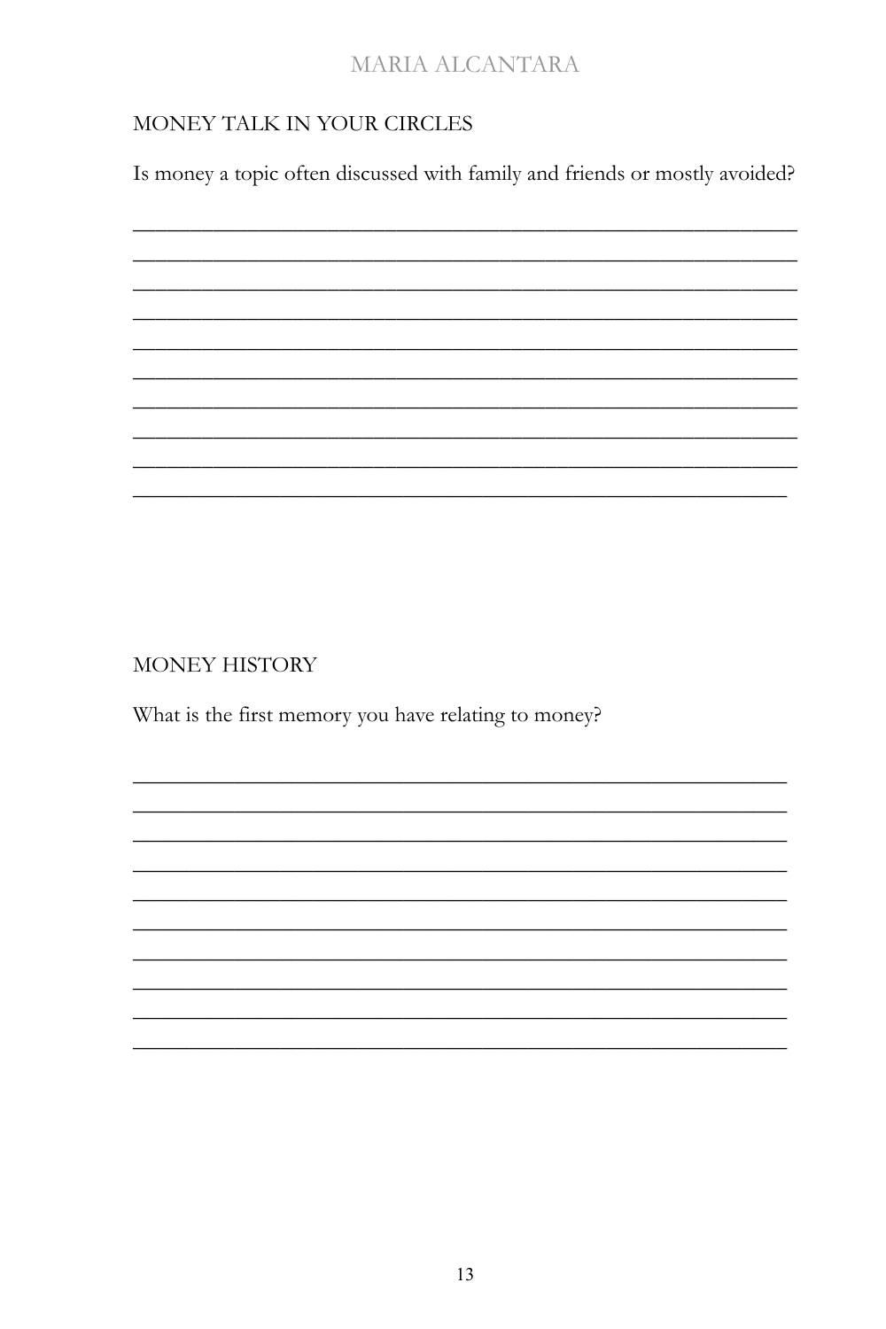## MONEY TALK IN YOUR CIRCLES

Is money a topic often discussed with family and friends or mostly avoided?

_____________________________________________________________
_____________________________________________________________
_____________________________________________________________
_____________________________________________________________
_____________________________________________________________
_____________________________________________________________
_____________________________________________________________
_____________________________________________________________
_____________________________________________________________
_____________________________________________________________

## MONEY HISTORY

What is the first memory you have relating to money?

_____________________________________________________________
_____________________________________________________________
_____________________________________________________________
_____________________________________________________________
_____________________________________________________________
_____________________________________________________________
_____________________________________________________________
_____________________________________________________________
_____________________________________________________________
_____________________________________________________________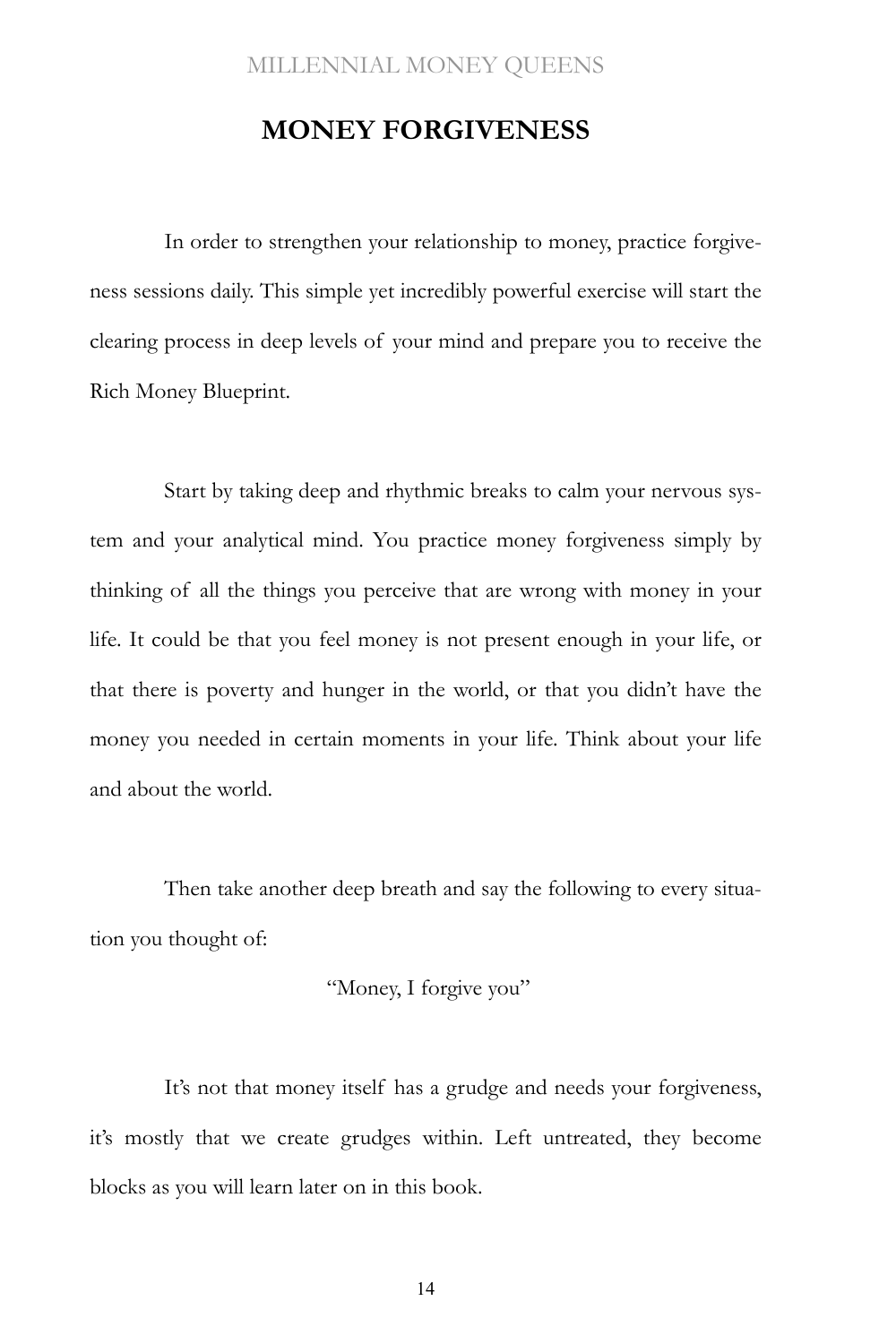## MONEY FORGIVENESS

In order to strengthen your relationship to money, practice forgiveness sessions daily. This simple yet incredibly powerful exercise will start the clearing process in deep levels of your mind and prepare you to receive the Rich Money Blueprint.

Start by taking deep and rhythmic breaks to calm your nervous system and your analytical mind. You practice money forgiveness simply by thinking of all the things you perceive that are wrong with money in your life. It could be that you feel money is not present enough in your life, or that there is poverty and hunger in the world, or that you didn't have the money you needed in certain moments in your life. Think about your life and about the world.

Then take another deep breath and say the following to every situation you thought of:

"Money, I forgive you"

It's not that money itself has a grudge and needs your forgiveness, it's mostly that we create grudges within. Left untreated, they become blocks as you will learn later on in this book.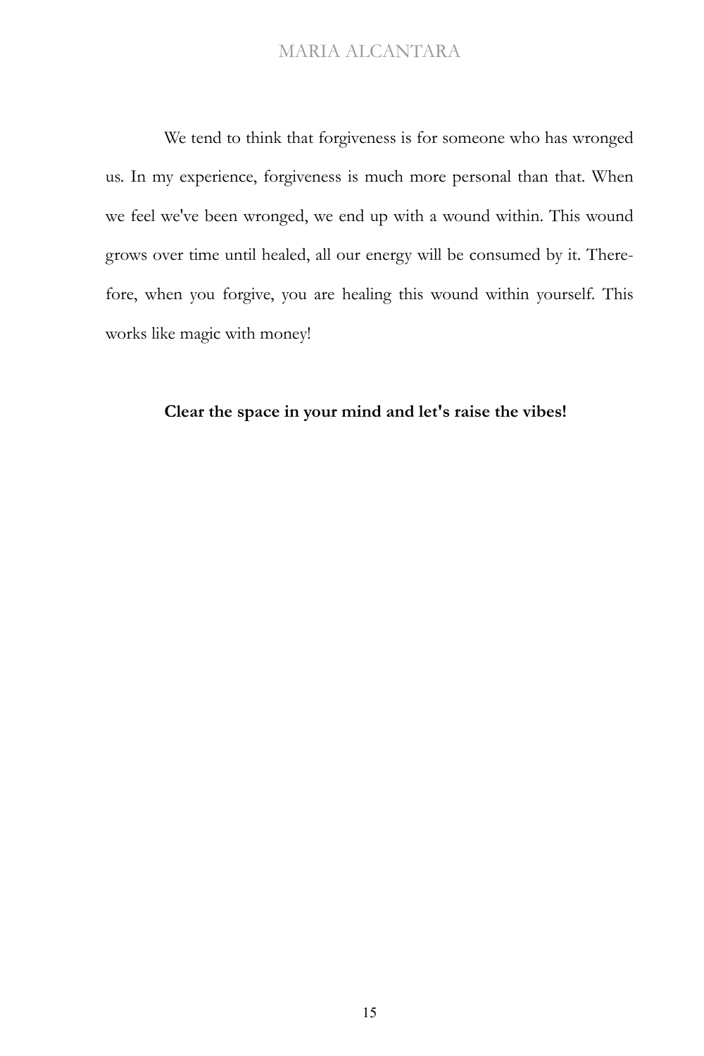We tend to think that forgiveness is for someone who has wronged us. In my experience, forgiveness is much more personal than that. When we feel we've been wronged, we end up with a wound within. This wound grows over time until healed, all our energy will be consumed by it. Therefore, when you forgive, you are healing this wound within yourself. This works like magic with money!

**Clear the space in your mind and let's raise the vibes!**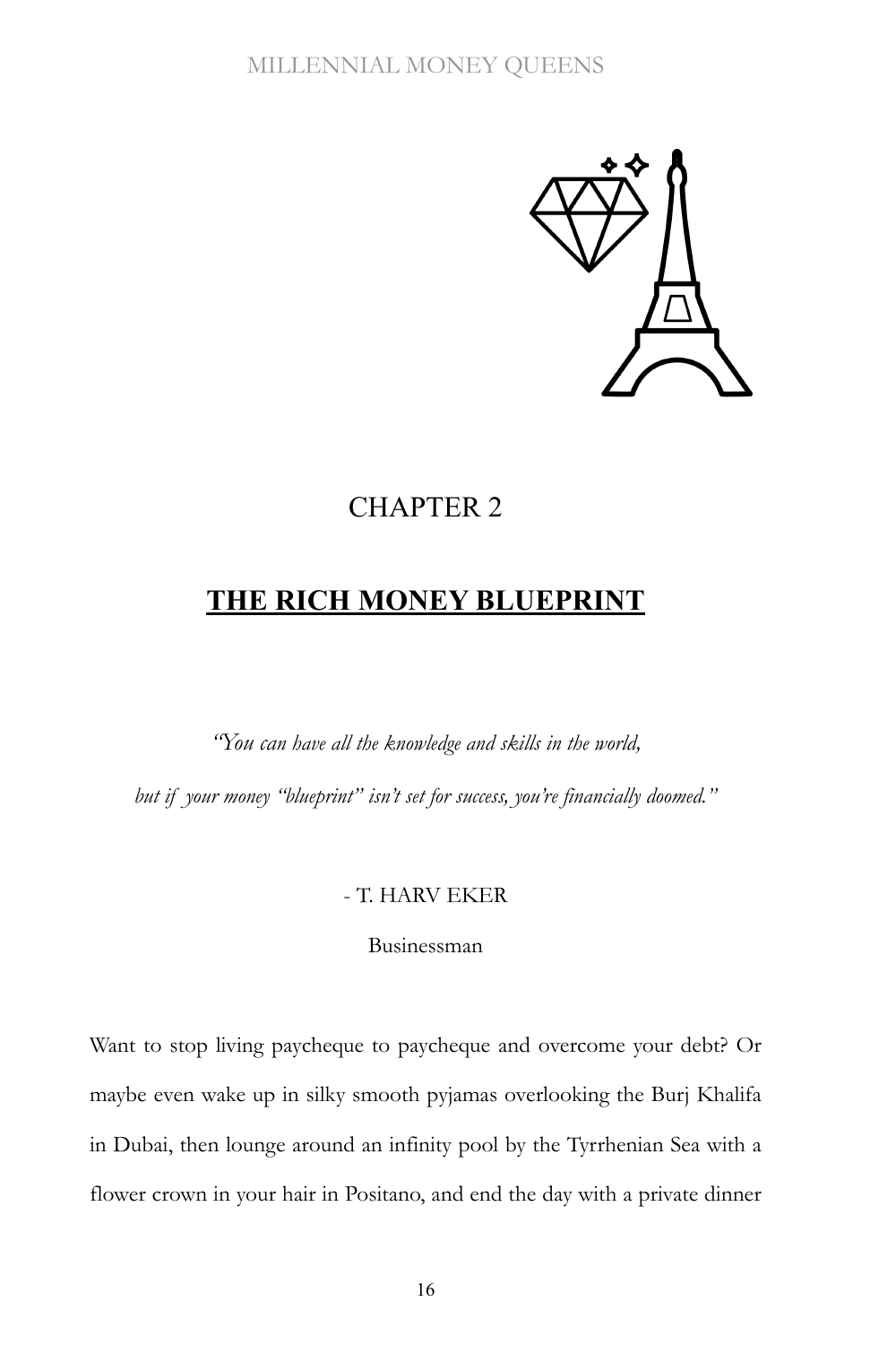# CHAPTER 2

## THE RICH MONEY BLUEPRINT

*"You can have all the knowledge and skills in the world,*

*but if your money "blueprint" isn't set for success, you're financially doomed."*

- T. HARV EKER

Businessman

Want to stop living paycheque to paycheque and overcome your debt? Or maybe even wake up in silky smooth pyjamas overlooking the Burj Khalifa in Dubai, then lounge around an infinity pool by the Tyrrhenian Sea with a flower crown in your hair in Positano, and end the day with a private dinner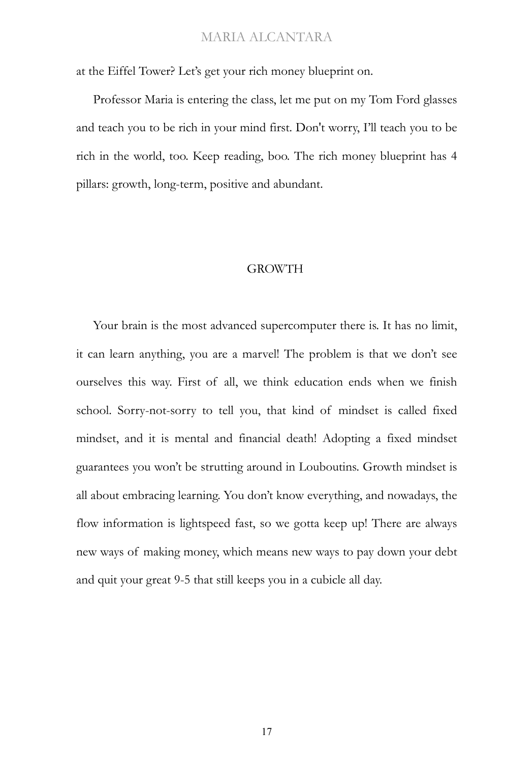at the Eiffel Tower? Let's get your rich money blueprint on.

Professor Maria is entering the class, let me put on my Tom Ford glasses and teach you to be rich in your mind first. Don't worry, I'll teach you to be rich in the world, too. Keep reading, boo. The rich money blueprint has 4 pillars: growth, long-term, positive and abundant.

## GROWTH

Your brain is the most advanced supercomputer there is. It has no limit, it can learn anything, you are a marvel! The problem is that we don't see ourselves this way. First of all, we think education ends when we finish school. Sorry-not-sorry to tell you, that kind of mindset is called fixed mindset, and it is mental and financial death! Adopting a fixed mindset guarantees you won't be strutting around in Louboutins. Growth mindset is all about embracing learning. You don't know everything, and nowadays, the flow information is lightspeed fast, so we gotta keep up! There are always new ways of making money, which means new ways to pay down your debt and quit your great 9-5 that still keeps you in a cubicle all day.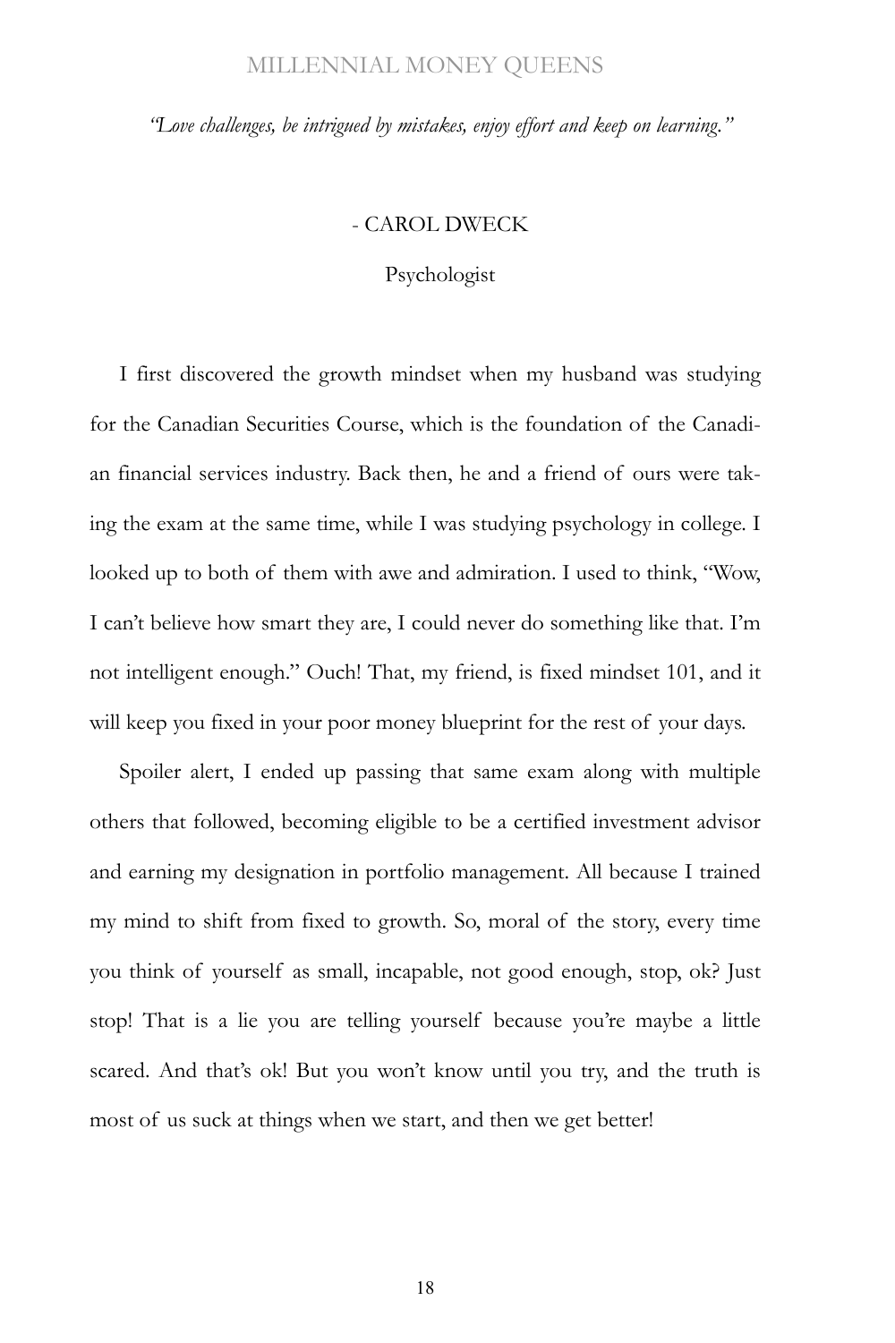*"Love challenges, be intrigued by mistakes, enjoy effort and keep on learning."*

- CAROL DWECK

Psychologist

I first discovered the growth mindset when my husband was studying for the Canadian Securities Course, which is the foundation of the Canadian financial services industry. Back then, he and a friend of ours were taking the exam at the same time, while I was studying psychology in college. I looked up to both of them with awe and admiration. I used to think, "Wow, I can't believe how smart they are, I could never do something like that. I'm not intelligent enough." Ouch! That, my friend, is fixed mindset 101, and it will keep you fixed in your poor money blueprint for the rest of your days.

Spoiler alert, I ended up passing that same exam along with multiple others that followed, becoming eligible to be a certified investment advisor and earning my designation in portfolio management. All because I trained my mind to shift from fixed to growth. So, moral of the story, every time you think of yourself as small, incapable, not good enough, stop, ok? Just stop! That is a lie you are telling yourself because you're maybe a little scared. And that's ok! But you won't know until you try, and the truth is most of us suck at things when we start, and then we get better!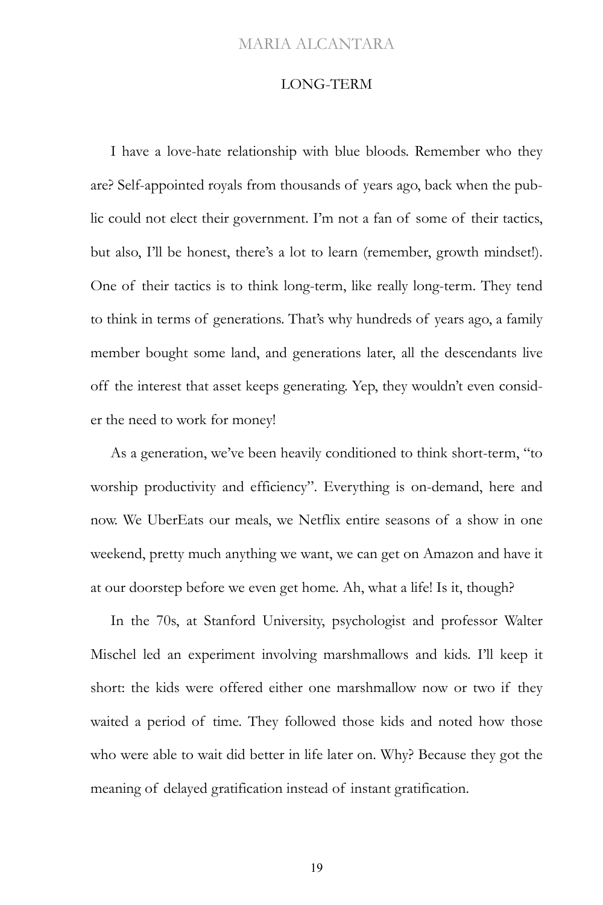## LONG-TERM

I have a love-hate relationship with blue bloods. Remember who they are? Self-appointed royals from thousands of years ago, back when the public could not elect their government. I'm not a fan of some of their tactics, but also, I'll be honest, there's a lot to learn (remember, growth mindset!). One of their tactics is to think long-term, like really long-term. They tend to think in terms of generations. That's why hundreds of years ago, a family member bought some land, and generations later, all the descendants live off the interest that asset keeps generating. Yep, they wouldn't even consider the need to work for money!

As a generation, we've been heavily conditioned to think short-term, "to worship productivity and efficiency". Everything is on-demand, here and now. We UberEats our meals, we Netflix entire seasons of a show in one weekend, pretty much anything we want, we can get on Amazon and have it at our doorstep before we even get home. Ah, what a life! Is it, though?

In the 70s, at Stanford University, psychologist and professor Walter Mischel led an experiment involving marshmallows and kids. I'll keep it short: the kids were offered either one marshmallow now or two if they waited a period of time. They followed those kids and noted how those who were able to wait did better in life later on. Why? Because they got the meaning of delayed gratification instead of instant gratification.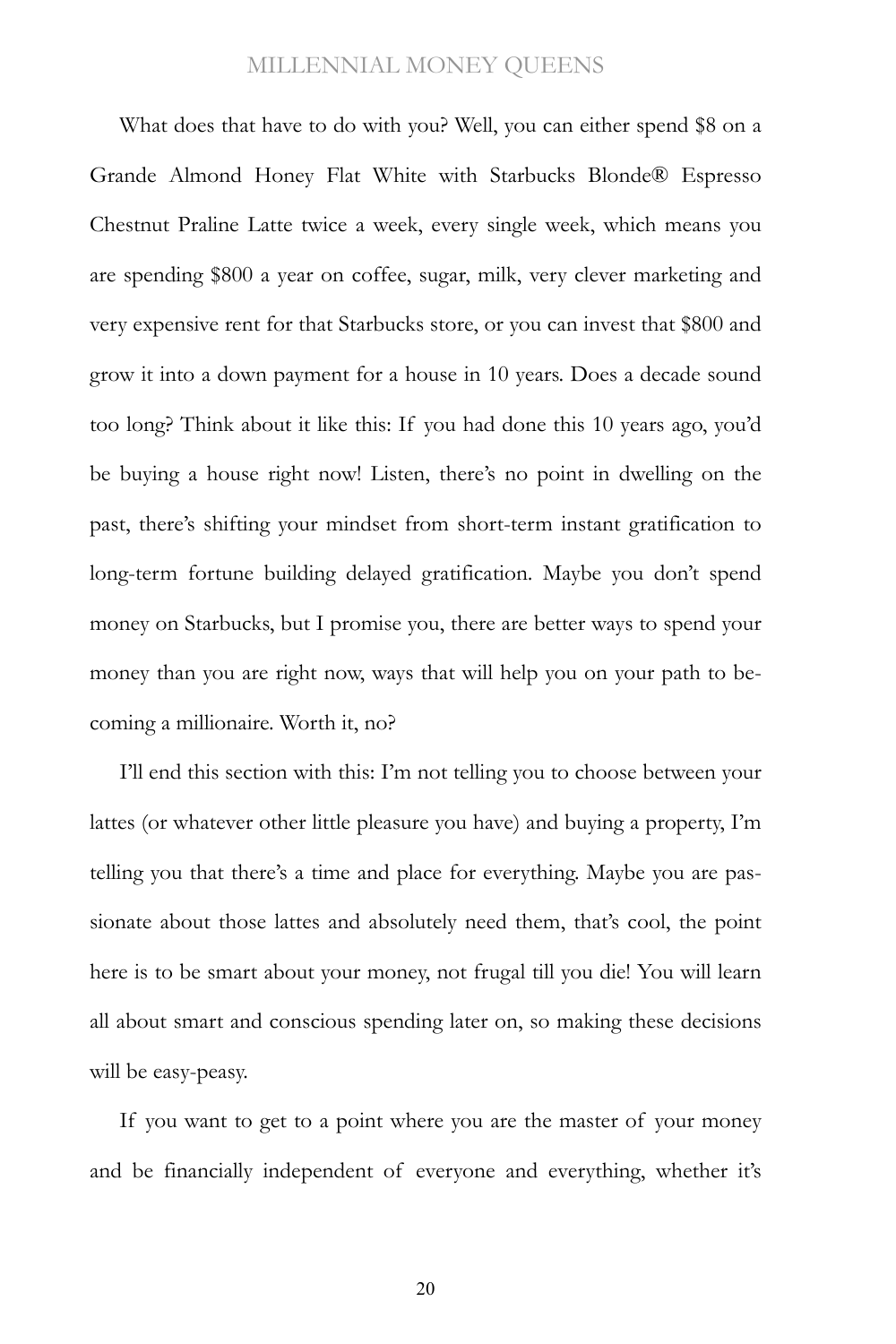What does that have to do with you? Well, you can either spend $8 on a Grande Almond Honey Flat White with Starbucks Blonde® Espresso Chestnut Praline Latte twice a week, every single week, which means you are spending $800 a year on coffee, sugar, milk, very clever marketing and very expensive rent for that Starbucks store, or you can invest that $800 and grow it into a down payment for a house in 10 years. Does a decade sound too long? Think about it like this: If you had done this 10 years ago, you'd be buying a house right now! Listen, there's no point in dwelling on the past, there's shifting your mindset from short-term instant gratification to long-term fortune building delayed gratification. Maybe you don't spend money on Starbucks, but I promise you, there are better ways to spend your money than you are right now, ways that will help you on your path to becoming a millionaire. Worth it, no?

I'll end this section with this: I'm not telling you to choose between your lattes (or whatever other little pleasure you have) and buying a property, I'm telling you that there's a time and place for everything. Maybe you are passionate about those lattes and absolutely need them, that's cool, the point here is to be smart about your money, not frugal till you die! You will learn all about smart and conscious spending later on, so making these decisions will be easy-peasy.

If you want to get to a point where you are the master of your money and be financially independent of everyone and everything, whether it's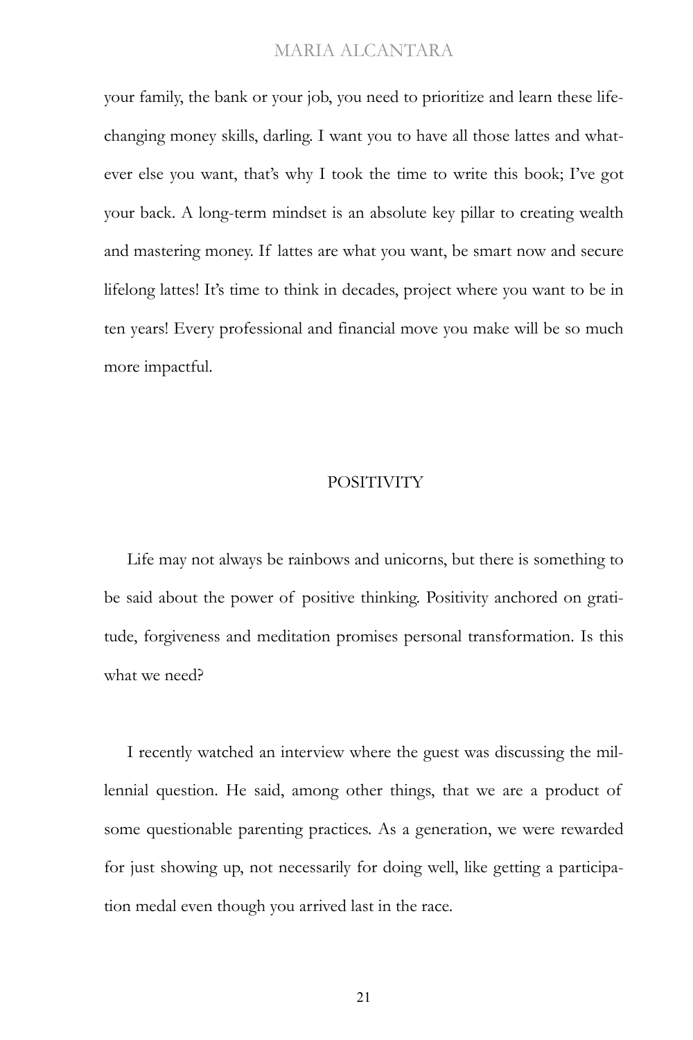your family, the bank or your job, you need to prioritize and learn these life-changing money skills, darling. I want you to have all those lattes and whatever else you want, that's why I took the time to write this book; I've got your back. A long-term mindset is an absolute key pillar to creating wealth and mastering money. If lattes are what you want, be smart now and secure lifelong lattes! It's time to think in decades, project where you want to be in ten years! Every professional and financial move you make will be so much more impactful.

## POSITIVITY

Life may not always be rainbows and unicorns, but there is something to be said about the power of positive thinking. Positivity anchored on gratitude, forgiveness and meditation promises personal transformation. Is this what we need?

I recently watched an interview where the guest was discussing the millennial question. He said, among other things, that we are a product of some questionable parenting practices. As a generation, we were rewarded for just showing up, not necessarily for doing well, like getting a participation medal even though you arrived last in the race.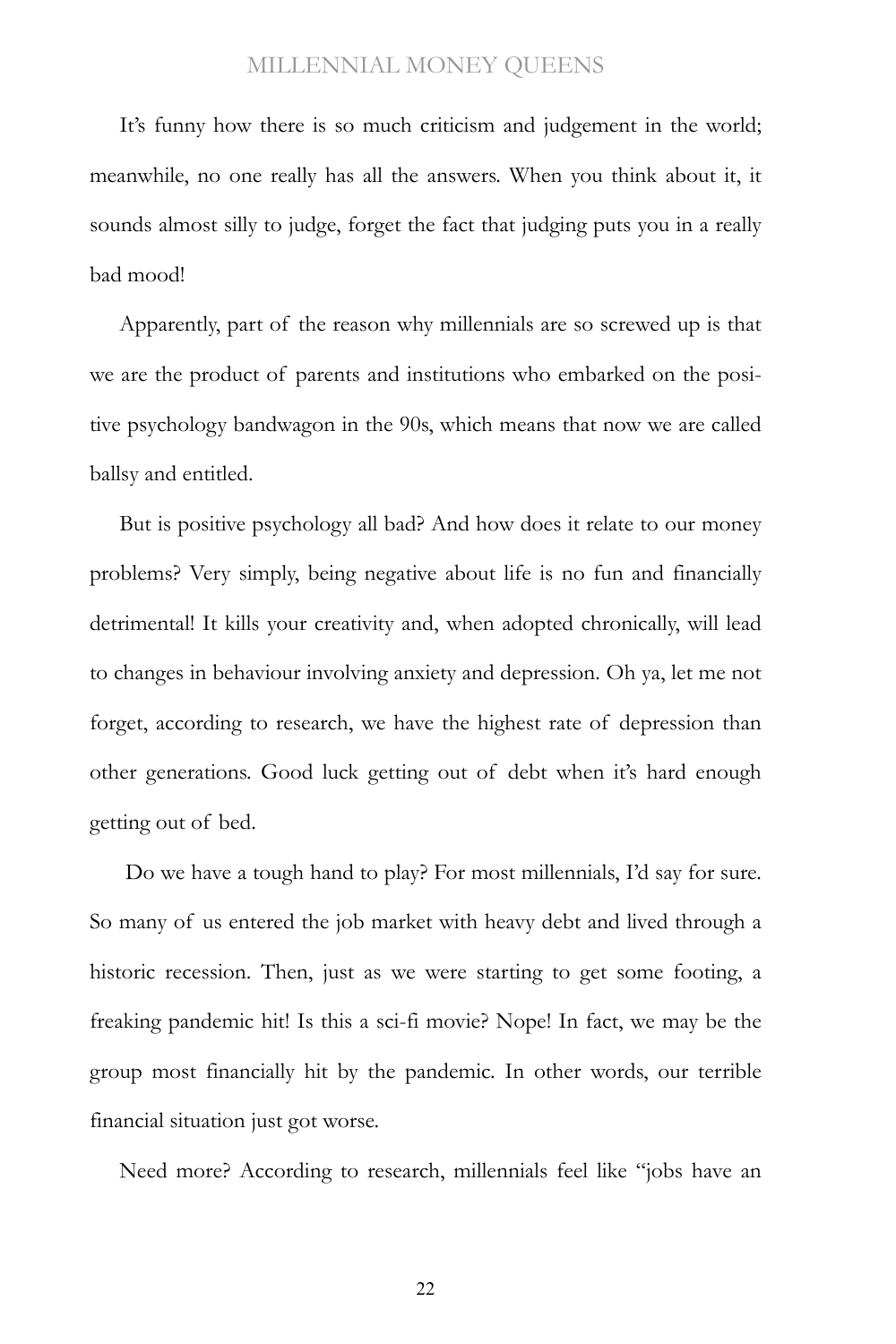It's funny how there is so much criticism and judgement in the world; meanwhile, no one really has all the answers. When you think about it, it sounds almost silly to judge, forget the fact that judging puts you in a really bad mood!

Apparently, part of the reason why millennials are so screwed up is that we are the product of parents and institutions who embarked on the positive psychology bandwagon in the 90s, which means that now we are called ballsy and entitled.

But is positive psychology all bad? And how does it relate to our money problems? Very simply, being negative about life is no fun and financially detrimental! It kills your creativity and, when adopted chronically, will lead to changes in behaviour involving anxiety and depression. Oh ya, let me not forget, according to research, we have the highest rate of depression than other generations. Good luck getting out of debt when it's hard enough getting out of bed.

Do we have a tough hand to play? For most millennials, I'd say for sure. So many of us entered the job market with heavy debt and lived through a historic recession. Then, just as we were starting to get some footing, a freaking pandemic hit! Is this a sci-fi movie? Nope! In fact, we may be the group most financially hit by the pandemic. In other words, our terrible financial situation just got worse.

Need more? According to research, millennials feel like "jobs have an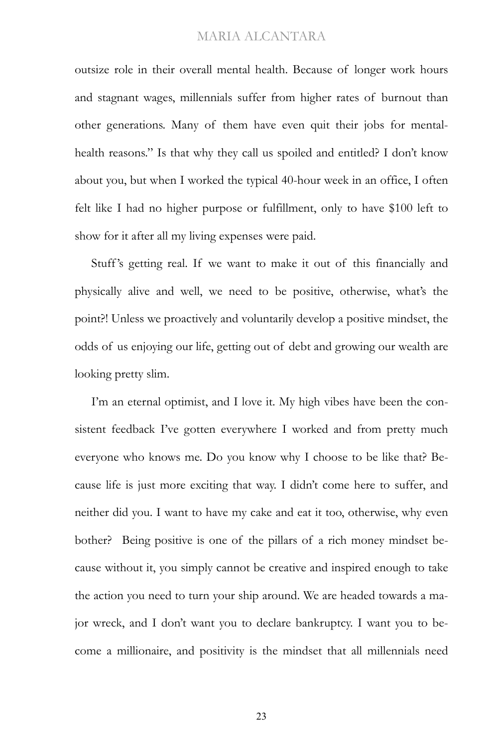outsize role in their overall mental health. Because of longer work hours and stagnant wages, millennials suffer from higher rates of burnout than other generations. Many of them have even quit their jobs for mental-health reasons." Is that why they call us spoiled and entitled? I don't know about you, but when I worked the typical 40-hour week in an office, I often felt like I had no higher purpose or fulfillment, only to have $100 left to show for it after all my living expenses were paid.

Stuff's getting real. If we want to make it out of this financially and physically alive and well, we need to be positive, otherwise, what's the point?! Unless we proactively and voluntarily develop a positive mindset, the odds of us enjoying our life, getting out of debt and growing our wealth are looking pretty slim.

I'm an eternal optimist, and I love it. My high vibes have been the consistent feedback I've gotten everywhere I worked and from pretty much everyone who knows me. Do you know why I choose to be like that? Because life is just more exciting that way. I didn't come here to suffer, and neither did you. I want to have my cake and eat it too, otherwise, why even bother? Being positive is one of the pillars of a rich money mindset because without it, you simply cannot be creative and inspired enough to take the action you need to turn your ship around. We are headed towards a major wreck, and I don't want you to declare bankruptcy. I want you to become a millionaire, and positivity is the mindset that all millennials need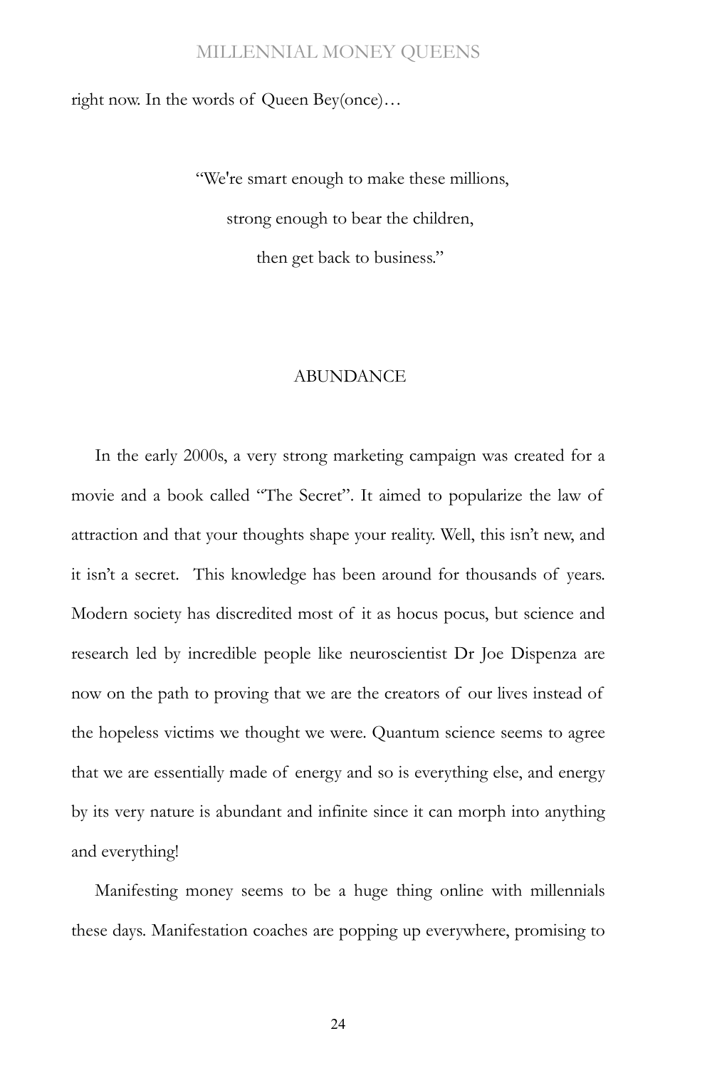right now. In the words of Queen Bey(once)…

> "We're smart enough to make these millions,
> strong enough to bear the children,
> then get back to business."

## ABUNDANCE

In the early 2000s, a very strong marketing campaign was created for a movie and a book called "The Secret". It aimed to popularize the law of attraction and that your thoughts shape your reality. Well, this isn't new, and it isn't a secret. This knowledge has been around for thousands of years. Modern society has discredited most of it as hocus pocus, but science and research led by incredible people like neuroscientist Dr Joe Dispenza are now on the path to proving that we are the creators of our lives instead of the hopeless victims we thought we were. Quantum science seems to agree that we are essentially made of energy and so is everything else, and energy by its very nature is abundant and infinite since it can morph into anything and everything!

Manifesting money seems to be a huge thing online with millennials these days. Manifestation coaches are popping up everywhere, promising to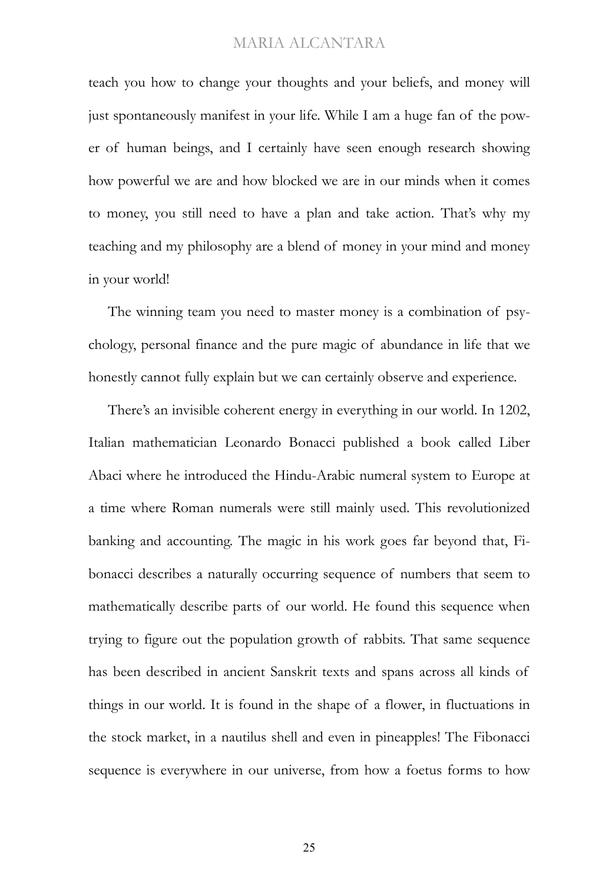teach you how to change your thoughts and your beliefs, and money will just spontaneously manifest in your life. While I am a huge fan of the power of human beings, and I certainly have seen enough research showing how powerful we are and how blocked we are in our minds when it comes to money, you still need to have a plan and take action. That's why my teaching and my philosophy are a blend of money in your mind and money in your world!

The winning team you need to master money is a combination of psychology, personal finance and the pure magic of abundance in life that we honestly cannot fully explain but we can certainly observe and experience.

There's an invisible coherent energy in everything in our world. In 1202, Italian mathematician Leonardo Bonacci published a book called Liber Abaci where he introduced the Hindu-Arabic numeral system to Europe at a time where Roman numerals were still mainly used. This revolutionized banking and accounting. The magic in his work goes far beyond that, Fibonacci describes a naturally occurring sequence of numbers that seem to mathematically describe parts of our world. He found this sequence when trying to figure out the population growth of rabbits. That same sequence has been described in ancient Sanskrit texts and spans across all kinds of things in our world. It is found in the shape of a flower, in fluctuations in the stock market, in a nautilus shell and even in pineapples! The Fibonacci sequence is everywhere in our universe, from how a foetus forms to how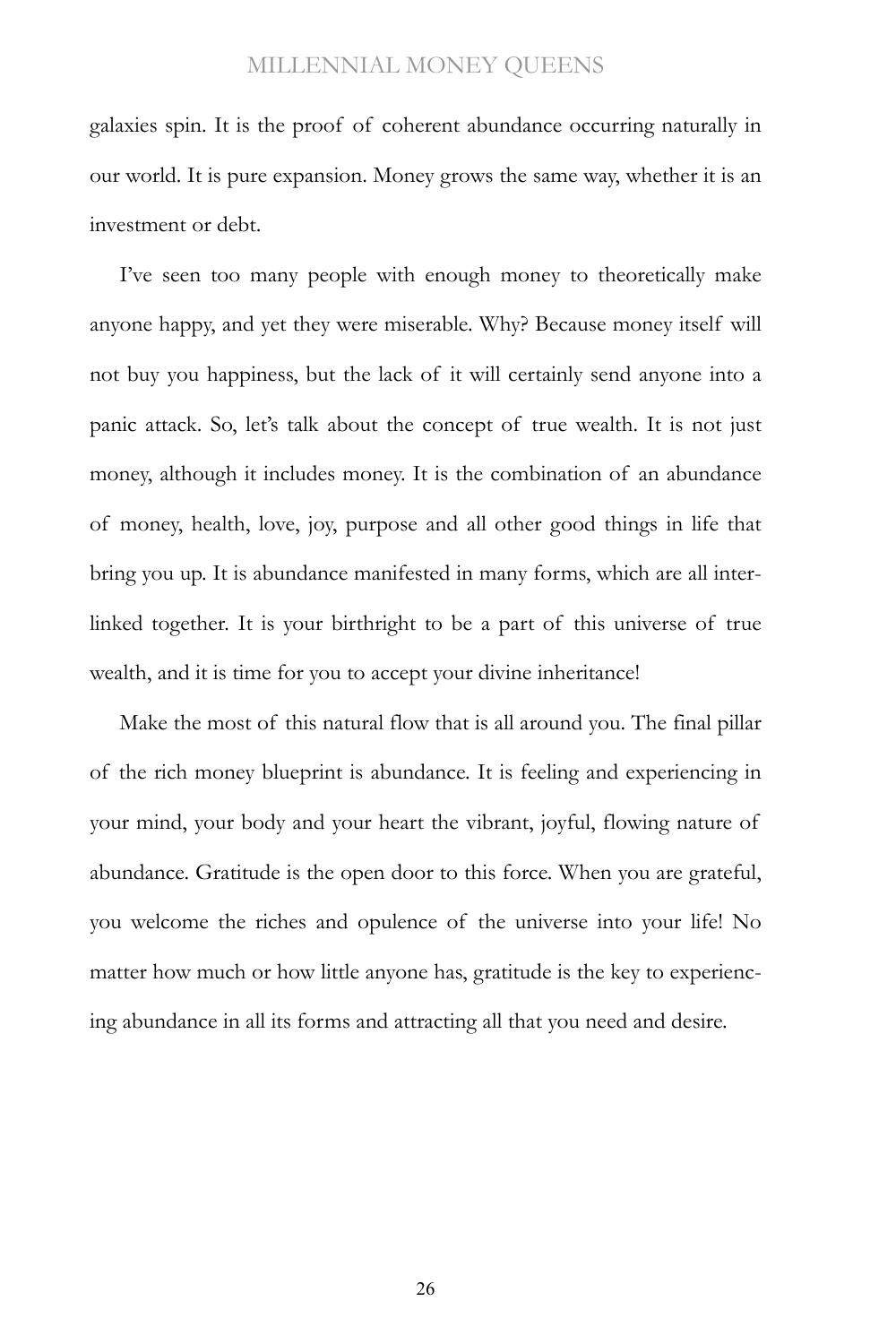galaxies spin. It is the proof of coherent abundance occurring naturally in our world. It is pure expansion. Money grows the same way, whether it is an investment or debt.

I've seen too many people with enough money to theoretically make anyone happy, and yet they were miserable. Why? Because money itself will not buy you happiness, but the lack of it will certainly send anyone into a panic attack. So, let's talk about the concept of true wealth. It is not just money, although it includes money. It is the combination of an abundance of money, health, love, joy, purpose and all other good things in life that bring you up. It is abundance manifested in many forms, which are all interlinked together. It is your birthright to be a part of this universe of true wealth, and it is time for you to accept your divine inheritance!

Make the most of this natural flow that is all around you. The final pillar of the rich money blueprint is abundance. It is feeling and experiencing in your mind, your body and your heart the vibrant, joyful, flowing nature of abundance. Gratitude is the open door to this force. When you are grateful, you welcome the riches and opulence of the universe into your life! No matter how much or how little anyone has, gratitude is the key to experiencing abundance in all its forms and attracting all that you need and desire.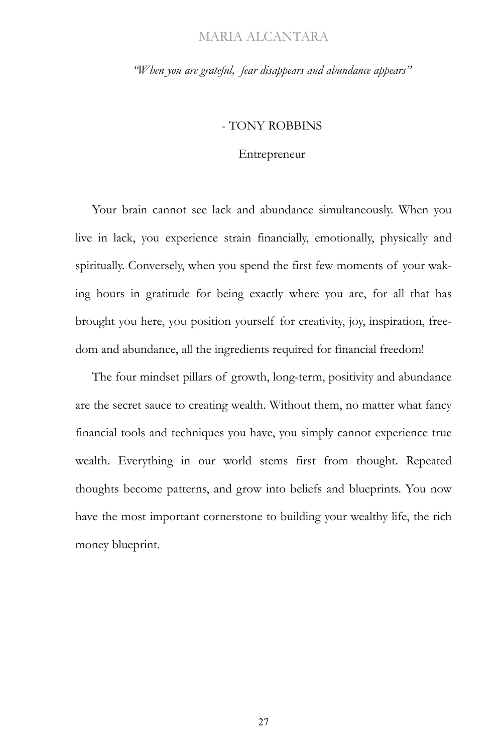*"When you are grateful, fear disappears and abundance appears"*

- TONY ROBBINS

Entrepreneur

Your brain cannot see lack and abundance simultaneously. When you live in lack, you experience strain financially, emotionally, physically and spiritually. Conversely, when you spend the first few moments of your waking hours in gratitude for being exactly where you are, for all that has brought you here, you position yourself for creativity, joy, inspiration, freedom and abundance, all the ingredients required for financial freedom!

The four mindset pillars of growth, long-term, positivity and abundance are the secret sauce to creating wealth. Without them, no matter what fancy financial tools and techniques you have, you simply cannot experience true wealth. Everything in our world stems first from thought. Repeated thoughts become patterns, and grow into beliefs and blueprints. You now have the most important cornerstone to building your wealthy life, the rich money blueprint.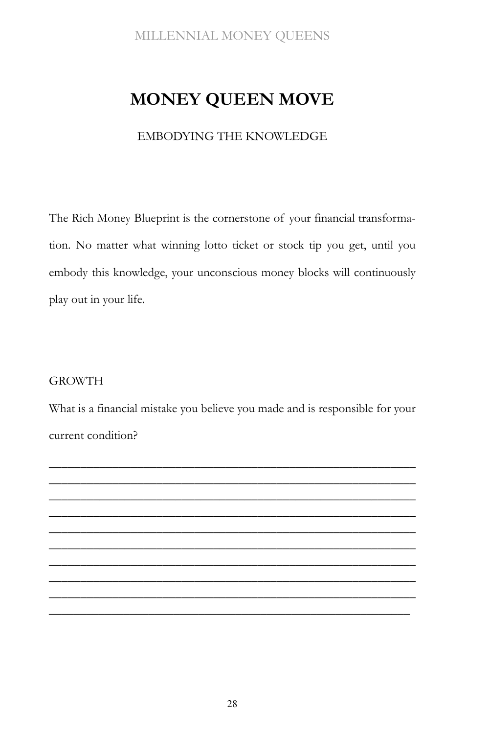# MONEY QUEEN MOVE

EMBODYING THE KNOWLEDGE

The Rich Money Blueprint is the cornerstone of your financial transformation. No matter what winning lotto ticket or stock tip you get, until you embody this knowledge, your unconscious money blocks will continuously play out in your life.

GROWTH

What is a financial mistake you believe you made and is responsible for your current condition?

______________________________________________________________
______________________________________________________________
______________________________________________________________
______________________________________________________________
______________________________________________________________
______________________________________________________________
______________________________________________________________
______________________________________________________________
______________________________________________________________
_____________________________________________________________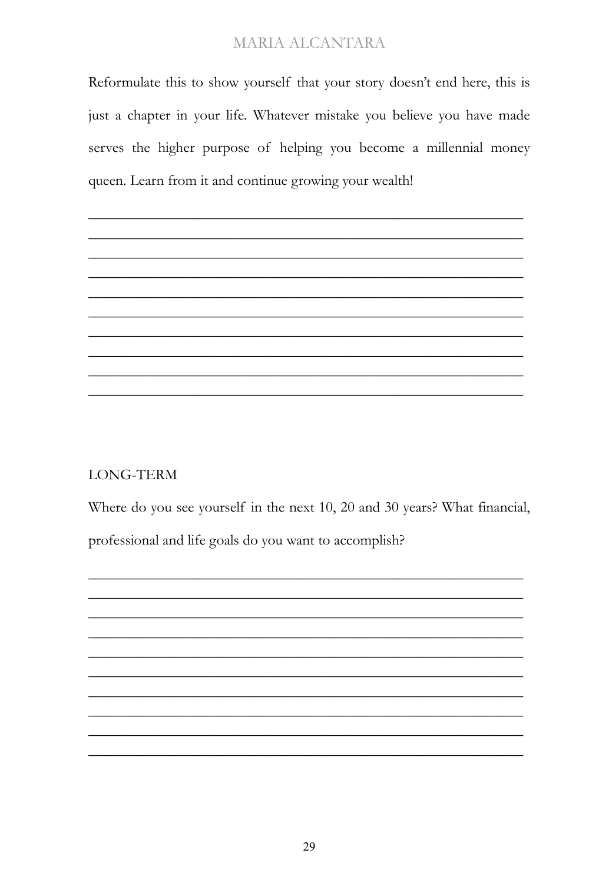Reformulate this to show yourself that your story doesn't end here, this is just a chapter in your life. Whatever mistake you believe you have made serves the higher purpose of helping you become a millennial money queen. Learn from it and continue growing your wealth!

______________________________________________________________
______________________________________________________________
______________________________________________________________
______________________________________________________________
______________________________________________________________
______________________________________________________________
______________________________________________________________
______________________________________________________________
______________________________________________________________
______________________________________________________________

LONG-TERM

Where do you see yourself in the next 10, 20 and 30 years? What financial, professional and life goals do you want to accomplish?

______________________________________________________________
______________________________________________________________
______________________________________________________________
______________________________________________________________
______________________________________________________________
______________________________________________________________
______________________________________________________________
______________________________________________________________
______________________________________________________________
______________________________________________________________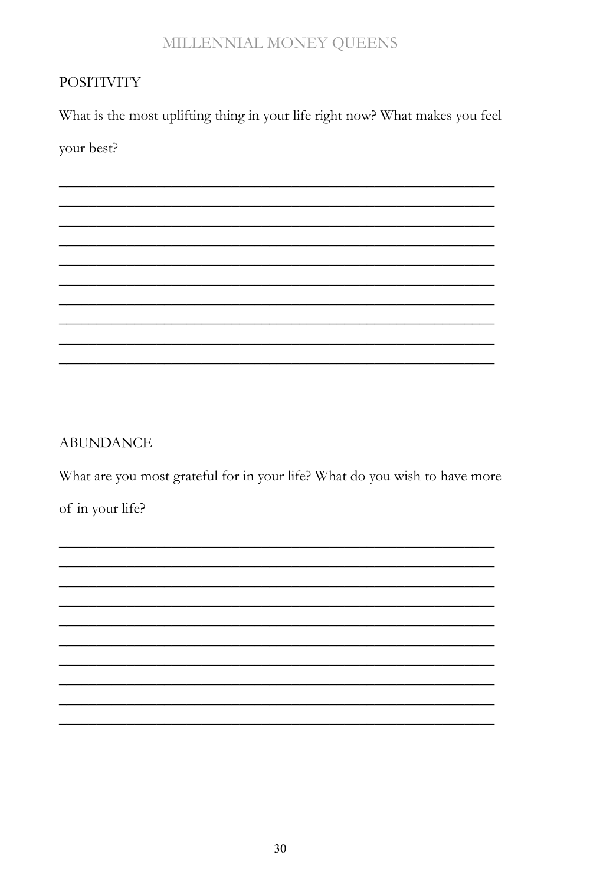## POSITIVITY

What is the most uplifting thing in your life right now? What makes you feel your best?

______________________________________________________________

______________________________________________________________

______________________________________________________________

______________________________________________________________

______________________________________________________________

______________________________________________________________

______________________________________________________________

______________________________________________________________

______________________________________________________________

______________________________________________________________

## ABUNDANCE

What are you most grateful for in your life? What do you wish to have more of in your life?

______________________________________________________________

______________________________________________________________

______________________________________________________________

______________________________________________________________

______________________________________________________________

______________________________________________________________

______________________________________________________________

______________________________________________________________

______________________________________________________________

______________________________________________________________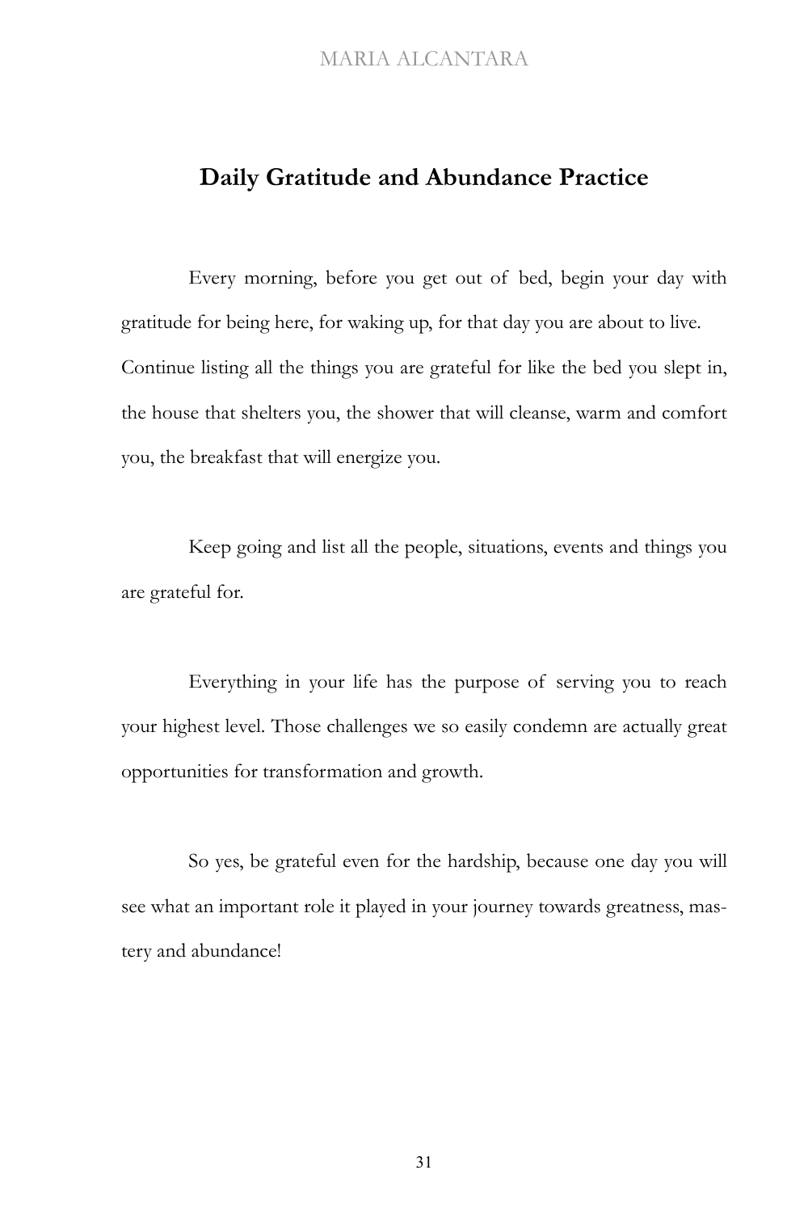## Daily Gratitude and Abundance Practice

Every morning, before you get out of bed, begin your day with gratitude for being here, for waking up, for that day you are about to live. Continue listing all the things you are grateful for like the bed you slept in, the house that shelters you, the shower that will cleanse, warm and comfort you, the breakfast that will energize you.

Keep going and list all the people, situations, events and things you are grateful for.

Everything in your life has the purpose of serving you to reach your highest level. Those challenges we so easily condemn are actually great opportunities for transformation and growth.

So yes, be grateful even for the hardship, because one day you will see what an important role it played in your journey towards greatness, mastery and abundance!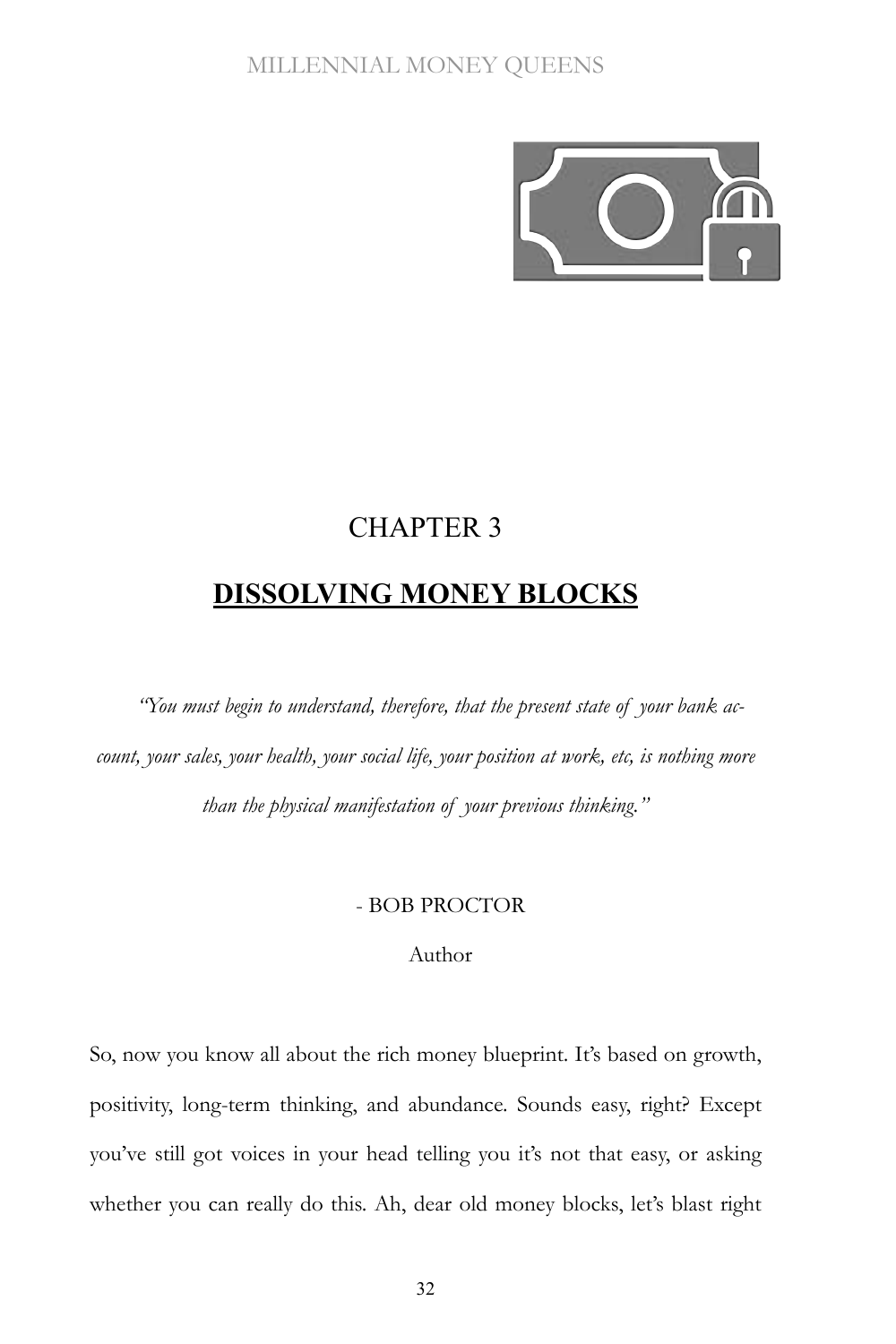# CHAPTER 3

## DISSOLVING MONEY BLOCKS

*"You must begin to understand, therefore, that the present state of your bank account, your sales, your health, your social life, your position at work, etc, is nothing more than the physical manifestation of your previous thinking."*

- BOB PROCTOR

Author

So, now you know all about the rich money blueprint. It's based on growth, positivity, long-term thinking, and abundance. Sounds easy, right? Except you've still got voices in your head telling you it's not that easy, or asking whether you can really do this. Ah, dear old money blocks, let's blast right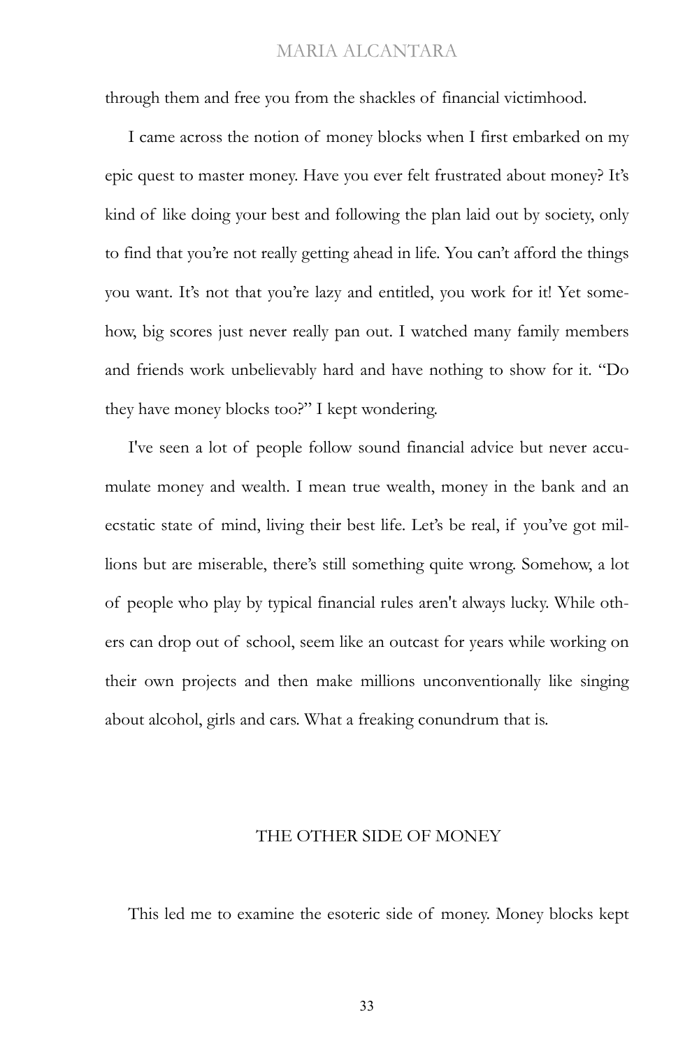through them and free you from the shackles of financial victimhood.

I came across the notion of money blocks when I first embarked on my epic quest to master money. Have you ever felt frustrated about money? It's kind of like doing your best and following the plan laid out by society, only to find that you're not really getting ahead in life. You can't afford the things you want. It's not that you're lazy and entitled, you work for it! Yet somehow, big scores just never really pan out. I watched many family members and friends work unbelievably hard and have nothing to show for it. "Do they have money blocks too?" I kept wondering.

I've seen a lot of people follow sound financial advice but never accumulate money and wealth. I mean true wealth, money in the bank and an ecstatic state of mind, living their best life. Let's be real, if you've got millions but are miserable, there's still something quite wrong. Somehow, a lot of people who play by typical financial rules aren't always lucky. While others can drop out of school, seem like an outcast for years while working on their own projects and then make millions unconventionally like singing about alcohol, girls and cars. What a freaking conundrum that is.

## THE OTHER SIDE OF MONEY

This led me to examine the esoteric side of money. Money blocks kept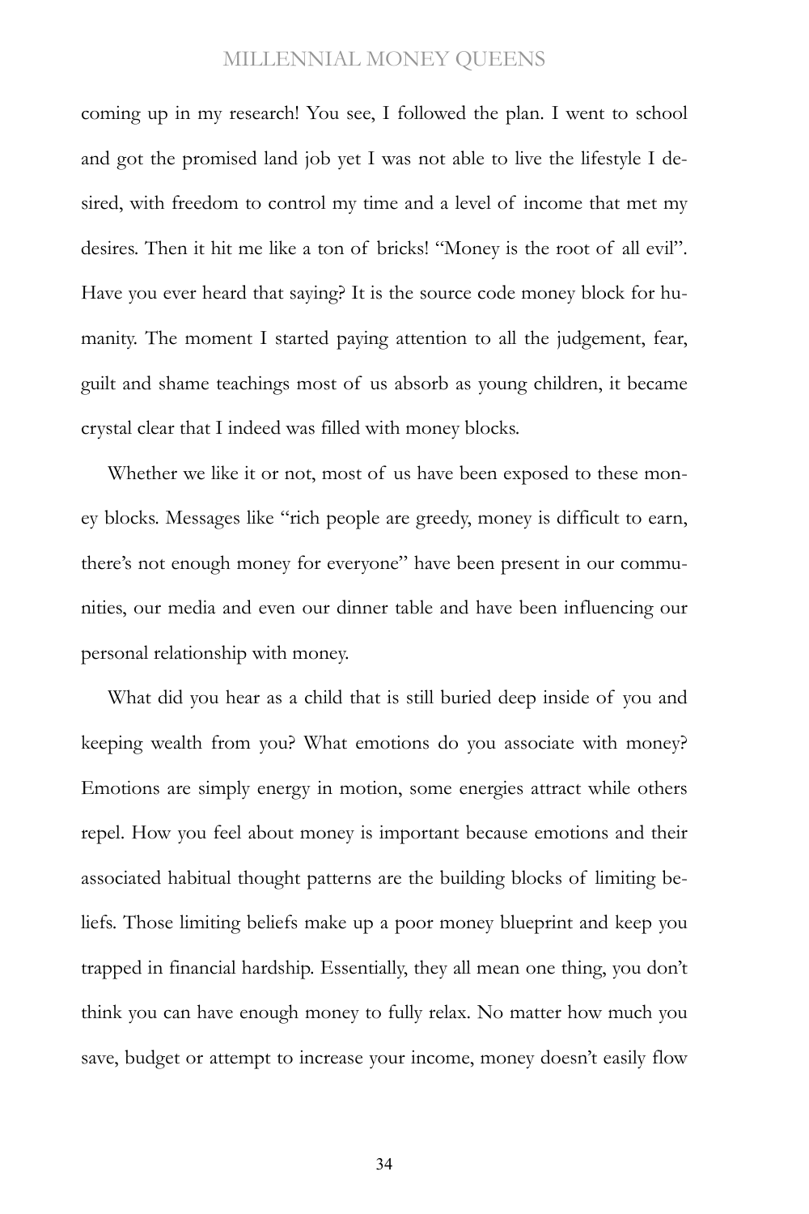coming up in my research! You see, I followed the plan. I went to school and got the promised land job yet I was not able to live the lifestyle I desired, with freedom to control my time and a level of income that met my desires. Then it hit me like a ton of bricks! "Money is the root of all evil". Have you ever heard that saying? It is the source code money block for humanity. The moment I started paying attention to all the judgement, fear, guilt and shame teachings most of us absorb as young children, it became crystal clear that I indeed was filled with money blocks.

Whether we like it or not, most of us have been exposed to these money blocks. Messages like "rich people are greedy, money is difficult to earn, there's not enough money for everyone" have been present in our communities, our media and even our dinner table and have been influencing our personal relationship with money.

What did you hear as a child that is still buried deep inside of you and keeping wealth from you? What emotions do you associate with money? Emotions are simply energy in motion, some energies attract while others repel. How you feel about money is important because emotions and their associated habitual thought patterns are the building blocks of limiting beliefs. Those limiting beliefs make up a poor money blueprint and keep you trapped in financial hardship. Essentially, they all mean one thing, you don't think you can have enough money to fully relax. No matter how much you save, budget or attempt to increase your income, money doesn't easily flow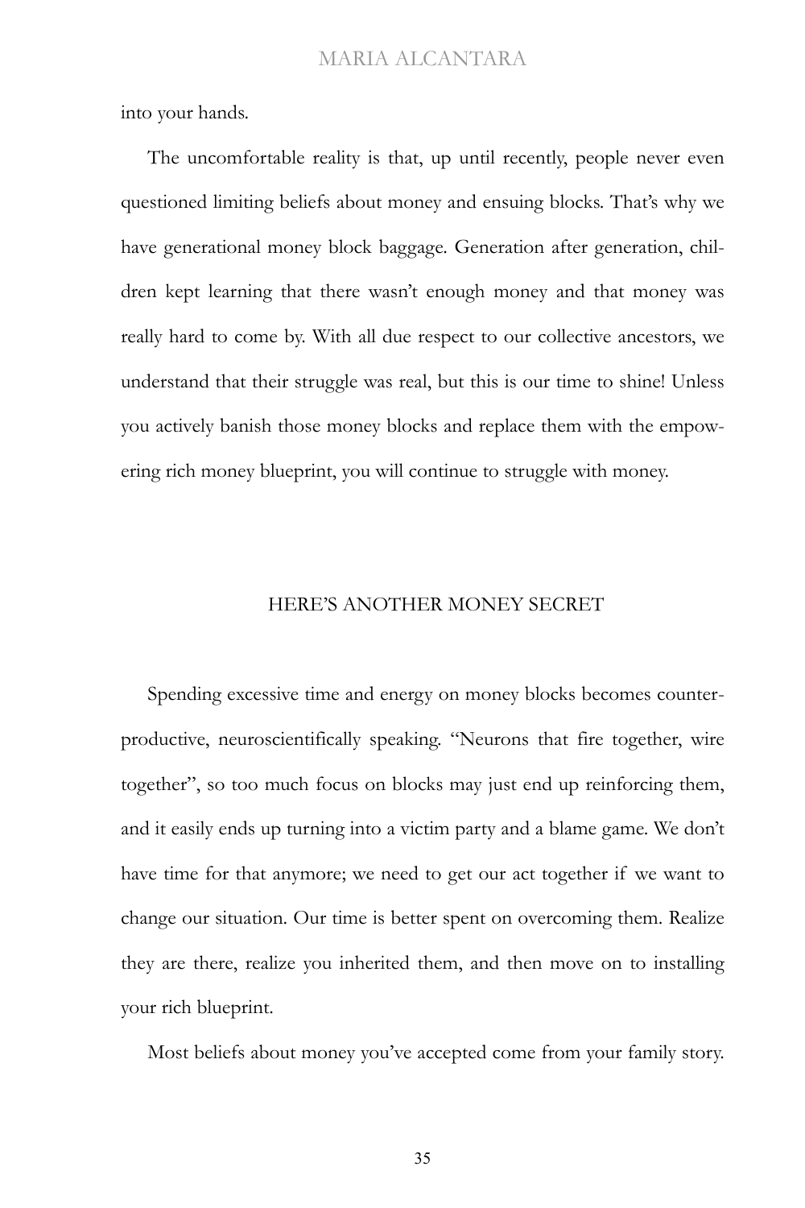into your hands.

The uncomfortable reality is that, up until recently, people never even questioned limiting beliefs about money and ensuing blocks. That's why we have generational money block baggage. Generation after generation, children kept learning that there wasn't enough money and that money was really hard to come by. With all due respect to our collective ancestors, we understand that their struggle was real, but this is our time to shine! Unless you actively banish those money blocks and replace them with the empowering rich money blueprint, you will continue to struggle with money.

## HERE'S ANOTHER MONEY SECRET

Spending excessive time and energy on money blocks becomes counterproductive, neuroscientifically speaking. "Neurons that fire together, wire together", so too much focus on blocks may just end up reinforcing them, and it easily ends up turning into a victim party and a blame game. We don't have time for that anymore; we need to get our act together if we want to change our situation. Our time is better spent on overcoming them. Realize they are there, realize you inherited them, and then move on to installing your rich blueprint.

Most beliefs about money you've accepted come from your family story.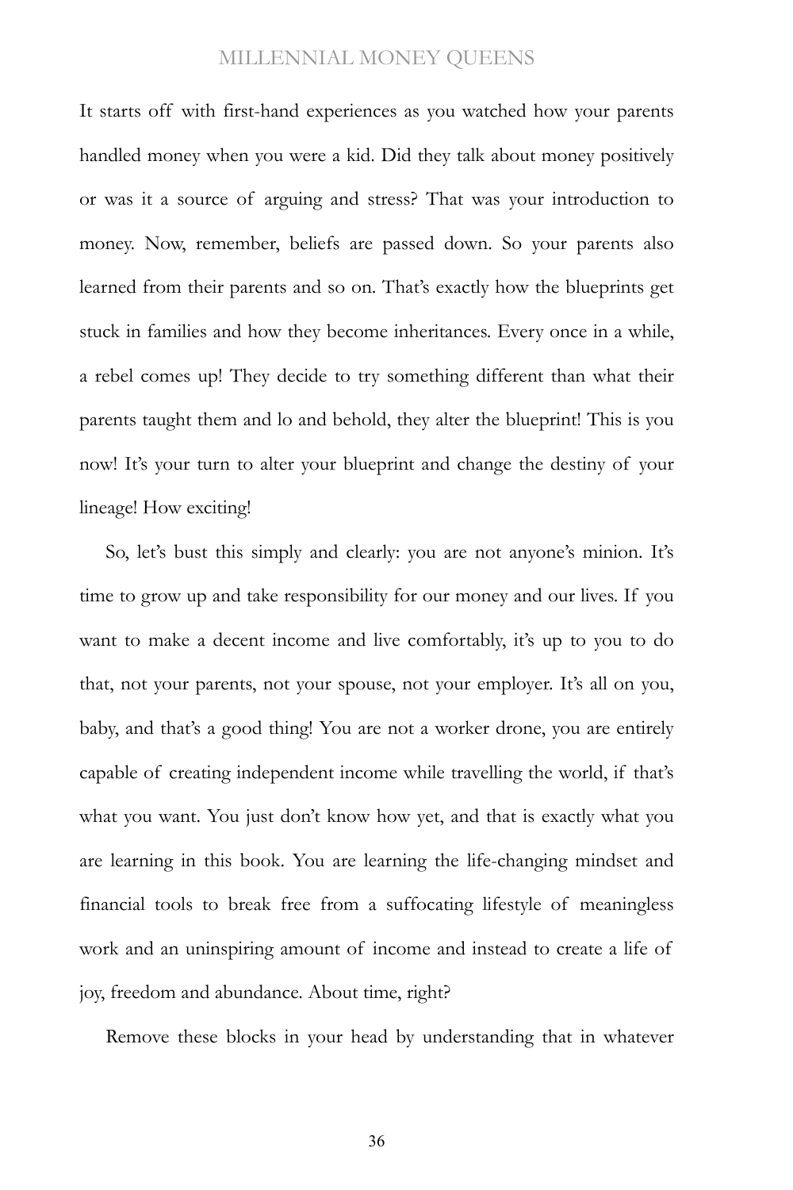It starts off with first-hand experiences as you watched how your parents handled money when you were a kid. Did they talk about money positively or was it a source of arguing and stress? That was your introduction to money. Now, remember, beliefs are passed down. So your parents also learned from their parents and so on. That's exactly how the blueprints get stuck in families and how they become inheritances. Every once in a while, a rebel comes up! They decide to try something different than what their parents taught them and lo and behold, they alter the blueprint! This is you now! It's your turn to alter your blueprint and change the destiny of your lineage! How exciting!

So, let's bust this simply and clearly: you are not anyone's minion. It's time to grow up and take responsibility for our money and our lives. If you want to make a decent income and live comfortably, it's up to you to do that, not your parents, not your spouse, not your employer. It's all on you, baby, and that's a good thing! You are not a worker drone, you are entirely capable of creating independent income while travelling the world, if that's what you want. You just don't know how yet, and that is exactly what you are learning in this book. You are learning the life-changing mindset and financial tools to break free from a suffocating lifestyle of meaningless work and an uninspiring amount of income and instead to create a life of joy, freedom and abundance. About time, right?

Remove these blocks in your head by understanding that in whatever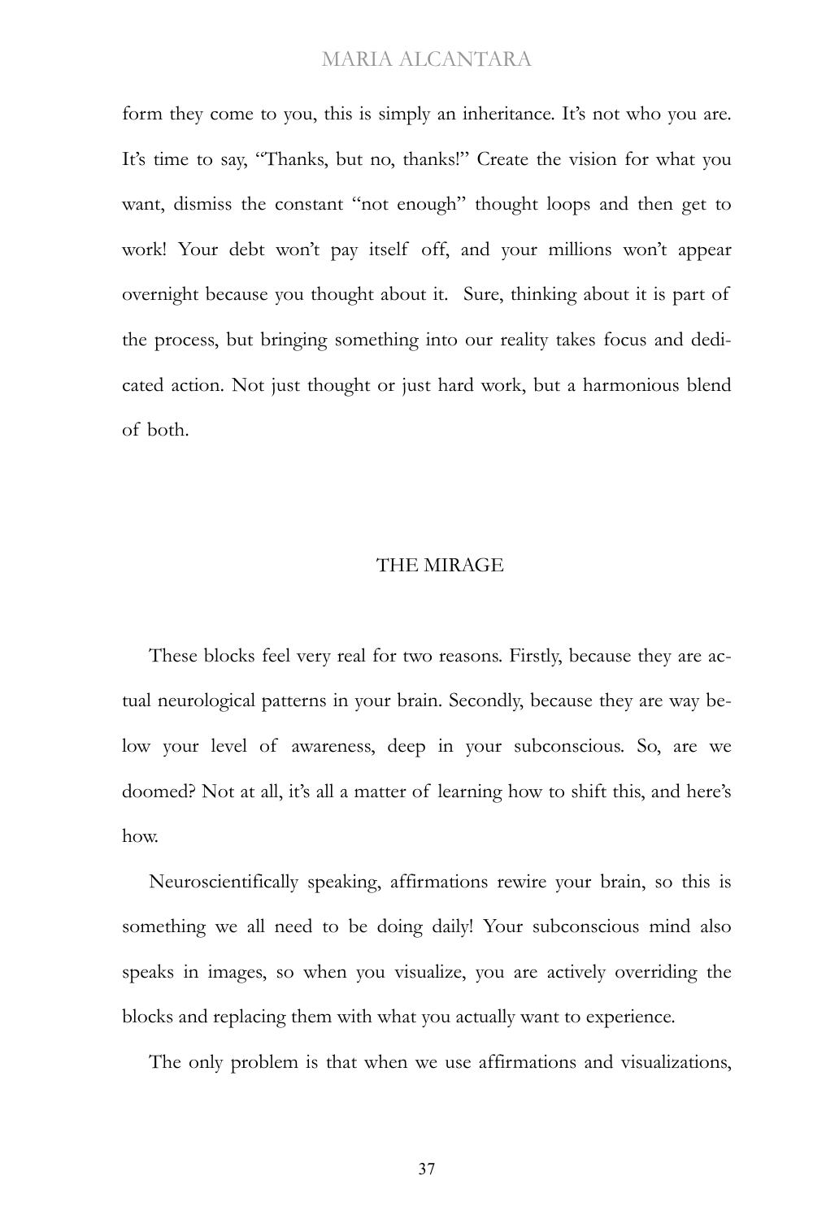form they come to you, this is simply an inheritance. It's not who you are. It's time to say, "Thanks, but no, thanks!" Create the vision for what you want, dismiss the constant "not enough" thought loops and then get to work! Your debt won't pay itself off, and your millions won't appear overnight because you thought about it. Sure, thinking about it is part of the process, but bringing something into our reality takes focus and dedicated action. Not just thought or just hard work, but a harmonious blend of both.

## THE MIRAGE

These blocks feel very real for two reasons. Firstly, because they are actual neurological patterns in your brain. Secondly, because they are way below your level of awareness, deep in your subconscious. So, are we doomed? Not at all, it's all a matter of learning how to shift this, and here's how.

Neuroscientifically speaking, affirmations rewire your brain, so this is something we all need to be doing daily! Your subconscious mind also speaks in images, so when you visualize, you are actively overriding the blocks and replacing them with what you actually want to experience.

The only problem is that when we use affirmations and visualizations,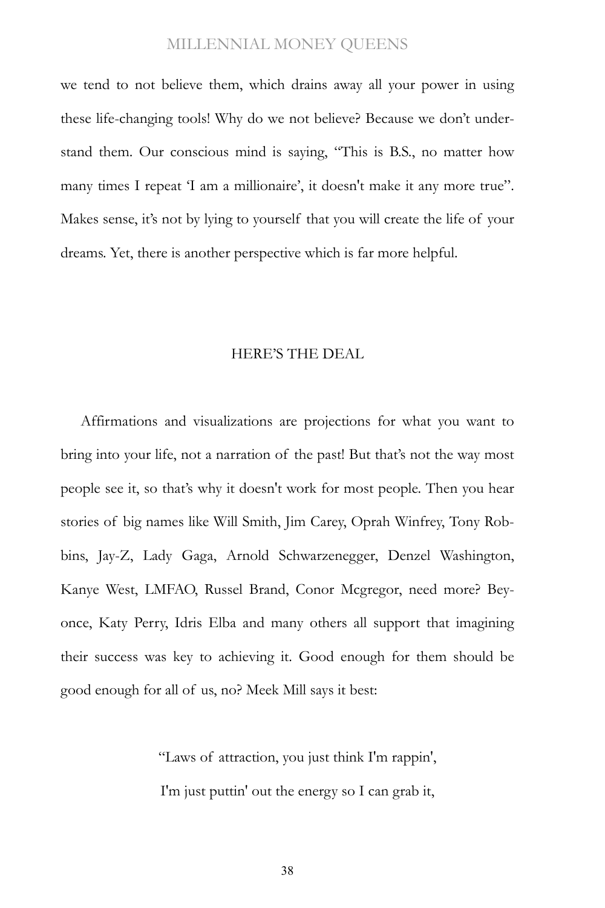we tend to not believe them, which drains away all your power in using these life-changing tools! Why do we not believe? Because we don't understand them. Our conscious mind is saying, "This is B.S., no matter how many times I repeat 'I am a millionaire', it doesn't make it any more true". Makes sense, it's not by lying to yourself that you will create the life of your dreams. Yet, there is another perspective which is far more helpful.

## HERE'S THE DEAL

Affirmations and visualizations are projections for what you want to bring into your life, not a narration of the past! But that's not the way most people see it, so that's why it doesn't work for most people. Then you hear stories of big names like Will Smith, Jim Carey, Oprah Winfrey, Tony Robbins, Jay-Z, Lady Gaga, Arnold Schwarzenegger, Denzel Washington, Kanye West, LMFAO, Russel Brand, Conor Mcgregor, need more? Beyonce, Katy Perry, Idris Elba and many others all support that imagining their success was key to achieving it. Good enough for them should be good enough for all of us, no? Meek Mill says it best:

> "Laws of attraction, you just think I'm rappin',
> I'm just puttin' out the energy so I can grab it,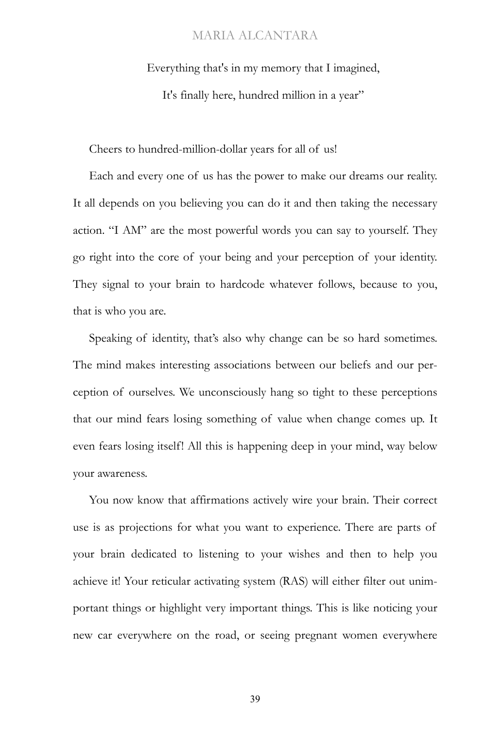Everything that's in my memory that I imagined,

It's finally here, hundred million in a year"

Cheers to hundred-million-dollar years for all of us!

Each and every one of us has the power to make our dreams our reality. It all depends on you believing you can do it and then taking the necessary action. "I AM" are the most powerful words you can say to yourself. They go right into the core of your being and your perception of your identity. They signal to your brain to hardcode whatever follows, because to you, that is who you are.

Speaking of identity, that's also why change can be so hard sometimes. The mind makes interesting associations between our beliefs and our perception of ourselves. We unconsciously hang so tight to these perceptions that our mind fears losing something of value when change comes up. It even fears losing itself! All this is happening deep in your mind, way below your awareness.

You now know that affirmations actively wire your brain. Their correct use is as projections for what you want to experience. There are parts of your brain dedicated to listening to your wishes and then to help you achieve it! Your reticular activating system (RAS) will either filter out unimportant things or highlight very important things. This is like noticing your new car everywhere on the road, or seeing pregnant women everywhere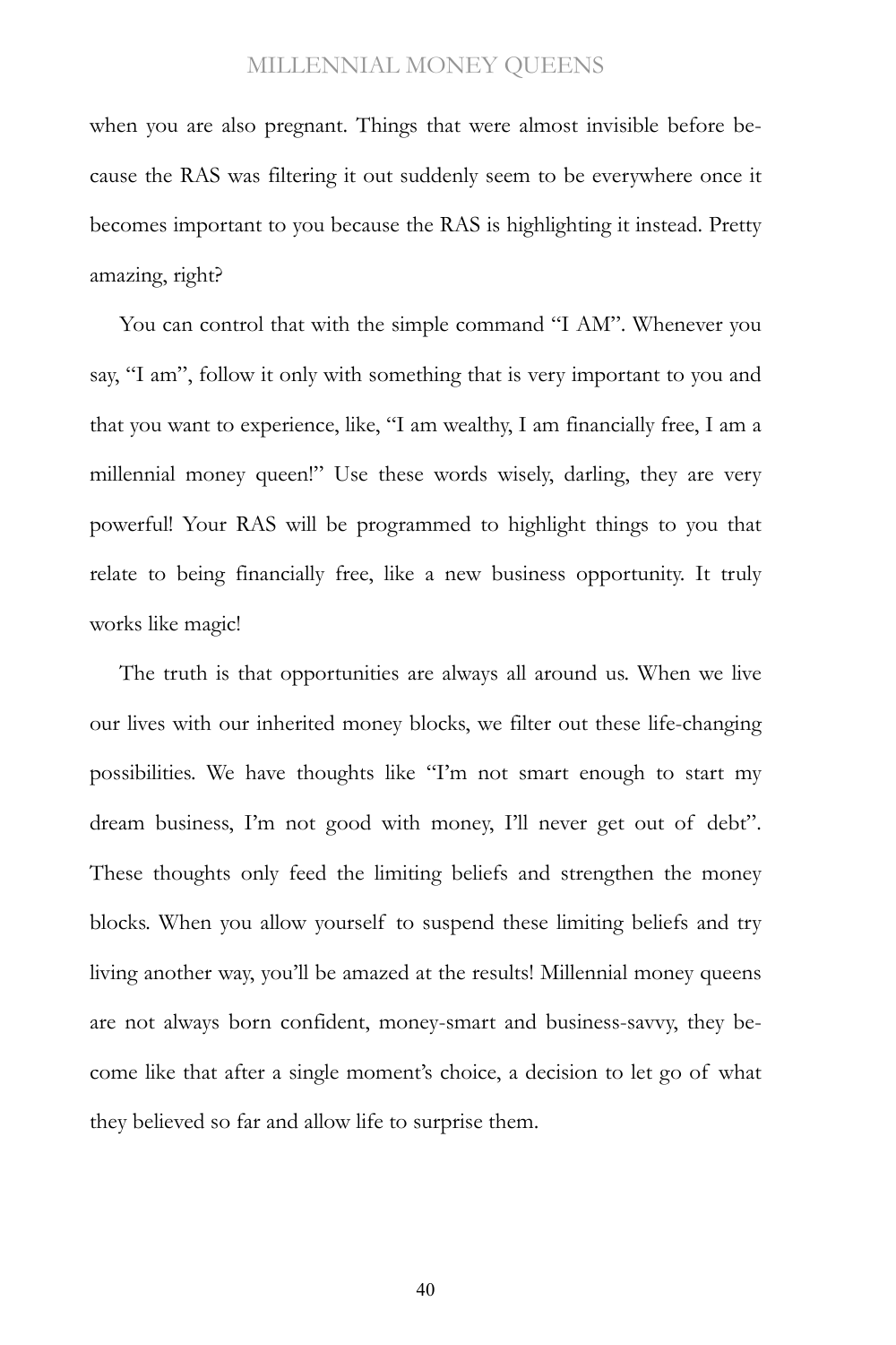when you are also pregnant. Things that were almost invisible before because the RAS was filtering it out suddenly seem to be everywhere once it becomes important to you because the RAS is highlighting it instead. Pretty amazing, right?

You can control that with the simple command "I AM". Whenever you say, "I am", follow it only with something that is very important to you and that you want to experience, like, "I am wealthy, I am financially free, I am a millennial money queen!" Use these words wisely, darling, they are very powerful! Your RAS will be programmed to highlight things to you that relate to being financially free, like a new business opportunity. It truly works like magic!

The truth is that opportunities are always all around us. When we live our lives with our inherited money blocks, we filter out these life-changing possibilities. We have thoughts like "I'm not smart enough to start my dream business, I'm not good with money, I'll never get out of debt". These thoughts only feed the limiting beliefs and strengthen the money blocks. When you allow yourself to suspend these limiting beliefs and try living another way, you'll be amazed at the results! Millennial money queens are not always born confident, money-smart and business-savvy, they become like that after a single moment's choice, a decision to let go of what they believed so far and allow life to surprise them.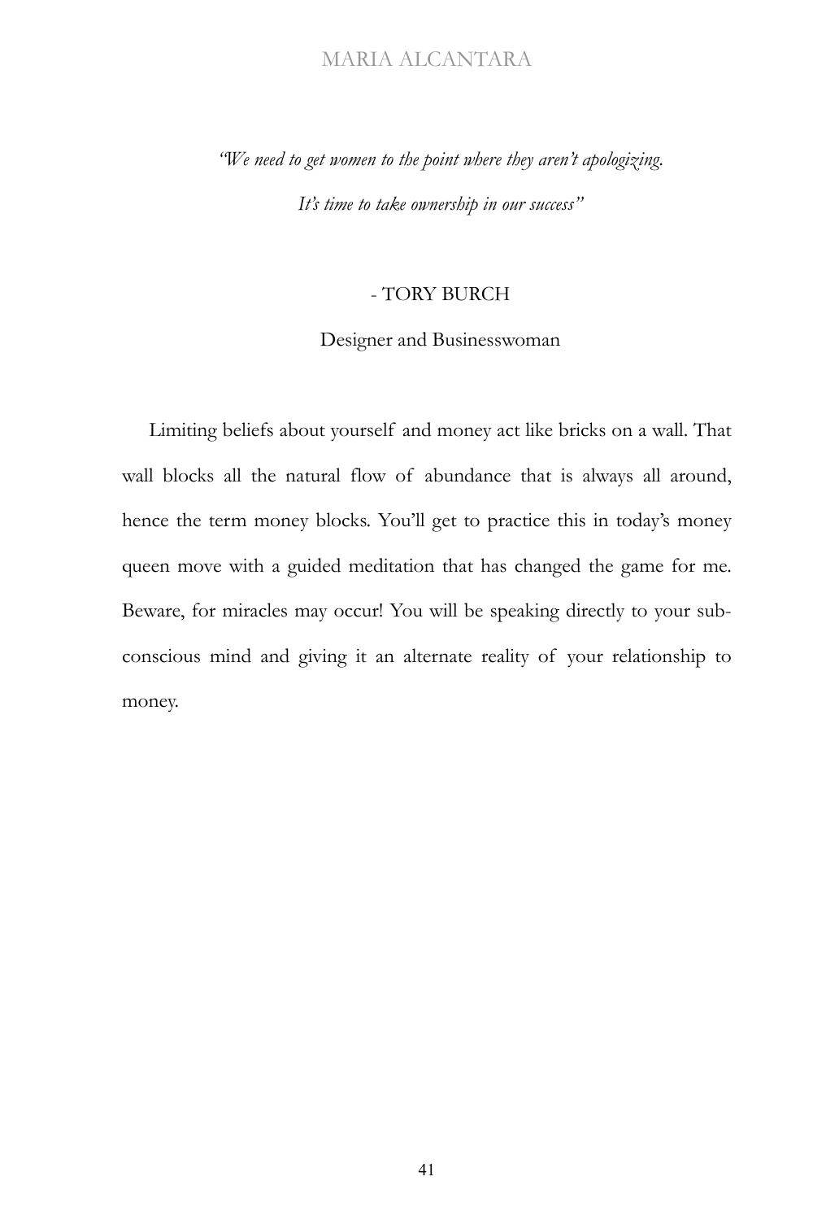*"We need to get women to the point where they aren't apologizing.*

*It's time to take ownership in our success"*

- TORY BURCH

Designer and Businesswoman

Limiting beliefs about yourself and money act like bricks on a wall. That wall blocks all the natural flow of abundance that is always all around, hence the term money blocks. You'll get to practice this in today's money queen move with a guided meditation that has changed the game for me. Beware, for miracles may occur! You will be speaking directly to your subconscious mind and giving it an alternate reality of your relationship to money.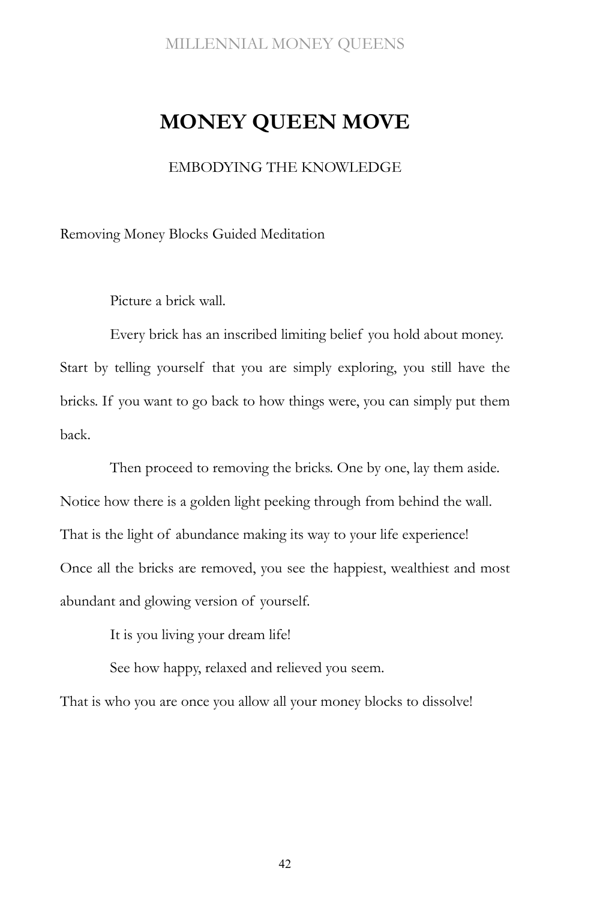# MONEY QUEEN MOVE

EMBODYING THE KNOWLEDGE

Removing Money Blocks Guided Meditation

Picture a brick wall.

Every brick has an inscribed limiting belief you hold about money. Start by telling yourself that you are simply exploring, you still have the bricks. If you want to go back to how things were, you can simply put them back.

Then proceed to removing the bricks. One by one, lay them aside. Notice how there is a golden light peeking through from behind the wall. That is the light of abundance making its way to your life experience! Once all the bricks are removed, you see the happiest, wealthiest and most abundant and glowing version of yourself.

It is you living your dream life!

See how happy, relaxed and relieved you seem.

That is who you are once you allow all your money blocks to dissolve!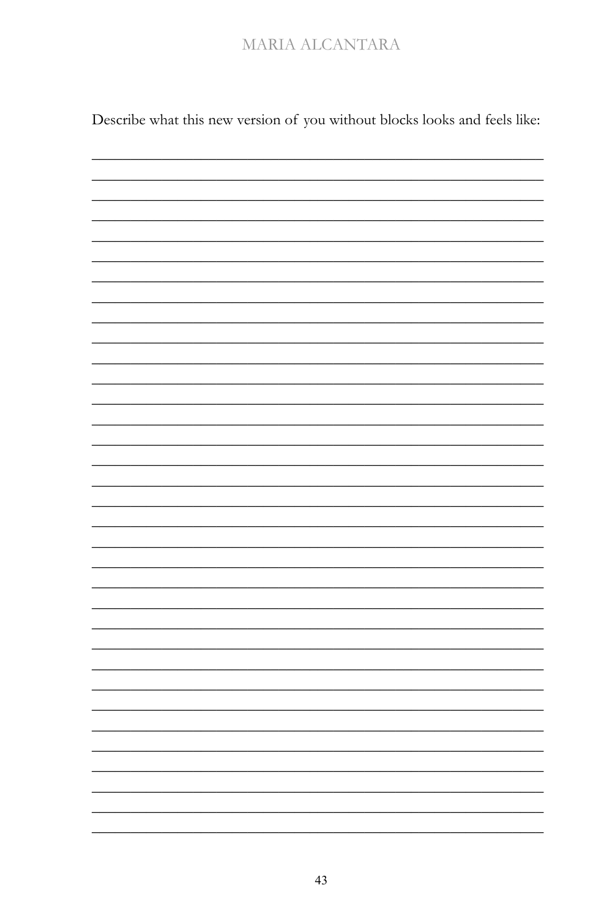Describe what this new version of you without blocks looks and feels like:

_______________________________________________________________

_______________________________________________________________

_______________________________________________________________

_______________________________________________________________

_______________________________________________________________

_______________________________________________________________

_______________________________________________________________

_______________________________________________________________

_______________________________________________________________

_______________________________________________________________

_______________________________________________________________

_______________________________________________________________

_______________________________________________________________

_______________________________________________________________

_______________________________________________________________

_______________________________________________________________

_______________________________________________________________

_______________________________________________________________

_______________________________________________________________

_______________________________________________________________

_______________________________________________________________

_______________________________________________________________

_______________________________________________________________

_______________________________________________________________

_______________________________________________________________

_______________________________________________________________

_______________________________________________________________

_______________________________________________________________

_______________________________________________________________

_______________________________________________________________

_______________________________________________________________

_______________________________________________________________

_______________________________________________________________

_______________________________________________________________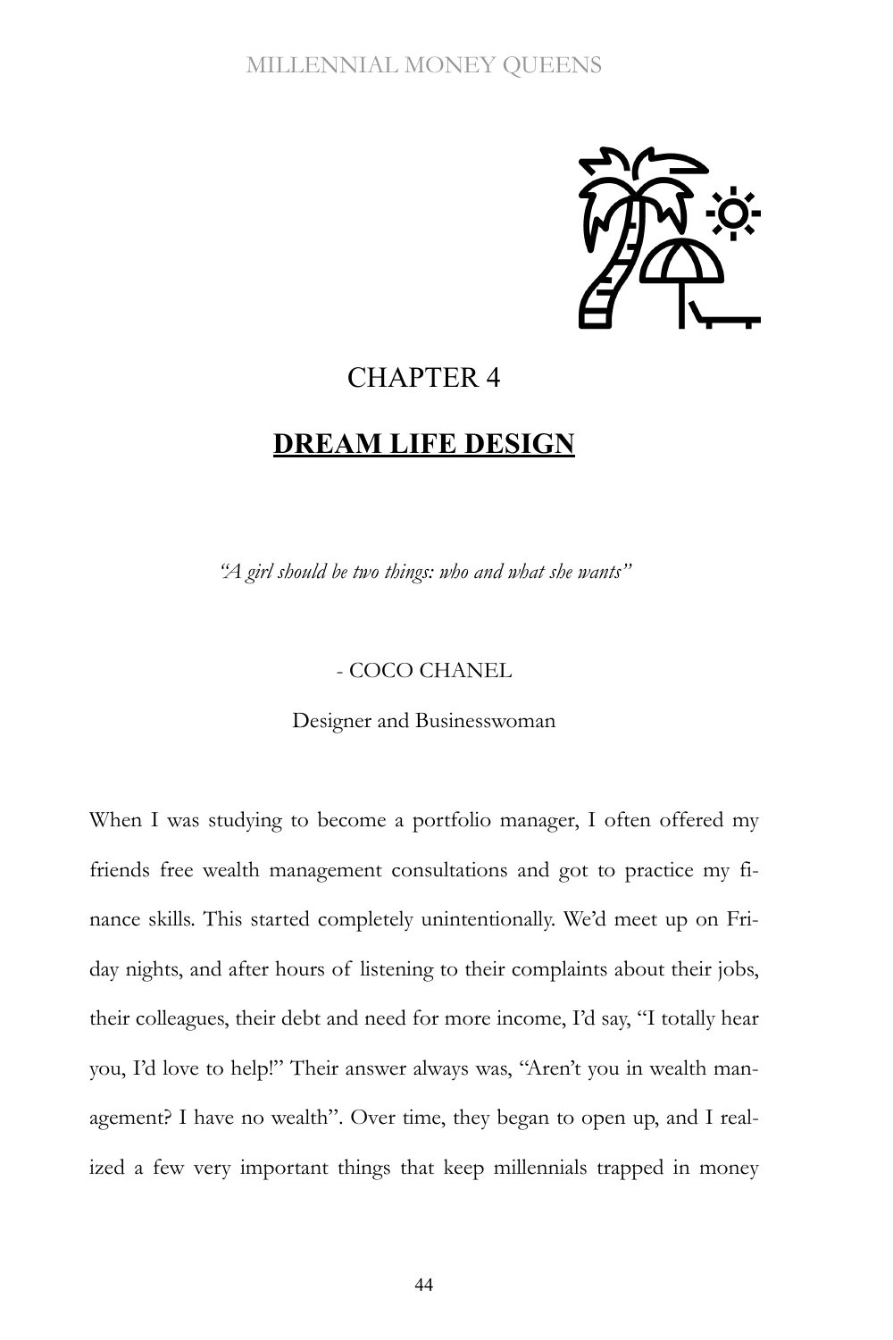# CHAPTER 4

## DREAM LIFE DESIGN

*"A girl should be two things: who and what she wants"*

- COCO CHANEL

Designer and Businesswoman

When I was studying to become a portfolio manager, I often offered my friends free wealth management consultations and got to practice my finance skills. This started completely unintentionally. We'd meet up on Friday nights, and after hours of listening to their complaints about their jobs, their colleagues, their debt and need for more income, I'd say, "I totally hear you, I'd love to help!" Their answer always was, "Aren't you in wealth management? I have no wealth". Over time, they began to open up, and I realized a few very important things that keep millennials trapped in money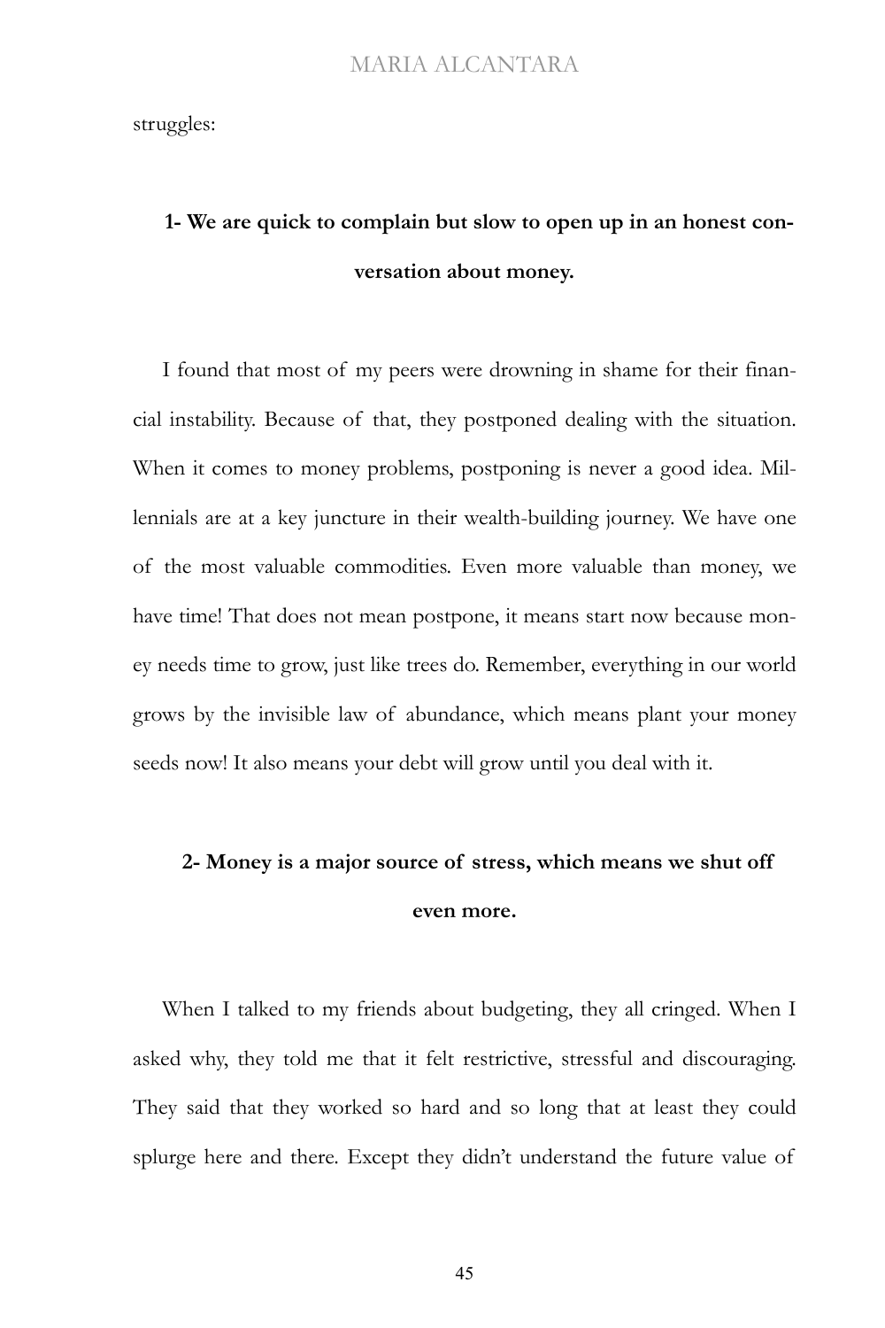struggles:

**1- We are quick to complain but slow to open up in an honest conversation about money.**

I found that most of my peers were drowning in shame for their financial instability. Because of that, they postponed dealing with the situation. When it comes to money problems, postponing is never a good idea. Millennials are at a key juncture in their wealth-building journey. We have one of the most valuable commodities. Even more valuable than money, we have time! That does not mean postpone, it means start now because money needs time to grow, just like trees do. Remember, everything in our world grows by the invisible law of abundance, which means plant your money seeds now! It also means your debt will grow until you deal with it.

**2- Money is a major source of stress, which means we shut off even more.**

When I talked to my friends about budgeting, they all cringed. When I asked why, they told me that it felt restrictive, stressful and discouraging. They said that they worked so hard and so long that at least they could splurge here and there. Except they didn't understand the future value of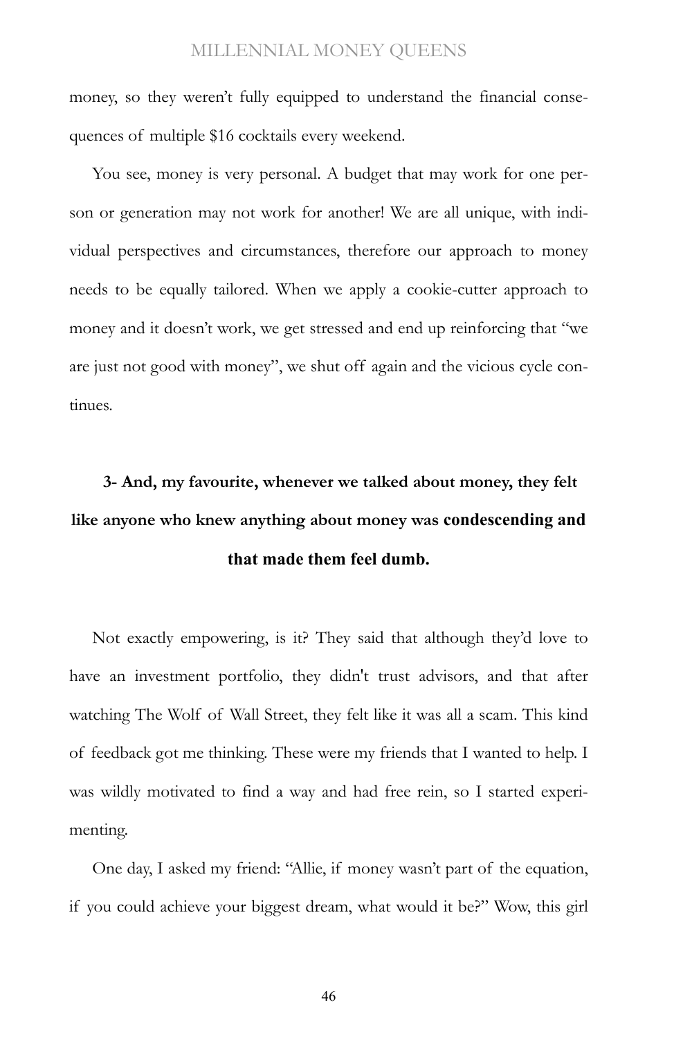money, so they weren't fully equipped to understand the financial consequences of multiple $16 cocktails every weekend.

You see, money is very personal. A budget that may work for one person or generation may not work for another! We are all unique, with individual perspectives and circumstances, therefore our approach to money needs to be equally tailored. When we apply a cookie-cutter approach to money and it doesn't work, we get stressed and end up reinforcing that "we are just not good with money", we shut off again and the vicious cycle continues.

**3- And, my favourite, whenever we talked about money, they felt like anyone who knew anything about money was condescending and that made them feel dumb.**

Not exactly empowering, is it? They said that although they'd love to have an investment portfolio, they didn't trust advisors, and that after watching The Wolf of Wall Street, they felt like it was all a scam. This kind of feedback got me thinking. These were my friends that I wanted to help. I was wildly motivated to find a way and had free rein, so I started experimenting.

One day, I asked my friend: "Allie, if money wasn't part of the equation, if you could achieve your biggest dream, what would it be?" Wow, this girl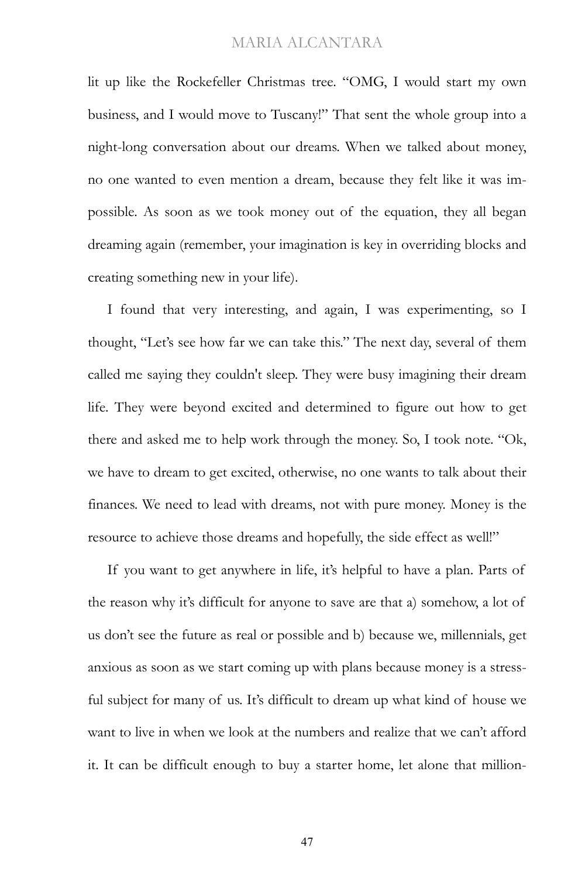lit up like the Rockefeller Christmas tree. "OMG, I would start my own business, and I would move to Tuscany!" That sent the whole group into a night-long conversation about our dreams. When we talked about money, no one wanted to even mention a dream, because they felt like it was impossible. As soon as we took money out of the equation, they all began dreaming again (remember, your imagination is key in overriding blocks and creating something new in your life).

I found that very interesting, and again, I was experimenting, so I thought, "Let's see how far we can take this." The next day, several of them called me saying they couldn't sleep. They were busy imagining their dream life. They were beyond excited and determined to figure out how to get there and asked me to help work through the money. So, I took note. "Ok, we have to dream to get excited, otherwise, no one wants to talk about their finances. We need to lead with dreams, not with pure money. Money is the resource to achieve those dreams and hopefully, the side effect as well!"

If you want to get anywhere in life, it's helpful to have a plan. Parts of the reason why it's difficult for anyone to save are that a) somehow, a lot of us don't see the future as real or possible and b) because we, millennials, get anxious as soon as we start coming up with plans because money is a stressful subject for many of us. It's difficult to dream up what kind of house we want to live in when we look at the numbers and realize that we can't afford it. It can be difficult enough to buy a starter home, let alone that million-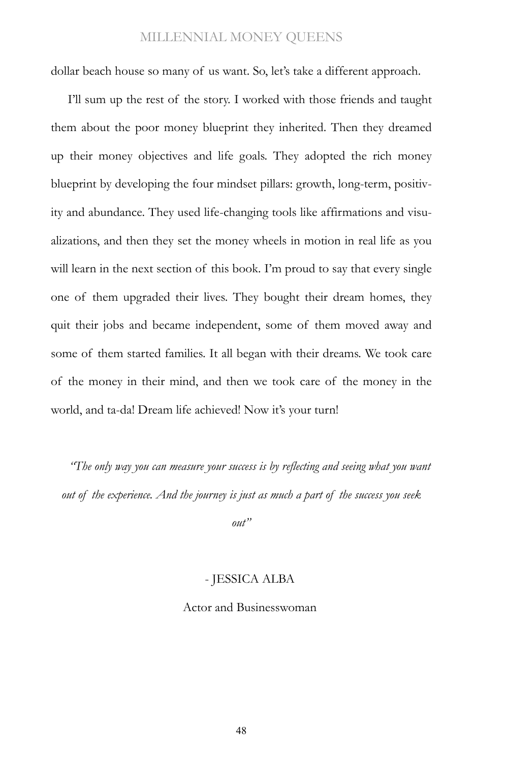dollar beach house so many of us want. So, let's take a different approach.

I'll sum up the rest of the story. I worked with those friends and taught them about the poor money blueprint they inherited. Then they dreamed up their money objectives and life goals. They adopted the rich money blueprint by developing the four mindset pillars: growth, long-term, positivity and abundance. They used life-changing tools like affirmations and visualizations, and then they set the money wheels in motion in real life as you will learn in the next section of this book. I'm proud to say that every single one of them upgraded their lives. They bought their dream homes, they quit their jobs and became independent, some of them moved away and some of them started families. It all began with their dreams. We took care of the money in their mind, and then we took care of the money in the world, and ta-da! Dream life achieved! Now it's your turn!

*"The only way you can measure your success is by reflecting and seeing what you want out of the experience. And the journey is just as much a part of the success you seek out"*

- JESSICA ALBA

Actor and Businesswoman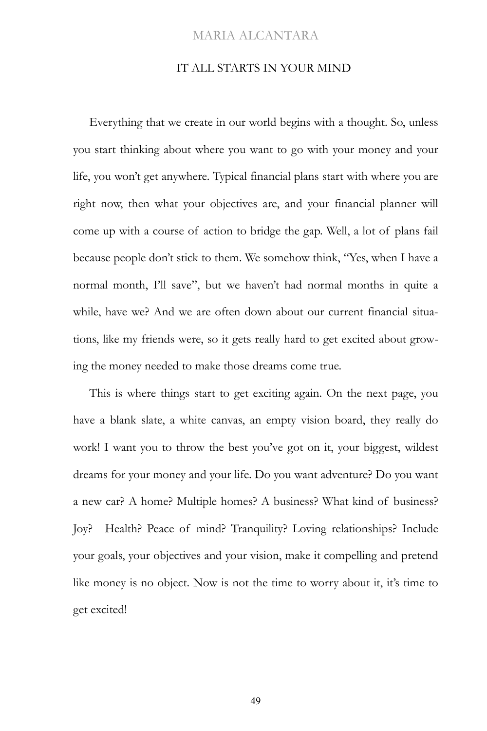## IT ALL STARTS IN YOUR MIND

Everything that we create in our world begins with a thought. So, unless you start thinking about where you want to go with your money and your life, you won't get anywhere. Typical financial plans start with where you are right now, then what your objectives are, and your financial planner will come up with a course of action to bridge the gap. Well, a lot of plans fail because people don't stick to them. We somehow think, "Yes, when I have a normal month, I'll save", but we haven't had normal months in quite a while, have we? And we are often down about our current financial situations, like my friends were, so it gets really hard to get excited about growing the money needed to make those dreams come true.

This is where things start to get exciting again. On the next page, you have a blank slate, a white canvas, an empty vision board, they really do work! I want you to throw the best you've got on it, your biggest, wildest dreams for your money and your life. Do you want adventure? Do you want a new car? A home? Multiple homes? A business? What kind of business? Joy? Health? Peace of mind? Tranquility? Loving relationships? Include your goals, your objectives and your vision, make it compelling and pretend like money is no object. Now is not the time to worry about it, it's time to get excited!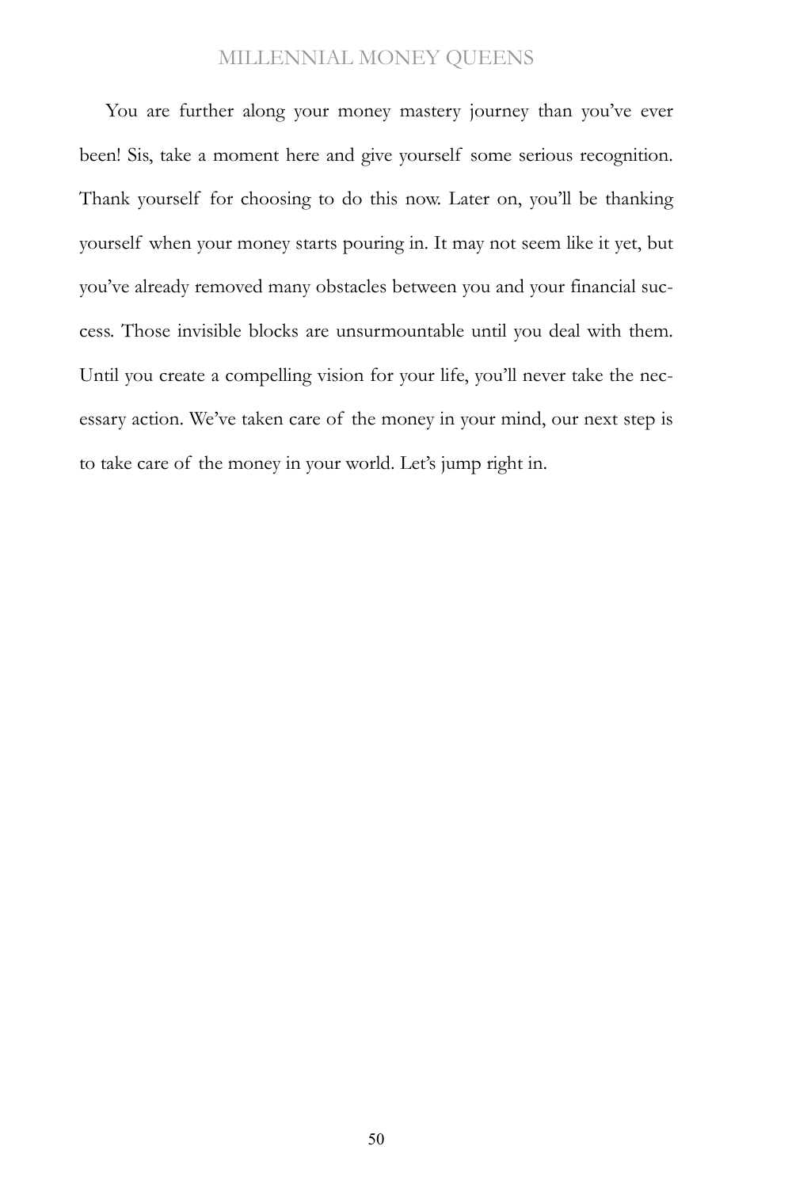You are further along your money mastery journey than you've ever been! Sis, take a moment here and give yourself some serious recognition. Thank yourself for choosing to do this now. Later on, you'll be thanking yourself when your money starts pouring in. It may not seem like it yet, but you've already removed many obstacles between you and your financial success. Those invisible blocks are unsurmountable until you deal with them. Until you create a compelling vision for your life, you'll never take the necessary action. We've taken care of the money in your mind, our next step is to take care of the money in your world. Let's jump right in.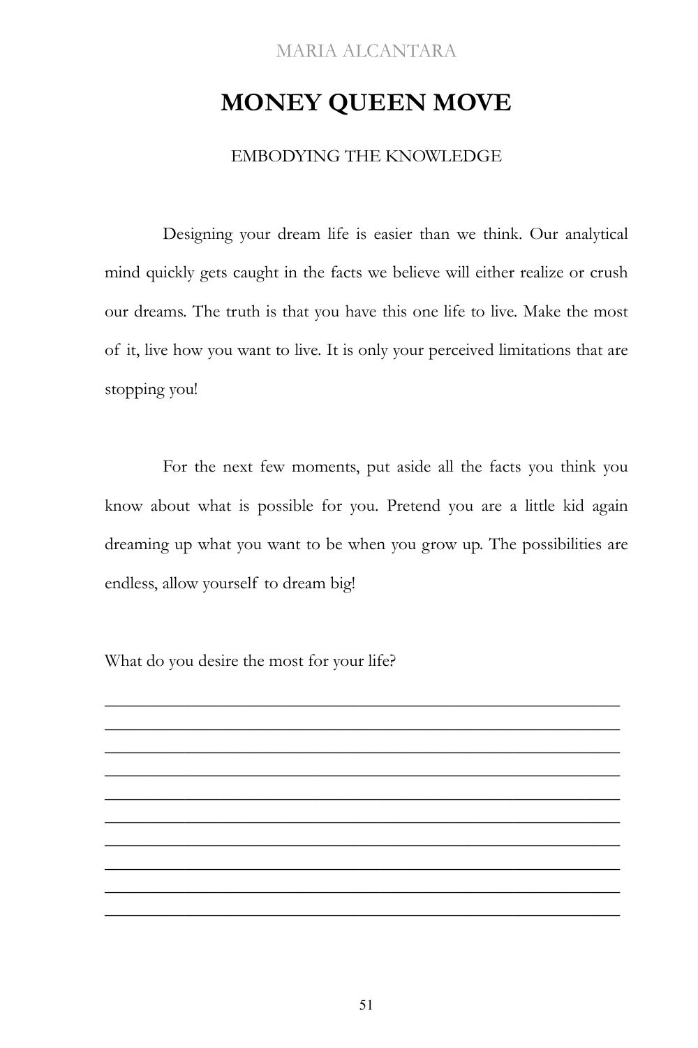# MONEY QUEEN MOVE

EMBODYING THE KNOWLEDGE

Designing your dream life is easier than we think. Our analytical mind quickly gets caught in the facts we believe will either realize or crush our dreams. The truth is that you have this one life to live. Make the most of it, live how you want to live. It is only your perceived limitations that are stopping you!

For the next few moments, put aside all the facts you think you know about what is possible for you. Pretend you are a little kid again dreaming up what you want to be when you grow up. The possibilities are endless, allow yourself to dream big!

What do you desire the most for your life?

______________________________________________________________
______________________________________________________________
______________________________________________________________
______________________________________________________________
______________________________________________________________
______________________________________________________________
______________________________________________________________
______________________________________________________________
______________________________________________________________
______________________________________________________________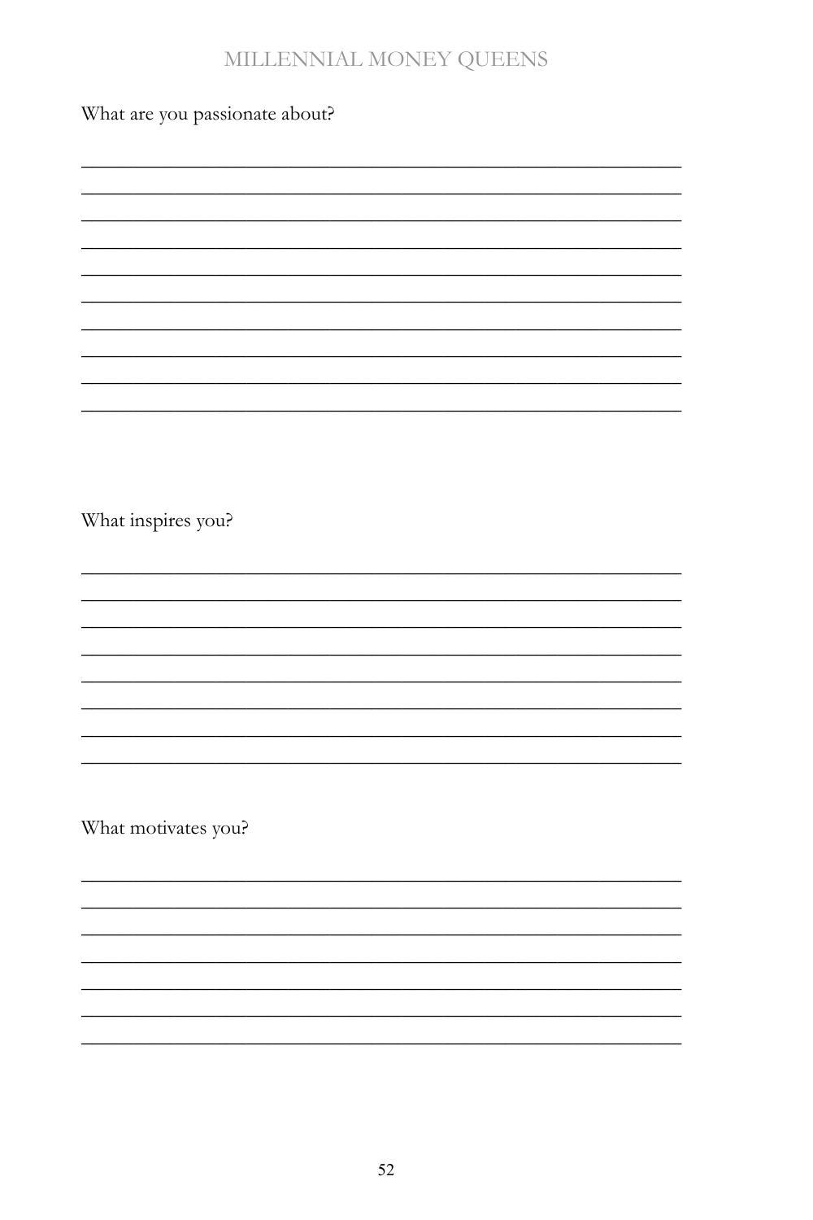What are you passionate about?

_______________________________________________________________
_______________________________________________________________
_______________________________________________________________
_______________________________________________________________
_______________________________________________________________
_______________________________________________________________
_______________________________________________________________
_______________________________________________________________
_______________________________________________________________
_______________________________________________________________

What inspires you?

_______________________________________________________________
_______________________________________________________________
_______________________________________________________________
_______________________________________________________________
_______________________________________________________________
_______________________________________________________________
_______________________________________________________________
_______________________________________________________________

What motivates you?

_______________________________________________________________
_______________________________________________________________
_______________________________________________________________
_______________________________________________________________
_______________________________________________________________
_______________________________________________________________
_______________________________________________________________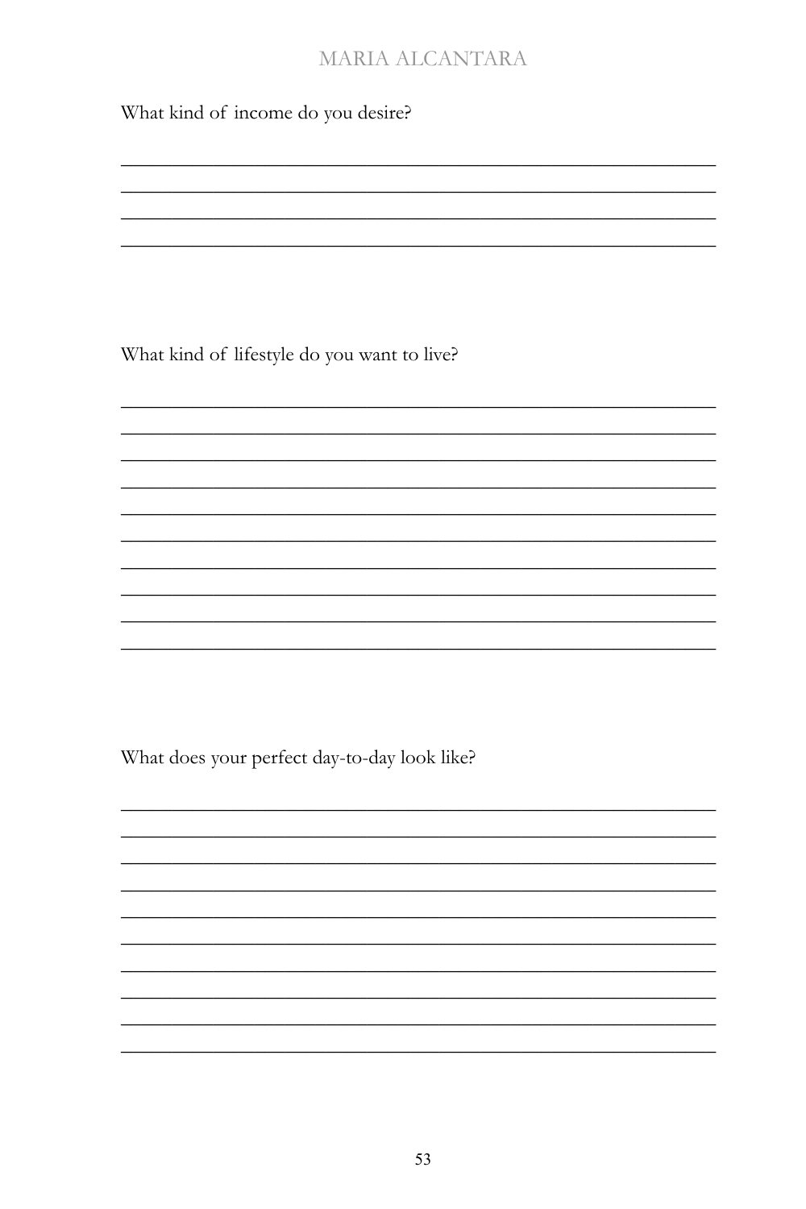What kind of income do you desire?

\_\_\_\_\_\_\_\_\_\_\_\_\_\_\_\_\_\_\_\_\_\_\_\_\_\_\_\_\_\_\_\_\_\_\_\_\_\_\_\_\_\_\_\_\_\_\_\_\_\_\_\_\_\_\_\_\_\_\_\_
\_\_\_\_\_\_\_\_\_\_\_\_\_\_\_\_\_\_\_\_\_\_\_\_\_\_\_\_\_\_\_\_\_\_\_\_\_\_\_\_\_\_\_\_\_\_\_\_\_\_\_\_\_\_\_\_\_\_\_\_
\_\_\_\_\_\_\_\_\_\_\_\_\_\_\_\_\_\_\_\_\_\_\_\_\_\_\_\_\_\_\_\_\_\_\_\_\_\_\_\_\_\_\_\_\_\_\_\_\_\_\_\_\_\_\_\_\_\_\_\_
\_\_\_\_\_\_\_\_\_\_\_\_\_\_\_\_\_\_\_\_\_\_\_\_\_\_\_\_\_\_\_\_\_\_\_\_\_\_\_\_\_\_\_\_\_\_\_\_\_\_\_\_\_\_\_\_\_\_\_\_

What kind of lifestyle do you want to live?

\_\_\_\_\_\_\_\_\_\_\_\_\_\_\_\_\_\_\_\_\_\_\_\_\_\_\_\_\_\_\_\_\_\_\_\_\_\_\_\_\_\_\_\_\_\_\_\_\_\_\_\_\_\_\_\_\_\_\_\_
\_\_\_\_\_\_\_\_\_\_\_\_\_\_\_\_\_\_\_\_\_\_\_\_\_\_\_\_\_\_\_\_\_\_\_\_\_\_\_\_\_\_\_\_\_\_\_\_\_\_\_\_\_\_\_\_\_\_\_\_
\_\_\_\_\_\_\_\_\_\_\_\_\_\_\_\_\_\_\_\_\_\_\_\_\_\_\_\_\_\_\_\_\_\_\_\_\_\_\_\_\_\_\_\_\_\_\_\_\_\_\_\_\_\_\_\_\_\_\_\_
\_\_\_\_\_\_\_\_\_\_\_\_\_\_\_\_\_\_\_\_\_\_\_\_\_\_\_\_\_\_\_\_\_\_\_\_\_\_\_\_\_\_\_\_\_\_\_\_\_\_\_\_\_\_\_\_\_\_\_\_
\_\_\_\_\_\_\_\_\_\_\_\_\_\_\_\_\_\_\_\_\_\_\_\_\_\_\_\_\_\_\_\_\_\_\_\_\_\_\_\_\_\_\_\_\_\_\_\_\_\_\_\_\_\_\_\_\_\_\_\_
\_\_\_\_\_\_\_\_\_\_\_\_\_\_\_\_\_\_\_\_\_\_\_\_\_\_\_\_\_\_\_\_\_\_\_\_\_\_\_\_\_\_\_\_\_\_\_\_\_\_\_\_\_\_\_\_\_\_\_\_
\_\_\_\_\_\_\_\_\_\_\_\_\_\_\_\_\_\_\_\_\_\_\_\_\_\_\_\_\_\_\_\_\_\_\_\_\_\_\_\_\_\_\_\_\_\_\_\_\_\_\_\_\_\_\_\_\_\_\_\_
\_\_\_\_\_\_\_\_\_\_\_\_\_\_\_\_\_\_\_\_\_\_\_\_\_\_\_\_\_\_\_\_\_\_\_\_\_\_\_\_\_\_\_\_\_\_\_\_\_\_\_\_\_\_\_\_\_\_\_\_
\_\_\_\_\_\_\_\_\_\_\_\_\_\_\_\_\_\_\_\_\_\_\_\_\_\_\_\_\_\_\_\_\_\_\_\_\_\_\_\_\_\_\_\_\_\_\_\_\_\_\_\_\_\_\_\_\_\_\_\_
\_\_\_\_\_\_\_\_\_\_\_\_\_\_\_\_\_\_\_\_\_\_\_\_\_\_\_\_\_\_\_\_\_\_\_\_\_\_\_\_\_\_\_\_\_\_\_\_\_\_\_\_\_\_\_\_\_\_\_\_

What does your perfect day-to-day look like?

\_\_\_\_\_\_\_\_\_\_\_\_\_\_\_\_\_\_\_\_\_\_\_\_\_\_\_\_\_\_\_\_\_\_\_\_\_\_\_\_\_\_\_\_\_\_\_\_\_\_\_\_\_\_\_\_\_\_\_\_
\_\_\_\_\_\_\_\_\_\_\_\_\_\_\_\_\_\_\_\_\_\_\_\_\_\_\_\_\_\_\_\_\_\_\_\_\_\_\_\_\_\_\_\_\_\_\_\_\_\_\_\_\_\_\_\_\_\_\_\_
\_\_\_\_\_\_\_\_\_\_\_\_\_\_\_\_\_\_\_\_\_\_\_\_\_\_\_\_\_\_\_\_\_\_\_\_\_\_\_\_\_\_\_\_\_\_\_\_\_\_\_\_\_\_\_\_\_\_\_\_
\_\_\_\_\_\_\_\_\_\_\_\_\_\_\_\_\_\_\_\_\_\_\_\_\_\_\_\_\_\_\_\_\_\_\_\_\_\_\_\_\_\_\_\_\_\_\_\_\_\_\_\_\_\_\_\_\_\_\_\_
\_\_\_\_\_\_\_\_\_\_\_\_\_\_\_\_\_\_\_\_\_\_\_\_\_\_\_\_\_\_\_\_\_\_\_\_\_\_\_\_\_\_\_\_\_\_\_\_\_\_\_\_\_\_\_\_\_\_\_\_
\_\_\_\_\_\_\_\_\_\_\_\_\_\_\_\_\_\_\_\_\_\_\_\_\_\_\_\_\_\_\_\_\_\_\_\_\_\_\_\_\_\_\_\_\_\_\_\_\_\_\_\_\_\_\_\_\_\_\_\_
\_\_\_\_\_\_\_\_\_\_\_\_\_\_\_\_\_\_\_\_\_\_\_\_\_\_\_\_\_\_\_\_\_\_\_\_\_\_\_\_\_\_\_\_\_\_\_\_\_\_\_\_\_\_\_\_\_\_\_\_
\_\_\_\_\_\_\_\_\_\_\_\_\_\_\_\_\_\_\_\_\_\_\_\_\_\_\_\_\_\_\_\_\_\_\_\_\_\_\_\_\_\_\_\_\_\_\_\_\_\_\_\_\_\_\_\_\_\_\_\_
\_\_\_\_\_\_\_\_\_\_\_\_\_\_\_\_\_\_\_\_\_\_\_\_\_\_\_\_\_\_\_\_\_\_\_\_\_\_\_\_\_\_\_\_\_\_\_\_\_\_\_\_\_\_\_\_\_\_\_\_
\_\_\_\_\_\_\_\_\_\_\_\_\_\_\_\_\_\_\_\_\_\_\_\_\_\_\_\_\_\_\_\_\_\_\_\_\_\_\_\_\_\_\_\_\_\_\_\_\_\_\_\_\_\_\_\_\_\_\_\_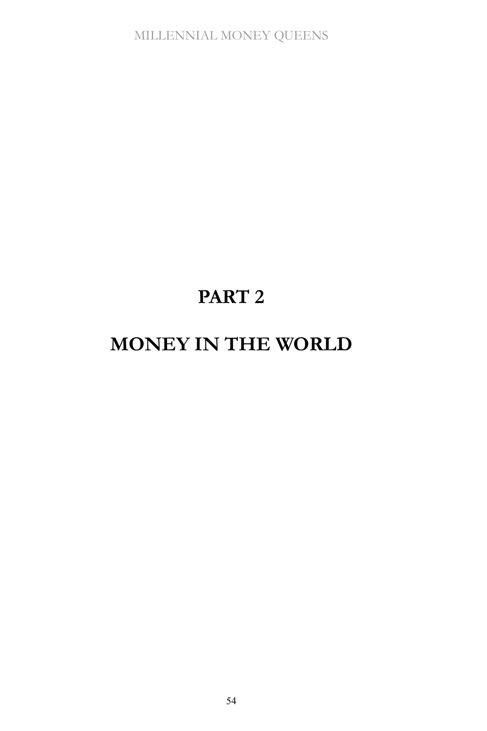# PART 2

# MONEY IN THE WORLD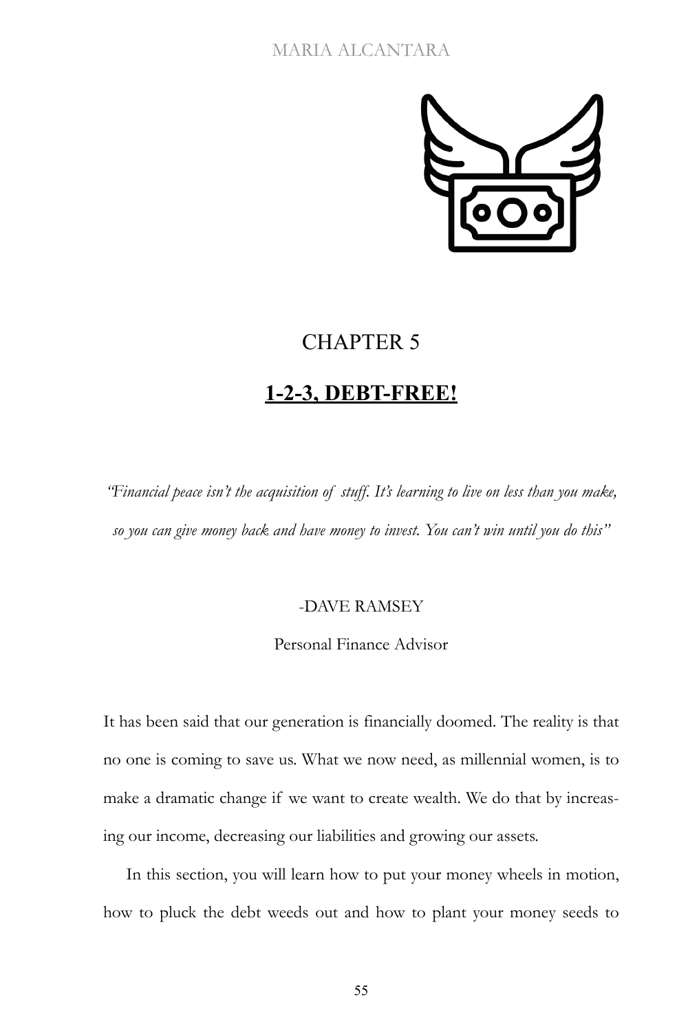# CHAPTER 5

## 1-2-3, DEBT-FREE!

*"Financial peace isn't the acquisition of stuff. It's learning to live on less than you make, so you can give money back and have money to invest. You can't win until you do this"*

-DAVE RAMSEY

Personal Finance Advisor

It has been said that our generation is financially doomed. The reality is that no one is coming to save us. What we now need, as millennial women, is to make a dramatic change if we want to create wealth. We do that by increasing our income, decreasing our liabilities and growing our assets.

In this section, you will learn how to put your money wheels in motion, how to pluck the debt weeds out and how to plant your money seeds to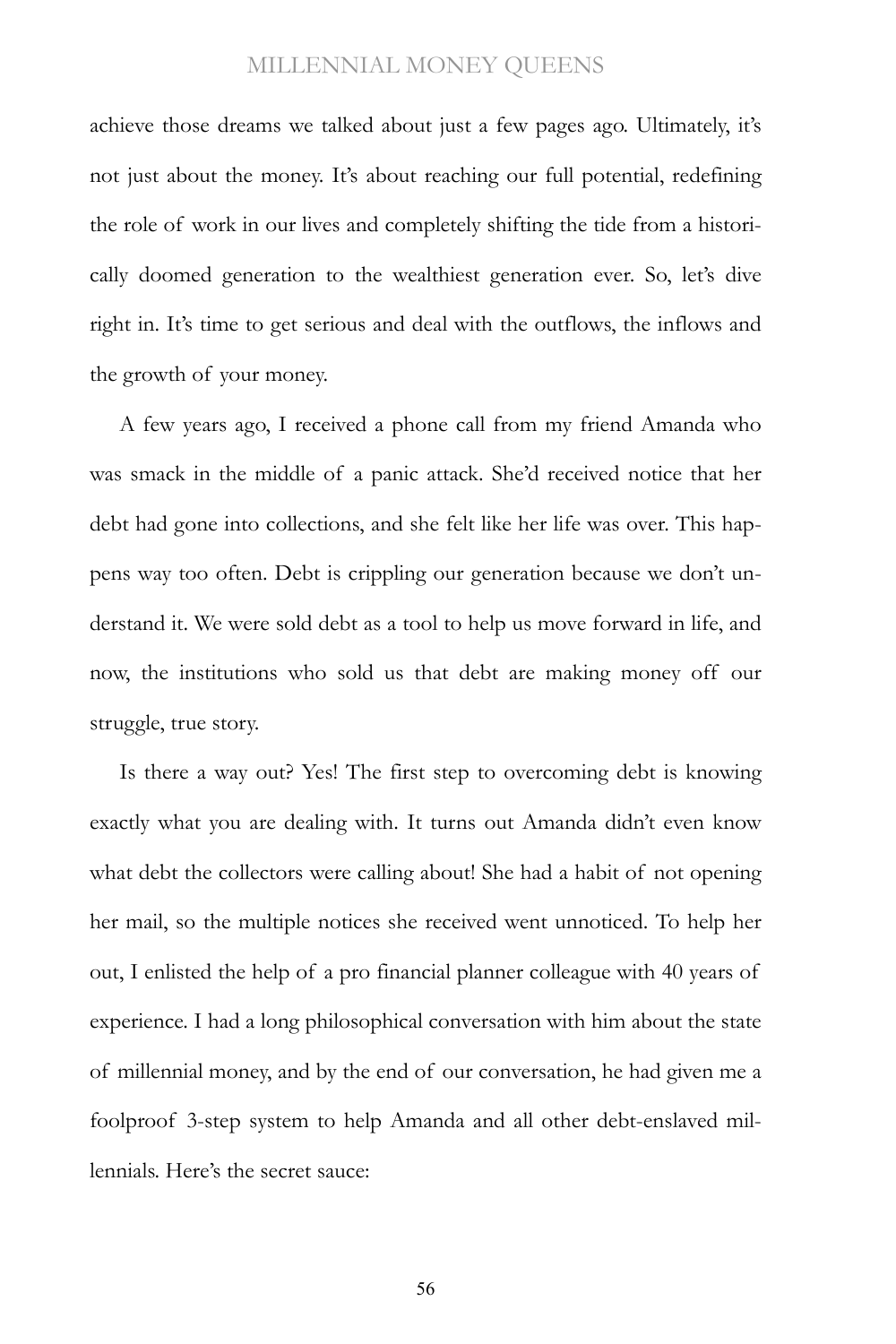achieve those dreams we talked about just a few pages ago. Ultimately, it's not just about the money. It's about reaching our full potential, redefining the role of work in our lives and completely shifting the tide from a historically doomed generation to the wealthiest generation ever. So, let's dive right in. It's time to get serious and deal with the outflows, the inflows and the growth of your money.

A few years ago, I received a phone call from my friend Amanda who was smack in the middle of a panic attack. She'd received notice that her debt had gone into collections, and she felt like her life was over. This happens way too often. Debt is crippling our generation because we don't understand it. We were sold debt as a tool to help us move forward in life, and now, the institutions who sold us that debt are making money off our struggle, true story.

Is there a way out? Yes! The first step to overcoming debt is knowing exactly what you are dealing with. It turns out Amanda didn't even know what debt the collectors were calling about! She had a habit of not opening her mail, so the multiple notices she received went unnoticed. To help her out, I enlisted the help of a pro financial planner colleague with 40 years of experience. I had a long philosophical conversation with him about the state of millennial money, and by the end of our conversation, he had given me a foolproof 3-step system to help Amanda and all other debt-enslaved millennials. Here's the secret sauce: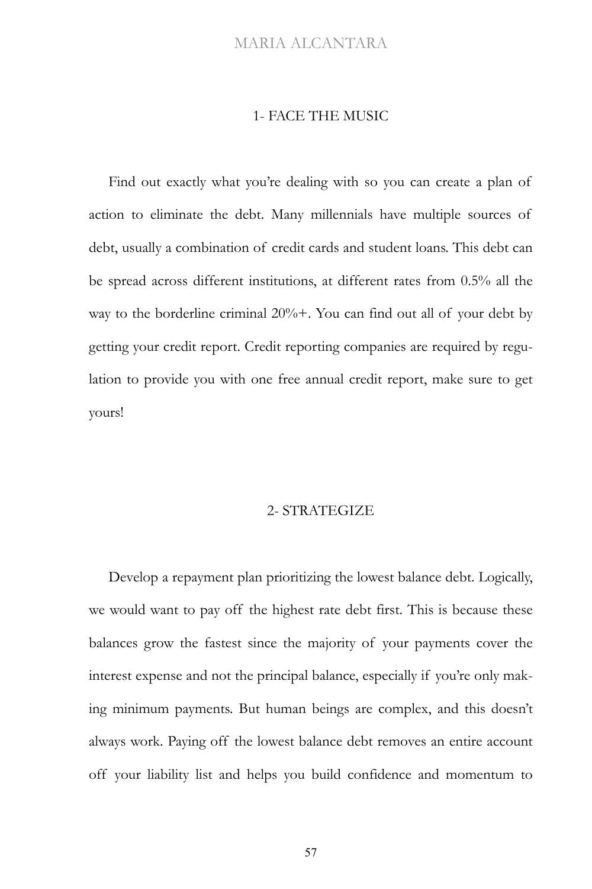## 1- FACE THE MUSIC

Find out exactly what you're dealing with so you can create a plan of action to eliminate the debt. Many millennials have multiple sources of debt, usually a combination of credit cards and student loans. This debt can be spread across different institutions, at different rates from 0.5% all the way to the borderline criminal 20%+. You can find out all of your debt by getting your credit report. Credit reporting companies are required by regulation to provide you with one free annual credit report, make sure to get yours!

## 2- STRATEGIZE

Develop a repayment plan prioritizing the lowest balance debt. Logically, we would want to pay off the highest rate debt first. This is because these balances grow the fastest since the majority of your payments cover the interest expense and not the principal balance, especially if you're only making minimum payments. But human beings are complex, and this doesn't always work. Paying off the lowest balance debt removes an entire account off your liability list and helps you build confidence and momentum to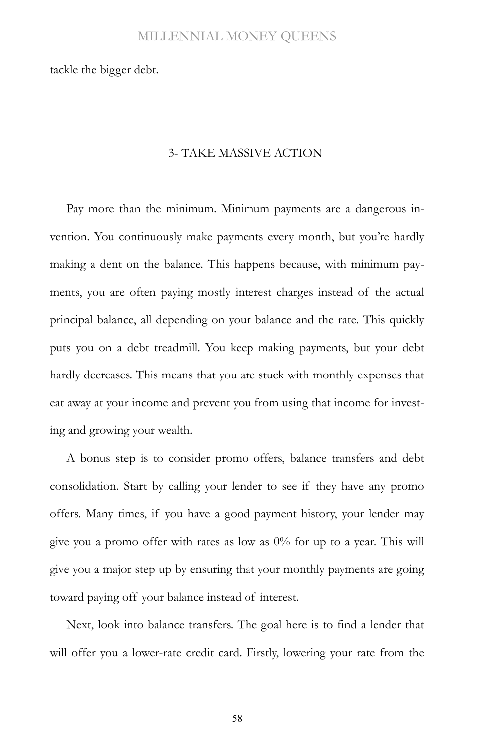tackle the bigger debt.

## 3- TAKE MASSIVE ACTION

Pay more than the minimum. Minimum payments are a dangerous invention. You continuously make payments every month, but you're hardly making a dent on the balance. This happens because, with minimum payments, you are often paying mostly interest charges instead of the actual principal balance, all depending on your balance and the rate. This quickly puts you on a debt treadmill. You keep making payments, but your debt hardly decreases. This means that you are stuck with monthly expenses that eat away at your income and prevent you from using that income for investing and growing your wealth.

A bonus step is to consider promo offers, balance transfers and debt consolidation. Start by calling your lender to see if they have any promo offers. Many times, if you have a good payment history, your lender may give you a promo offer with rates as low as 0% for up to a year. This will give you a major step up by ensuring that your monthly payments are going toward paying off your balance instead of interest.

Next, look into balance transfers. The goal here is to find a lender that will offer you a lower-rate credit card. Firstly, lowering your rate from the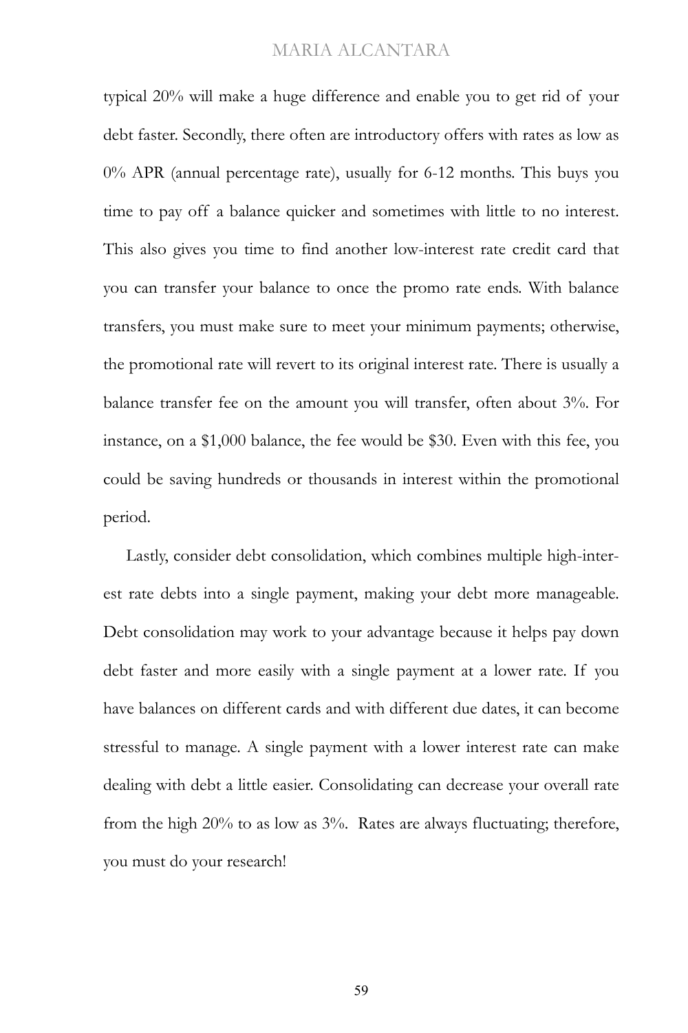typical 20% will make a huge difference and enable you to get rid of your debt faster. Secondly, there often are introductory offers with rates as low as 0% APR (annual percentage rate), usually for 6-12 months. This buys you time to pay off a balance quicker and sometimes with little to no interest. This also gives you time to find another low-interest rate credit card that you can transfer your balance to once the promo rate ends. With balance transfers, you must make sure to meet your minimum payments; otherwise, the promotional rate will revert to its original interest rate. There is usually a balance transfer fee on the amount you will transfer, often about 3%. For instance, on a $1,000 balance, the fee would be $30. Even with this fee, you could be saving hundreds or thousands in interest within the promotional period.

Lastly, consider debt consolidation, which combines multiple high-interest rate debts into a single payment, making your debt more manageable. Debt consolidation may work to your advantage because it helps pay down debt faster and more easily with a single payment at a lower rate. If you have balances on different cards and with different due dates, it can become stressful to manage. A single payment with a lower interest rate can make dealing with debt a little easier. Consolidating can decrease your overall rate from the high 20% to as low as 3%. Rates are always fluctuating; therefore, you must do your research!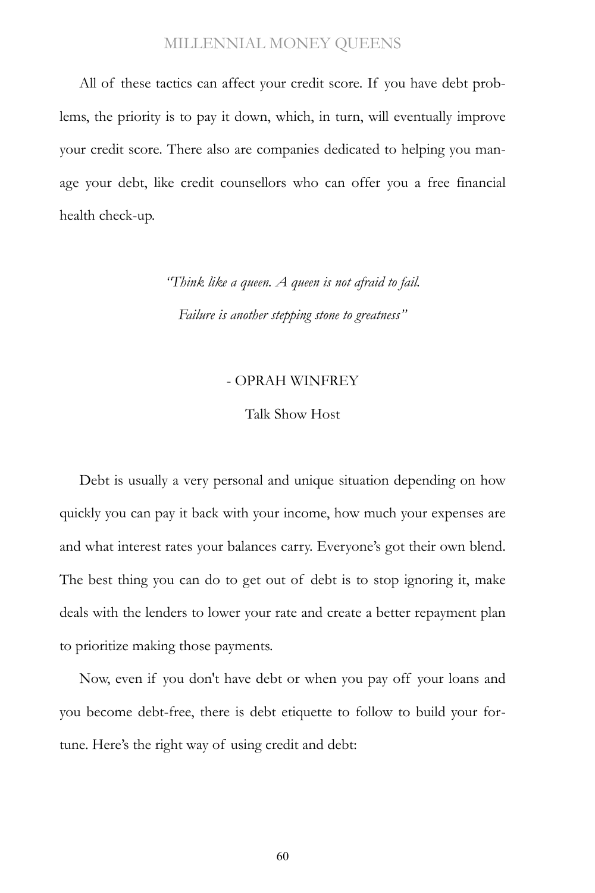All of these tactics can affect your credit score. If you have debt problems, the priority is to pay it down, which, in turn, will eventually improve your credit score. There also are companies dedicated to helping you manage your debt, like credit counsellors who can offer you a free financial health check-up.

*"Think like a queen. A queen is not afraid to fail.*
*Failure is another stepping stone to greatness"*

- OPRAH WINFREY

Talk Show Host

Debt is usually a very personal and unique situation depending on how quickly you can pay it back with your income, how much your expenses are and what interest rates your balances carry. Everyone's got their own blend. The best thing you can do to get out of debt is to stop ignoring it, make deals with the lenders to lower your rate and create a better repayment plan to prioritize making those payments.

Now, even if you don't have debt or when you pay off your loans and you become debt-free, there is debt etiquette to follow to build your fortune. Here's the right way of using credit and debt: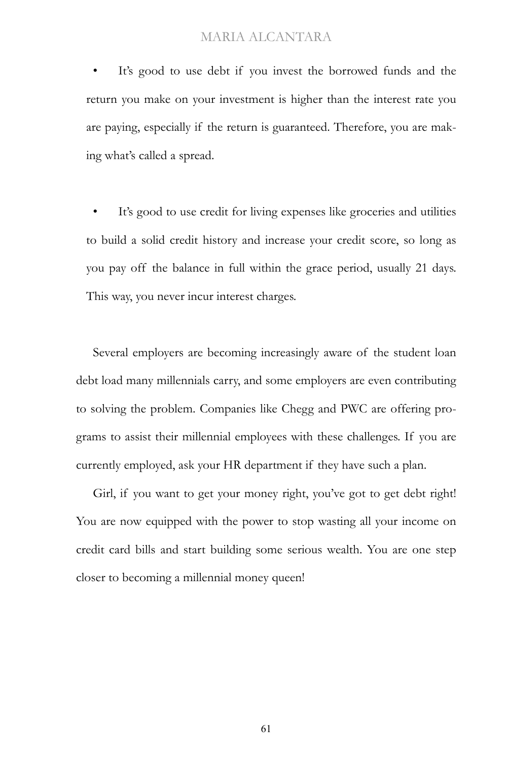- It's good to use debt if you invest the borrowed funds and the return you make on your investment is higher than the interest rate you are paying, especially if the return is guaranteed. Therefore, you are making what's called a spread.

- It's good to use credit for living expenses like groceries and utilities to build a solid credit history and increase your credit score, so long as you pay off the balance in full within the grace period, usually 21 days. This way, you never incur interest charges.

Several employers are becoming increasingly aware of the student loan debt load many millennials carry, and some employers are even contributing to solving the problem. Companies like Chegg and PWC are offering programs to assist their millennial employees with these challenges. If you are currently employed, ask your HR department if they have such a plan.

Girl, if you want to get your money right, you've got to get debt right! You are now equipped with the power to stop wasting all your income on credit card bills and start building some serious wealth. You are one step closer to becoming a millennial money queen!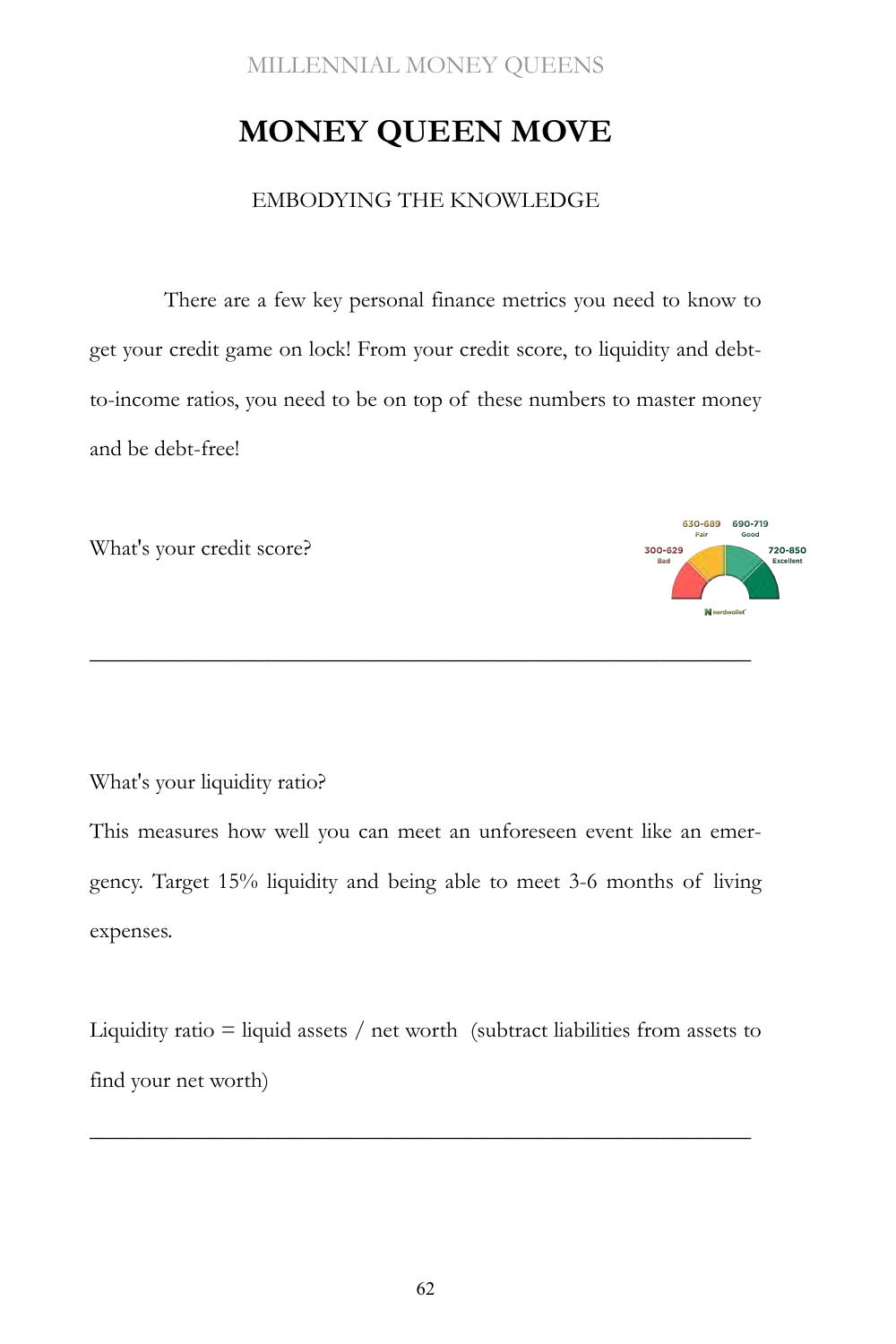# MONEY QUEEN MOVE

EMBODYING THE KNOWLEDGE

There are a few key personal finance metrics you need to know to get your credit game on lock! From your credit score, to liquidity and debt-to-income ratios, you need to be on top of these numbers to master money and be debt-free!

What's your credit score?

630-689 Fair | 690-719 Good | 300-629 Bad | 720-850 Excellent

\_\_\_\_\_\_\_\_\_\_\_\_\_\_\_\_\_\_\_\_\_\_\_\_\_\_\_\_\_\_\_\_\_\_\_\_\_\_\_\_\_\_\_\_\_\_\_\_\_\_\_\_\_\_\_\_

What's your liquidity ratio?

This measures how well you can meet an unforeseen event like an emergency. Target 15% liquidity and being able to meet 3-6 months of living expenses.

Liquidity ratio = liquid assets / net worth (subtract liabilities from assets to find your net worth)

\_\_\_\_\_\_\_\_\_\_\_\_\_\_\_\_\_\_\_\_\_\_\_\_\_\_\_\_\_\_\_\_\_\_\_\_\_\_\_\_\_\_\_\_\_\_\_\_\_\_\_\_\_\_\_\_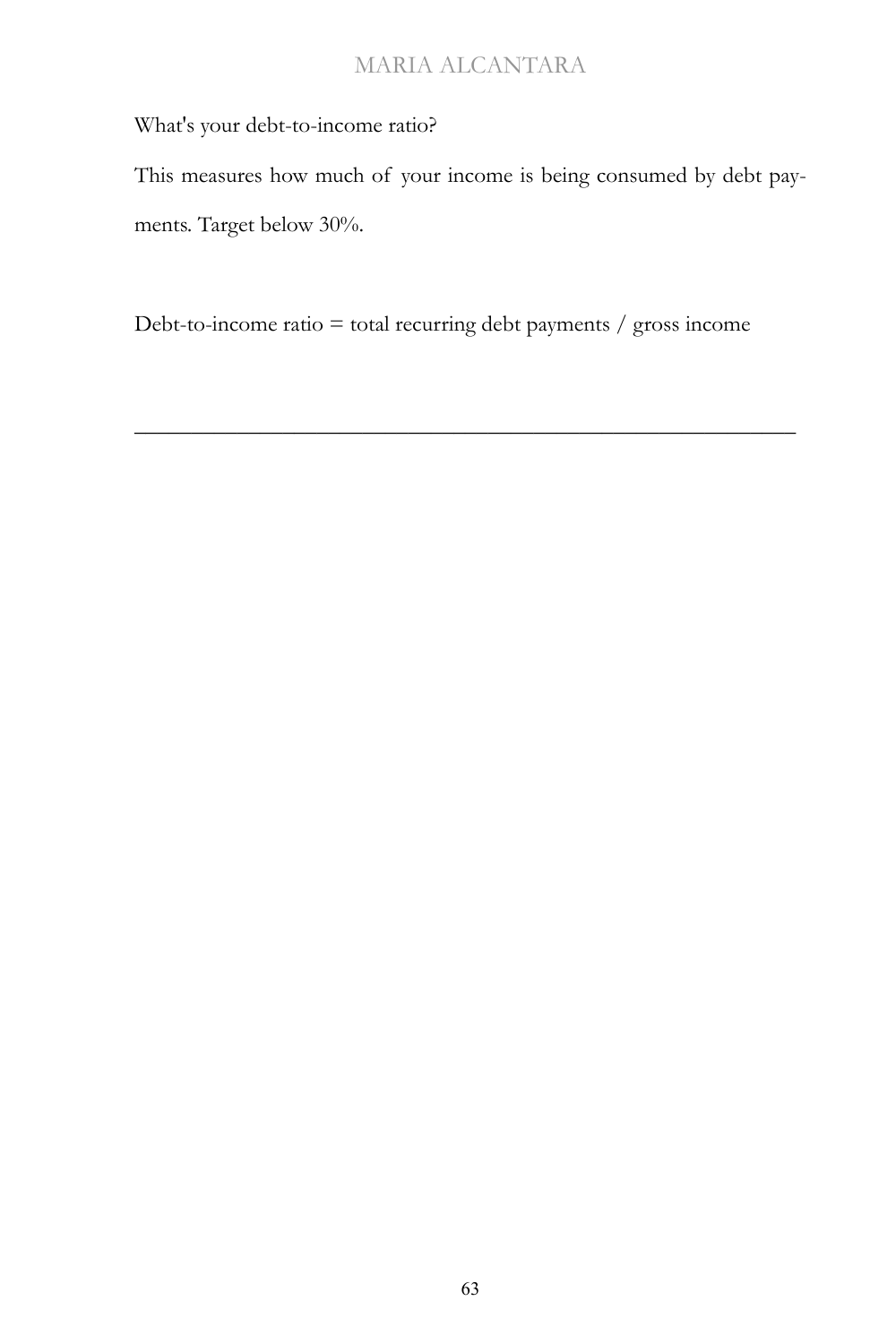What's your debt-to-income ratio?

This measures how much of your income is being consumed by debt payments. Target below 30%.

Debt-to-income ratio = total recurring debt payments / gross income

______________________________________________________________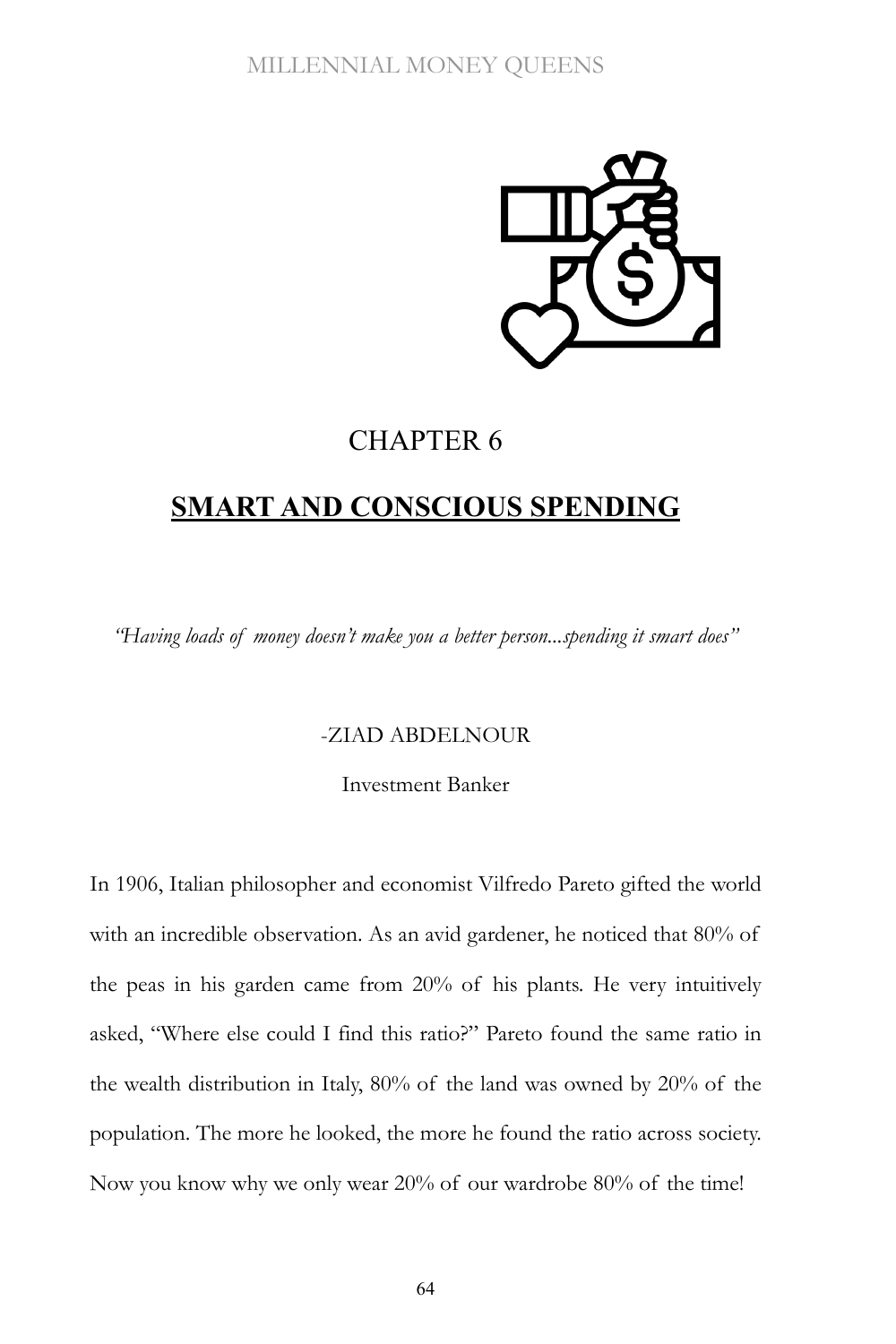# CHAPTER 6

## SMART AND CONSCIOUS SPENDING

*"Having loads of money doesn't make you a better person...spending it smart does"*

-ZIAD ABDELNOUR

Investment Banker

In 1906, Italian philosopher and economist Vilfredo Pareto gifted the world with an incredible observation. As an avid gardener, he noticed that 80% of the peas in his garden came from 20% of his plants. He very intuitively asked, "Where else could I find this ratio?" Pareto found the same ratio in the wealth distribution in Italy, 80% of the land was owned by 20% of the population. The more he looked, the more he found the ratio across society. Now you know why we only wear 20% of our wardrobe 80% of the time!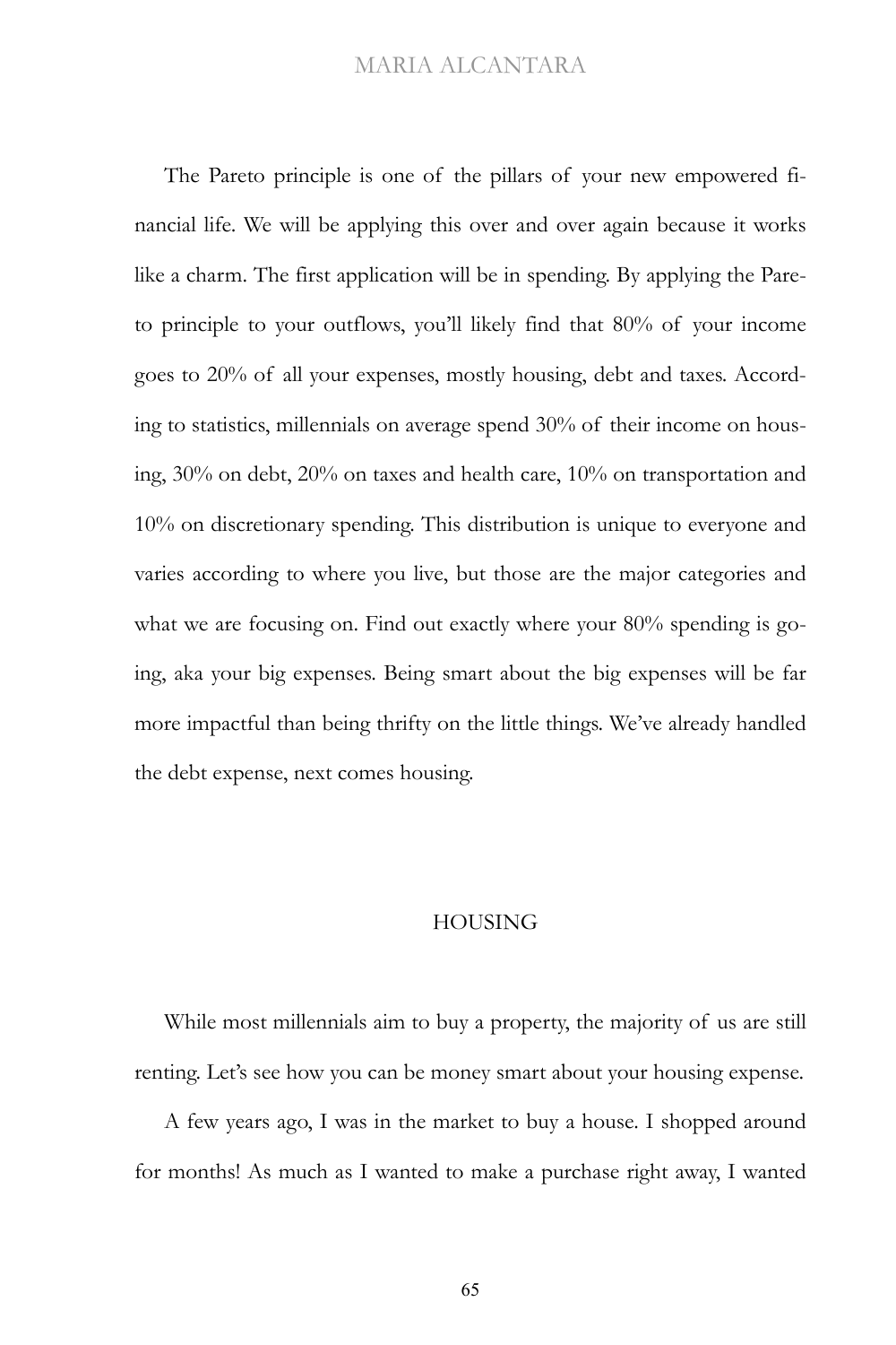The Pareto principle is one of the pillars of your new empowered financial life. We will be applying this over and over again because it works like a charm. The first application will be in spending. By applying the Pareto principle to your outflows, you'll likely find that 80% of your income goes to 20% of all your expenses, mostly housing, debt and taxes. According to statistics, millennials on average spend 30% of their income on housing, 30% on debt, 20% on taxes and health care, 10% on transportation and 10% on discretionary spending. This distribution is unique to everyone and varies according to where you live, but those are the major categories and what we are focusing on. Find out exactly where your 80% spending is going, aka your big expenses. Being smart about the big expenses will be far more impactful than being thrifty on the little things. We've already handled the debt expense, next comes housing.

## HOUSING

While most millennials aim to buy a property, the majority of us are still renting. Let's see how you can be money smart about your housing expense.

A few years ago, I was in the market to buy a house. I shopped around for months! As much as I wanted to make a purchase right away, I wanted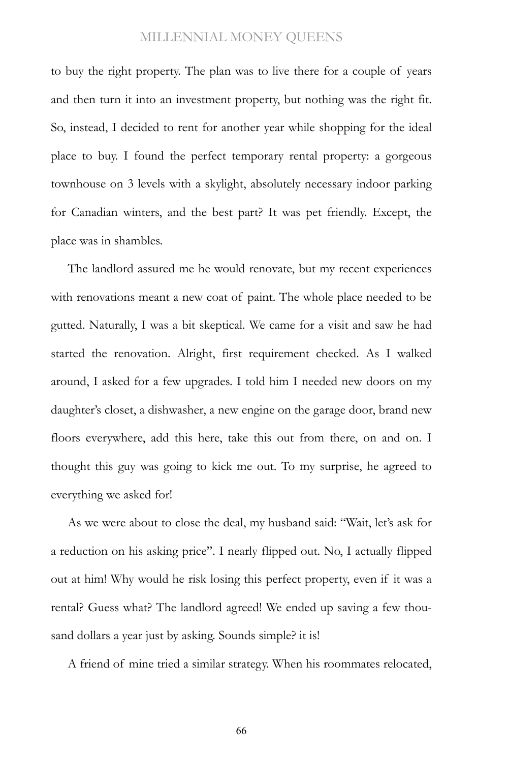to buy the right property. The plan was to live there for a couple of years and then turn it into an investment property, but nothing was the right fit. So, instead, I decided to rent for another year while shopping for the ideal place to buy. I found the perfect temporary rental property: a gorgeous townhouse on 3 levels with a skylight, absolutely necessary indoor parking for Canadian winters, and the best part? It was pet friendly. Except, the place was in shambles.

The landlord assured me he would renovate, but my recent experiences with renovations meant a new coat of paint. The whole place needed to be gutted. Naturally, I was a bit skeptical. We came for a visit and saw he had started the renovation. Alright, first requirement checked. As I walked around, I asked for a few upgrades. I told him I needed new doors on my daughter's closet, a dishwasher, a new engine on the garage door, brand new floors everywhere, add this here, take this out from there, on and on. I thought this guy was going to kick me out. To my surprise, he agreed to everything we asked for!

As we were about to close the deal, my husband said: "Wait, let's ask for a reduction on his asking price". I nearly flipped out. No, I actually flipped out at him! Why would he risk losing this perfect property, even if it was a rental? Guess what? The landlord agreed! We ended up saving a few thousand dollars a year just by asking. Sounds simple? it is!

A friend of mine tried a similar strategy. When his roommates relocated,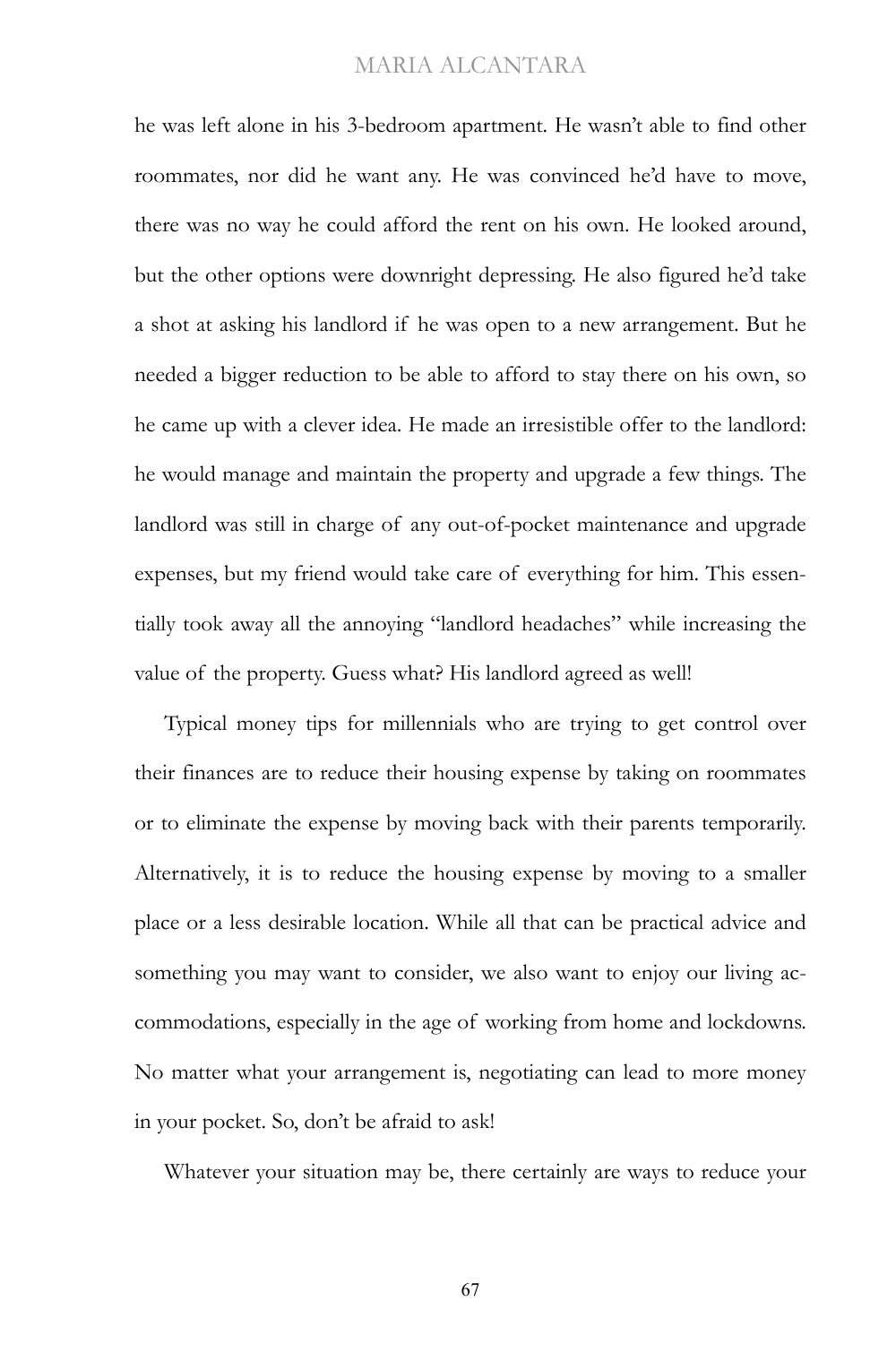he was left alone in his 3-bedroom apartment. He wasn't able to find other roommates, nor did he want any. He was convinced he'd have to move, there was no way he could afford the rent on his own. He looked around, but the other options were downright depressing. He also figured he'd take a shot at asking his landlord if he was open to a new arrangement. But he needed a bigger reduction to be able to afford to stay there on his own, so he came up with a clever idea. He made an irresistible offer to the landlord: he would manage and maintain the property and upgrade a few things. The landlord was still in charge of any out-of-pocket maintenance and upgrade expenses, but my friend would take care of everything for him. This essentially took away all the annoying "landlord headaches" while increasing the value of the property. Guess what? His landlord agreed as well!

Typical money tips for millennials who are trying to get control over their finances are to reduce their housing expense by taking on roommates or to eliminate the expense by moving back with their parents temporarily. Alternatively, it is to reduce the housing expense by moving to a smaller place or a less desirable location. While all that can be practical advice and something you may want to consider, we also want to enjoy our living accommodations, especially in the age of working from home and lockdowns. No matter what your arrangement is, negotiating can lead to more money in your pocket. So, don't be afraid to ask!

Whatever your situation may be, there certainly are ways to reduce your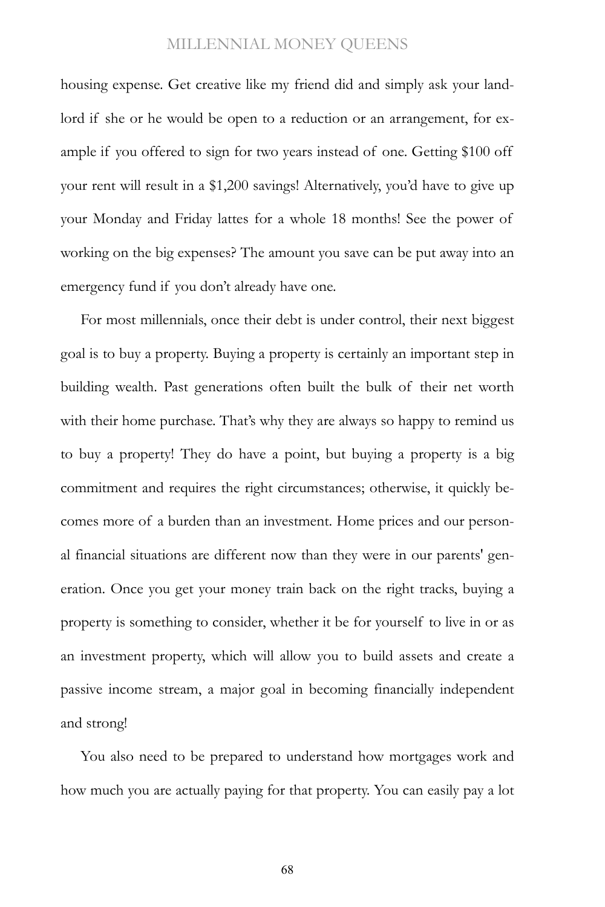housing expense. Get creative like my friend did and simply ask your landlord if she or he would be open to a reduction or an arrangement, for example if you offered to sign for two years instead of one. Getting $100 off your rent will result in a $1,200 savings! Alternatively, you'd have to give up your Monday and Friday lattes for a whole 18 months! See the power of working on the big expenses? The amount you save can be put away into an emergency fund if you don't already have one.

For most millennials, once their debt is under control, their next biggest goal is to buy a property. Buying a property is certainly an important step in building wealth. Past generations often built the bulk of their net worth with their home purchase. That's why they are always so happy to remind us to buy a property! They do have a point, but buying a property is a big commitment and requires the right circumstances; otherwise, it quickly becomes more of a burden than an investment. Home prices and our personal financial situations are different now than they were in our parents' generation. Once you get your money train back on the right tracks, buying a property is something to consider, whether it be for yourself to live in or as an investment property, which will allow you to build assets and create a passive income stream, a major goal in becoming financially independent and strong!

You also need to be prepared to understand how mortgages work and how much you are actually paying for that property. You can easily pay a lot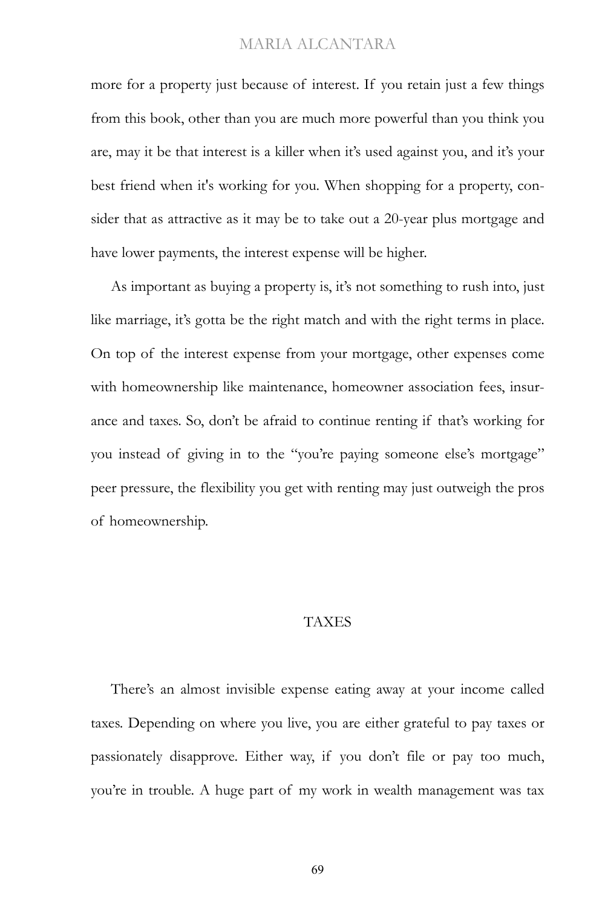more for a property just because of interest. If you retain just a few things from this book, other than you are much more powerful than you think you are, may it be that interest is a killer when it's used against you, and it's your best friend when it's working for you. When shopping for a property, consider that as attractive as it may be to take out a 20-year plus mortgage and have lower payments, the interest expense will be higher.

As important as buying a property is, it's not something to rush into, just like marriage, it's gotta be the right match and with the right terms in place. On top of the interest expense from your mortgage, other expenses come with homeownership like maintenance, homeowner association fees, insurance and taxes. So, don't be afraid to continue renting if that's working for you instead of giving in to the "you're paying someone else's mortgage" peer pressure, the flexibility you get with renting may just outweigh the pros of homeownership.

## TAXES

There's an almost invisible expense eating away at your income called taxes. Depending on where you live, you are either grateful to pay taxes or passionately disapprove. Either way, if you don't file or pay too much, you're in trouble. A huge part of my work in wealth management was tax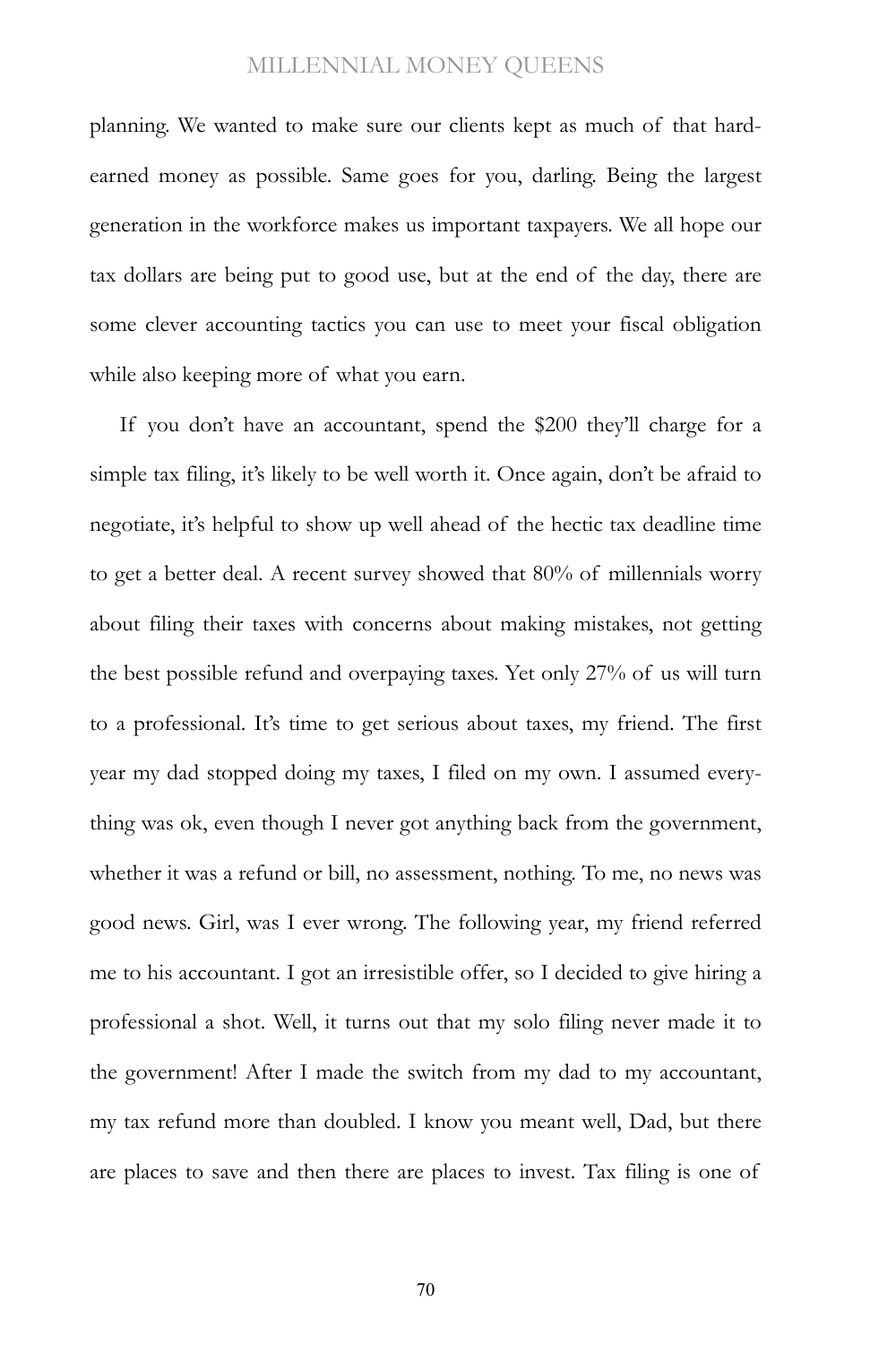planning. We wanted to make sure our clients kept as much of that hard-earned money as possible. Same goes for you, darling. Being the largest generation in the workforce makes us important taxpayers. We all hope our tax dollars are being put to good use, but at the end of the day, there are some clever accounting tactics you can use to meet your fiscal obligation while also keeping more of what you earn.

If you don't have an accountant, spend the $200 they'll charge for a simple tax filing, it's likely to be well worth it. Once again, don't be afraid to negotiate, it's helpful to show up well ahead of the hectic tax deadline time to get a better deal. A recent survey showed that 80% of millennials worry about filing their taxes with concerns about making mistakes, not getting the best possible refund and overpaying taxes. Yet only 27% of us will turn to a professional. It's time to get serious about taxes, my friend. The first year my dad stopped doing my taxes, I filed on my own. I assumed everything was ok, even though I never got anything back from the government, whether it was a refund or bill, no assessment, nothing. To me, no news was good news. Girl, was I ever wrong. The following year, my friend referred me to his accountant. I got an irresistible offer, so I decided to give hiring a professional a shot. Well, it turns out that my solo filing never made it to the government! After I made the switch from my dad to my accountant, my tax refund more than doubled. I know you meant well, Dad, but there are places to save and then there are places to invest. Tax filing is one of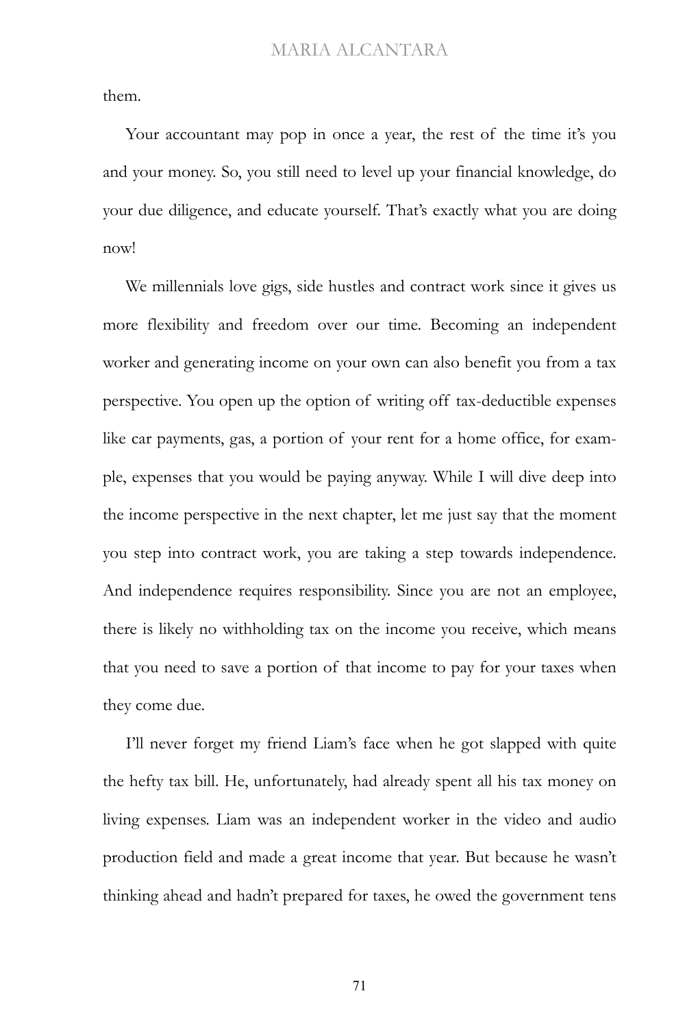them.

Your accountant may pop in once a year, the rest of the time it's you and your money. So, you still need to level up your financial knowledge, do your due diligence, and educate yourself. That's exactly what you are doing now!

We millennials love gigs, side hustles and contract work since it gives us more flexibility and freedom over our time. Becoming an independent worker and generating income on your own can also benefit you from a tax perspective. You open up the option of writing off tax-deductible expenses like car payments, gas, a portion of your rent for a home office, for example, expenses that you would be paying anyway. While I will dive deep into the income perspective in the next chapter, let me just say that the moment you step into contract work, you are taking a step towards independence. And independence requires responsibility. Since you are not an employee, there is likely no withholding tax on the income you receive, which means that you need to save a portion of that income to pay for your taxes when they come due.

I'll never forget my friend Liam's face when he got slapped with quite the hefty tax bill. He, unfortunately, had already spent all his tax money on living expenses. Liam was an independent worker in the video and audio production field and made a great income that year. But because he wasn't thinking ahead and hadn't prepared for taxes, he owed the government tens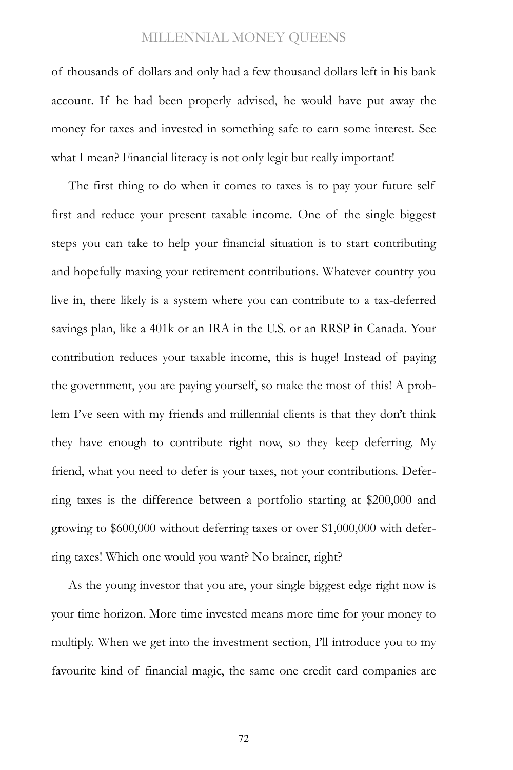of thousands of dollars and only had a few thousand dollars left in his bank account. If he had been properly advised, he would have put away the money for taxes and invested in something safe to earn some interest. See what I mean? Financial literacy is not only legit but really important!

The first thing to do when it comes to taxes is to pay your future self first and reduce your present taxable income. One of the single biggest steps you can take to help your financial situation is to start contributing and hopefully maxing your retirement contributions. Whatever country you live in, there likely is a system where you can contribute to a tax-deferred savings plan, like a 401k or an IRA in the U.S. or an RRSP in Canada. Your contribution reduces your taxable income, this is huge! Instead of paying the government, you are paying yourself, so make the most of this! A problem I've seen with my friends and millennial clients is that they don't think they have enough to contribute right now, so they keep deferring. My friend, what you need to defer is your taxes, not your contributions. Deferring taxes is the difference between a portfolio starting at $200,000 and growing to $600,000 without deferring taxes or over $1,000,000 with deferring taxes! Which one would you want? No brainer, right?

As the young investor that you are, your single biggest edge right now is your time horizon. More time invested means more time for your money to multiply. When we get into the investment section, I'll introduce you to my favourite kind of financial magic, the same one credit card companies are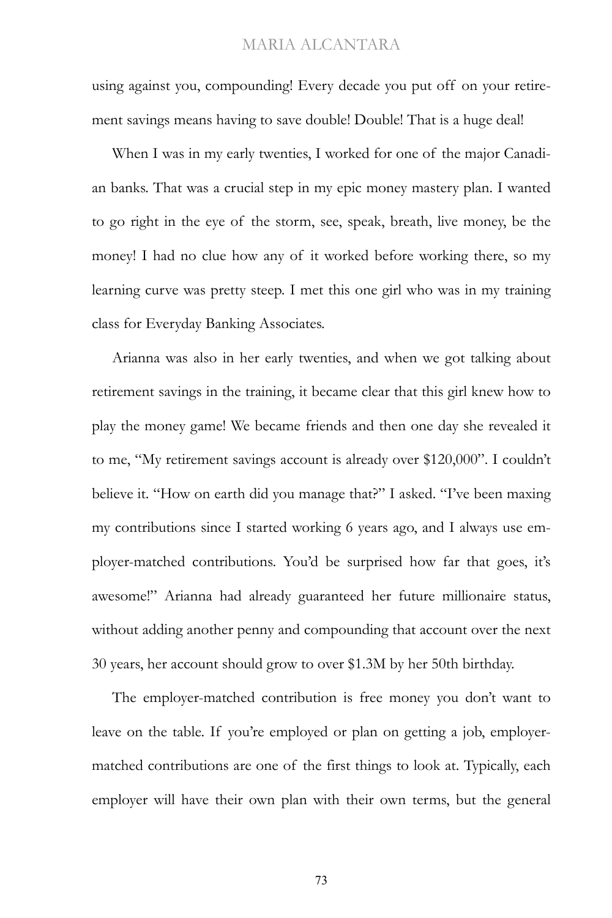using against you, compounding! Every decade you put off on your retirement savings means having to save double! Double! That is a huge deal!

When I was in my early twenties, I worked for one of the major Canadian banks. That was a crucial step in my epic money mastery plan. I wanted to go right in the eye of the storm, see, speak, breath, live money, be the money! I had no clue how any of it worked before working there, so my learning curve was pretty steep. I met this one girl who was in my training class for Everyday Banking Associates.

Arianna was also in her early twenties, and when we got talking about retirement savings in the training, it became clear that this girl knew how to play the money game! We became friends and then one day she revealed it to me, "My retirement savings account is already over $120,000". I couldn't believe it. "How on earth did you manage that?" I asked. "I've been maxing my contributions since I started working 6 years ago, and I always use employer-matched contributions. You'd be surprised how far that goes, it's awesome!" Arianna had already guaranteed her future millionaire status, without adding another penny and compounding that account over the next 30 years, her account should grow to over $1.3M by her 50th birthday.

The employer-matched contribution is free money you don't want to leave on the table. If you're employed or plan on getting a job, employer-matched contributions are one of the first things to look at. Typically, each employer will have their own plan with their own terms, but the general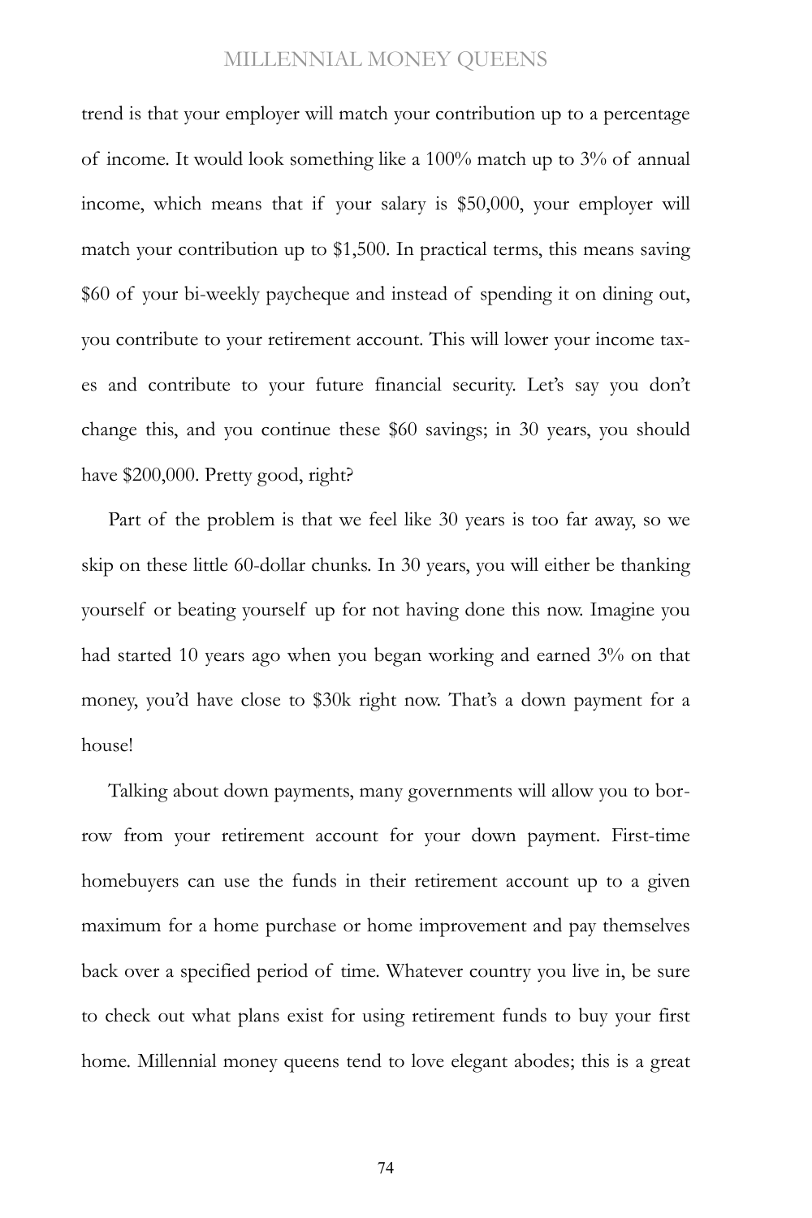trend is that your employer will match your contribution up to a percentage of income. It would look something like a 100% match up to 3% of annual income, which means that if your salary is $50,000, your employer will match your contribution up to $1,500. In practical terms, this means saving $60 of your bi-weekly paycheque and instead of spending it on dining out, you contribute to your retirement account. This will lower your income taxes and contribute to your future financial security. Let's say you don't change this, and you continue these $60 savings; in 30 years, you should have $200,000. Pretty good, right?

Part of the problem is that we feel like 30 years is too far away, so we skip on these little 60-dollar chunks. In 30 years, you will either be thanking yourself or beating yourself up for not having done this now. Imagine you had started 10 years ago when you began working and earned 3% on that money, you'd have close to $30k right now. That's a down payment for a house!

Talking about down payments, many governments will allow you to borrow from your retirement account for your down payment. First-time homebuyers can use the funds in their retirement account up to a given maximum for a home purchase or home improvement and pay themselves back over a specified period of time. Whatever country you live in, be sure to check out what plans exist for using retirement funds to buy your first home. Millennial money queens tend to love elegant abodes; this is a great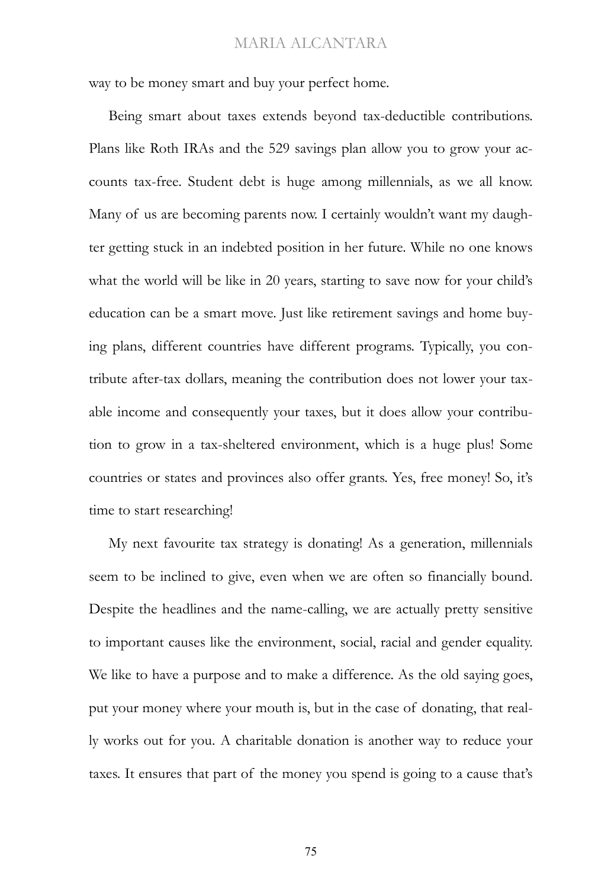way to be money smart and buy your perfect home.

Being smart about taxes extends beyond tax-deductible contributions. Plans like Roth IRAs and the 529 savings plan allow you to grow your accounts tax-free. Student debt is huge among millennials, as we all know. Many of us are becoming parents now. I certainly wouldn't want my daughter getting stuck in an indebted position in her future. While no one knows what the world will be like in 20 years, starting to save now for your child's education can be a smart move. Just like retirement savings and home buying plans, different countries have different programs. Typically, you contribute after-tax dollars, meaning the contribution does not lower your taxable income and consequently your taxes, but it does allow your contribution to grow in a tax-sheltered environment, which is a huge plus! Some countries or states and provinces also offer grants. Yes, free money! So, it's time to start researching!

My next favourite tax strategy is donating! As a generation, millennials seem to be inclined to give, even when we are often so financially bound. Despite the headlines and the name-calling, we are actually pretty sensitive to important causes like the environment, social, racial and gender equality. We like to have a purpose and to make a difference. As the old saying goes, put your money where your mouth is, but in the case of donating, that really works out for you. A charitable donation is another way to reduce your taxes. It ensures that part of the money you spend is going to a cause that's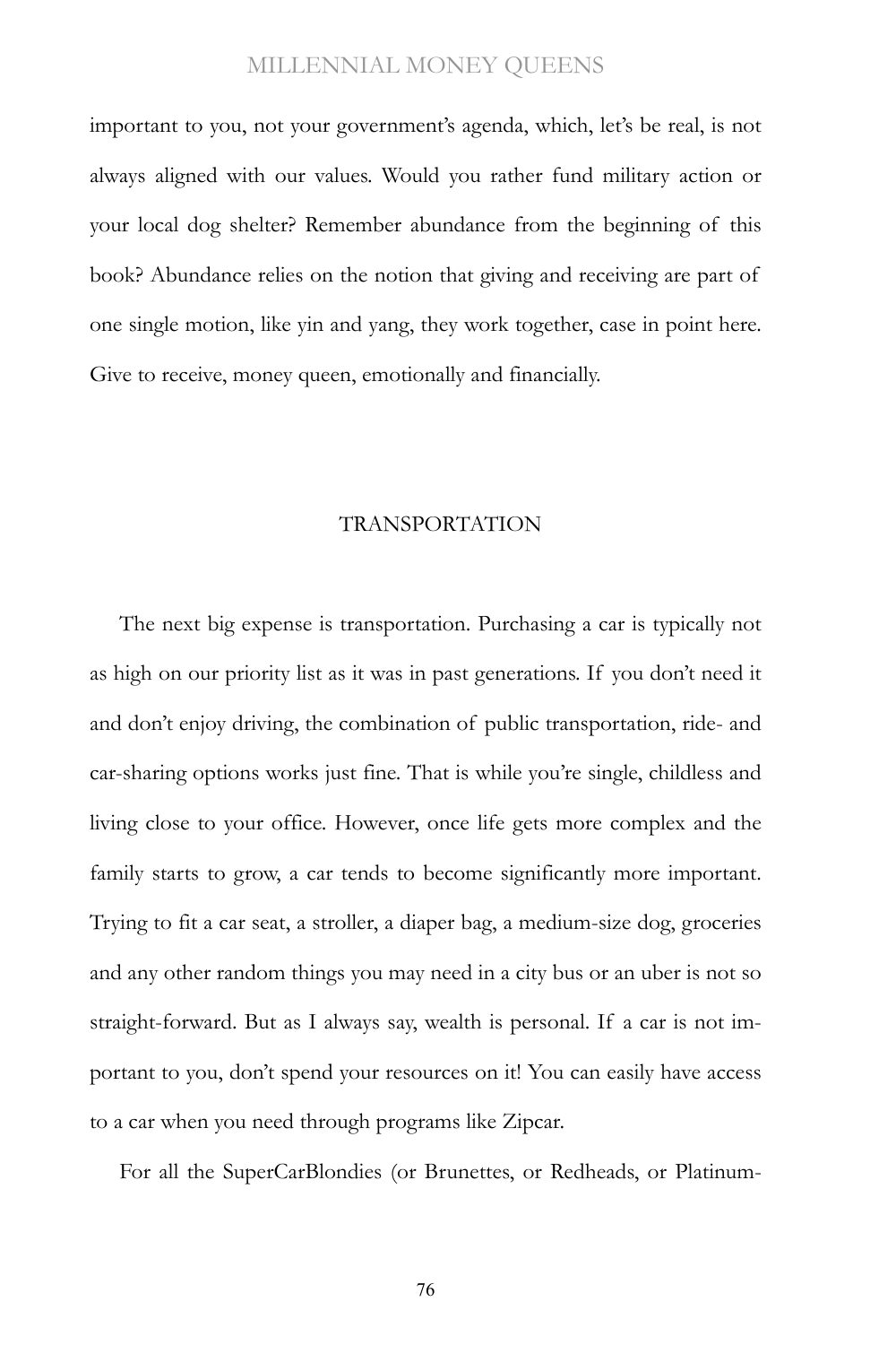important to you, not your government's agenda, which, let's be real, is not always aligned with our values. Would you rather fund military action or your local dog shelter? Remember abundance from the beginning of this book? Abundance relies on the notion that giving and receiving are part of one single motion, like yin and yang, they work together, case in point here. Give to receive, money queen, emotionally and financially.

## TRANSPORTATION

The next big expense is transportation. Purchasing a car is typically not as high on our priority list as it was in past generations. If you don't need it and don't enjoy driving, the combination of public transportation, ride- and car-sharing options works just fine. That is while you're single, childless and living close to your office. However, once life gets more complex and the family starts to grow, a car tends to become significantly more important. Trying to fit a car seat, a stroller, a diaper bag, a medium-size dog, groceries and any other random things you may need in a city bus or an uber is not so straight-forward. But as I always say, wealth is personal. If a car is not important to you, don't spend your resources on it! You can easily have access to a car when you need through programs like Zipcar.

For all the SuperCarBlondies (or Brunettes, or Redheads, or Platinum-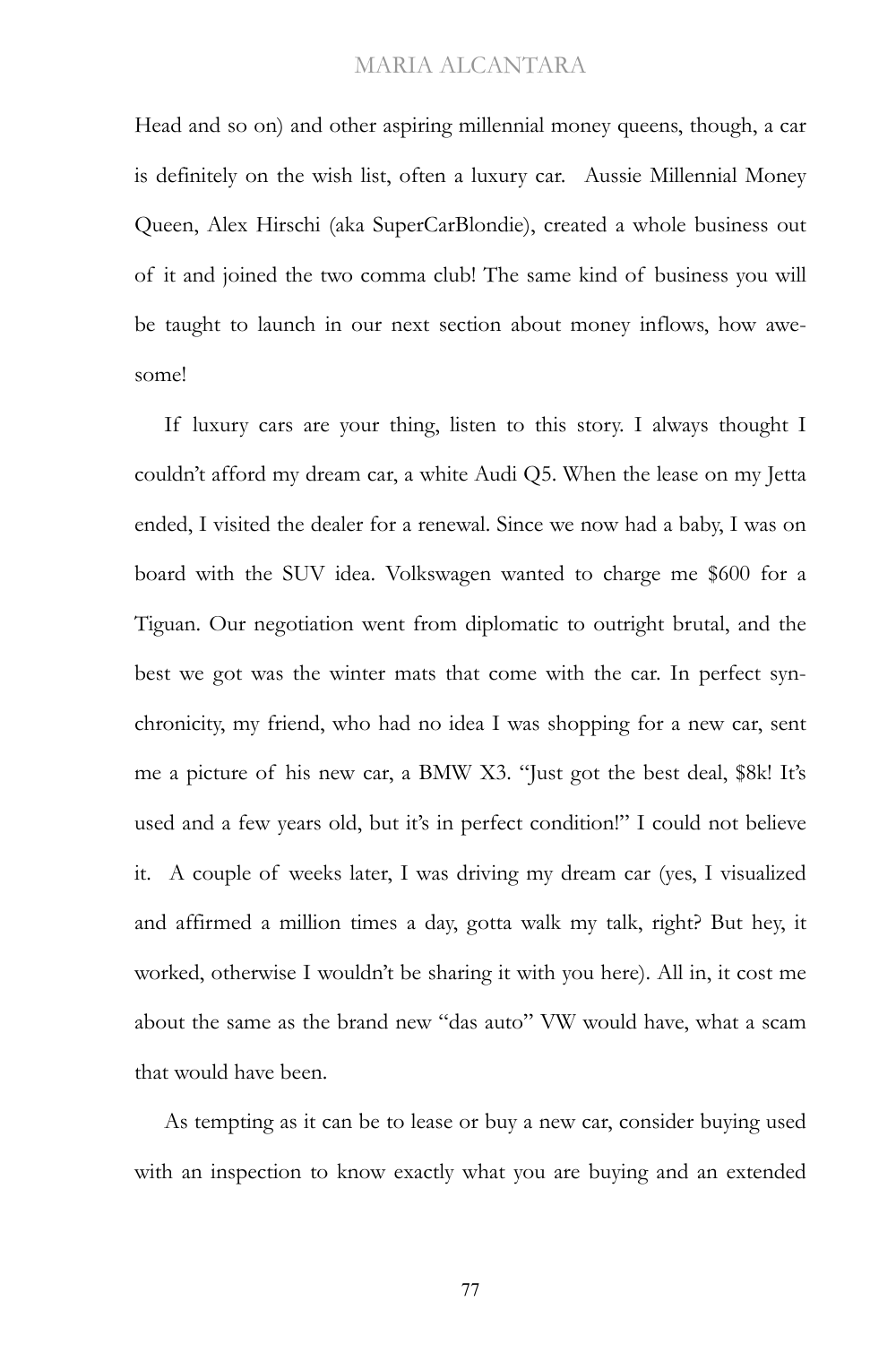Head and so on) and other aspiring millennial money queens, though, a car is definitely on the wish list, often a luxury car. Aussie Millennial Money Queen, Alex Hirschi (aka SuperCarBlondie), created a whole business out of it and joined the two comma club! The same kind of business you will be taught to launch in our next section about money inflows, how awesome!

If luxury cars are your thing, listen to this story. I always thought I couldn't afford my dream car, a white Audi Q5. When the lease on my Jetta ended, I visited the dealer for a renewal. Since we now had a baby, I was on board with the SUV idea. Volkswagen wanted to charge me $600 for a Tiguan. Our negotiation went from diplomatic to outright brutal, and the best we got was the winter mats that come with the car. In perfect synchronicity, my friend, who had no idea I was shopping for a new car, sent me a picture of his new car, a BMW X3. "Just got the best deal, $8k! It's used and a few years old, but it's in perfect condition!" I could not believe it. A couple of weeks later, I was driving my dream car (yes, I visualized and affirmed a million times a day, gotta walk my talk, right? But hey, it worked, otherwise I wouldn't be sharing it with you here). All in, it cost me about the same as the brand new "das auto" VW would have, what a scam that would have been.

As tempting as it can be to lease or buy a new car, consider buying used with an inspection to know exactly what you are buying and an extended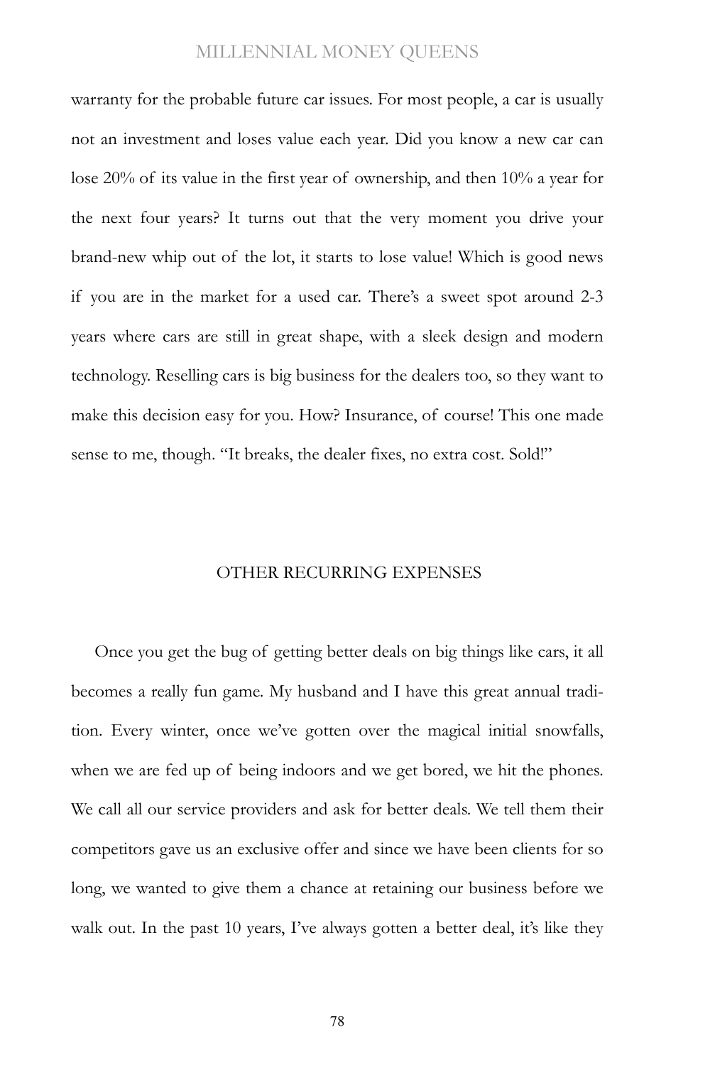warranty for the probable future car issues. For most people, a car is usually not an investment and loses value each year. Did you know a new car can lose 20% of its value in the first year of ownership, and then 10% a year for the next four years? It turns out that the very moment you drive your brand-new whip out of the lot, it starts to lose value! Which is good news if you are in the market for a used car. There's a sweet spot around 2-3 years where cars are still in great shape, with a sleek design and modern technology. Reselling cars is big business for the dealers too, so they want to make this decision easy for you. How? Insurance, of course! This one made sense to me, though. "It breaks, the dealer fixes, no extra cost. Sold!"

## OTHER RECURRING EXPENSES

Once you get the bug of getting better deals on big things like cars, it all becomes a really fun game. My husband and I have this great annual tradition. Every winter, once we've gotten over the magical initial snowfalls, when we are fed up of being indoors and we get bored, we hit the phones. We call all our service providers and ask for better deals. We tell them their competitors gave us an exclusive offer and since we have been clients for so long, we wanted to give them a chance at retaining our business before we walk out. In the past 10 years, I've always gotten a better deal, it's like they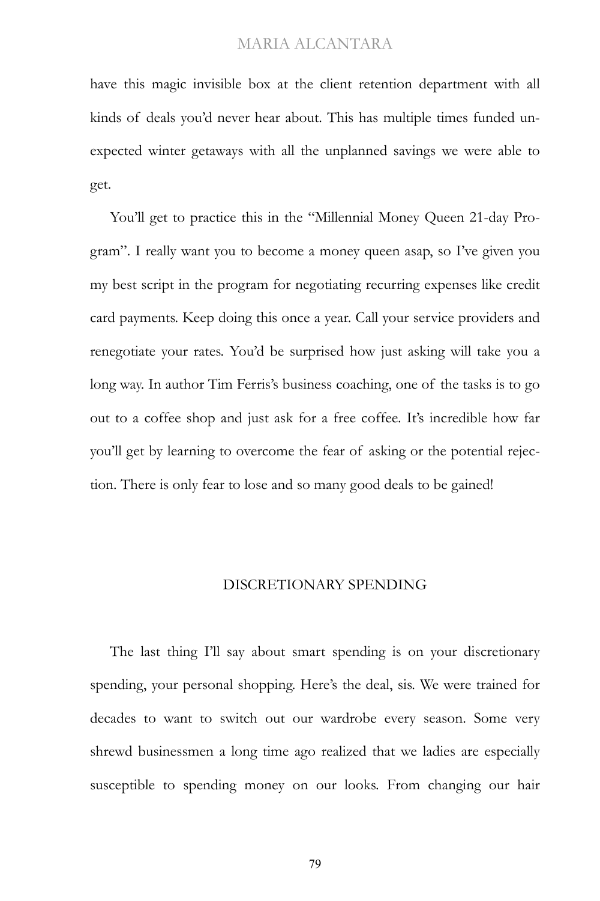have this magic invisible box at the client retention department with all kinds of deals you'd never hear about. This has multiple times funded unexpected winter getaways with all the unplanned savings we were able to get.

You'll get to practice this in the "Millennial Money Queen 21-day Program". I really want you to become a money queen asap, so I've given you my best script in the program for negotiating recurring expenses like credit card payments. Keep doing this once a year. Call your service providers and renegotiate your rates. You'd be surprised how just asking will take you a long way. In author Tim Ferris's business coaching, one of the tasks is to go out to a coffee shop and just ask for a free coffee. It's incredible how far you'll get by learning to overcome the fear of asking or the potential rejection. There is only fear to lose and so many good deals to be gained!

## DISCRETIONARY SPENDING

The last thing I'll say about smart spending is on your discretionary spending, your personal shopping. Here's the deal, sis. We were trained for decades to want to switch out our wardrobe every season. Some very shrewd businessmen a long time ago realized that we ladies are especially susceptible to spending money on our looks. From changing our hair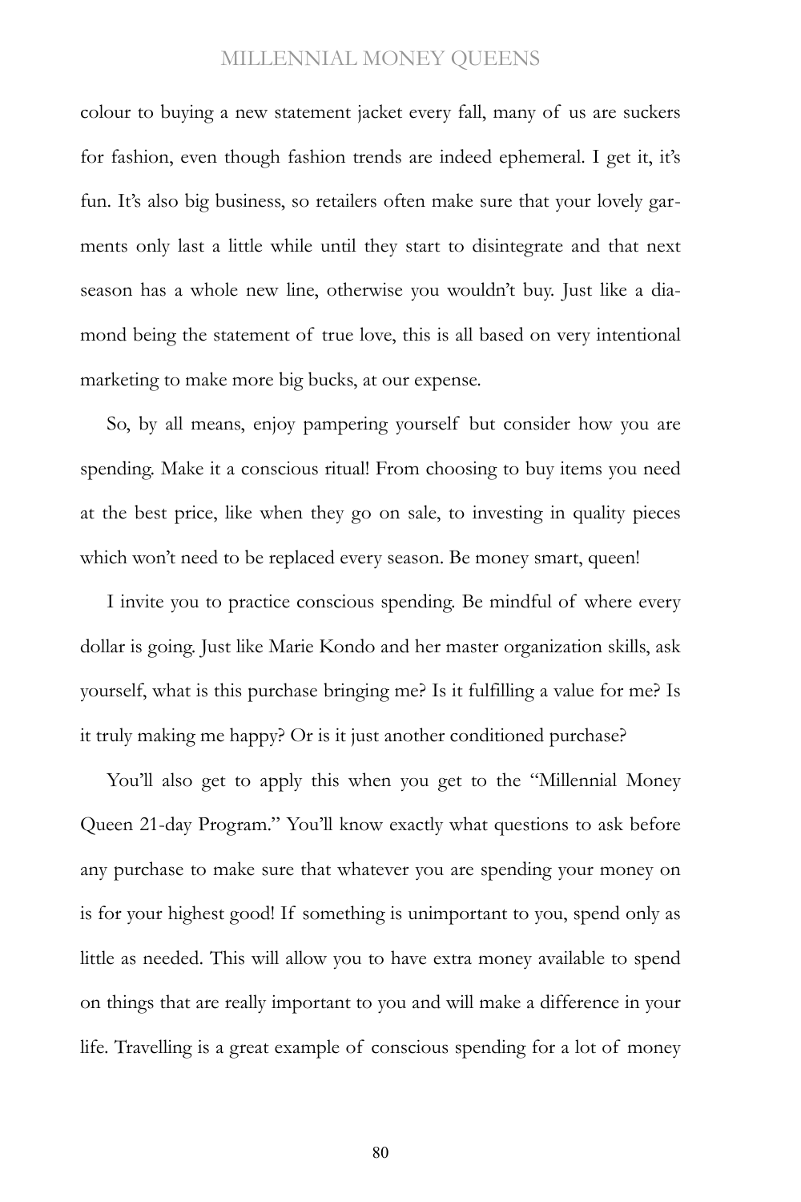colour to buying a new statement jacket every fall, many of us are suckers for fashion, even though fashion trends are indeed ephemeral. I get it, it's fun. It's also big business, so retailers often make sure that your lovely garments only last a little while until they start to disintegrate and that next season has a whole new line, otherwise you wouldn't buy. Just like a diamond being the statement of true love, this is all based on very intentional marketing to make more big bucks, at our expense.

So, by all means, enjoy pampering yourself but consider how you are spending. Make it a conscious ritual! From choosing to buy items you need at the best price, like when they go on sale, to investing in quality pieces which won't need to be replaced every season. Be money smart, queen!

I invite you to practice conscious spending. Be mindful of where every dollar is going. Just like Marie Kondo and her master organization skills, ask yourself, what is this purchase bringing me? Is it fulfilling a value for me? Is it truly making me happy? Or is it just another conditioned purchase?

You'll also get to apply this when you get to the "Millennial Money Queen 21-day Program." You'll know exactly what questions to ask before any purchase to make sure that whatever you are spending your money on is for your highest good! If something is unimportant to you, spend only as little as needed. This will allow you to have extra money available to spend on things that are really important to you and will make a difference in your life. Travelling is a great example of conscious spending for a lot of money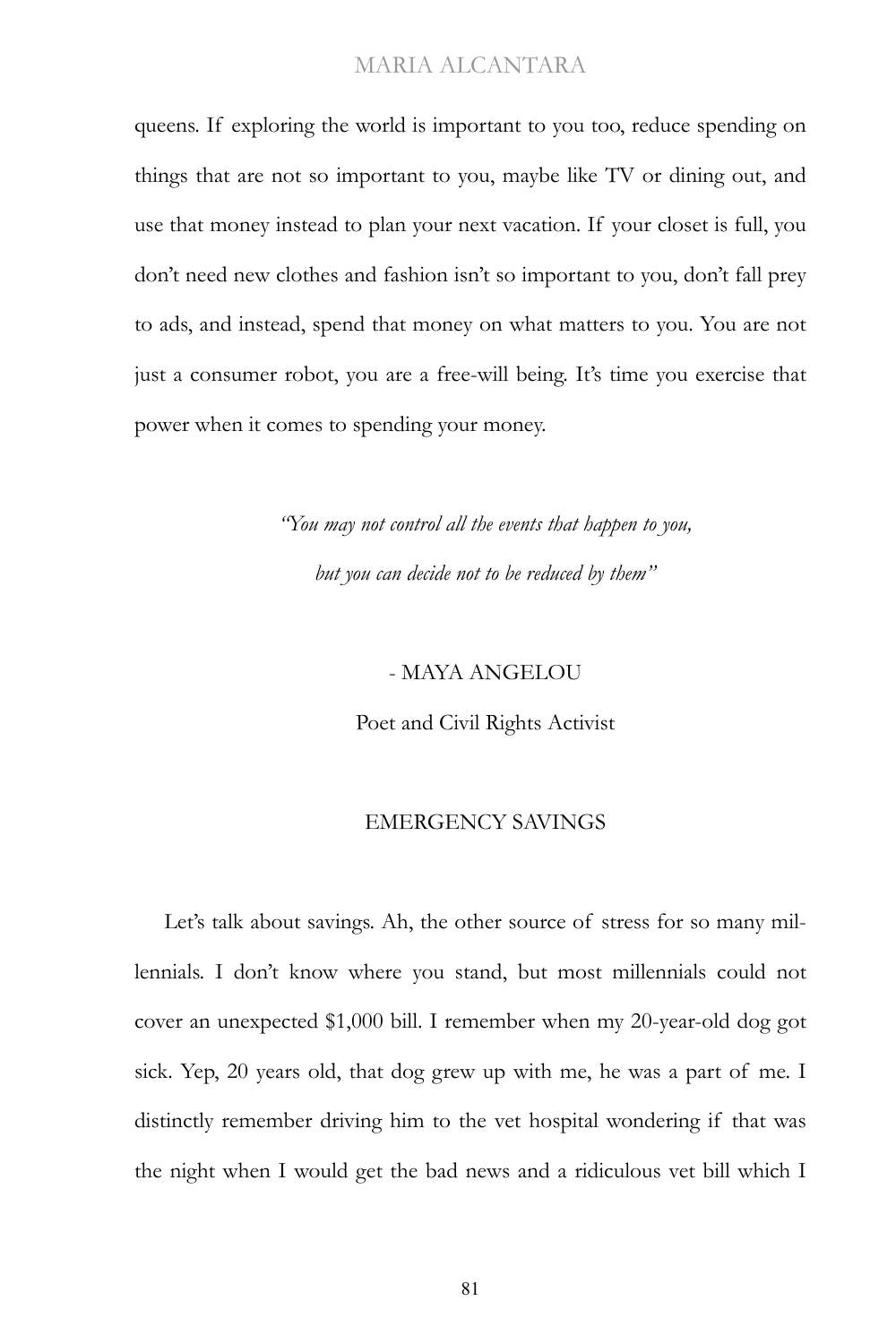queens. If exploring the world is important to you too, reduce spending on things that are not so important to you, maybe like TV or dining out, and use that money instead to plan your next vacation. If your closet is full, you don't need new clothes and fashion isn't so important to you, don't fall prey to ads, and instead, spend that money on what matters to you. You are not just a consumer robot, you are a free-will being. It's time you exercise that power when it comes to spending your money.

*"You may not control all the events that happen to you,*
*but you can decide not to be reduced by them"*

- MAYA ANGELOU

Poet and Civil Rights Activist

## EMERGENCY SAVINGS

Let's talk about savings. Ah, the other source of stress for so many millennials. I don't know where you stand, but most millennials could not cover an unexpected $1,000 bill. I remember when my 20-year-old dog got sick. Yep, 20 years old, that dog grew up with me, he was a part of me. I distinctly remember driving him to the vet hospital wondering if that was the night when I would get the bad news and a ridiculous vet bill which I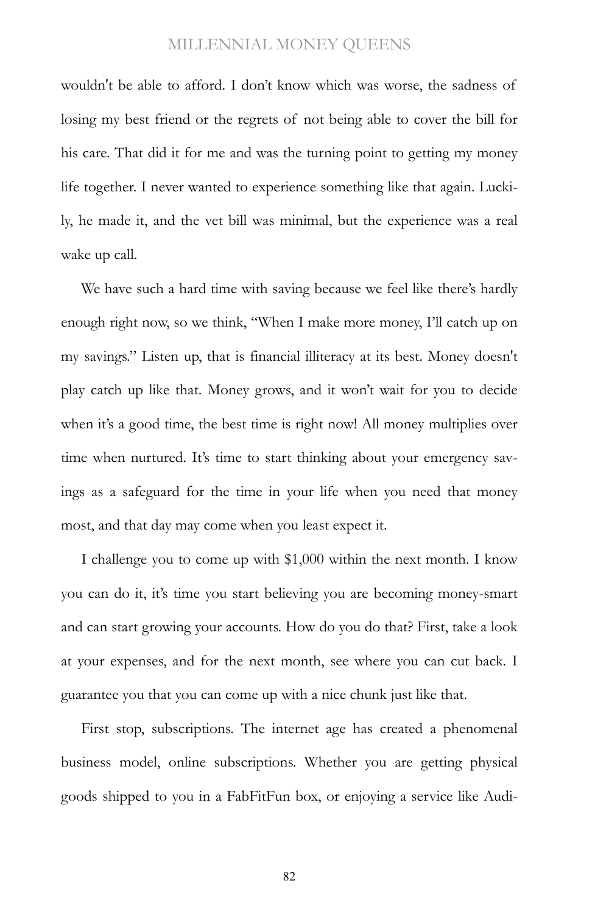wouldn't be able to afford. I don't know which was worse, the sadness of losing my best friend or the regrets of not being able to cover the bill for his care. That did it for me and was the turning point to getting my money life together. I never wanted to experience something like that again. Luckily, he made it, and the vet bill was minimal, but the experience was a real wake up call.

We have such a hard time with saving because we feel like there's hardly enough right now, so we think, "When I make more money, I'll catch up on my savings." Listen up, that is financial illiteracy at its best. Money doesn't play catch up like that. Money grows, and it won't wait for you to decide when it's a good time, the best time is right now! All money multiplies over time when nurtured. It's time to start thinking about your emergency savings as a safeguard for the time in your life when you need that money most, and that day may come when you least expect it.

I challenge you to come up with $1,000 within the next month. I know you can do it, it's time you start believing you are becoming money-smart and can start growing your accounts. How do you do that? First, take a look at your expenses, and for the next month, see where you can cut back. I guarantee you that you can come up with a nice chunk just like that.

First stop, subscriptions. The internet age has created a phenomenal business model, online subscriptions. Whether you are getting physical goods shipped to you in a FabFitFun box, or enjoying a service like Audi-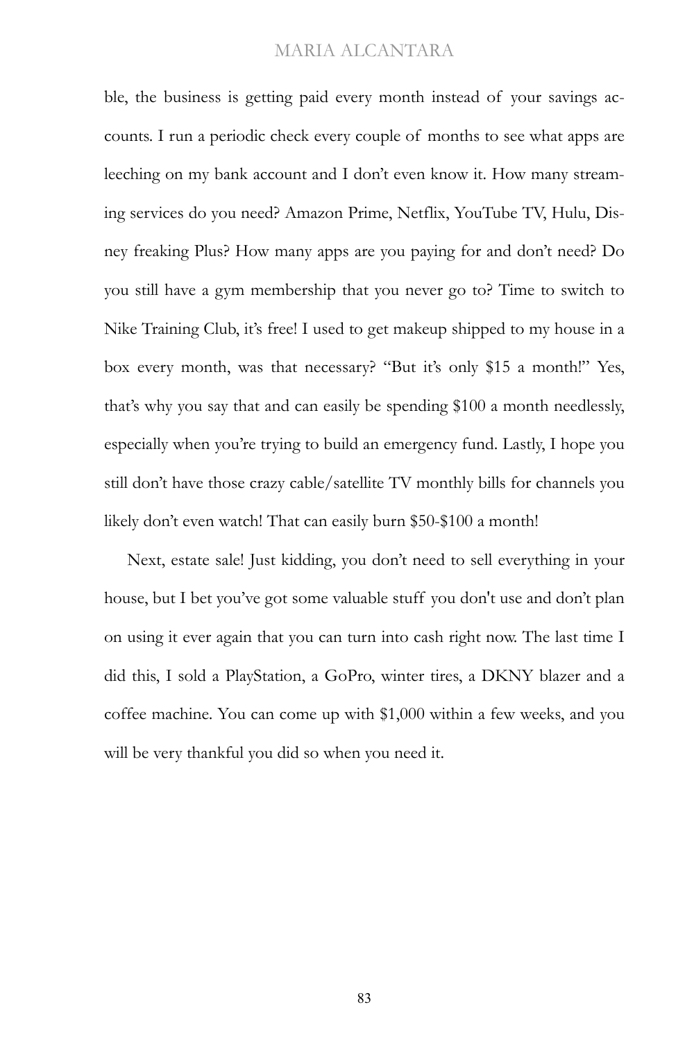ble, the business is getting paid every month instead of your savings accounts. I run a periodic check every couple of months to see what apps are leeching on my bank account and I don't even know it. How many streaming services do you need? Amazon Prime, Netflix, YouTube TV, Hulu, Disney freaking Plus? How many apps are you paying for and don't need? Do you still have a gym membership that you never go to? Time to switch to Nike Training Club, it's free! I used to get makeup shipped to my house in a box every month, was that necessary? "But it's only $15 a month!" Yes, that's why you say that and can easily be spending $100 a month needlessly, especially when you're trying to build an emergency fund. Lastly, I hope you still don't have those crazy cable/satellite TV monthly bills for channels you likely don't even watch! That can easily burn $50-$100 a month!

Next, estate sale! Just kidding, you don't need to sell everything in your house, but I bet you've got some valuable stuff you don't use and don't plan on using it ever again that you can turn into cash right now. The last time I did this, I sold a PlayStation, a GoPro, winter tires, a DKNY blazer and a coffee machine. You can come up with $1,000 within a few weeks, and you will be very thankful you did so when you need it.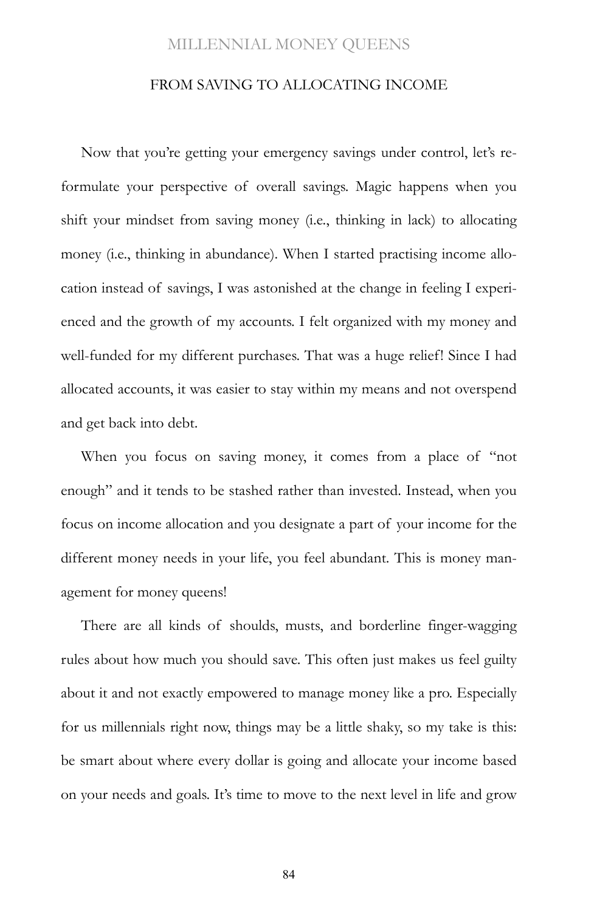## FROM SAVING TO ALLOCATING INCOME

Now that you're getting your emergency savings under control, let's reformulate your perspective of overall savings. Magic happens when you shift your mindset from saving money (i.e., thinking in lack) to allocating money (i.e., thinking in abundance). When I started practising income allocation instead of savings, I was astonished at the change in feeling I experienced and the growth of my accounts. I felt organized with my money and well-funded for my different purchases. That was a huge relief! Since I had allocated accounts, it was easier to stay within my means and not overspend and get back into debt.

When you focus on saving money, it comes from a place of "not enough" and it tends to be stashed rather than invested. Instead, when you focus on income allocation and you designate a part of your income for the different money needs in your life, you feel abundant. This is money management for money queens!

There are all kinds of shoulds, musts, and borderline finger-wagging rules about how much you should save. This often just makes us feel guilty about it and not exactly empowered to manage money like a pro. Especially for us millennials right now, things may be a little shaky, so my take is this: be smart about where every dollar is going and allocate your income based on your needs and goals. It's time to move to the next level in life and grow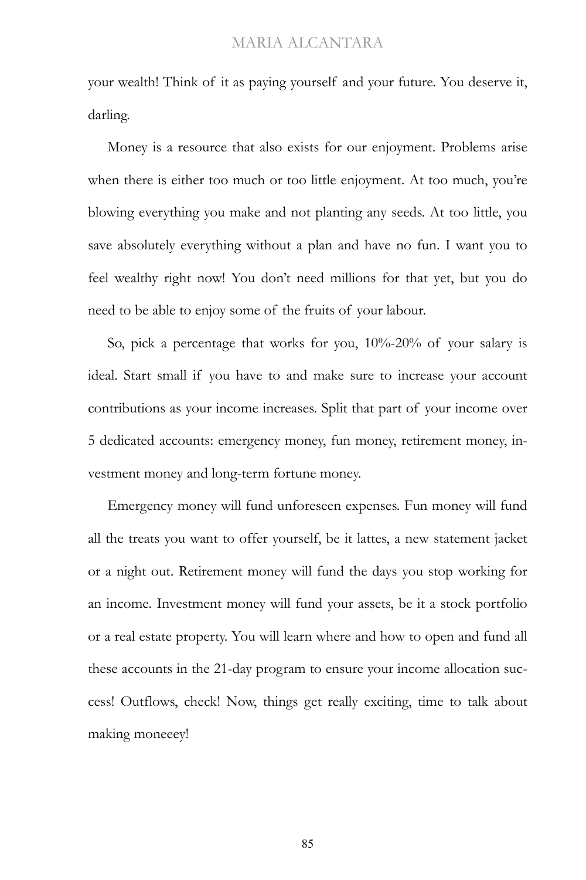your wealth! Think of it as paying yourself and your future. You deserve it, darling.

Money is a resource that also exists for our enjoyment. Problems arise when there is either too much or too little enjoyment. At too much, you're blowing everything you make and not planting any seeds. At too little, you save absolutely everything without a plan and have no fun. I want you to feel wealthy right now! You don't need millions for that yet, but you do need to be able to enjoy some of the fruits of your labour.

So, pick a percentage that works for you, 10%-20% of your salary is ideal. Start small if you have to and make sure to increase your account contributions as your income increases. Split that part of your income over 5 dedicated accounts: emergency money, fun money, retirement money, investment money and long-term fortune money.

Emergency money will fund unforeseen expenses. Fun money will fund all the treats you want to offer yourself, be it lattes, a new statement jacket or a night out. Retirement money will fund the days you stop working for an income. Investment money will fund your assets, be it a stock portfolio or a real estate property. You will learn where and how to open and fund all these accounts in the 21-day program to ensure your income allocation success! Outflows, check! Now, things get really exciting, time to talk about making moneeey!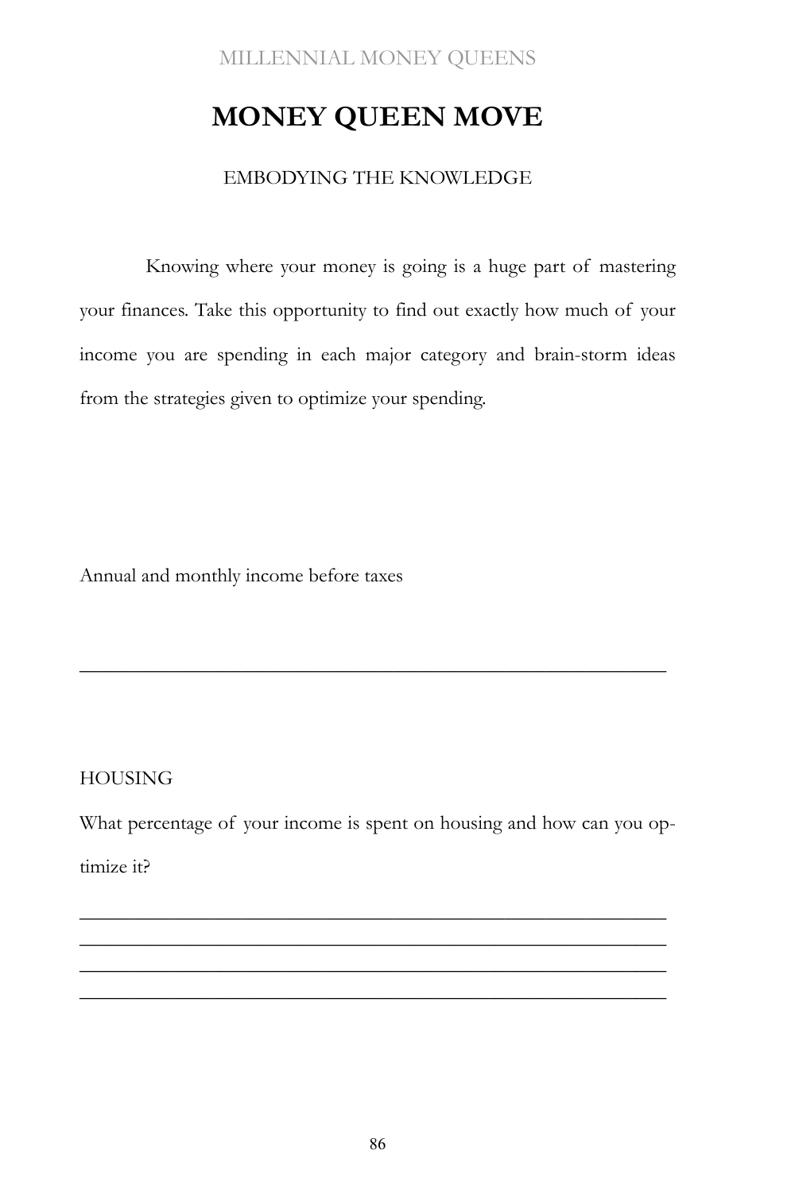# MONEY QUEEN MOVE

EMBODYING THE KNOWLEDGE

Knowing where your money is going is a huge part of mastering your finances. Take this opportunity to find out exactly how much of your income you are spending in each major category and brain-storm ideas from the strategies given to optimize your spending.

Annual and monthly income before taxes

_______________________________________________

HOUSING

What percentage of your income is spent on housing and how can you optimize it?

_______________________________________________
_______________________________________________
_______________________________________________
_______________________________________________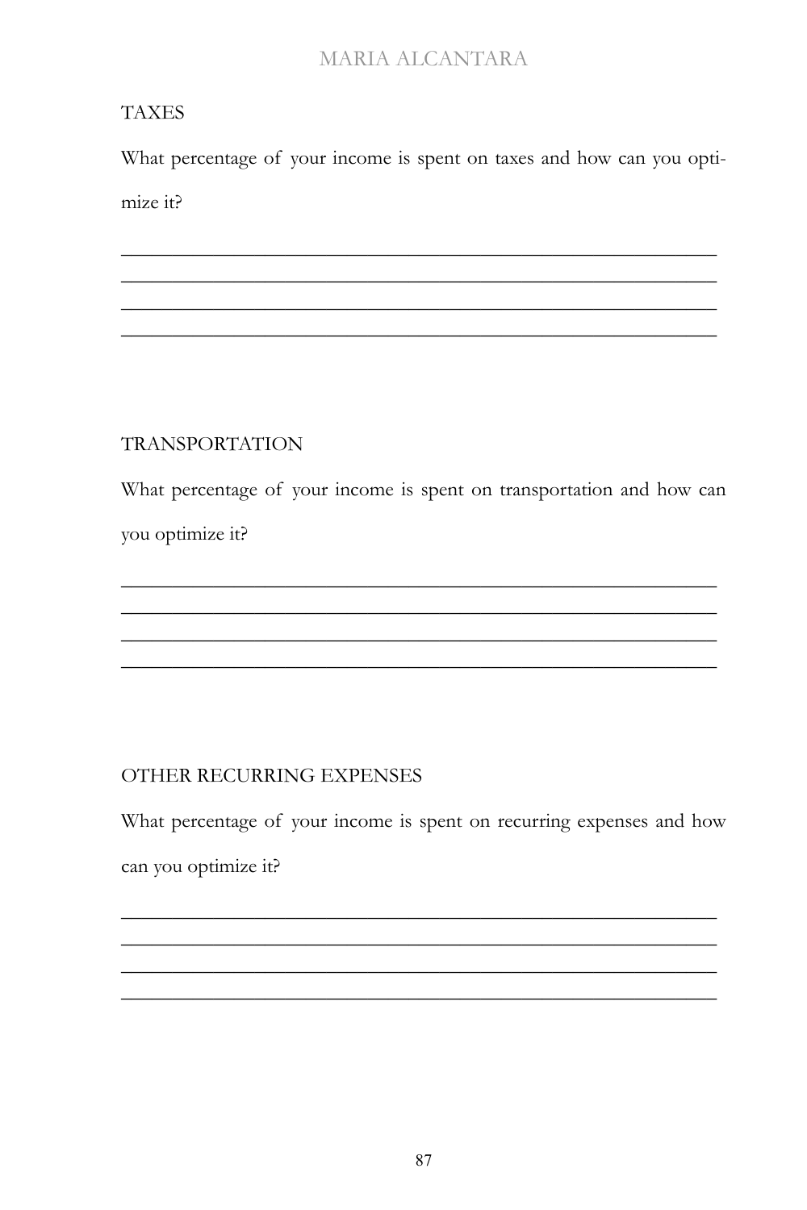## TAXES

What percentage of your income is spent on taxes and how can you optimize it?

______________________________________________________________________
______________________________________________________________________
______________________________________________________________________
______________________________________________________________________

## TRANSPORTATION

What percentage of your income is spent on transportation and how can you optimize it?

______________________________________________________________________
______________________________________________________________________
______________________________________________________________________
______________________________________________________________________

## OTHER RECURRING EXPENSES

What percentage of your income is spent on recurring expenses and how can you optimize it?

______________________________________________________________________
______________________________________________________________________
______________________________________________________________________
______________________________________________________________________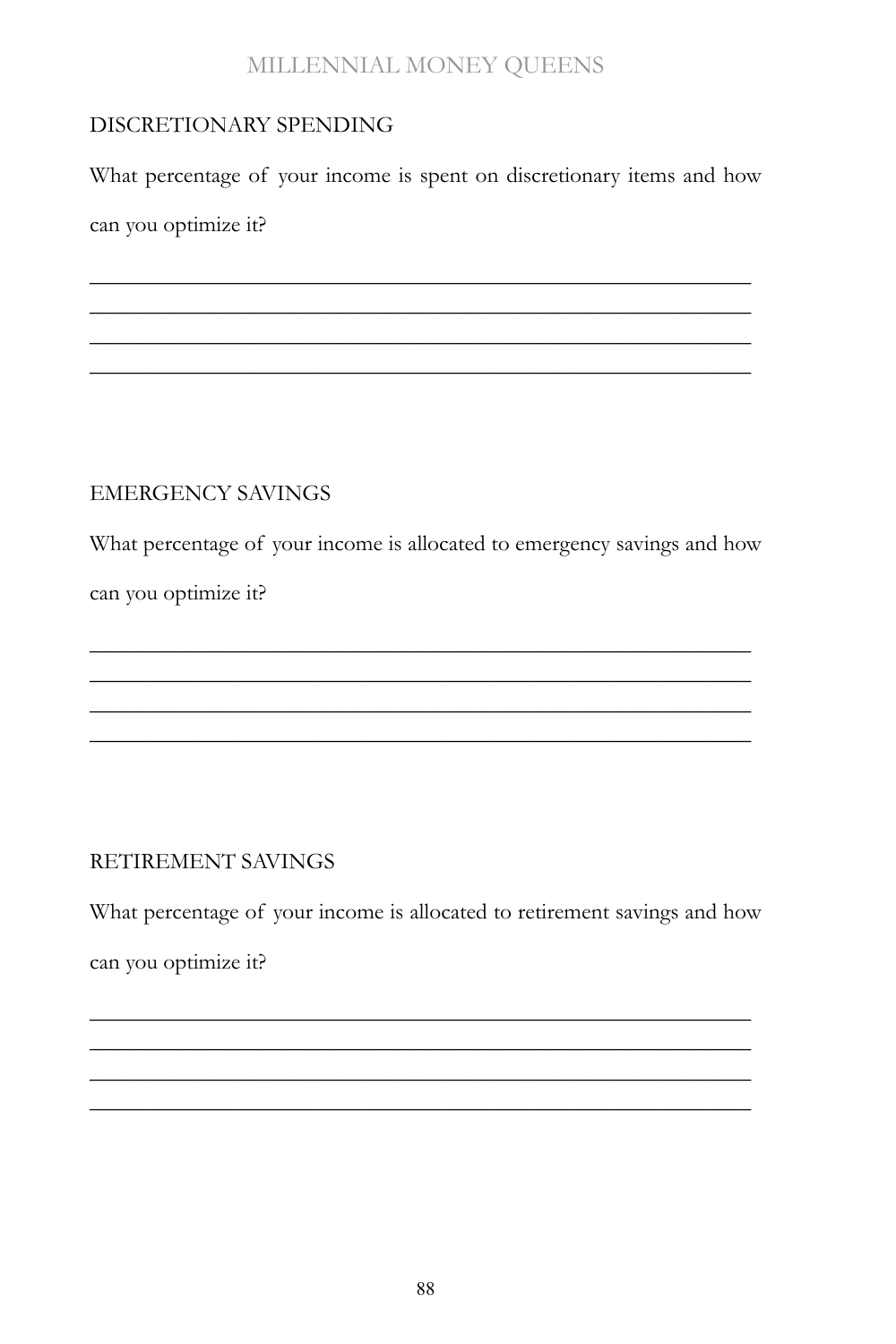## DISCRETIONARY SPENDING

What percentage of your income is spent on discretionary items and how can you optimize it?

\_\_\_\_\_\_\_\_\_\_\_\_\_\_\_\_\_\_\_\_\_\_\_\_\_\_\_\_\_\_\_\_\_\_\_\_\_\_\_\_\_\_\_\_\_\_\_\_\_\_\_\_\_\_\_\_\_\_\_\_\_\_\_\_\_\_\_\_

\_\_\_\_\_\_\_\_\_\_\_\_\_\_\_\_\_\_\_\_\_\_\_\_\_\_\_\_\_\_\_\_\_\_\_\_\_\_\_\_\_\_\_\_\_\_\_\_\_\_\_\_\_\_\_\_\_\_\_\_\_\_\_\_\_\_\_\_

\_\_\_\_\_\_\_\_\_\_\_\_\_\_\_\_\_\_\_\_\_\_\_\_\_\_\_\_\_\_\_\_\_\_\_\_\_\_\_\_\_\_\_\_\_\_\_\_\_\_\_\_\_\_\_\_\_\_\_\_\_\_\_\_\_\_\_\_

\_\_\_\_\_\_\_\_\_\_\_\_\_\_\_\_\_\_\_\_\_\_\_\_\_\_\_\_\_\_\_\_\_\_\_\_\_\_\_\_\_\_\_\_\_\_\_\_\_\_\_\_\_\_\_\_\_\_\_\_\_\_\_\_\_\_\_\_

## EMERGENCY SAVINGS

What percentage of your income is allocated to emergency savings and how can you optimize it?

\_\_\_\_\_\_\_\_\_\_\_\_\_\_\_\_\_\_\_\_\_\_\_\_\_\_\_\_\_\_\_\_\_\_\_\_\_\_\_\_\_\_\_\_\_\_\_\_\_\_\_\_\_\_\_\_\_\_\_\_\_\_\_\_\_\_\_\_

\_\_\_\_\_\_\_\_\_\_\_\_\_\_\_\_\_\_\_\_\_\_\_\_\_\_\_\_\_\_\_\_\_\_\_\_\_\_\_\_\_\_\_\_\_\_\_\_\_\_\_\_\_\_\_\_\_\_\_\_\_\_\_\_\_\_\_\_

\_\_\_\_\_\_\_\_\_\_\_\_\_\_\_\_\_\_\_\_\_\_\_\_\_\_\_\_\_\_\_\_\_\_\_\_\_\_\_\_\_\_\_\_\_\_\_\_\_\_\_\_\_\_\_\_\_\_\_\_\_\_\_\_\_\_\_\_

\_\_\_\_\_\_\_\_\_\_\_\_\_\_\_\_\_\_\_\_\_\_\_\_\_\_\_\_\_\_\_\_\_\_\_\_\_\_\_\_\_\_\_\_\_\_\_\_\_\_\_\_\_\_\_\_\_\_\_\_\_\_\_\_\_\_\_\_

## RETIREMENT SAVINGS

What percentage of your income is allocated to retirement savings and how can you optimize it?

\_\_\_\_\_\_\_\_\_\_\_\_\_\_\_\_\_\_\_\_\_\_\_\_\_\_\_\_\_\_\_\_\_\_\_\_\_\_\_\_\_\_\_\_\_\_\_\_\_\_\_\_\_\_\_\_\_\_\_\_\_\_\_\_\_\_\_\_

\_\_\_\_\_\_\_\_\_\_\_\_\_\_\_\_\_\_\_\_\_\_\_\_\_\_\_\_\_\_\_\_\_\_\_\_\_\_\_\_\_\_\_\_\_\_\_\_\_\_\_\_\_\_\_\_\_\_\_\_\_\_\_\_\_\_\_\_

\_\_\_\_\_\_\_\_\_\_\_\_\_\_\_\_\_\_\_\_\_\_\_\_\_\_\_\_\_\_\_\_\_\_\_\_\_\_\_\_\_\_\_\_\_\_\_\_\_\_\_\_\_\_\_\_\_\_\_\_\_\_\_\_\_\_\_\_

\_\_\_\_\_\_\_\_\_\_\_\_\_\_\_\_\_\_\_\_\_\_\_\_\_\_\_\_\_\_\_\_\_\_\_\_\_\_\_\_\_\_\_\_\_\_\_\_\_\_\_\_\_\_\_\_\_\_\_\_\_\_\_\_\_\_\_\_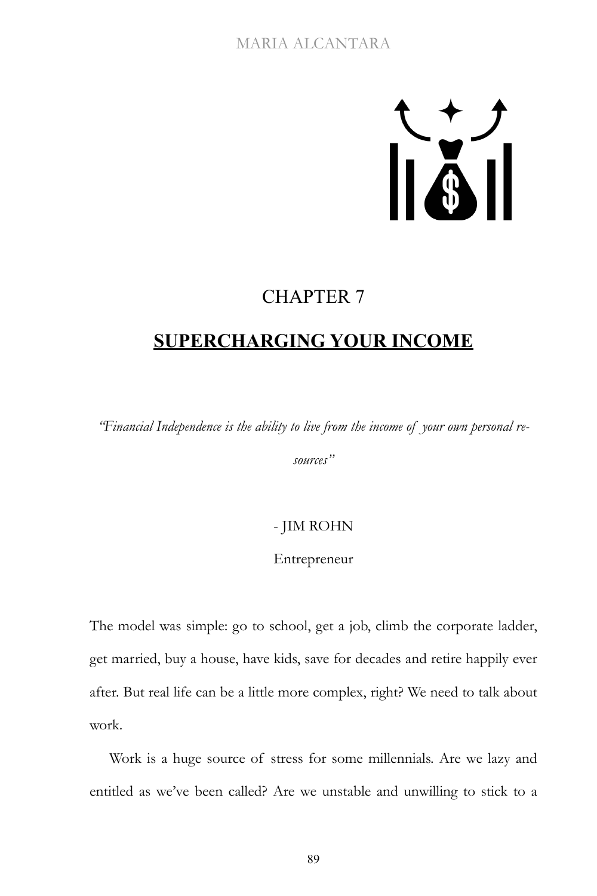# CHAPTER 7

## SUPERCHARGING YOUR INCOME

*"Financial Independence is the ability to live from the income of your own personal resources"*

- JIM ROHN

Entrepreneur

The model was simple: go to school, get a job, climb the corporate ladder, get married, buy a house, have kids, save for decades and retire happily ever after. But real life can be a little more complex, right? We need to talk about work.

Work is a huge source of stress for some millennials. Are we lazy and entitled as we've been called? Are we unstable and unwilling to stick to a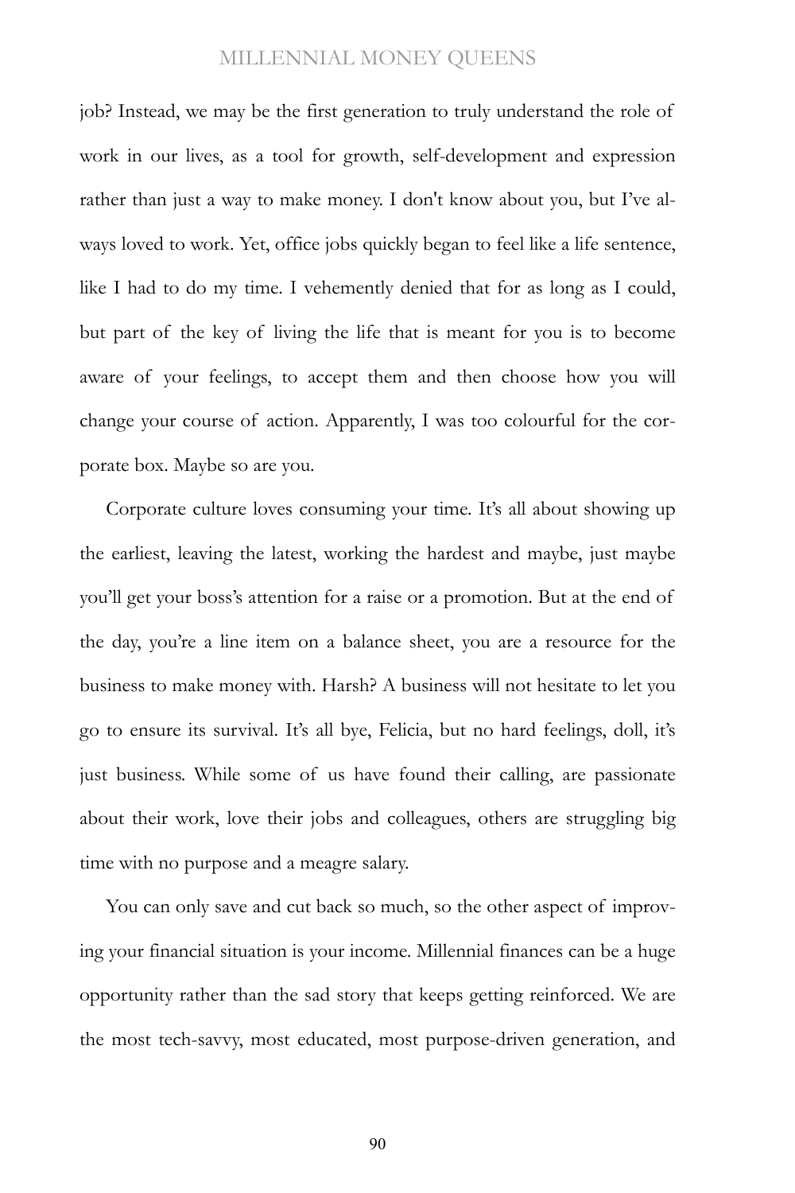job? Instead, we may be the first generation to truly understand the role of work in our lives, as a tool for growth, self-development and expression rather than just a way to make money. I don't know about you, but I've always loved to work. Yet, office jobs quickly began to feel like a life sentence, like I had to do my time. I vehemently denied that for as long as I could, but part of the key of living the life that is meant for you is to become aware of your feelings, to accept them and then choose how you will change your course of action. Apparently, I was too colourful for the corporate box. Maybe so are you.

Corporate culture loves consuming your time. It's all about showing up the earliest, leaving the latest, working the hardest and maybe, just maybe you'll get your boss's attention for a raise or a promotion. But at the end of the day, you're a line item on a balance sheet, you are a resource for the business to make money with. Harsh? A business will not hesitate to let you go to ensure its survival. It's all bye, Felicia, but no hard feelings, doll, it's just business. While some of us have found their calling, are passionate about their work, love their jobs and colleagues, others are struggling big time with no purpose and a meagre salary.

You can only save and cut back so much, so the other aspect of improving your financial situation is your income. Millennial finances can be a huge opportunity rather than the sad story that keeps getting reinforced. We are the most tech-savvy, most educated, most purpose-driven generation, and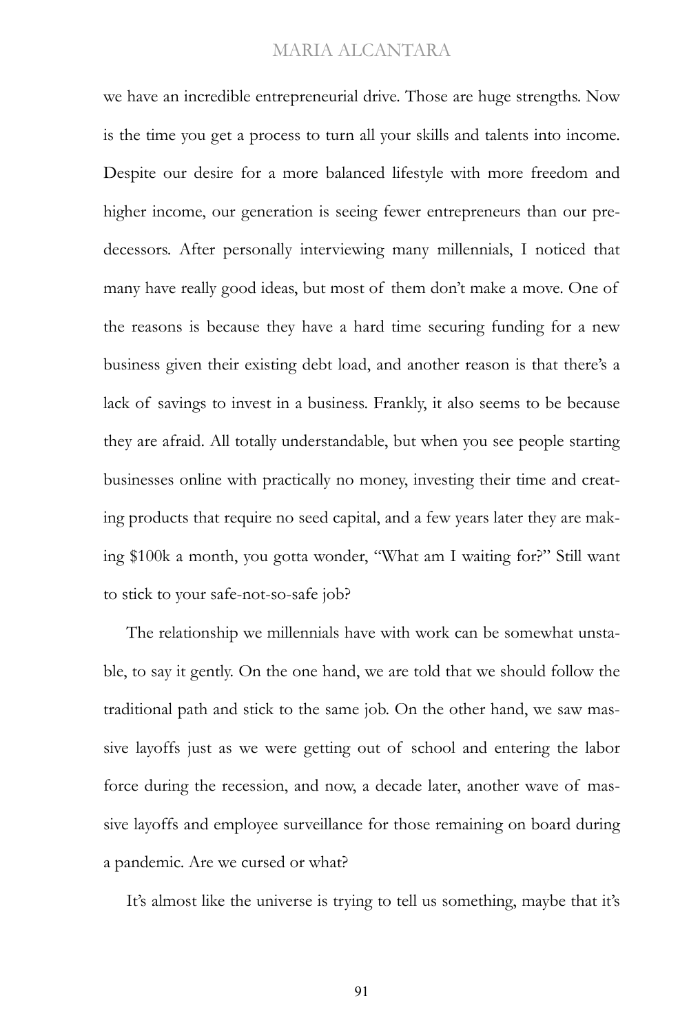we have an incredible entrepreneurial drive. Those are huge strengths. Now is the time you get a process to turn all your skills and talents into income. Despite our desire for a more balanced lifestyle with more freedom and higher income, our generation is seeing fewer entrepreneurs than our predecessors. After personally interviewing many millennials, I noticed that many have really good ideas, but most of them don't make a move. One of the reasons is because they have a hard time securing funding for a new business given their existing debt load, and another reason is that there's a lack of savings to invest in a business. Frankly, it also seems to be because they are afraid. All totally understandable, but when you see people starting businesses online with practically no money, investing their time and creating products that require no seed capital, and a few years later they are making $100k a month, you gotta wonder, "What am I waiting for?" Still want to stick to your safe-not-so-safe job?

The relationship we millennials have with work can be somewhat unstable, to say it gently. On the one hand, we are told that we should follow the traditional path and stick to the same job. On the other hand, we saw massive layoffs just as we were getting out of school and entering the labor force during the recession, and now, a decade later, another wave of massive layoffs and employee surveillance for those remaining on board during a pandemic. Are we cursed or what?

It's almost like the universe is trying to tell us something, maybe that it's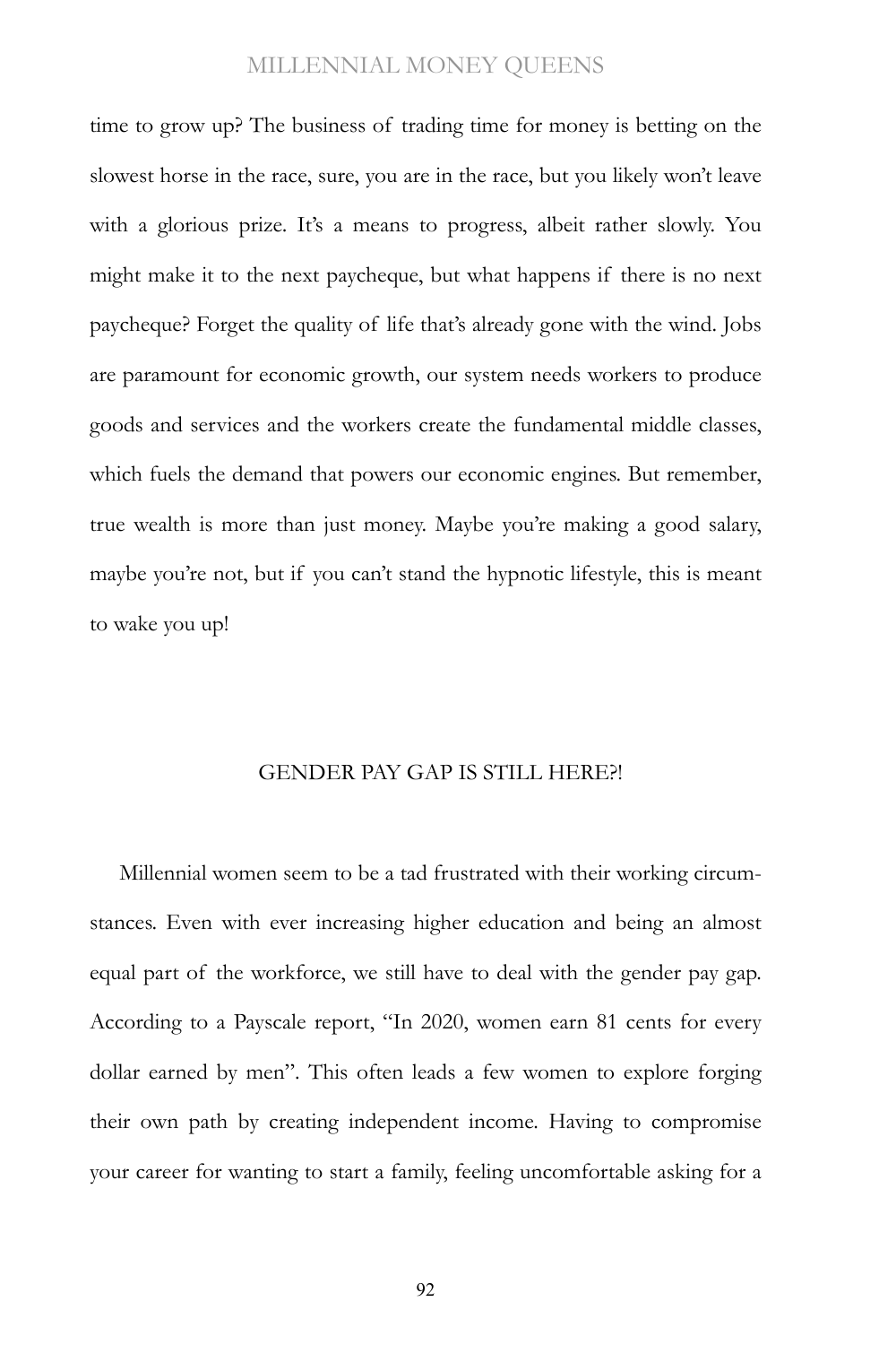time to grow up? The business of trading time for money is betting on the slowest horse in the race, sure, you are in the race, but you likely won't leave with a glorious prize. It's a means to progress, albeit rather slowly. You might make it to the next paycheque, but what happens if there is no next paycheque? Forget the quality of life that's already gone with the wind. Jobs are paramount for economic growth, our system needs workers to produce goods and services and the workers create the fundamental middle classes, which fuels the demand that powers our economic engines. But remember, true wealth is more than just money. Maybe you're making a good salary, maybe you're not, but if you can't stand the hypnotic lifestyle, this is meant to wake you up!

## GENDER PAY GAP IS STILL HERE?!

Millennial women seem to be a tad frustrated with their working circumstances. Even with ever increasing higher education and being an almost equal part of the workforce, we still have to deal with the gender pay gap. According to a Payscale report, "In 2020, women earn 81 cents for every dollar earned by men". This often leads a few women to explore forging their own path by creating independent income. Having to compromise your career for wanting to start a family, feeling uncomfortable asking for a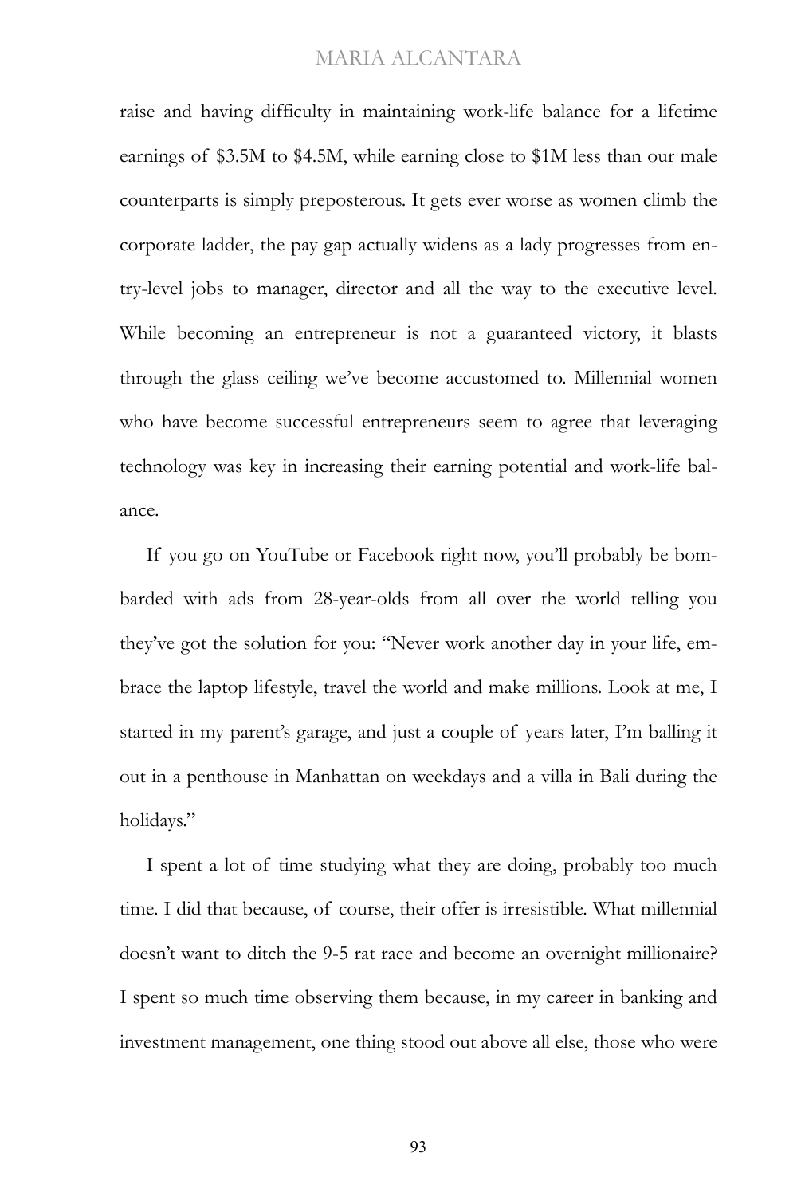raise and having difficulty in maintaining work-life balance for a lifetime earnings of $3.5M to $4.5M, while earning close to $1M less than our male counterparts is simply preposterous. It gets ever worse as women climb the corporate ladder, the pay gap actually widens as a lady progresses from entry-level jobs to manager, director and all the way to the executive level. While becoming an entrepreneur is not a guaranteed victory, it blasts through the glass ceiling we've become accustomed to. Millennial women who have become successful entrepreneurs seem to agree that leveraging technology was key in increasing their earning potential and work-life balance.

If you go on YouTube or Facebook right now, you'll probably be bombarded with ads from 28-year-olds from all over the world telling you they've got the solution for you: "Never work another day in your life, embrace the laptop lifestyle, travel the world and make millions. Look at me, I started in my parent's garage, and just a couple of years later, I'm balling it out in a penthouse in Manhattan on weekdays and a villa in Bali during the holidays."

I spent a lot of time studying what they are doing, probably too much time. I did that because, of course, their offer is irresistible. What millennial doesn't want to ditch the 9-5 rat race and become an overnight millionaire? I spent so much time observing them because, in my career in banking and investment management, one thing stood out above all else, those who were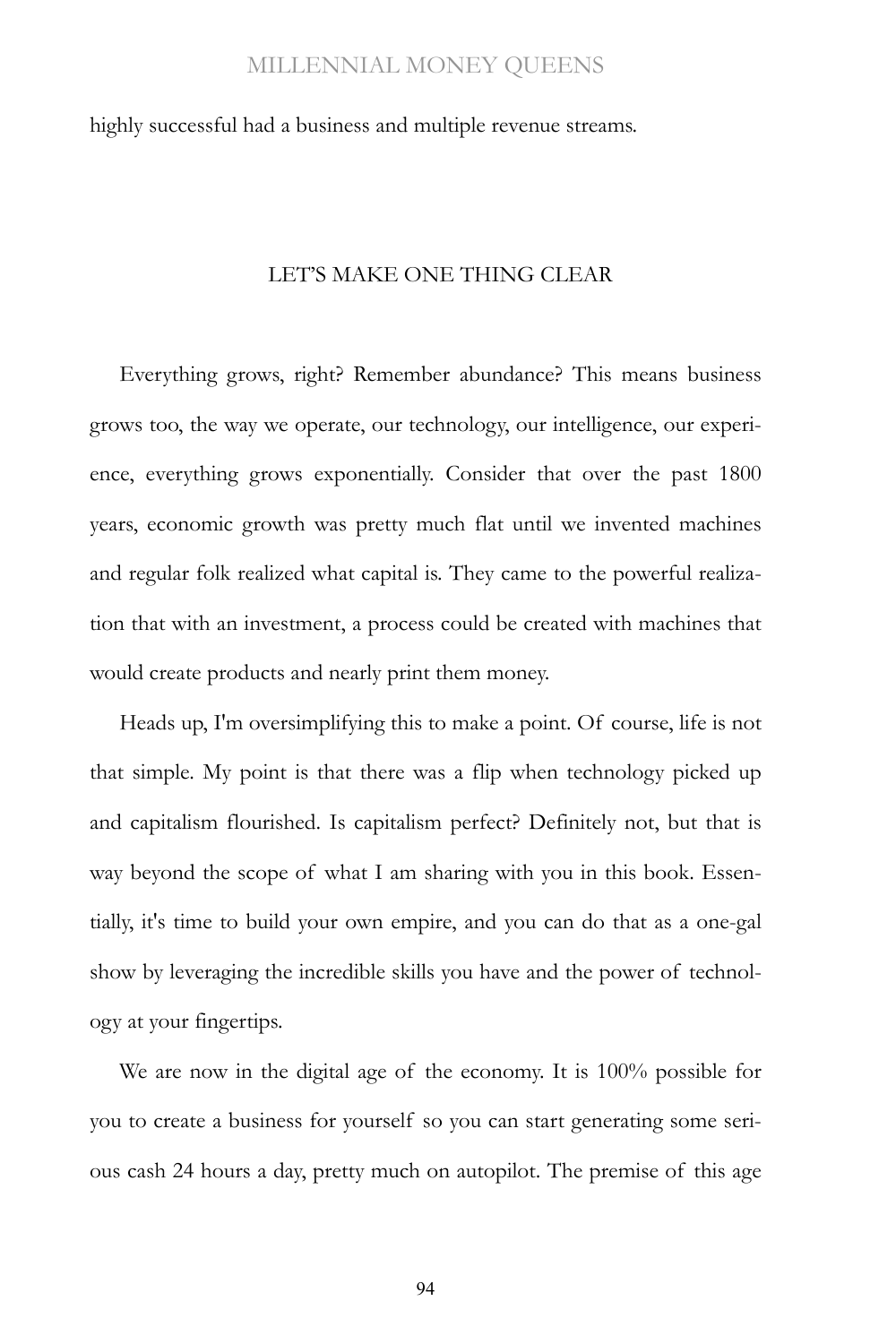highly successful had a business and multiple revenue streams.

## LET'S MAKE ONE THING CLEAR

Everything grows, right? Remember abundance? This means business grows too, the way we operate, our technology, our intelligence, our experience, everything grows exponentially. Consider that over the past 1800 years, economic growth was pretty much flat until we invented machines and regular folk realized what capital is. They came to the powerful realization that with an investment, a process could be created with machines that would create products and nearly print them money.

Heads up, I'm oversimplifying this to make a point. Of course, life is not that simple. My point is that there was a flip when technology picked up and capitalism flourished. Is capitalism perfect? Definitely not, but that is way beyond the scope of what I am sharing with you in this book. Essentially, it's time to build your own empire, and you can do that as a one-gal show by leveraging the incredible skills you have and the power of technology at your fingertips.

We are now in the digital age of the economy. It is 100% possible for you to create a business for yourself so you can start generating some serious cash 24 hours a day, pretty much on autopilot. The premise of this age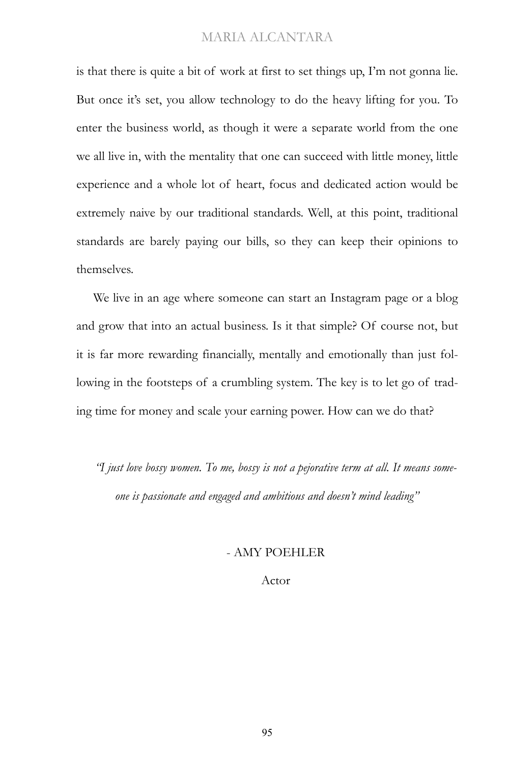is that there is quite a bit of work at first to set things up, I'm not gonna lie. But once it's set, you allow technology to do the heavy lifting for you. To enter the business world, as though it were a separate world from the one we all live in, with the mentality that one can succeed with little money, little experience and a whole lot of heart, focus and dedicated action would be extremely naive by our traditional standards. Well, at this point, traditional standards are barely paying our bills, so they can keep their opinions to themselves.

We live in an age where someone can start an Instagram page or a blog and grow that into an actual business. Is it that simple? Of course not, but it is far more rewarding financially, mentally and emotionally than just following in the footsteps of a crumbling system. The key is to let go of trading time for money and scale your earning power. How can we do that?

*"I just love bossy women. To me, bossy is not a pejorative term at all. It means someone is passionate and engaged and ambitious and doesn't mind leading"*

- AMY POEHLER

Actor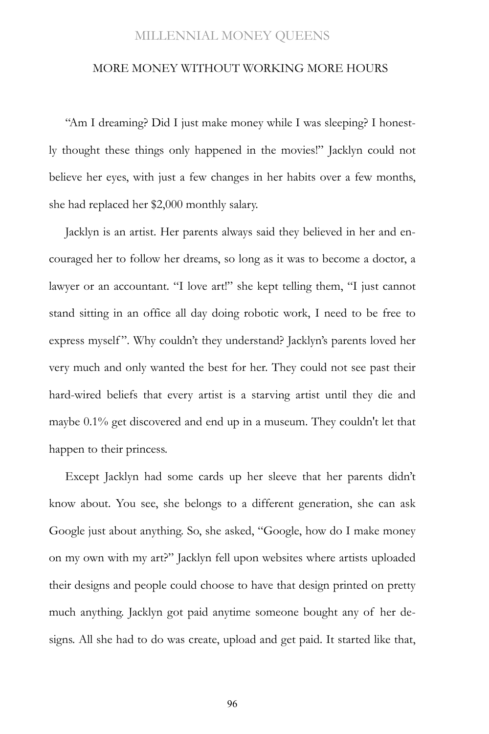## MORE MONEY WITHOUT WORKING MORE HOURS

"Am I dreaming? Did I just make money while I was sleeping? I honestly thought these things only happened in the movies!" Jacklyn could not believe her eyes, with just a few changes in her habits over a few months, she had replaced her $2,000 monthly salary.

Jacklyn is an artist. Her parents always said they believed in her and encouraged her to follow her dreams, so long as it was to become a doctor, a lawyer or an accountant. "I love art!" she kept telling them, "I just cannot stand sitting in an office all day doing robotic work, I need to be free to express myself". Why couldn't they understand? Jacklyn's parents loved her very much and only wanted the best for her. They could not see past their hard-wired beliefs that every artist is a starving artist until they die and maybe 0.1% get discovered and end up in a museum. They couldn't let that happen to their princess.

Except Jacklyn had some cards up her sleeve that her parents didn't know about. You see, she belongs to a different generation, she can ask Google just about anything. So, she asked, "Google, how do I make money on my own with my art?" Jacklyn fell upon websites where artists uploaded their designs and people could choose to have that design printed on pretty much anything. Jacklyn got paid anytime someone bought any of her designs. All she had to do was create, upload and get paid. It started like that,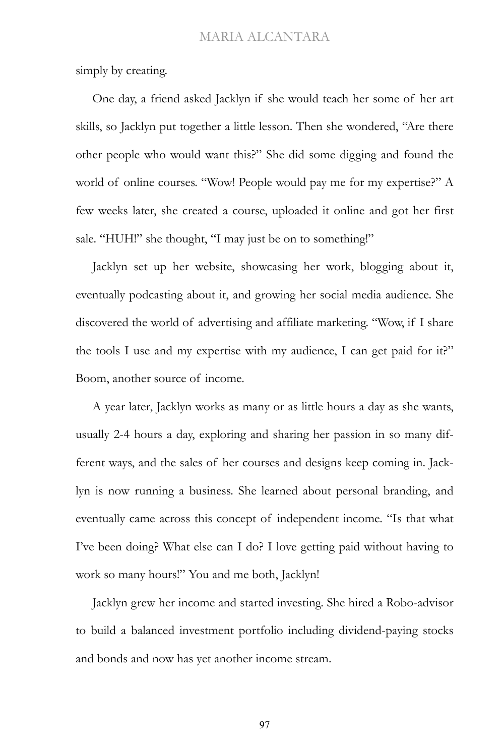simply by creating.

One day, a friend asked Jacklyn if she would teach her some of her art skills, so Jacklyn put together a little lesson. Then she wondered, "Are there other people who would want this?" She did some digging and found the world of online courses. "Wow! People would pay me for my expertise?" A few weeks later, she created a course, uploaded it online and got her first sale. "HUH!" she thought, "I may just be on to something!"

Jacklyn set up her website, showcasing her work, blogging about it, eventually podcasting about it, and growing her social media audience. She discovered the world of advertising and affiliate marketing. "Wow, if I share the tools I use and my expertise with my audience, I can get paid for it?" Boom, another source of income.

A year later, Jacklyn works as many or as little hours a day as she wants, usually 2-4 hours a day, exploring and sharing her passion in so many different ways, and the sales of her courses and designs keep coming in. Jacklyn is now running a business. She learned about personal branding, and eventually came across this concept of independent income. "Is that what I've been doing? What else can I do? I love getting paid without having to work so many hours!" You and me both, Jacklyn!

Jacklyn grew her income and started investing. She hired a Robo-advisor to build a balanced investment portfolio including dividend-paying stocks and bonds and now has yet another income stream.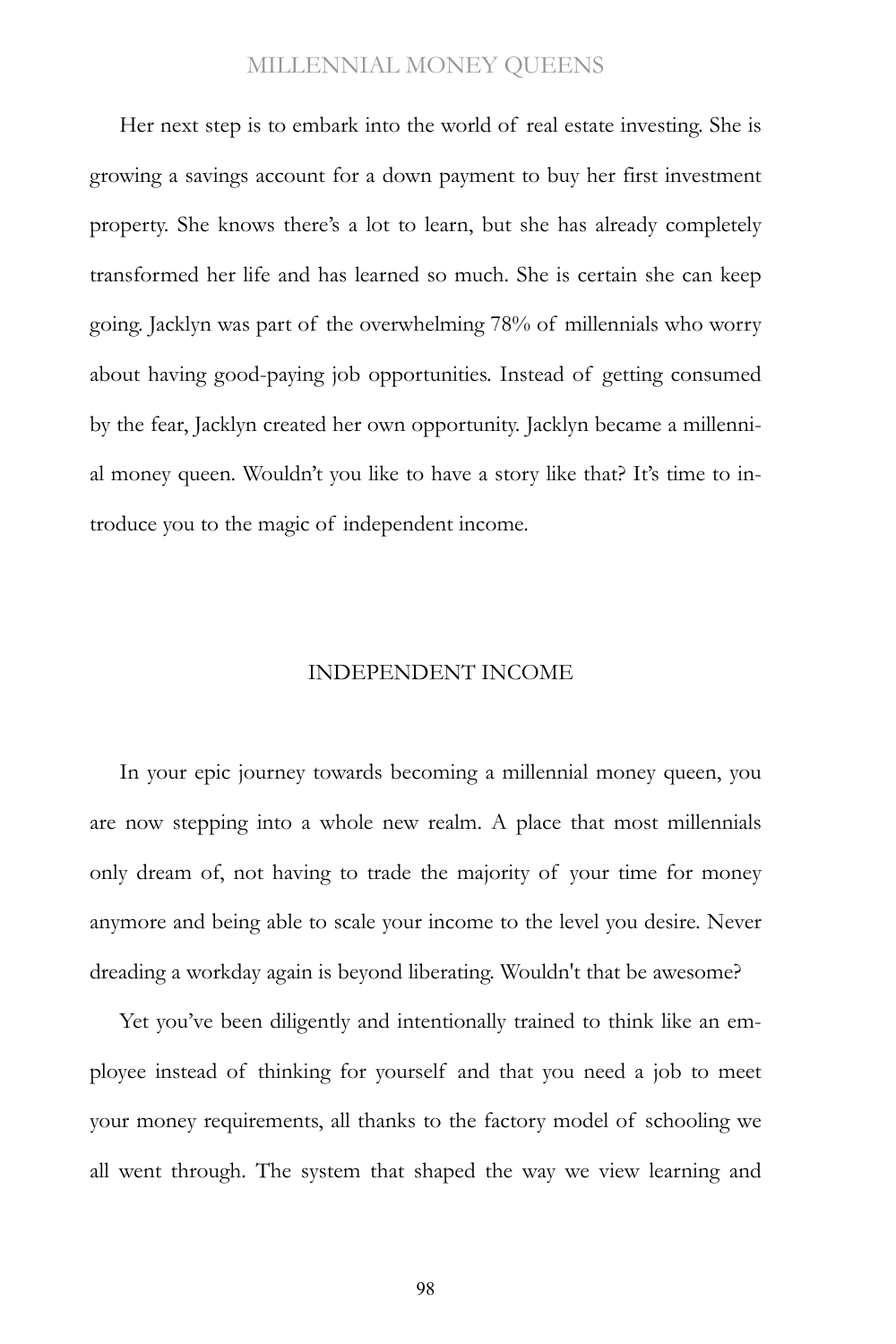Her next step is to embark into the world of real estate investing. She is growing a savings account for a down payment to buy her first investment property. She knows there's a lot to learn, but she has already completely transformed her life and has learned so much. She is certain she can keep going. Jacklyn was part of the overwhelming 78% of millennials who worry about having good-paying job opportunities. Instead of getting consumed by the fear, Jacklyn created her own opportunity. Jacklyn became a millennial money queen. Wouldn't you like to have a story like that? It's time to introduce you to the magic of independent income.

## INDEPENDENT INCOME

In your epic journey towards becoming a millennial money queen, you are now stepping into a whole new realm. A place that most millennials only dream of, not having to trade the majority of your time for money anymore and being able to scale your income to the level you desire. Never dreading a workday again is beyond liberating. Wouldn't that be awesome?

Yet you've been diligently and intentionally trained to think like an employee instead of thinking for yourself and that you need a job to meet your money requirements, all thanks to the factory model of schooling we all went through. The system that shaped the way we view learning and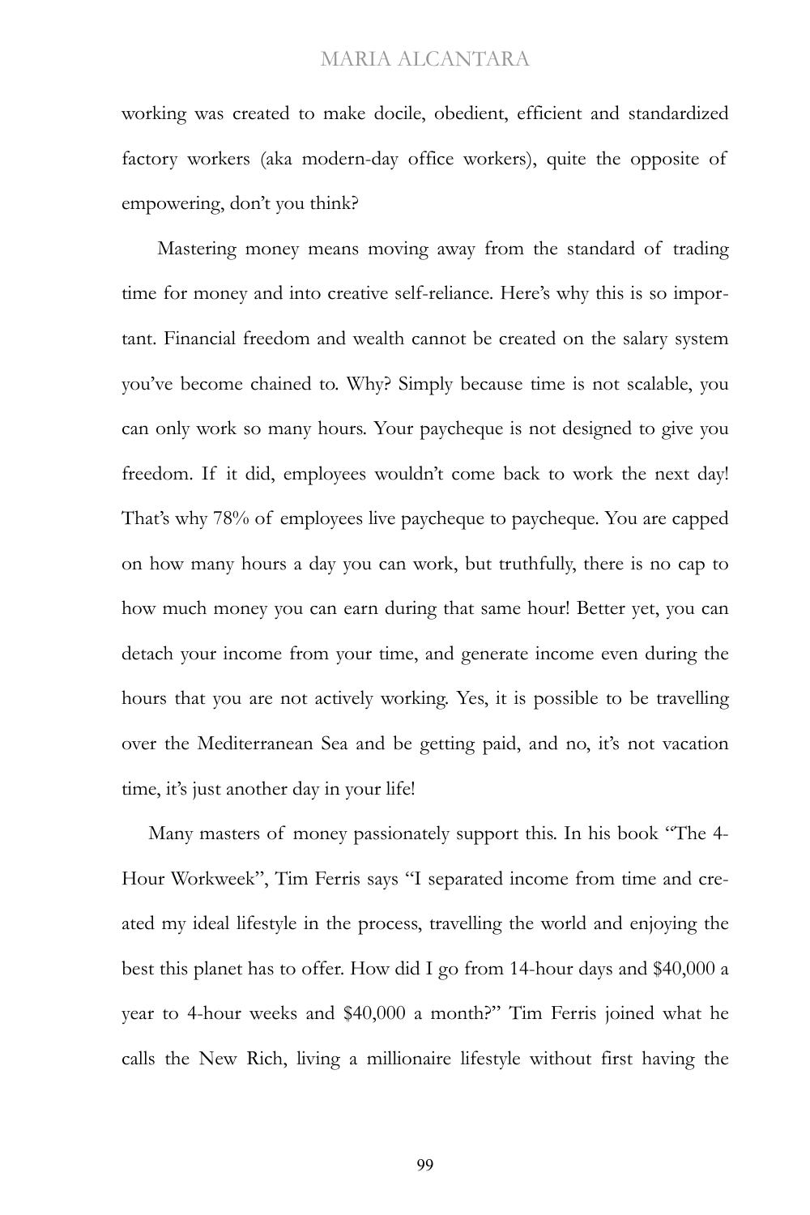working was created to make docile, obedient, efficient and standardized factory workers (aka modern-day office workers), quite the opposite of empowering, don't you think?

Mastering money means moving away from the standard of trading time for money and into creative self-reliance. Here's why this is so important. Financial freedom and wealth cannot be created on the salary system you've become chained to. Why? Simply because time is not scalable, you can only work so many hours. Your paycheque is not designed to give you freedom. If it did, employees wouldn't come back to work the next day! That's why 78% of employees live paycheque to paycheque. You are capped on how many hours a day you can work, but truthfully, there is no cap to how much money you can earn during that same hour! Better yet, you can detach your income from your time, and generate income even during the hours that you are not actively working. Yes, it is possible to be travelling over the Mediterranean Sea and be getting paid, and no, it's not vacation time, it's just another day in your life!

Many masters of money passionately support this. In his book "The 4-Hour Workweek", Tim Ferris says "I separated income from time and created my ideal lifestyle in the process, travelling the world and enjoying the best this planet has to offer. How did I go from 14-hour days and $40,000 a year to 4-hour weeks and $40,000 a month?" Tim Ferris joined what he calls the New Rich, living a millionaire lifestyle without first having the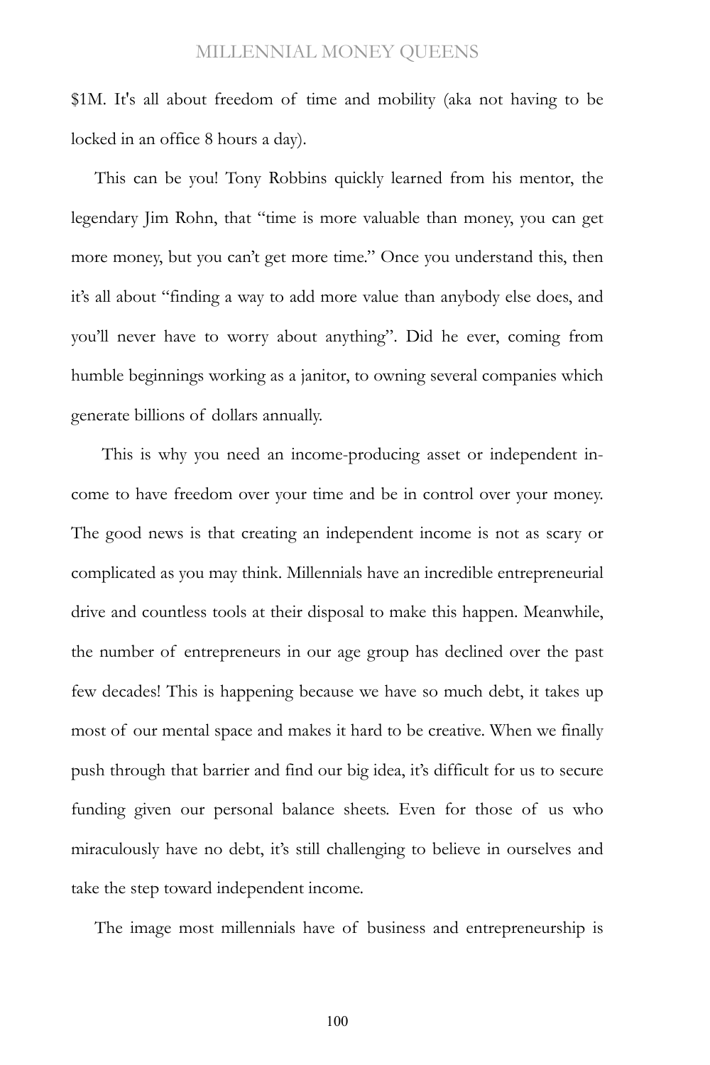$1M. It's all about freedom of time and mobility (aka not having to be locked in an office 8 hours a day).

This can be you! Tony Robbins quickly learned from his mentor, the legendary Jim Rohn, that "time is more valuable than money, you can get more money, but you can't get more time." Once you understand this, then it's all about "finding a way to add more value than anybody else does, and you'll never have to worry about anything". Did he ever, coming from humble beginnings working as a janitor, to owning several companies which generate billions of dollars annually.

This is why you need an income-producing asset or independent income to have freedom over your time and be in control over your money. The good news is that creating an independent income is not as scary or complicated as you may think. Millennials have an incredible entrepreneurial drive and countless tools at their disposal to make this happen. Meanwhile, the number of entrepreneurs in our age group has declined over the past few decades! This is happening because we have so much debt, it takes up most of our mental space and makes it hard to be creative. When we finally push through that barrier and find our big idea, it's difficult for us to secure funding given our personal balance sheets. Even for those of us who miraculously have no debt, it's still challenging to believe in ourselves and take the step toward independent income.

The image most millennials have of business and entrepreneurship is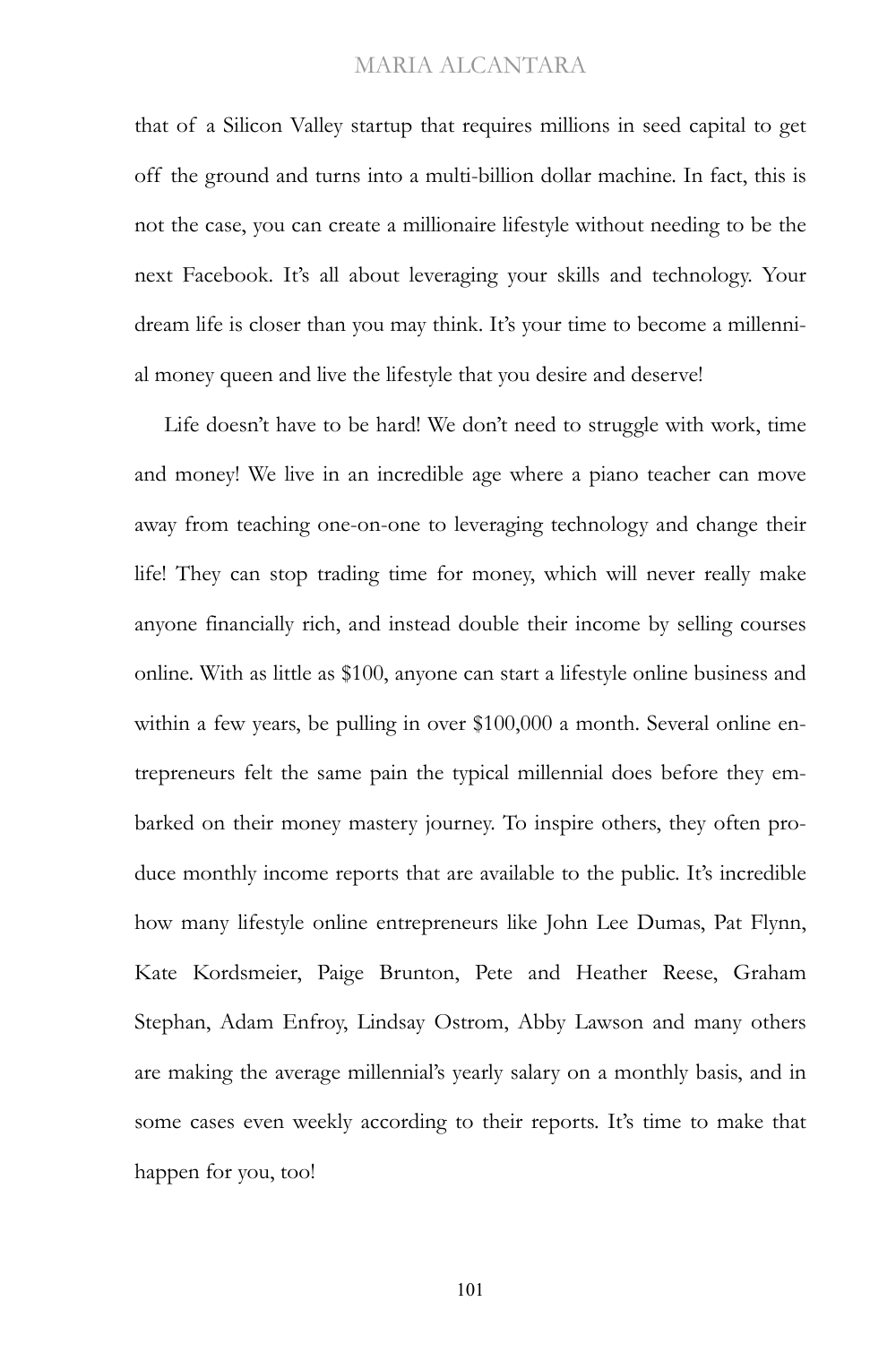that of a Silicon Valley startup that requires millions in seed capital to get off the ground and turns into a multi-billion dollar machine. In fact, this is not the case, you can create a millionaire lifestyle without needing to be the next Facebook. It's all about leveraging your skills and technology. Your dream life is closer than you may think. It's your time to become a millennial money queen and live the lifestyle that you desire and deserve!

Life doesn't have to be hard! We don't need to struggle with work, time and money! We live in an incredible age where a piano teacher can move away from teaching one-on-one to leveraging technology and change their life! They can stop trading time for money, which will never really make anyone financially rich, and instead double their income by selling courses online. With as little as $100, anyone can start a lifestyle online business and within a few years, be pulling in over $100,000 a month. Several online entrepreneurs felt the same pain the typical millennial does before they embarked on their money mastery journey. To inspire others, they often produce monthly income reports that are available to the public. It's incredible how many lifestyle online entrepreneurs like John Lee Dumas, Pat Flynn, Kate Kordsmeier, Paige Brunton, Pete and Heather Reese, Graham Stephan, Adam Enfroy, Lindsay Ostrom, Abby Lawson and many others are making the average millennial's yearly salary on a monthly basis, and in some cases even weekly according to their reports. It's time to make that happen for you, too!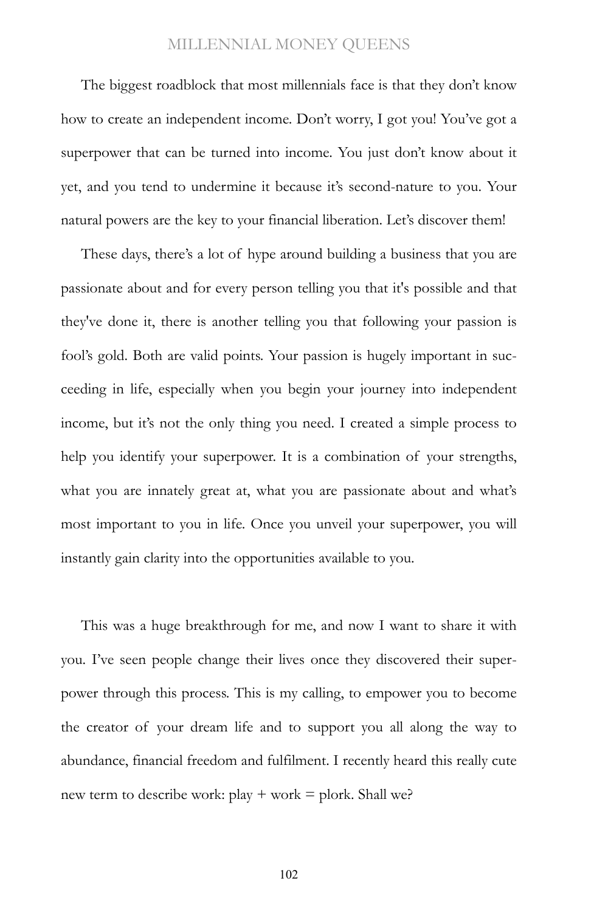The biggest roadblock that most millennials face is that they don't know how to create an independent income. Don't worry, I got you! You've got a superpower that can be turned into income. You just don't know about it yet, and you tend to undermine it because it's second-nature to you. Your natural powers are the key to your financial liberation. Let's discover them!

These days, there's a lot of hype around building a business that you are passionate about and for every person telling you that it's possible and that they've done it, there is another telling you that following your passion is fool's gold. Both are valid points. Your passion is hugely important in succeeding in life, especially when you begin your journey into independent income, but it's not the only thing you need. I created a simple process to help you identify your superpower. It is a combination of your strengths, what you are innately great at, what you are passionate about and what's most important to you in life. Once you unveil your superpower, you will instantly gain clarity into the opportunities available to you.

This was a huge breakthrough for me, and now I want to share it with you. I've seen people change their lives once they discovered their superpower through this process. This is my calling, to empower you to become the creator of your dream life and to support you all along the way to abundance, financial freedom and fulfilment. I recently heard this really cute new term to describe work: play + work = plork. Shall we?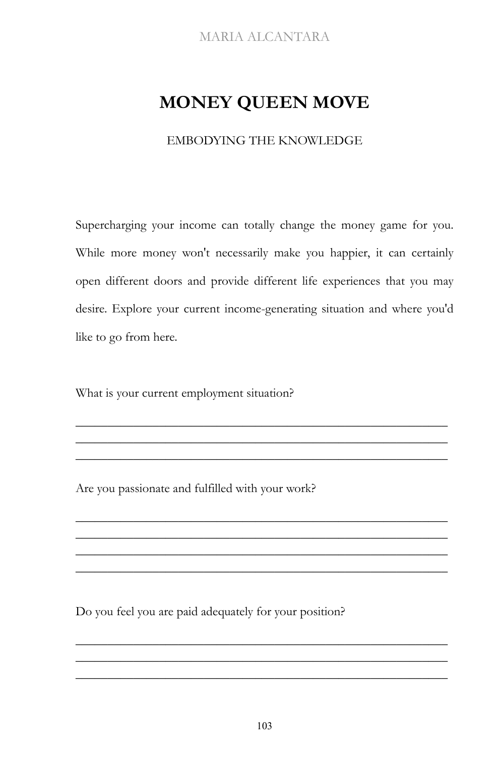# MONEY QUEEN MOVE

EMBODYING THE KNOWLEDGE

Supercharging your income can totally change the money game for you. While more money won't necessarily make you happier, it can certainly open different doors and provide different life experiences that you may desire. Explore your current income-generating situation and where you'd like to go from here.

What is your current employment situation?

\_\_\_\_\_\_\_\_\_\_\_\_\_\_\_\_\_\_\_\_\_\_\_\_\_\_\_\_\_\_\_\_\_\_\_\_\_\_\_\_\_\_\_\_\_\_\_\_\_\_\_\_\_\_\_\_\_\_
\_\_\_\_\_\_\_\_\_\_\_\_\_\_\_\_\_\_\_\_\_\_\_\_\_\_\_\_\_\_\_\_\_\_\_\_\_\_\_\_\_\_\_\_\_\_\_\_\_\_\_\_\_\_\_\_\_\_
\_\_\_\_\_\_\_\_\_\_\_\_\_\_\_\_\_\_\_\_\_\_\_\_\_\_\_\_\_\_\_\_\_\_\_\_\_\_\_\_\_\_\_\_\_\_\_\_\_\_\_\_\_\_\_\_\_\_

Are you passionate and fulfilled with your work?

\_\_\_\_\_\_\_\_\_\_\_\_\_\_\_\_\_\_\_\_\_\_\_\_\_\_\_\_\_\_\_\_\_\_\_\_\_\_\_\_\_\_\_\_\_\_\_\_\_\_\_\_\_\_\_\_\_\_
\_\_\_\_\_\_\_\_\_\_\_\_\_\_\_\_\_\_\_\_\_\_\_\_\_\_\_\_\_\_\_\_\_\_\_\_\_\_\_\_\_\_\_\_\_\_\_\_\_\_\_\_\_\_\_\_\_\_
\_\_\_\_\_\_\_\_\_\_\_\_\_\_\_\_\_\_\_\_\_\_\_\_\_\_\_\_\_\_\_\_\_\_\_\_\_\_\_\_\_\_\_\_\_\_\_\_\_\_\_\_\_\_\_\_\_\_
\_\_\_\_\_\_\_\_\_\_\_\_\_\_\_\_\_\_\_\_\_\_\_\_\_\_\_\_\_\_\_\_\_\_\_\_\_\_\_\_\_\_\_\_\_\_\_\_\_\_\_\_\_\_\_\_\_\_

Do you feel you are paid adequately for your position?

\_\_\_\_\_\_\_\_\_\_\_\_\_\_\_\_\_\_\_\_\_\_\_\_\_\_\_\_\_\_\_\_\_\_\_\_\_\_\_\_\_\_\_\_\_\_\_\_\_\_\_\_\_\_\_\_\_\_
\_\_\_\_\_\_\_\_\_\_\_\_\_\_\_\_\_\_\_\_\_\_\_\_\_\_\_\_\_\_\_\_\_\_\_\_\_\_\_\_\_\_\_\_\_\_\_\_\_\_\_\_\_\_\_\_\_\_
\_\_\_\_\_\_\_\_\_\_\_\_\_\_\_\_\_\_\_\_\_\_\_\_\_\_\_\_\_\_\_\_\_\_\_\_\_\_\_\_\_\_\_\_\_\_\_\_\_\_\_\_\_\_\_\_\_\_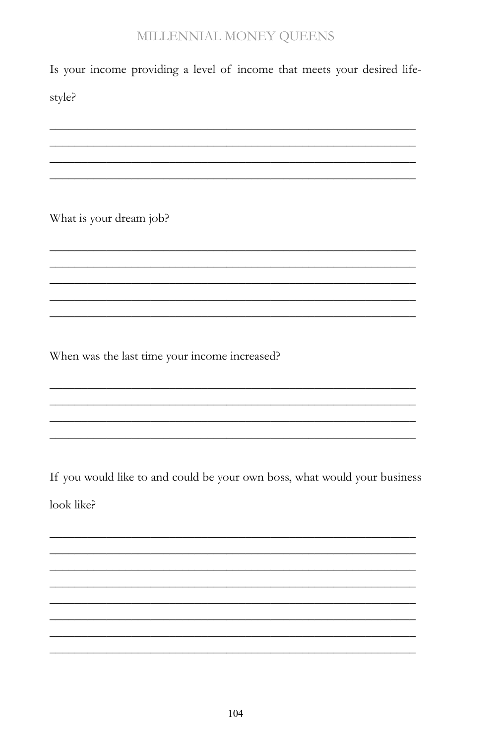Is your income providing a level of income that meets your desired lifestyle?

\_\_\_\_\_\_\_\_\_\_\_\_\_\_\_\_\_\_\_\_\_\_\_\_\_\_\_\_\_\_\_\_\_\_\_\_\_\_\_\_\_\_\_\_\_\_\_\_\_\_\_\_\_\_\_\_

\_\_\_\_\_\_\_\_\_\_\_\_\_\_\_\_\_\_\_\_\_\_\_\_\_\_\_\_\_\_\_\_\_\_\_\_\_\_\_\_\_\_\_\_\_\_\_\_\_\_\_\_\_\_\_\_

\_\_\_\_\_\_\_\_\_\_\_\_\_\_\_\_\_\_\_\_\_\_\_\_\_\_\_\_\_\_\_\_\_\_\_\_\_\_\_\_\_\_\_\_\_\_\_\_\_\_\_\_\_\_\_\_

\_\_\_\_\_\_\_\_\_\_\_\_\_\_\_\_\_\_\_\_\_\_\_\_\_\_\_\_\_\_\_\_\_\_\_\_\_\_\_\_\_\_\_\_\_\_\_\_\_\_\_\_\_\_\_\_

What is your dream job?

\_\_\_\_\_\_\_\_\_\_\_\_\_\_\_\_\_\_\_\_\_\_\_\_\_\_\_\_\_\_\_\_\_\_\_\_\_\_\_\_\_\_\_\_\_\_\_\_\_\_\_\_\_\_\_\_

\_\_\_\_\_\_\_\_\_\_\_\_\_\_\_\_\_\_\_\_\_\_\_\_\_\_\_\_\_\_\_\_\_\_\_\_\_\_\_\_\_\_\_\_\_\_\_\_\_\_\_\_\_\_\_\_

\_\_\_\_\_\_\_\_\_\_\_\_\_\_\_\_\_\_\_\_\_\_\_\_\_\_\_\_\_\_\_\_\_\_\_\_\_\_\_\_\_\_\_\_\_\_\_\_\_\_\_\_\_\_\_\_

\_\_\_\_\_\_\_\_\_\_\_\_\_\_\_\_\_\_\_\_\_\_\_\_\_\_\_\_\_\_\_\_\_\_\_\_\_\_\_\_\_\_\_\_\_\_\_\_\_\_\_\_\_\_\_\_

\_\_\_\_\_\_\_\_\_\_\_\_\_\_\_\_\_\_\_\_\_\_\_\_\_\_\_\_\_\_\_\_\_\_\_\_\_\_\_\_\_\_\_\_\_\_\_\_\_\_\_\_\_\_\_\_

When was the last time your income increased?

\_\_\_\_\_\_\_\_\_\_\_\_\_\_\_\_\_\_\_\_\_\_\_\_\_\_\_\_\_\_\_\_\_\_\_\_\_\_\_\_\_\_\_\_\_\_\_\_\_\_\_\_\_\_\_\_

\_\_\_\_\_\_\_\_\_\_\_\_\_\_\_\_\_\_\_\_\_\_\_\_\_\_\_\_\_\_\_\_\_\_\_\_\_\_\_\_\_\_\_\_\_\_\_\_\_\_\_\_\_\_\_\_

\_\_\_\_\_\_\_\_\_\_\_\_\_\_\_\_\_\_\_\_\_\_\_\_\_\_\_\_\_\_\_\_\_\_\_\_\_\_\_\_\_\_\_\_\_\_\_\_\_\_\_\_\_\_\_\_

\_\_\_\_\_\_\_\_\_\_\_\_\_\_\_\_\_\_\_\_\_\_\_\_\_\_\_\_\_\_\_\_\_\_\_\_\_\_\_\_\_\_\_\_\_\_\_\_\_\_\_\_\_\_\_\_

If you would like to and could be your own boss, what would your business look like?

\_\_\_\_\_\_\_\_\_\_\_\_\_\_\_\_\_\_\_\_\_\_\_\_\_\_\_\_\_\_\_\_\_\_\_\_\_\_\_\_\_\_\_\_\_\_\_\_\_\_\_\_\_\_\_\_

\_\_\_\_\_\_\_\_\_\_\_\_\_\_\_\_\_\_\_\_\_\_\_\_\_\_\_\_\_\_\_\_\_\_\_\_\_\_\_\_\_\_\_\_\_\_\_\_\_\_\_\_\_\_\_\_

\_\_\_\_\_\_\_\_\_\_\_\_\_\_\_\_\_\_\_\_\_\_\_\_\_\_\_\_\_\_\_\_\_\_\_\_\_\_\_\_\_\_\_\_\_\_\_\_\_\_\_\_\_\_\_\_

\_\_\_\_\_\_\_\_\_\_\_\_\_\_\_\_\_\_\_\_\_\_\_\_\_\_\_\_\_\_\_\_\_\_\_\_\_\_\_\_\_\_\_\_\_\_\_\_\_\_\_\_\_\_\_\_

\_\_\_\_\_\_\_\_\_\_\_\_\_\_\_\_\_\_\_\_\_\_\_\_\_\_\_\_\_\_\_\_\_\_\_\_\_\_\_\_\_\_\_\_\_\_\_\_\_\_\_\_\_\_\_\_

\_\_\_\_\_\_\_\_\_\_\_\_\_\_\_\_\_\_\_\_\_\_\_\_\_\_\_\_\_\_\_\_\_\_\_\_\_\_\_\_\_\_\_\_\_\_\_\_\_\_\_\_\_\_\_\_

\_\_\_\_\_\_\_\_\_\_\_\_\_\_\_\_\_\_\_\_\_\_\_\_\_\_\_\_\_\_\_\_\_\_\_\_\_\_\_\_\_\_\_\_\_\_\_\_\_\_\_\_\_\_\_\_

\_\_\_\_\_\_\_\_\_\_\_\_\_\_\_\_\_\_\_\_\_\_\_\_\_\_\_\_\_\_\_\_\_\_\_\_\_\_\_\_\_\_\_\_\_\_\_\_\_\_\_\_\_\_\_\_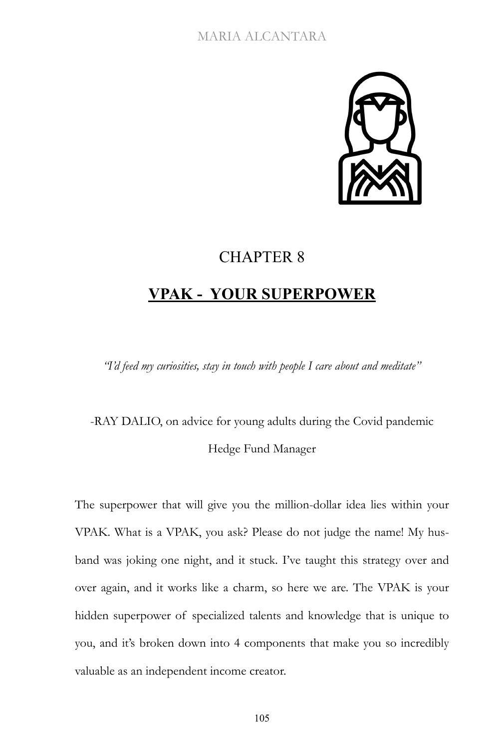# CHAPTER 8

## VPAK - YOUR SUPERPOWER

*"I'd feed my curiosities, stay in touch with people I care about and meditate"*

-RAY DALIO, on advice for young adults during the Covid pandemic

Hedge Fund Manager

The superpower that will give you the million-dollar idea lies within your VPAK. What is a VPAK, you ask? Please do not judge the name! My husband was joking one night, and it stuck. I've taught this strategy over and over again, and it works like a charm, so here we are. The VPAK is your hidden superpower of specialized talents and knowledge that is unique to you, and it's broken down into 4 components that make you so incredibly valuable as an independent income creator.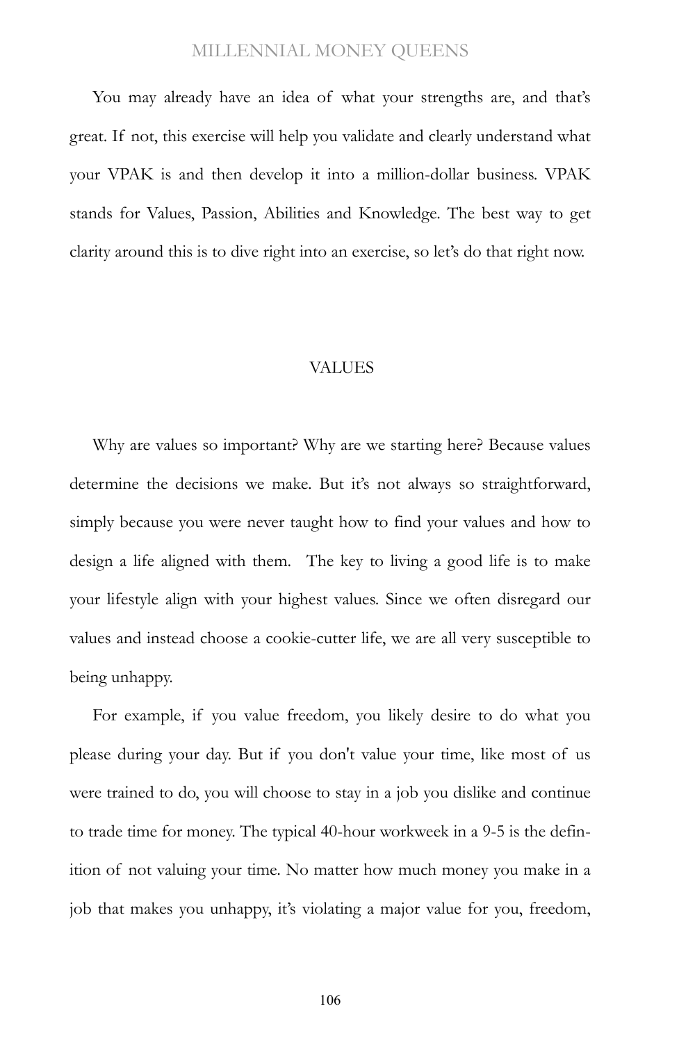You may already have an idea of what your strengths are, and that's great. If not, this exercise will help you validate and clearly understand what your VPAK is and then develop it into a million-dollar business. VPAK stands for Values, Passion, Abilities and Knowledge. The best way to get clarity around this is to dive right into an exercise, so let's do that right now.

## VALUES

Why are values so important? Why are we starting here? Because values determine the decisions we make. But it's not always so straightforward, simply because you were never taught how to find your values and how to design a life aligned with them. The key to living a good life is to make your lifestyle align with your highest values. Since we often disregard our values and instead choose a cookie-cutter life, we are all very susceptible to being unhappy.

For example, if you value freedom, you likely desire to do what you please during your day. But if you don't value your time, like most of us were trained to do, you will choose to stay in a job you dislike and continue to trade time for money. The typical 40-hour workweek in a 9-5 is the definition of not valuing your time. No matter how much money you make in a job that makes you unhappy, it's violating a major value for you, freedom,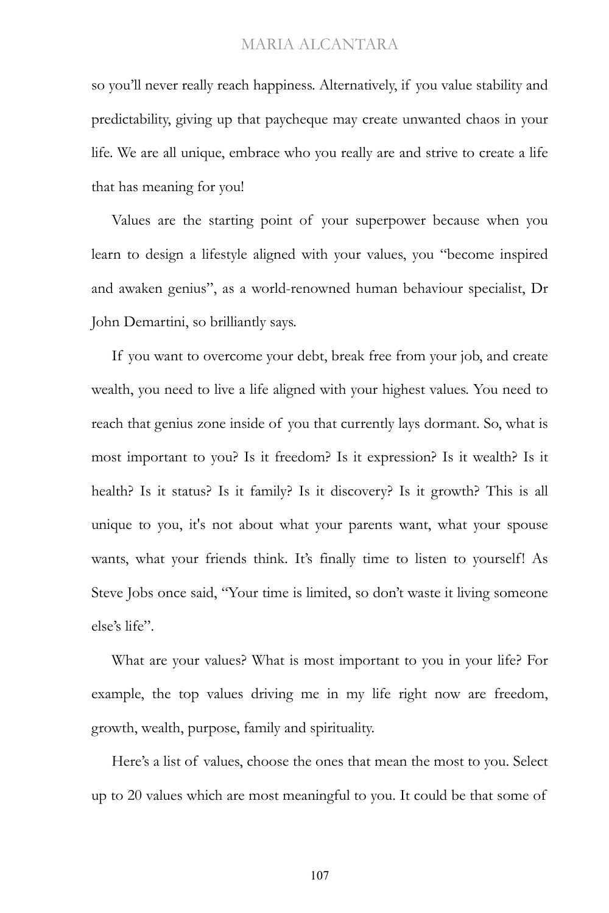so you'll never really reach happiness. Alternatively, if you value stability and predictability, giving up that paycheque may create unwanted chaos in your life. We are all unique, embrace who you really are and strive to create a life that has meaning for you!

Values are the starting point of your superpower because when you learn to design a lifestyle aligned with your values, you "become inspired and awaken genius", as a world-renowned human behaviour specialist, Dr John Demartini, so brilliantly says.

If you want to overcome your debt, break free from your job, and create wealth, you need to live a life aligned with your highest values. You need to reach that genius zone inside of you that currently lays dormant. So, what is most important to you? Is it freedom? Is it expression? Is it wealth? Is it health? Is it status? Is it family? Is it discovery? Is it growth? This is all unique to you, it's not about what your parents want, what your spouse wants, what your friends think. It's finally time to listen to yourself! As Steve Jobs once said, "Your time is limited, so don't waste it living someone else's life".

What are your values? What is most important to you in your life? For example, the top values driving me in my life right now are freedom, growth, wealth, purpose, family and spirituality.

Here's a list of values, choose the ones that mean the most to you. Select up to 20 values which are most meaningful to you. It could be that some of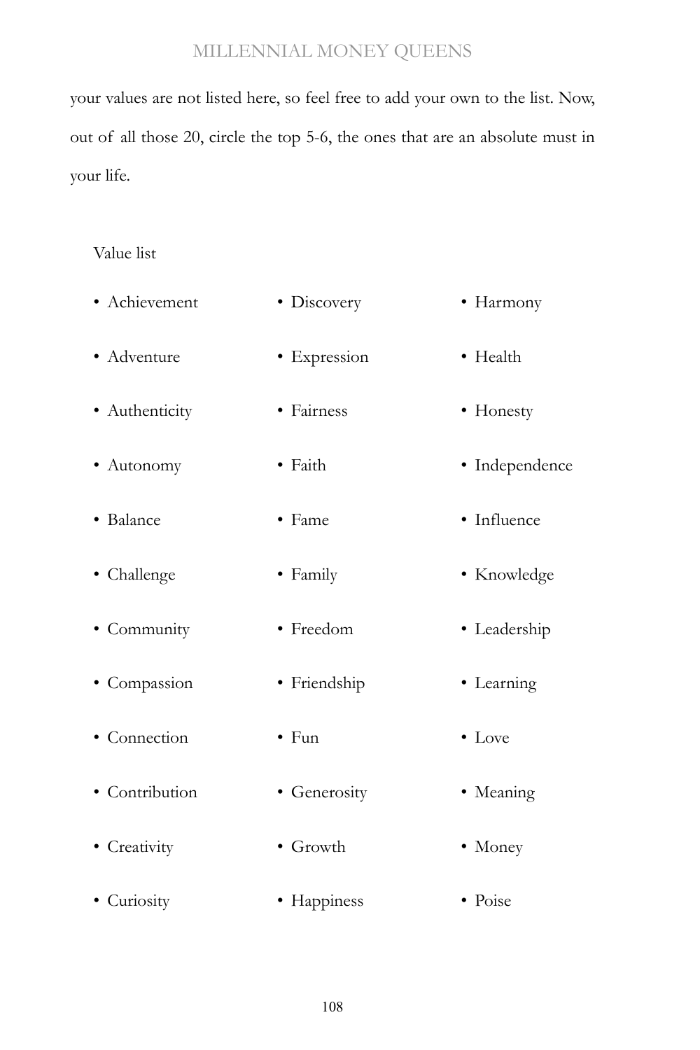your values are not listed here, so feel free to add your own to the list. Now, out of all those 20, circle the top 5-6, the ones that are an absolute must in your life.

Value list

- Achievement
- Adventure
- Authenticity
- Autonomy
- Balance
- Challenge
- Community
- Compassion
- Connection
- Contribution
- Creativity
- Curiosity
- Discovery
- Expression
- Fairness
- Faith
- Fame
- Family
- Freedom
- Friendship
- Fun
- Generosity
- Growth
- Happiness
- Harmony
- Health
- Honesty
- Independence
- Influence
- Knowledge
- Leadership
- Learning
- Love
- Meaning
- Money
- Poise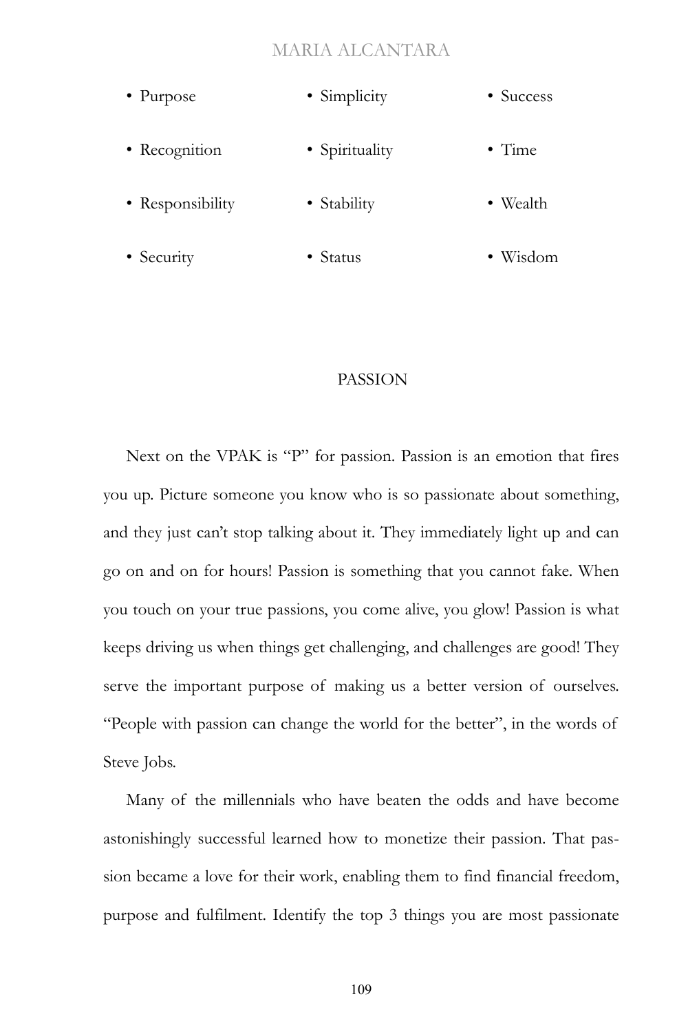- Purpose
- Recognition
- Responsibility
- Security
- Simplicity
- Spirituality
- Stability
- Status
- Success
- Time
- Wealth
- Wisdom

## PASSION

Next on the VPAK is "P" for passion. Passion is an emotion that fires you up. Picture someone you know who is so passionate about something, and they just can't stop talking about it. They immediately light up and can go on and on for hours! Passion is something that you cannot fake. When you touch on your true passions, you come alive, you glow! Passion is what keeps driving us when things get challenging, and challenges are good! They serve the important purpose of making us a better version of ourselves. "People with passion can change the world for the better", in the words of Steve Jobs.

Many of the millennials who have beaten the odds and have become astonishingly successful learned how to monetize their passion. That passion became a love for their work, enabling them to find financial freedom, purpose and fulfilment. Identify the top 3 things you are most passionate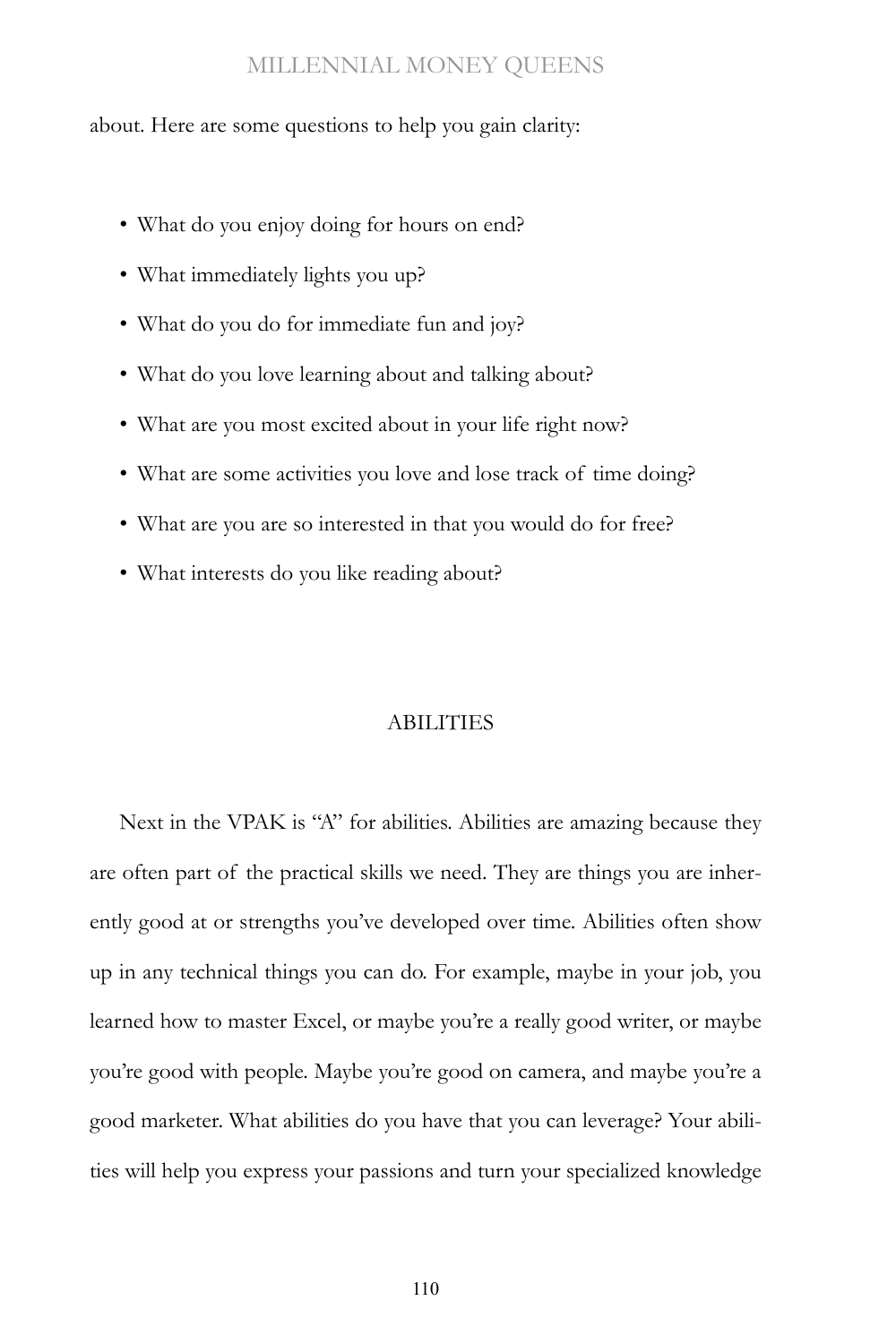about. Here are some questions to help you gain clarity:

- What do you enjoy doing for hours on end?
- What immediately lights you up?
- What do you do for immediate fun and joy?
- What do you love learning about and talking about?
- What are you most excited about in your life right now?
- What are some activities you love and lose track of time doing?
- What are you are so interested in that you would do for free?
- What interests do you like reading about?

## ABILITIES

Next in the VPAK is "A" for abilities. Abilities are amazing because they are often part of the practical skills we need. They are things you are inherently good at or strengths you've developed over time. Abilities often show up in any technical things you can do. For example, maybe in your job, you learned how to master Excel, or maybe you're a really good writer, or maybe you're good with people. Maybe you're good on camera, and maybe you're a good marketer. What abilities do you have that you can leverage? Your abilities will help you express your passions and turn your specialized knowledge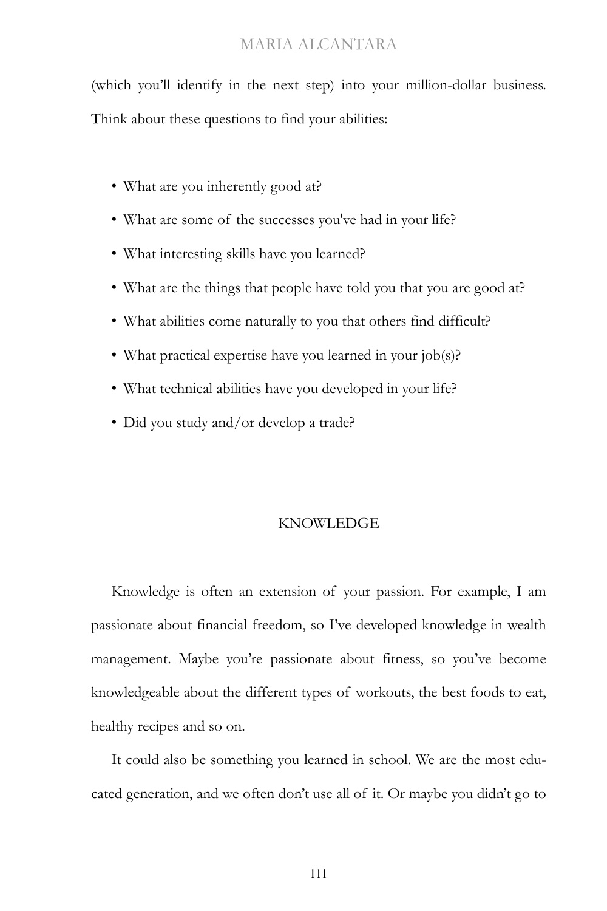(which you'll identify in the next step) into your million-dollar business. Think about these questions to find your abilities:

- What are you inherently good at?
- What are some of the successes you've had in your life?
- What interesting skills have you learned?
- What are the things that people have told you that you are good at?
- What abilities come naturally to you that others find difficult?
- What practical expertise have you learned in your job(s)?
- What technical abilities have you developed in your life?
- Did you study and/or develop a trade?

## KNOWLEDGE

Knowledge is often an extension of your passion. For example, I am passionate about financial freedom, so I've developed knowledge in wealth management. Maybe you're passionate about fitness, so you've become knowledgeable about the different types of workouts, the best foods to eat, healthy recipes and so on.

It could also be something you learned in school. We are the most educated generation, and we often don't use all of it. Or maybe you didn't go to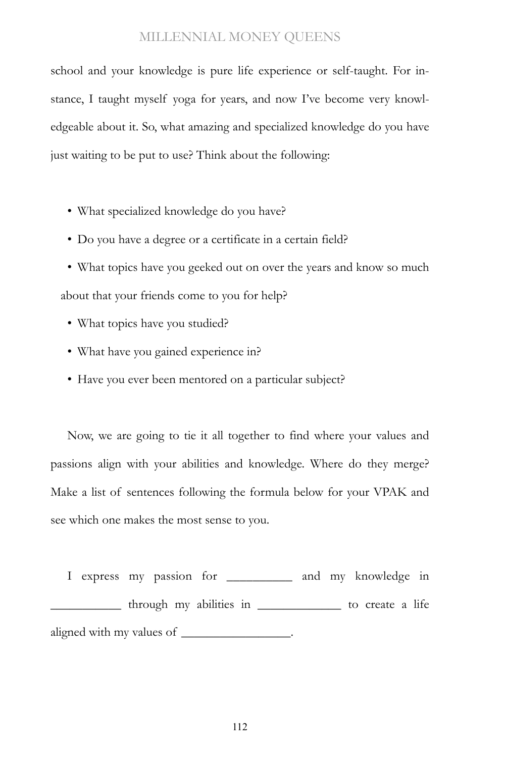school and your knowledge is pure life experience or self-taught. For instance, I taught myself yoga for years, and now I've become very knowledgeable about it. So, what amazing and specialized knowledge do you have just waiting to be put to use? Think about the following:

- What specialized knowledge do you have?
- Do you have a degree or a certificate in a certain field?
- What topics have you geeked out on over the years and know so much about that your friends come to you for help?
- What topics have you studied?
- What have you gained experience in?
- Have you ever been mentored on a particular subject?

Now, we are going to tie it all together to find where your values and passions align with your abilities and knowledge. Where do they merge? Make a list of sentences following the formula below for your VPAK and see which one makes the most sense to you.

I express my passion for __________ and my knowledge in ___________ through my abilities in _____________ to create a life aligned with my values of _________________.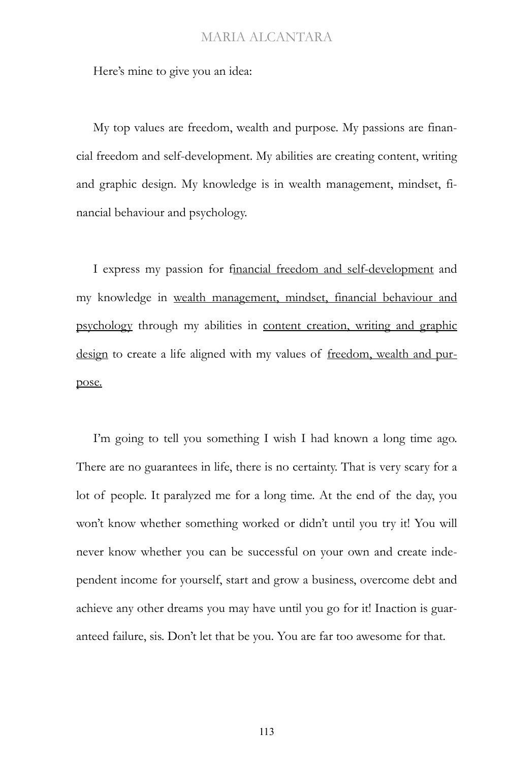Here's mine to give you an idea:

My top values are freedom, wealth and purpose. My passions are financial freedom and self-development. My abilities are creating content, writing and graphic design. My knowledge is in wealth management, mindset, financial behaviour and psychology.

I express my passion for <u>financial freedom and self-development</u> and my knowledge in <u>wealth management, mindset, financial behaviour and psychology</u> through my abilities in <u>content creation, writing and graphic design</u> to create a life aligned with my values of <u>freedom, wealth and purpose.</u>

I'm going to tell you something I wish I had known a long time ago. There are no guarantees in life, there is no certainty. That is very scary for a lot of people. It paralyzed me for a long time. At the end of the day, you won't know whether something worked or didn't until you try it! You will never know whether you can be successful on your own and create independent income for yourself, start and grow a business, overcome debt and achieve any other dreams you may have until you go for it! Inaction is guaranteed failure, sis. Don't let that be you. You are far too awesome for that.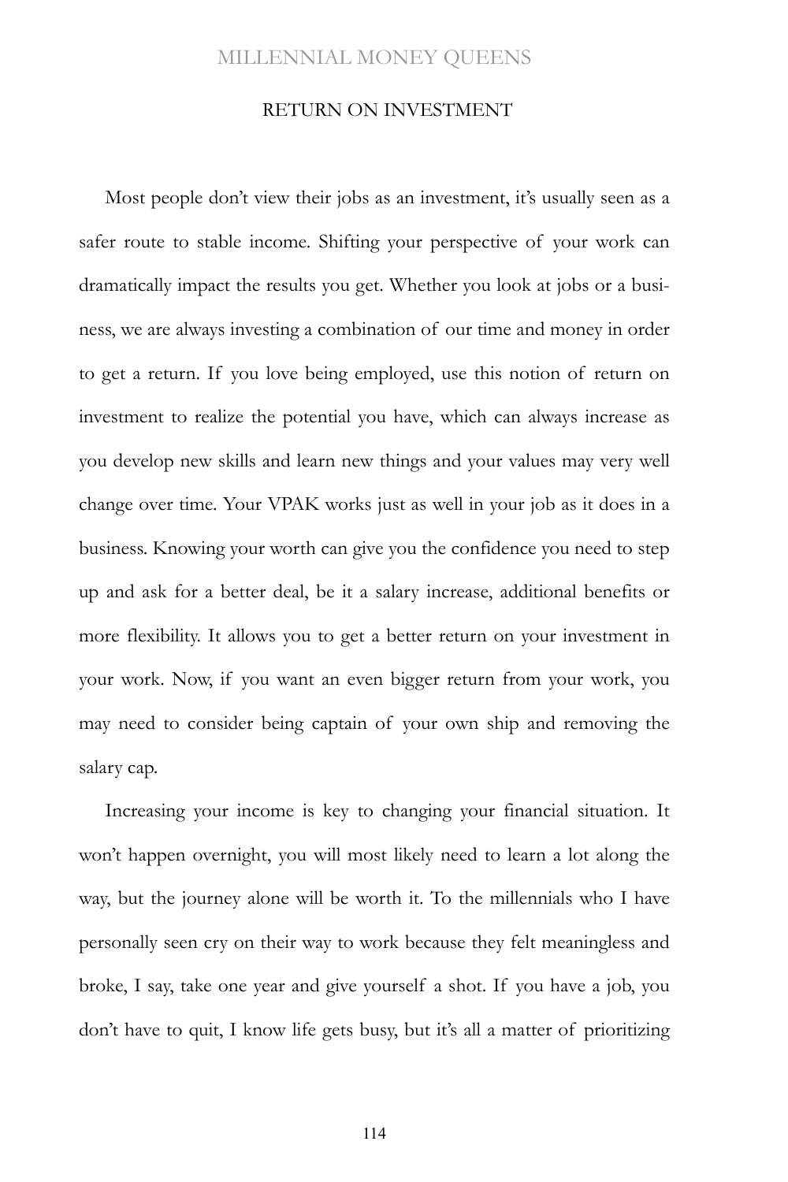## RETURN ON INVESTMENT

Most people don't view their jobs as an investment, it's usually seen as a safer route to stable income. Shifting your perspective of your work can dramatically impact the results you get. Whether you look at jobs or a business, we are always investing a combination of our time and money in order to get a return. If you love being employed, use this notion of return on investment to realize the potential you have, which can always increase as you develop new skills and learn new things and your values may very well change over time. Your VPAK works just as well in your job as it does in a business. Knowing your worth can give you the confidence you need to step up and ask for a better deal, be it a salary increase, additional benefits or more flexibility. It allows you to get a better return on your investment in your work. Now, if you want an even bigger return from your work, you may need to consider being captain of your own ship and removing the salary cap.

Increasing your income is key to changing your financial situation. It won't happen overnight, you will most likely need to learn a lot along the way, but the journey alone will be worth it. To the millennials who I have personally seen cry on their way to work because they felt meaningless and broke, I say, take one year and give yourself a shot. If you have a job, you don't have to quit, I know life gets busy, but it's all a matter of prioritizing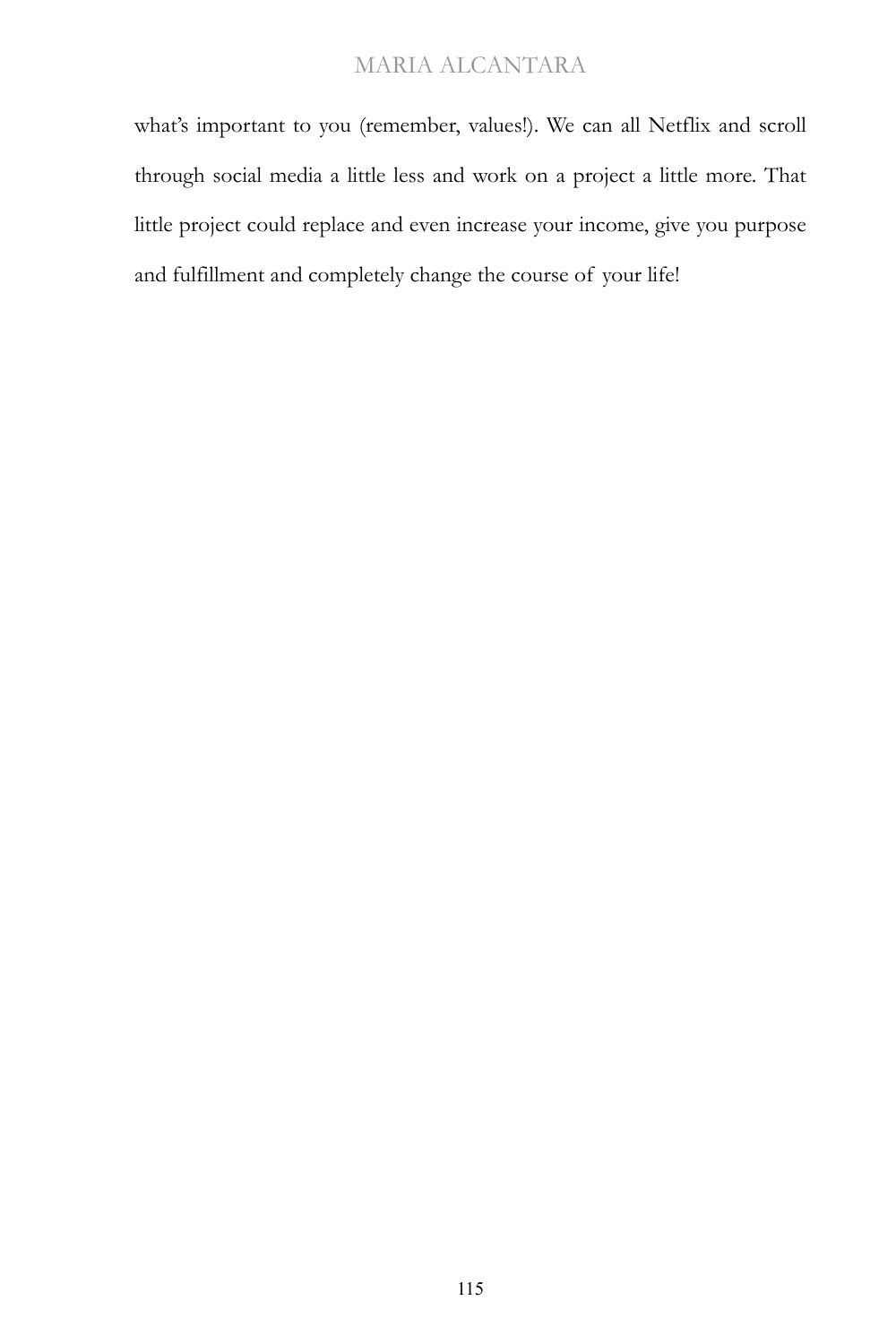what's important to you (remember, values!). We can all Netflix and scroll through social media a little less and work on a project a little more. That little project could replace and even increase your income, give you purpose and fulfillment and completely change the course of your life!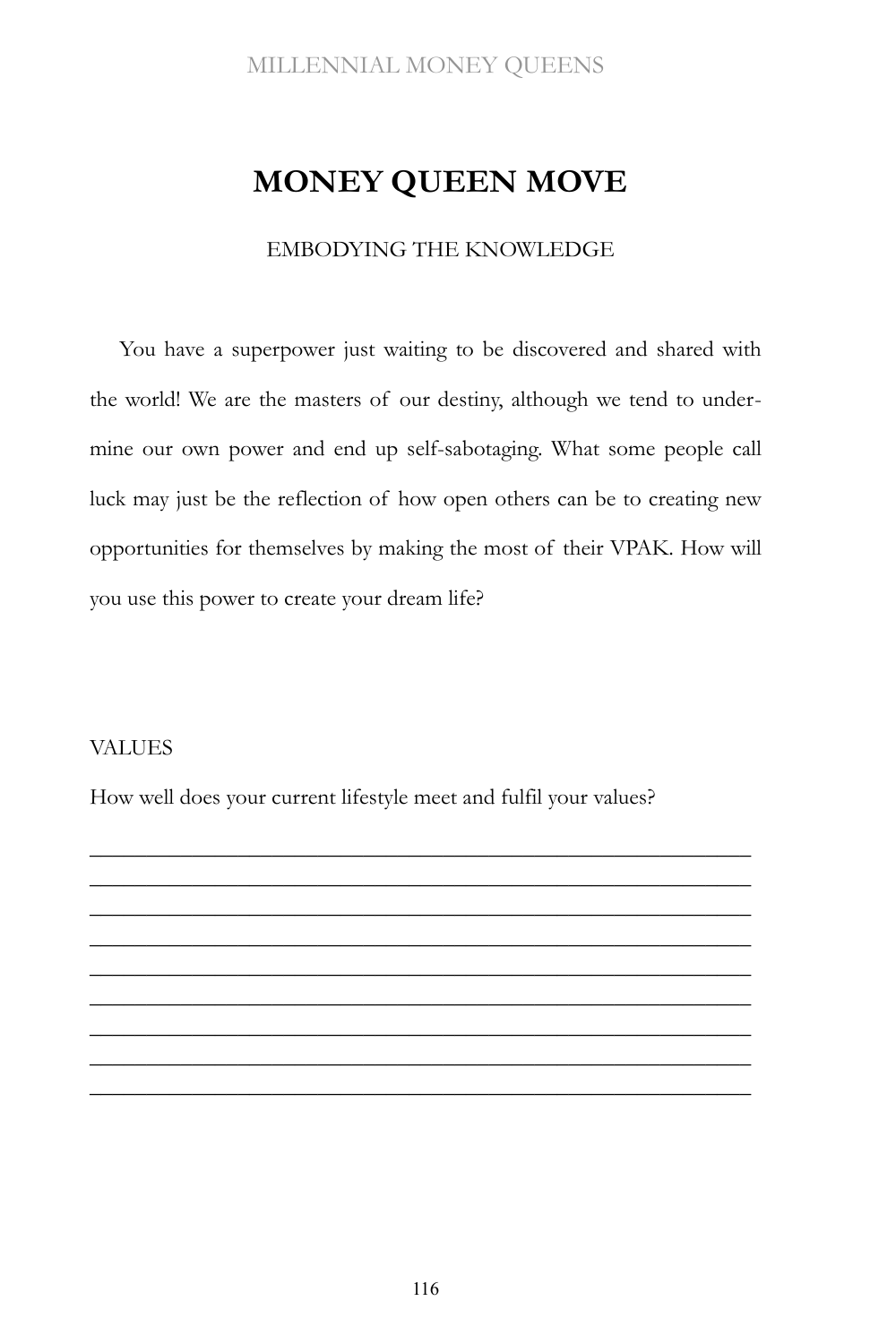# MONEY QUEEN MOVE

EMBODYING THE KNOWLEDGE

You have a superpower just waiting to be discovered and shared with the world! We are the masters of our destiny, although we tend to undermine our own power and end up self-sabotaging. What some people call luck may just be the reflection of how open others can be to creating new opportunities for themselves by making the most of their VPAK. How will you use this power to create your dream life?

VALUES

How well does your current lifestyle meet and fulfil your values?

___________________________________________________________
___________________________________________________________
___________________________________________________________
___________________________________________________________
___________________________________________________________
___________________________________________________________
___________________________________________________________
___________________________________________________________
___________________________________________________________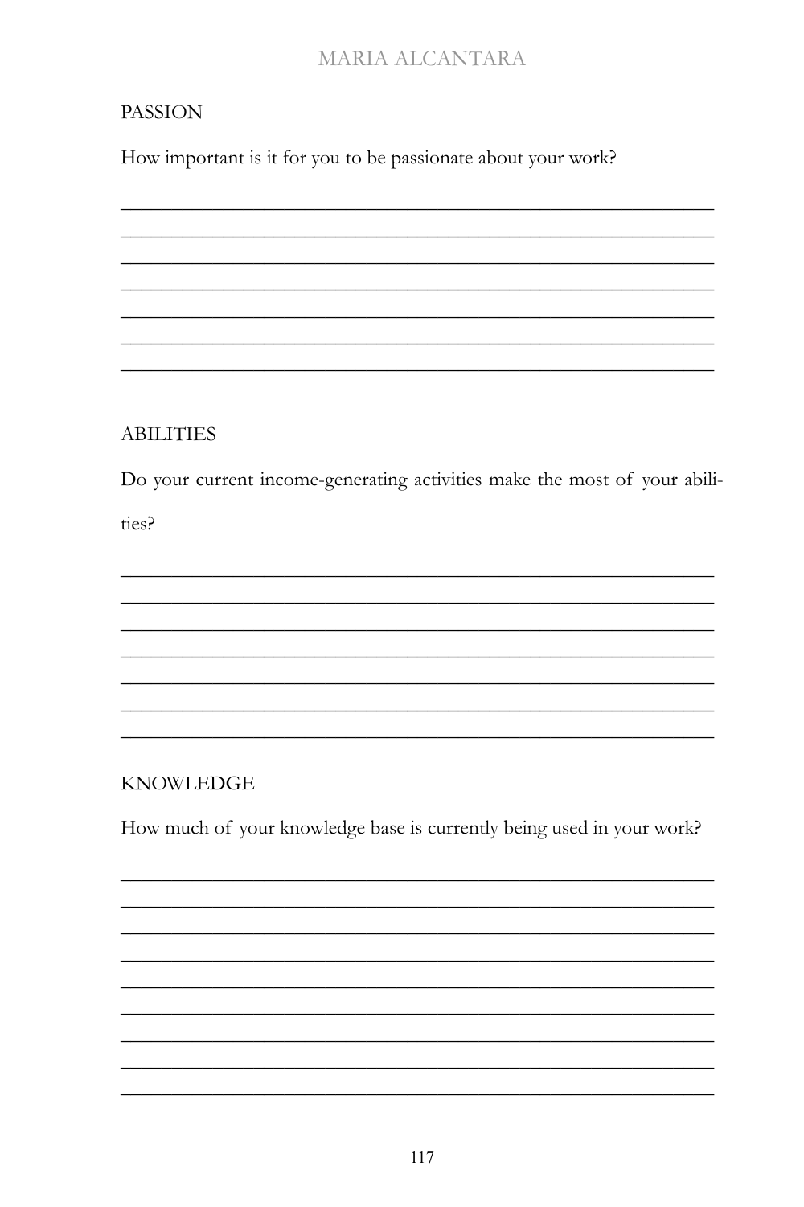PASSION

How important is it for you to be passionate about your work?

_______________________________________________________________
_______________________________________________________________
_______________________________________________________________
_______________________________________________________________
_______________________________________________________________
_______________________________________________________________
_______________________________________________________________

ABILITIES

Do your current income-generating activities make the most of your abilities?

_______________________________________________________________
_______________________________________________________________
_______________________________________________________________
_______________________________________________________________
_______________________________________________________________
_______________________________________________________________
_______________________________________________________________

KNOWLEDGE

How much of your knowledge base is currently being used in your work?

_______________________________________________________________
_______________________________________________________________
_______________________________________________________________
_______________________________________________________________
_______________________________________________________________
_______________________________________________________________
_______________________________________________________________
_______________________________________________________________
_______________________________________________________________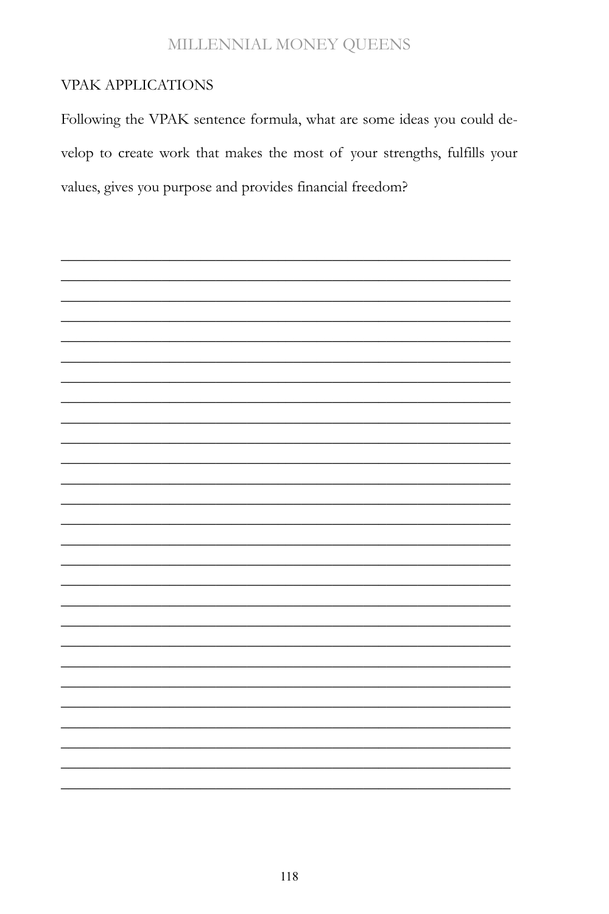## VPAK APPLICATIONS

Following the VPAK sentence formula, what are some ideas you could develop to create work that makes the most of your strengths, fulfills your values, gives you purpose and provides financial freedom?

\_\_\_\_\_\_\_\_\_\_\_\_\_\_\_\_\_\_\_\_\_\_\_\_\_\_\_\_\_\_\_\_\_\_\_\_\_\_\_\_\_\_\_\_\_\_\_\_\_\_\_\_\_\_\_\_\_\_\_\_

\_\_\_\_\_\_\_\_\_\_\_\_\_\_\_\_\_\_\_\_\_\_\_\_\_\_\_\_\_\_\_\_\_\_\_\_\_\_\_\_\_\_\_\_\_\_\_\_\_\_\_\_\_\_\_\_\_\_\_\_

\_\_\_\_\_\_\_\_\_\_\_\_\_\_\_\_\_\_\_\_\_\_\_\_\_\_\_\_\_\_\_\_\_\_\_\_\_\_\_\_\_\_\_\_\_\_\_\_\_\_\_\_\_\_\_\_\_\_\_\_

\_\_\_\_\_\_\_\_\_\_\_\_\_\_\_\_\_\_\_\_\_\_\_\_\_\_\_\_\_\_\_\_\_\_\_\_\_\_\_\_\_\_\_\_\_\_\_\_\_\_\_\_\_\_\_\_\_\_\_\_

\_\_\_\_\_\_\_\_\_\_\_\_\_\_\_\_\_\_\_\_\_\_\_\_\_\_\_\_\_\_\_\_\_\_\_\_\_\_\_\_\_\_\_\_\_\_\_\_\_\_\_\_\_\_\_\_\_\_\_\_

\_\_\_\_\_\_\_\_\_\_\_\_\_\_\_\_\_\_\_\_\_\_\_\_\_\_\_\_\_\_\_\_\_\_\_\_\_\_\_\_\_\_\_\_\_\_\_\_\_\_\_\_\_\_\_\_\_\_\_\_

\_\_\_\_\_\_\_\_\_\_\_\_\_\_\_\_\_\_\_\_\_\_\_\_\_\_\_\_\_\_\_\_\_\_\_\_\_\_\_\_\_\_\_\_\_\_\_\_\_\_\_\_\_\_\_\_\_\_\_\_

\_\_\_\_\_\_\_\_\_\_\_\_\_\_\_\_\_\_\_\_\_\_\_\_\_\_\_\_\_\_\_\_\_\_\_\_\_\_\_\_\_\_\_\_\_\_\_\_\_\_\_\_\_\_\_\_\_\_\_\_

\_\_\_\_\_\_\_\_\_\_\_\_\_\_\_\_\_\_\_\_\_\_\_\_\_\_\_\_\_\_\_\_\_\_\_\_\_\_\_\_\_\_\_\_\_\_\_\_\_\_\_\_\_\_\_\_\_\_\_\_

\_\_\_\_\_\_\_\_\_\_\_\_\_\_\_\_\_\_\_\_\_\_\_\_\_\_\_\_\_\_\_\_\_\_\_\_\_\_\_\_\_\_\_\_\_\_\_\_\_\_\_\_\_\_\_\_\_\_\_\_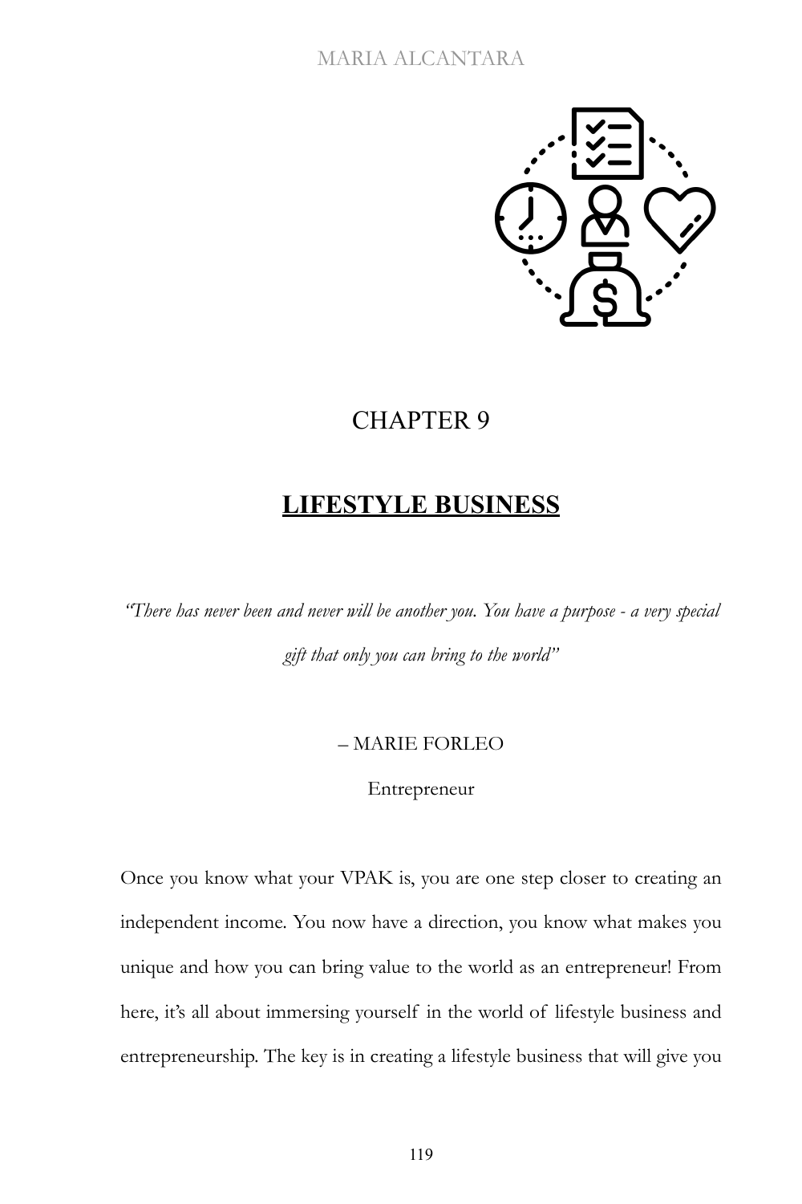# CHAPTER 9

## LIFESTYLE BUSINESS

*"There has never been and never will be another you. You have a purpose - a very special gift that only you can bring to the world"*

– MARIE FORLEO

Entrepreneur

Once you know what your VPAK is, you are one step closer to creating an independent income. You now have a direction, you know what makes you unique and how you can bring value to the world as an entrepreneur! From here, it's all about immersing yourself in the world of lifestyle business and entrepreneurship. The key is in creating a lifestyle business that will give you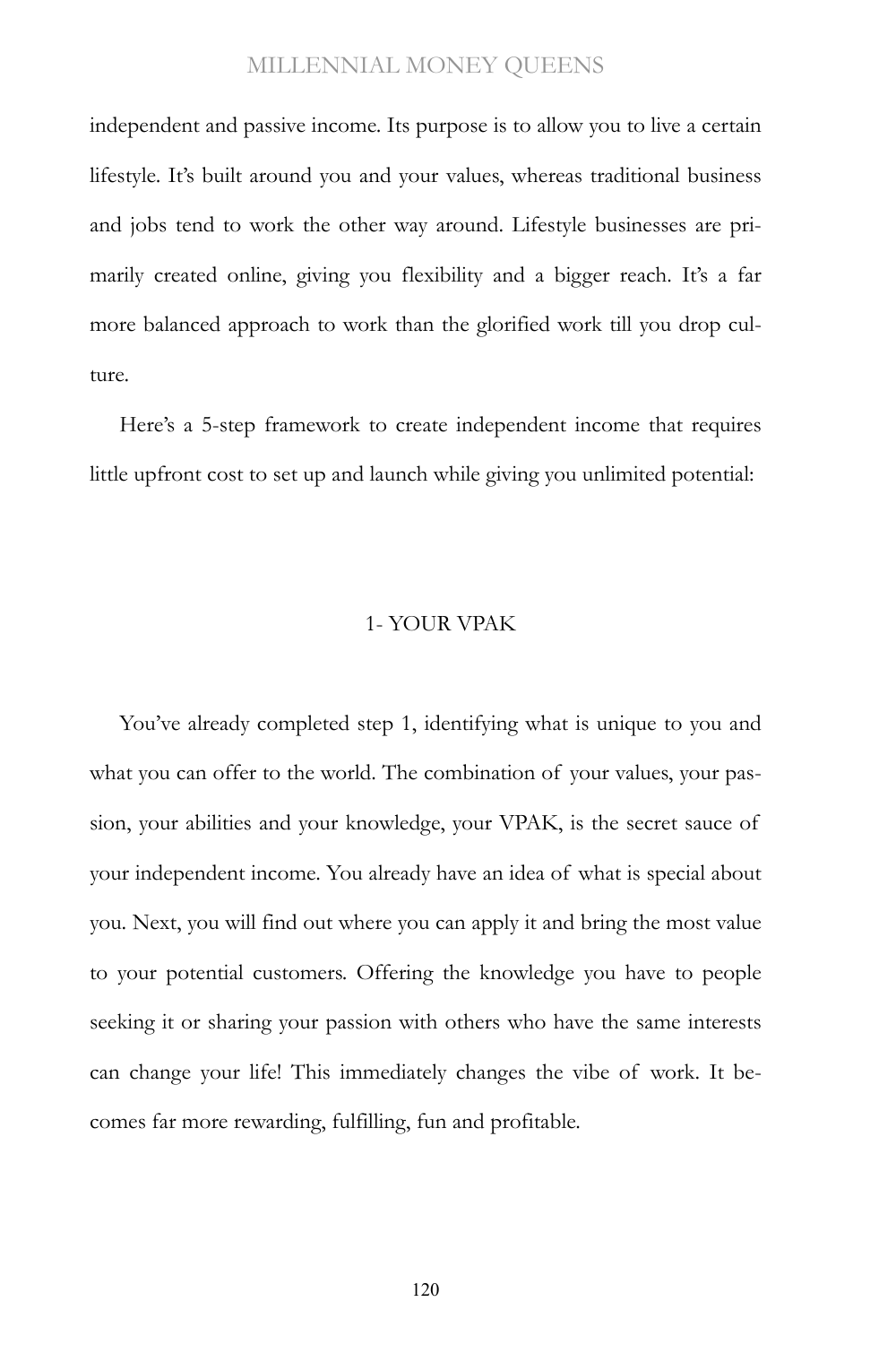independent and passive income. Its purpose is to allow you to live a certain lifestyle. It's built around you and your values, whereas traditional business and jobs tend to work the other way around. Lifestyle businesses are primarily created online, giving you flexibility and a bigger reach. It's a far more balanced approach to work than the glorified work till you drop culture.

Here's a 5-step framework to create independent income that requires little upfront cost to set up and launch while giving you unlimited potential:

## 1- YOUR VPAK

You've already completed step 1, identifying what is unique to you and what you can offer to the world. The combination of your values, your passion, your abilities and your knowledge, your VPAK, is the secret sauce of your independent income. You already have an idea of what is special about you. Next, you will find out where you can apply it and bring the most value to your potential customers. Offering the knowledge you have to people seeking it or sharing your passion with others who have the same interests can change your life! This immediately changes the vibe of work. It becomes far more rewarding, fulfilling, fun and profitable.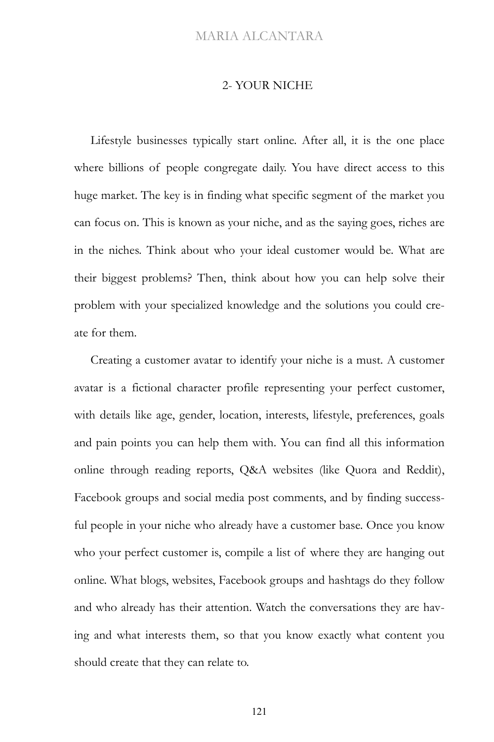## 2- YOUR NICHE

Lifestyle businesses typically start online. After all, it is the one place where billions of people congregate daily. You have direct access to this huge market. The key is in finding what specific segment of the market you can focus on. This is known as your niche, and as the saying goes, riches are in the niches. Think about who your ideal customer would be. What are their biggest problems? Then, think about how you can help solve their problem with your specialized knowledge and the solutions you could create for them.

Creating a customer avatar to identify your niche is a must. A customer avatar is a fictional character profile representing your perfect customer, with details like age, gender, location, interests, lifestyle, preferences, goals and pain points you can help them with. You can find all this information online through reading reports, Q&A websites (like Quora and Reddit), Facebook groups and social media post comments, and by finding successful people in your niche who already have a customer base. Once you know who your perfect customer is, compile a list of where they are hanging out online. What blogs, websites, Facebook groups and hashtags do they follow and who already has their attention. Watch the conversations they are having and what interests them, so that you know exactly what content you should create that they can relate to.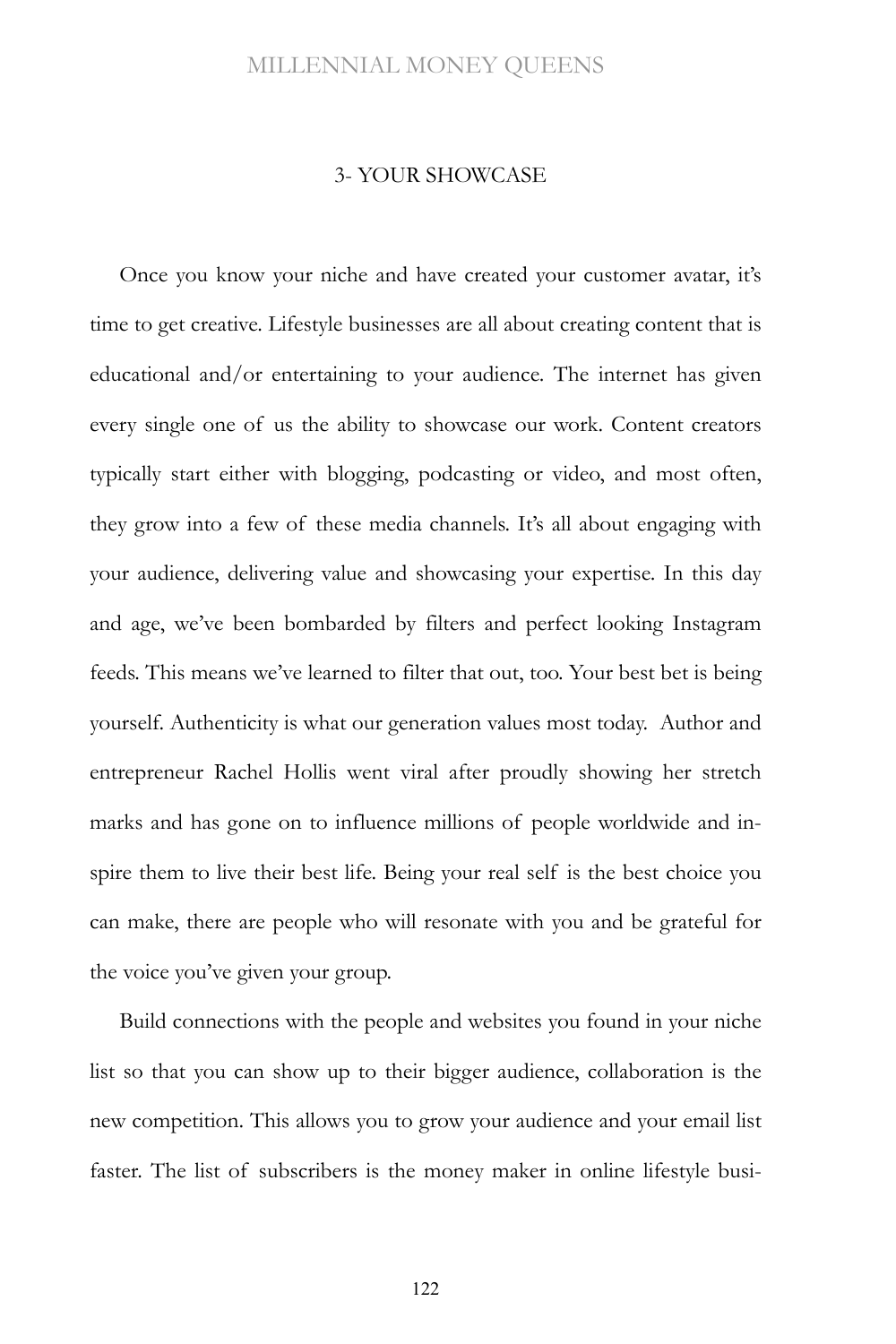## 3- YOUR SHOWCASE

Once you know your niche and have created your customer avatar, it's time to get creative. Lifestyle businesses are all about creating content that is educational and/or entertaining to your audience. The internet has given every single one of us the ability to showcase our work. Content creators typically start either with blogging, podcasting or video, and most often, they grow into a few of these media channels. It's all about engaging with your audience, delivering value and showcasing your expertise. In this day and age, we've been bombarded by filters and perfect looking Instagram feeds. This means we've learned to filter that out, too. Your best bet is being yourself. Authenticity is what our generation values most today. Author and entrepreneur Rachel Hollis went viral after proudly showing her stretch marks and has gone on to influence millions of people worldwide and inspire them to live their best life. Being your real self is the best choice you can make, there are people who will resonate with you and be grateful for the voice you've given your group.

Build connections with the people and websites you found in your niche list so that you can show up to their bigger audience, collaboration is the new competition. This allows you to grow your audience and your email list faster. The list of subscribers is the money maker in online lifestyle busi-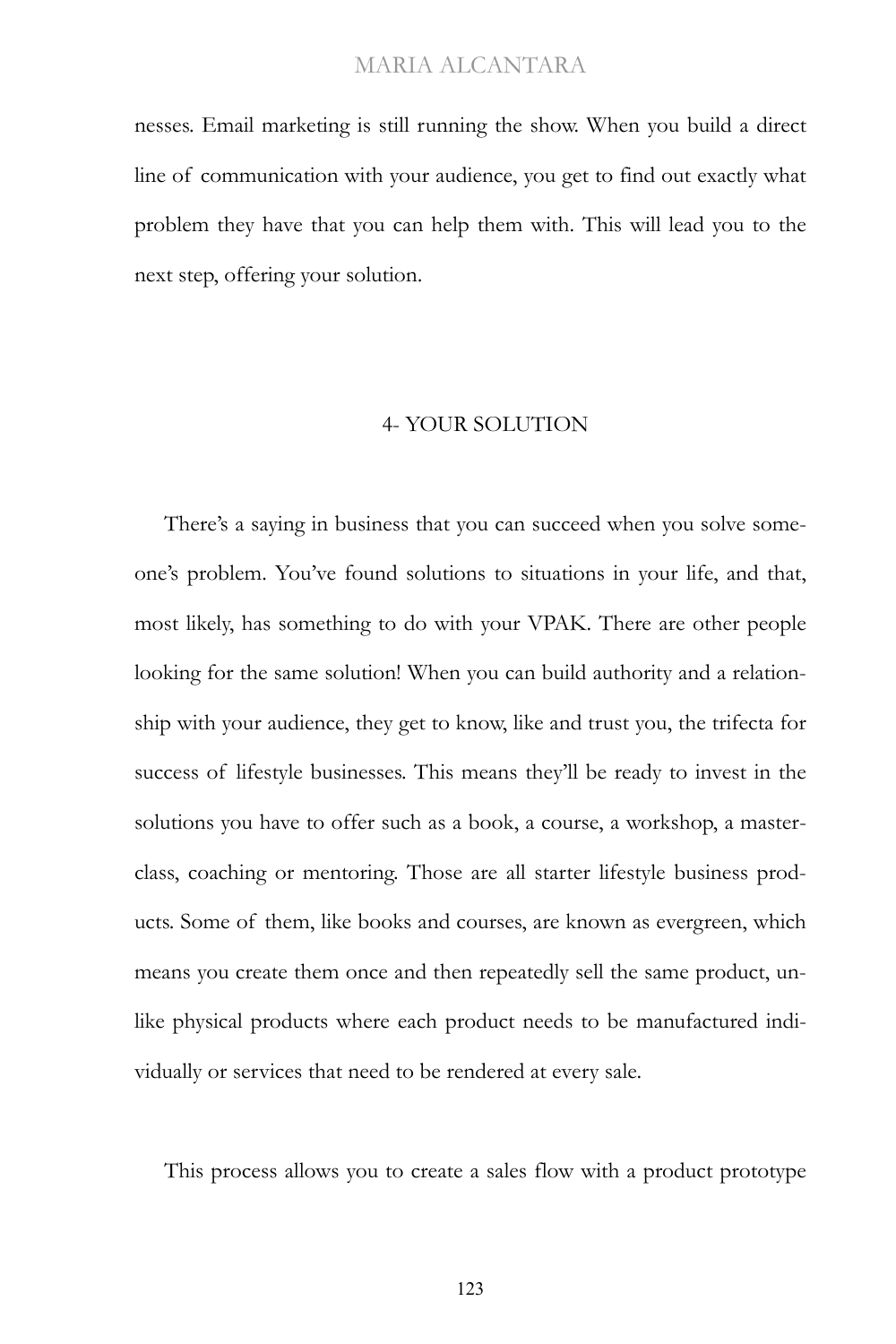nesses. Email marketing is still running the show. When you build a direct line of communication with your audience, you get to find out exactly what problem they have that you can help them with. This will lead you to the next step, offering your solution.

## 4- YOUR SOLUTION

There's a saying in business that you can succeed when you solve someone's problem. You've found solutions to situations in your life, and that, most likely, has something to do with your VPAK. There are other people looking for the same solution! When you can build authority and a relationship with your audience, they get to know, like and trust you, the trifecta for success of lifestyle businesses. This means they'll be ready to invest in the solutions you have to offer such as a book, a course, a workshop, a masterclass, coaching or mentoring. Those are all starter lifestyle business products. Some of them, like books and courses, are known as evergreen, which means you create them once and then repeatedly sell the same product, unlike physical products where each product needs to be manufactured individually or services that need to be rendered at every sale.

This process allows you to create a sales flow with a product prototype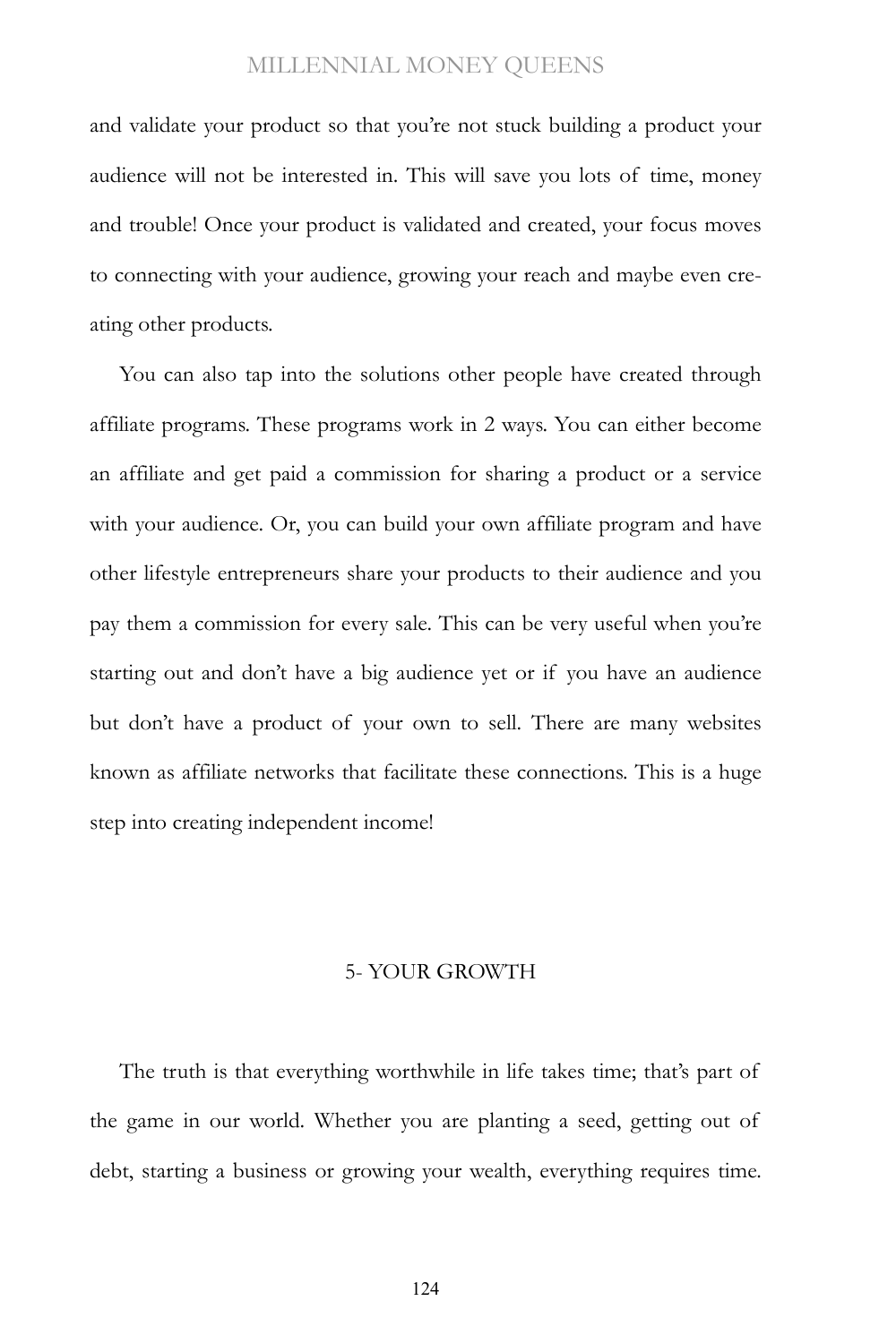and validate your product so that you're not stuck building a product your audience will not be interested in. This will save you lots of time, money and trouble! Once your product is validated and created, your focus moves to connecting with your audience, growing your reach and maybe even creating other products.

You can also tap into the solutions other people have created through affiliate programs. These programs work in 2 ways. You can either become an affiliate and get paid a commission for sharing a product or a service with your audience. Or, you can build your own affiliate program and have other lifestyle entrepreneurs share your products to their audience and you pay them a commission for every sale. This can be very useful when you're starting out and don't have a big audience yet or if you have an audience but don't have a product of your own to sell. There are many websites known as affiliate networks that facilitate these connections. This is a huge step into creating independent income!

## 5- YOUR GROWTH

The truth is that everything worthwhile in life takes time; that's part of the game in our world. Whether you are planting a seed, getting out of debt, starting a business or growing your wealth, everything requires time.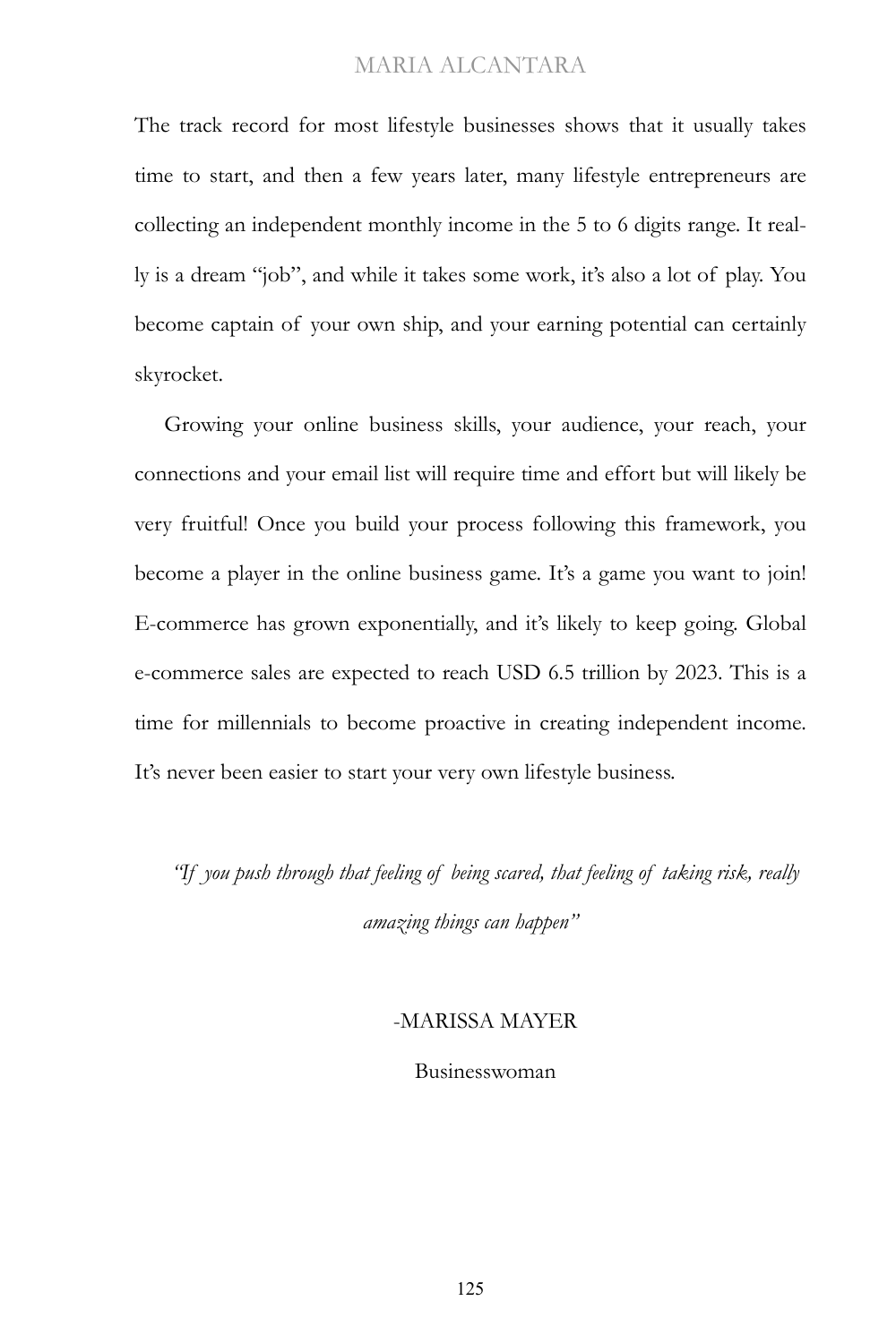The track record for most lifestyle businesses shows that it usually takes time to start, and then a few years later, many lifestyle entrepreneurs are collecting an independent monthly income in the 5 to 6 digits range. It really is a dream "job", and while it takes some work, it's also a lot of play. You become captain of your own ship, and your earning potential can certainly skyrocket.

Growing your online business skills, your audience, your reach, your connections and your email list will require time and effort but will likely be very fruitful! Once you build your process following this framework, you become a player in the online business game. It's a game you want to join! E-commerce has grown exponentially, and it's likely to keep going. Global e-commerce sales are expected to reach USD 6.5 trillion by 2023. This is a time for millennials to become proactive in creating independent income. It's never been easier to start your very own lifestyle business.

*"If you push through that feeling of being scared, that feeling of taking risk, really amazing things can happen"*

-MARISSA MAYER

Businesswoman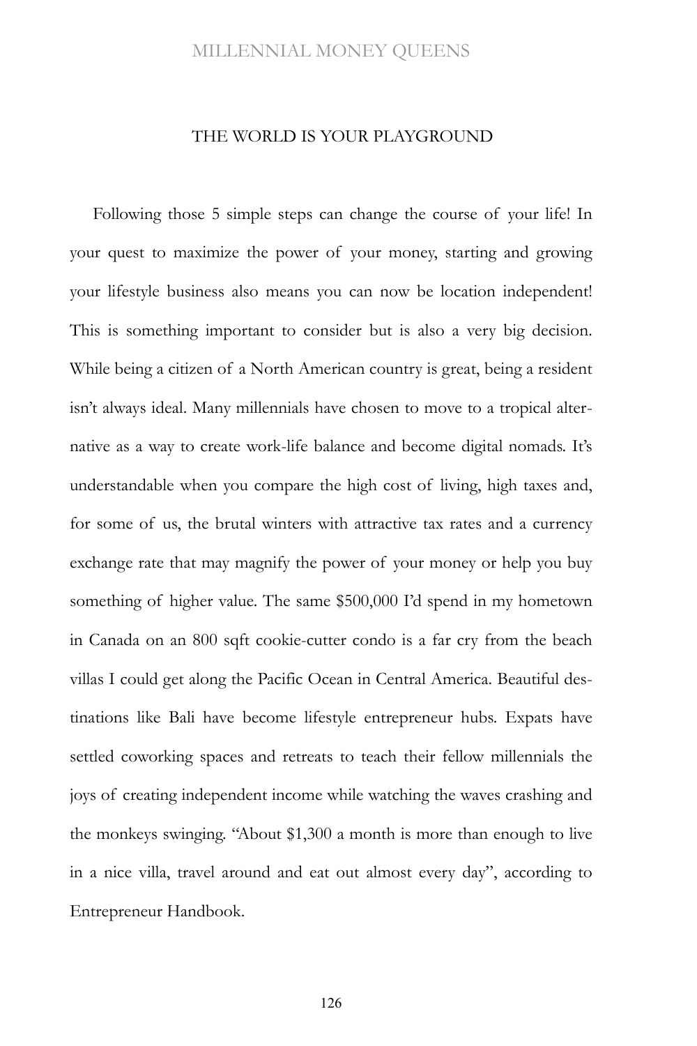## THE WORLD IS YOUR PLAYGROUND

Following those 5 simple steps can change the course of your life! In your quest to maximize the power of your money, starting and growing your lifestyle business also means you can now be location independent! This is something important to consider but is also a very big decision. While being a citizen of a North American country is great, being a resident isn't always ideal. Many millennials have chosen to move to a tropical alternative as a way to create work-life balance and become digital nomads. It's understandable when you compare the high cost of living, high taxes and, for some of us, the brutal winters with attractive tax rates and a currency exchange rate that may magnify the power of your money or help you buy something of higher value. The same $500,000 I'd spend in my hometown in Canada on an 800 sqft cookie-cutter condo is a far cry from the beach villas I could get along the Pacific Ocean in Central America. Beautiful destinations like Bali have become lifestyle entrepreneur hubs. Expats have settled coworking spaces and retreats to teach their fellow millennials the joys of creating independent income while watching the waves crashing and the monkeys swinging. "About $1,300 a month is more than enough to live in a nice villa, travel around and eat out almost every day", according to Entrepreneur Handbook.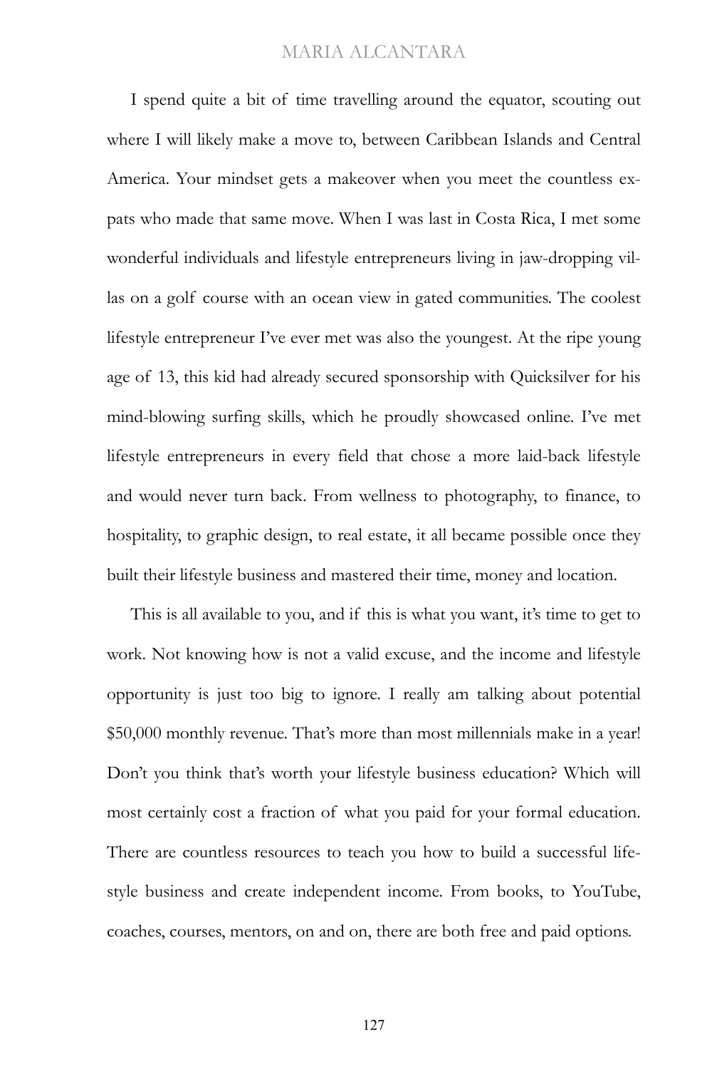I spend quite a bit of time travelling around the equator, scouting out where I will likely make a move to, between Caribbean Islands and Central America. Your mindset gets a makeover when you meet the countless expats who made that same move. When I was last in Costa Rica, I met some wonderful individuals and lifestyle entrepreneurs living in jaw-dropping villas on a golf course with an ocean view in gated communities. The coolest lifestyle entrepreneur I've ever met was also the youngest. At the ripe young age of 13, this kid had already secured sponsorship with Quicksilver for his mind-blowing surfing skills, which he proudly showcased online. I've met lifestyle entrepreneurs in every field that chose a more laid-back lifestyle and would never turn back. From wellness to photography, to finance, to hospitality, to graphic design, to real estate, it all became possible once they built their lifestyle business and mastered their time, money and location.

This is all available to you, and if this is what you want, it's time to get to work. Not knowing how is not a valid excuse, and the income and lifestyle opportunity is just too big to ignore. I really am talking about potential $50,000 monthly revenue. That's more than most millennials make in a year! Don't you think that's worth your lifestyle business education? Which will most certainly cost a fraction of what you paid for your formal education. There are countless resources to teach you how to build a successful lifestyle business and create independent income. From books, to YouTube, coaches, courses, mentors, on and on, there are both free and paid options.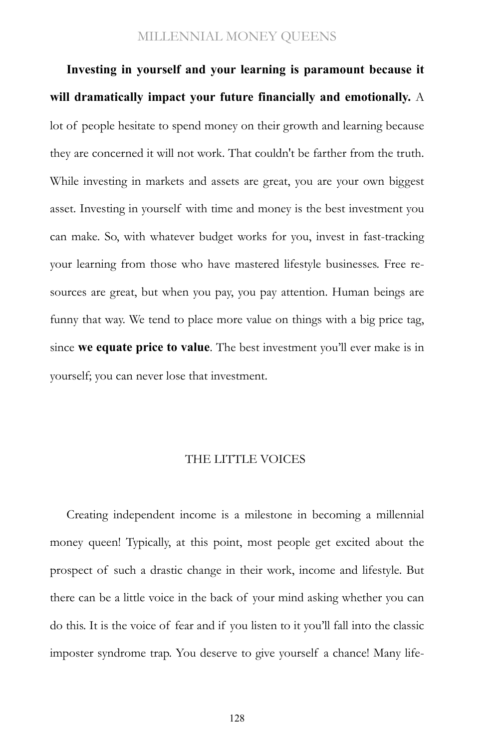**Investing in yourself and your learning is paramount because it will dramatically impact your future financially and emotionally.** A lot of people hesitate to spend money on their growth and learning because they are concerned it will not work. That couldn't be farther from the truth. While investing in markets and assets are great, you are your own biggest asset. Investing in yourself with time and money is the best investment you can make. So, with whatever budget works for you, invest in fast-tracking your learning from those who have mastered lifestyle businesses. Free resources are great, but when you pay, you pay attention. Human beings are funny that way. We tend to place more value on things with a big price tag, since **we equate price to value**. The best investment you'll ever make is in yourself; you can never lose that investment.

## THE LITTLE VOICES

Creating independent income is a milestone in becoming a millennial money queen! Typically, at this point, most people get excited about the prospect of such a drastic change in their work, income and lifestyle. But there can be a little voice in the back of your mind asking whether you can do this. It is the voice of fear and if you listen to it you'll fall into the classic imposter syndrome trap. You deserve to give yourself a chance! Many life-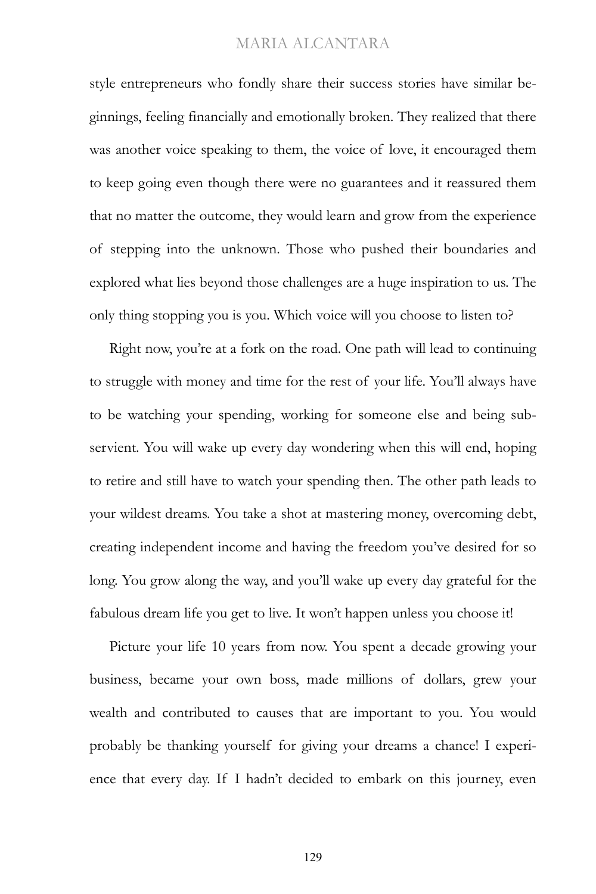style entrepreneurs who fondly share their success stories have similar beginnings, feeling financially and emotionally broken. They realized that there was another voice speaking to them, the voice of love, it encouraged them to keep going even though there were no guarantees and it reassured them that no matter the outcome, they would learn and grow from the experience of stepping into the unknown. Those who pushed their boundaries and explored what lies beyond those challenges are a huge inspiration to us. The only thing stopping you is you. Which voice will you choose to listen to?

Right now, you're at a fork on the road. One path will lead to continuing to struggle with money and time for the rest of your life. You'll always have to be watching your spending, working for someone else and being subservient. You will wake up every day wondering when this will end, hoping to retire and still have to watch your spending then. The other path leads to your wildest dreams. You take a shot at mastering money, overcoming debt, creating independent income and having the freedom you've desired for so long. You grow along the way, and you'll wake up every day grateful for the fabulous dream life you get to live. It won't happen unless you choose it!

Picture your life 10 years from now. You spent a decade growing your business, became your own boss, made millions of dollars, grew your wealth and contributed to causes that are important to you. You would probably be thanking yourself for giving your dreams a chance! I experience that every day. If I hadn't decided to embark on this journey, even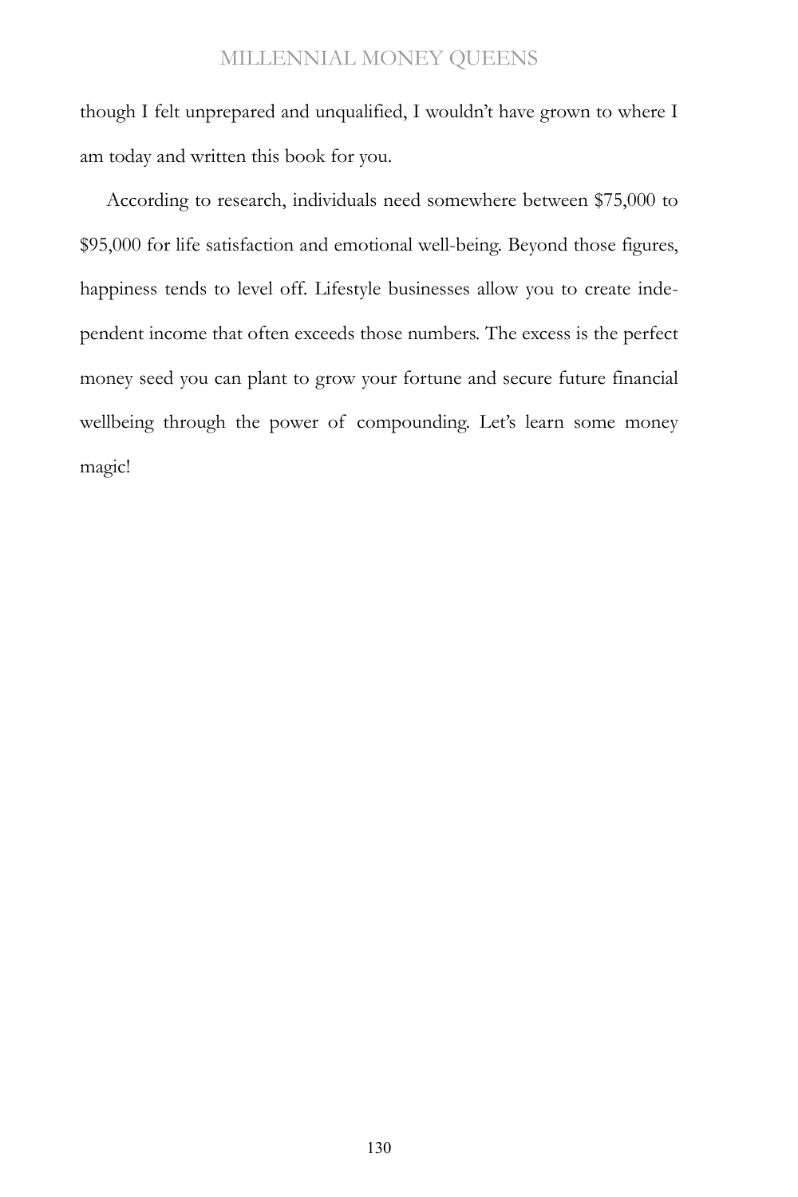though I felt unprepared and unqualified, I wouldn't have grown to where I am today and written this book for you.

According to research, individuals need somewhere between $75,000 to $95,000 for life satisfaction and emotional well-being. Beyond those figures, happiness tends to level off. Lifestyle businesses allow you to create independent income that often exceeds those numbers. The excess is the perfect money seed you can plant to grow your fortune and secure future financial wellbeing through the power of compounding. Let's learn some money magic!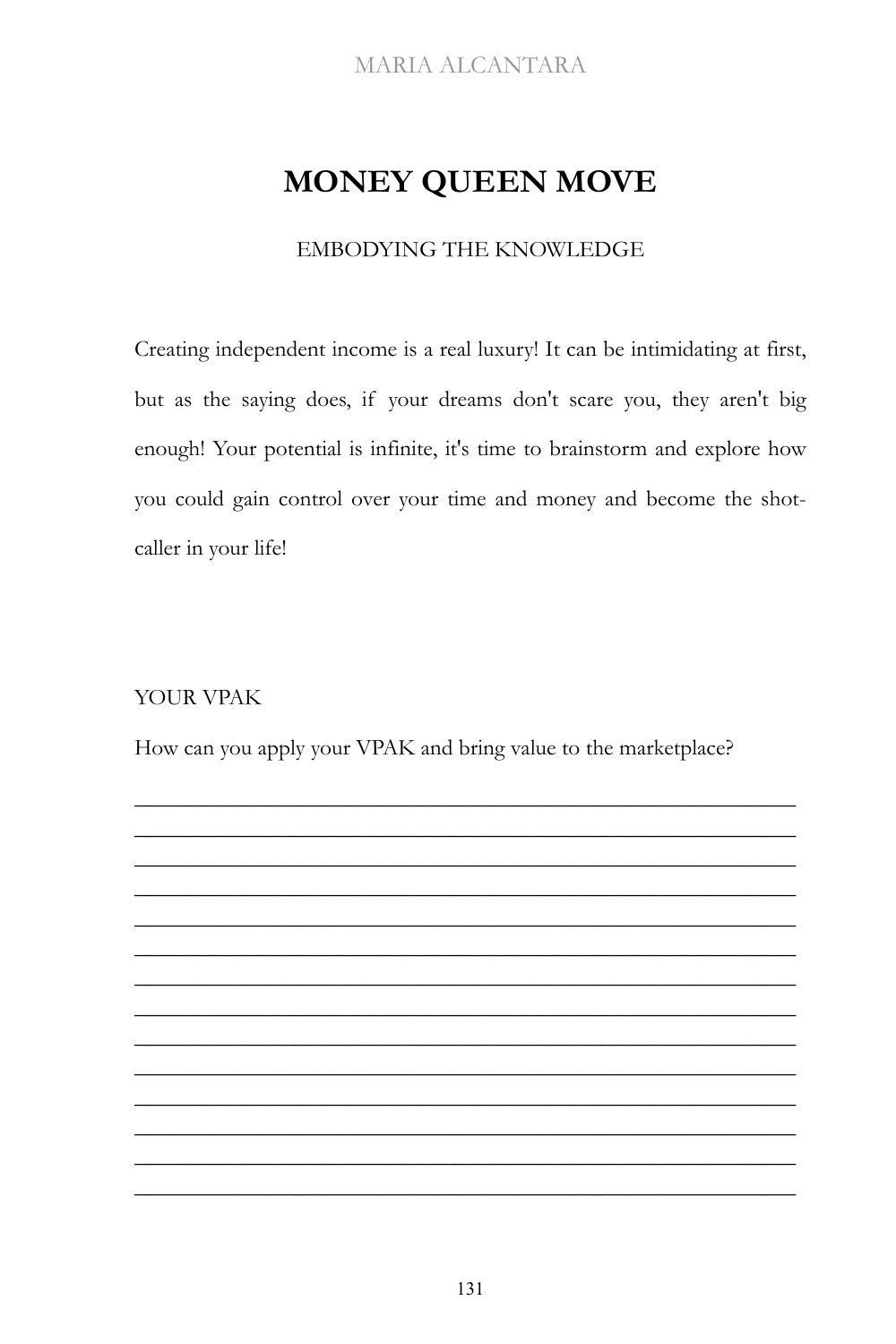# MONEY QUEEN MOVE

EMBODYING THE KNOWLEDGE

Creating independent income is a real luxury! It can be intimidating at first, but as the saying does, if your dreams don't scare you, they aren't big enough! Your potential is infinite, it's time to brainstorm and explore how you could gain control over your time and money and become the shot-caller in your life!

YOUR VPAK

How can you apply your VPAK and bring value to the marketplace?

______________________________________________________________________

______________________________________________________________________

______________________________________________________________________

______________________________________________________________________

______________________________________________________________________

______________________________________________________________________

______________________________________________________________________

______________________________________________________________________

______________________________________________________________________

______________________________________________________________________

______________________________________________________________________

______________________________________________________________________

______________________________________________________________________

______________________________________________________________________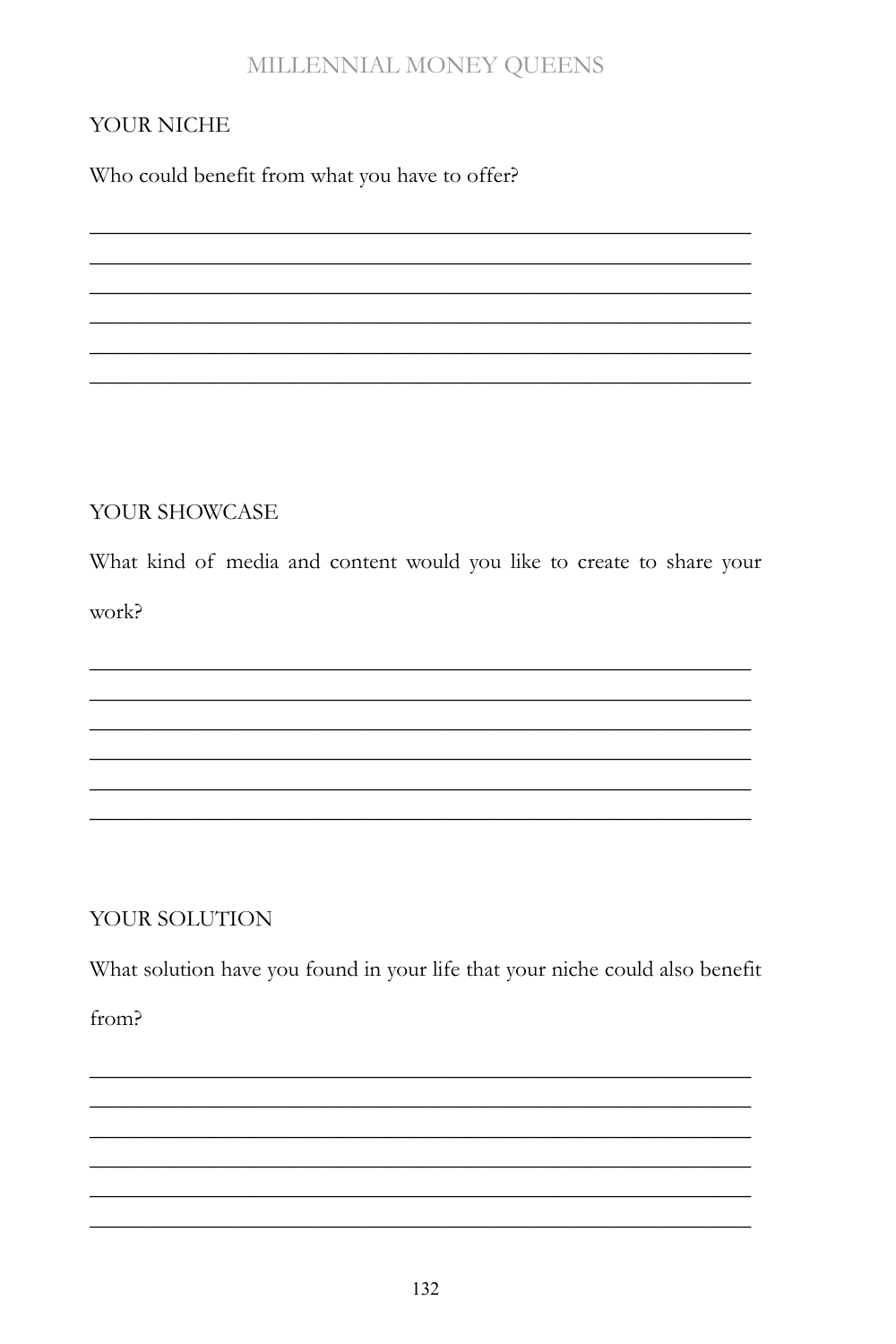## YOUR NICHE

Who could benefit from what you have to offer?

______________________________________________________________
______________________________________________________________
______________________________________________________________
______________________________________________________________
______________________________________________________________
______________________________________________________________

## YOUR SHOWCASE

What kind of media and content would you like to create to share your work?

______________________________________________________________
______________________________________________________________
______________________________________________________________
______________________________________________________________
______________________________________________________________
______________________________________________________________

## YOUR SOLUTION

What solution have you found in your life that your niche could also benefit from?

______________________________________________________________
______________________________________________________________
______________________________________________________________
______________________________________________________________
______________________________________________________________
______________________________________________________________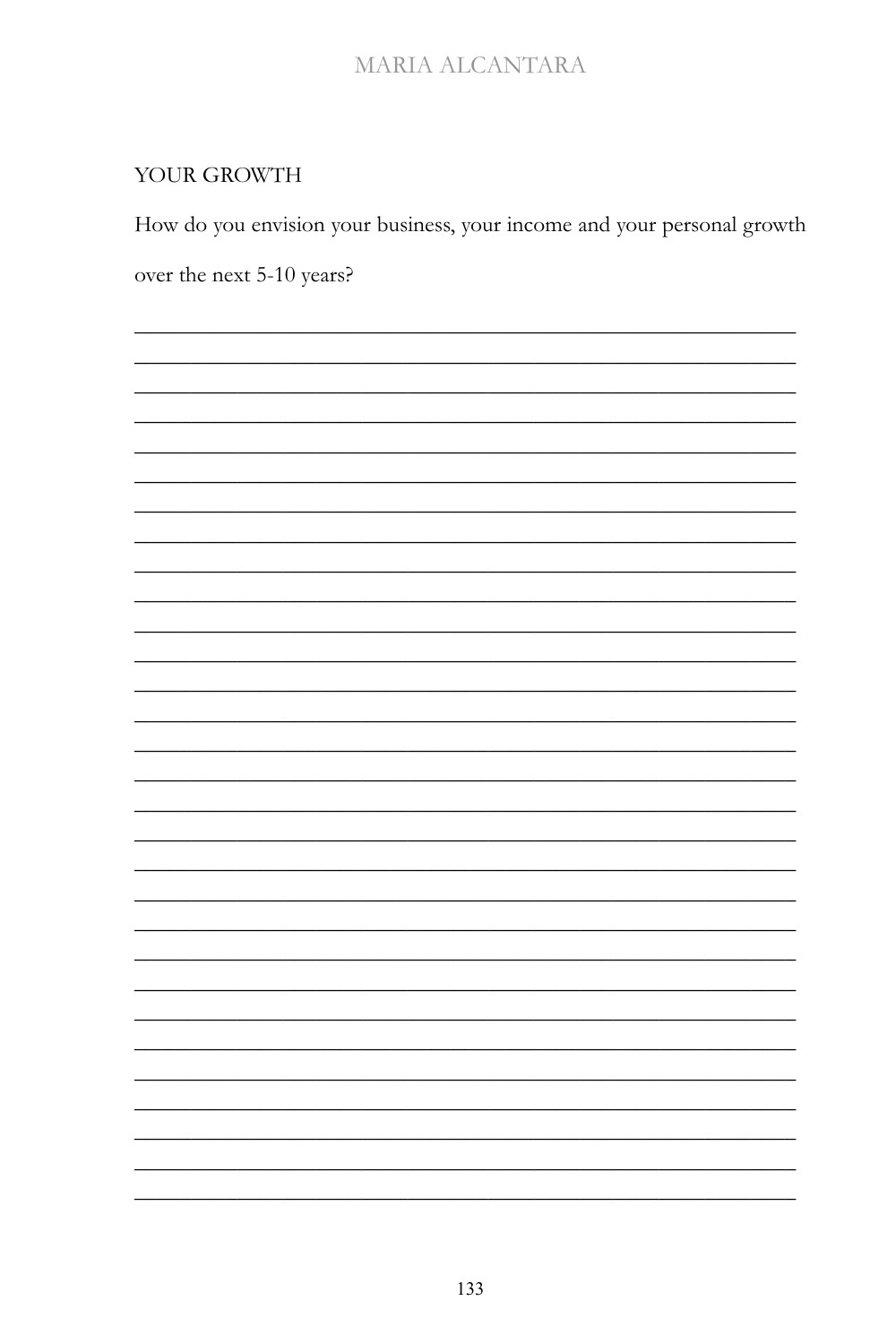## YOUR GROWTH

How do you envision your business, your income and your personal growth over the next 5-10 years?

______________________________________________________________
______________________________________________________________
______________________________________________________________
______________________________________________________________
______________________________________________________________
______________________________________________________________
______________________________________________________________
______________________________________________________________
______________________________________________________________
______________________________________________________________
______________________________________________________________
______________________________________________________________
______________________________________________________________
______________________________________________________________
______________________________________________________________
______________________________________________________________
______________________________________________________________
______________________________________________________________
______________________________________________________________
______________________________________________________________
______________________________________________________________
______________________________________________________________
______________________________________________________________
______________________________________________________________
______________________________________________________________
______________________________________________________________
______________________________________________________________
______________________________________________________________
______________________________________________________________
______________________________________________________________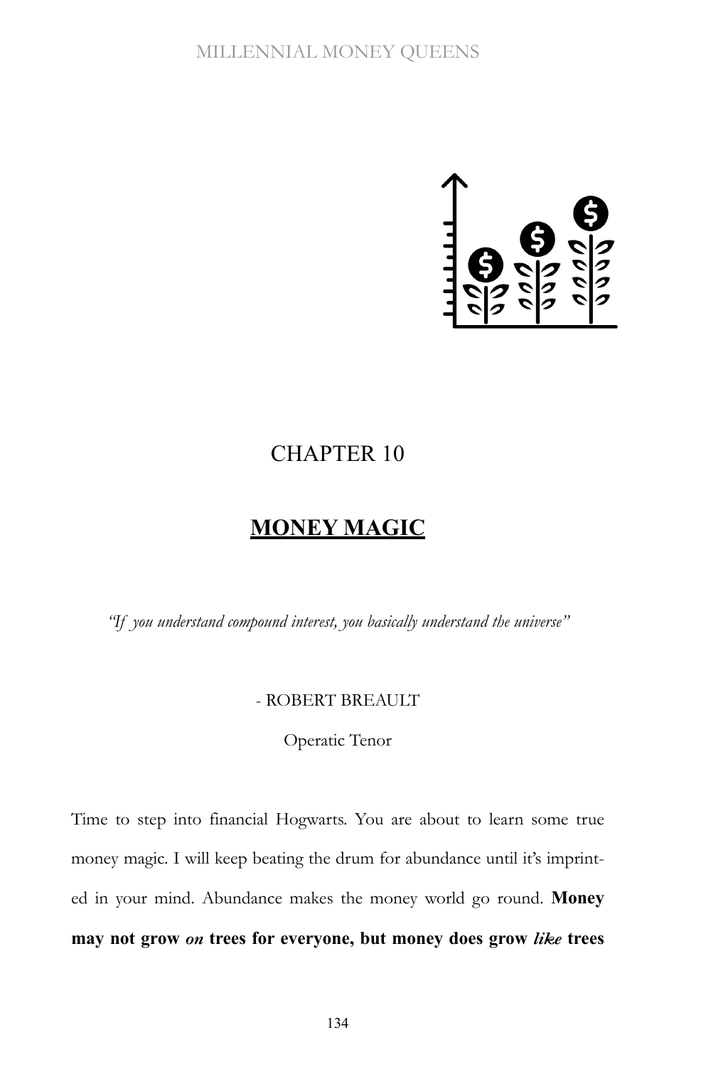# CHAPTER 10

## MONEY MAGIC

*"If you understand compound interest, you basically understand the universe"*

- ROBERT BREAULT

Operatic Tenor

Time to step into financial Hogwarts. You are about to learn some true money magic. I will keep beating the drum for abundance until it's imprinted in your mind. Abundance makes the money world go round. **Money may not grow *on* trees for everyone, but money does grow *like* trees**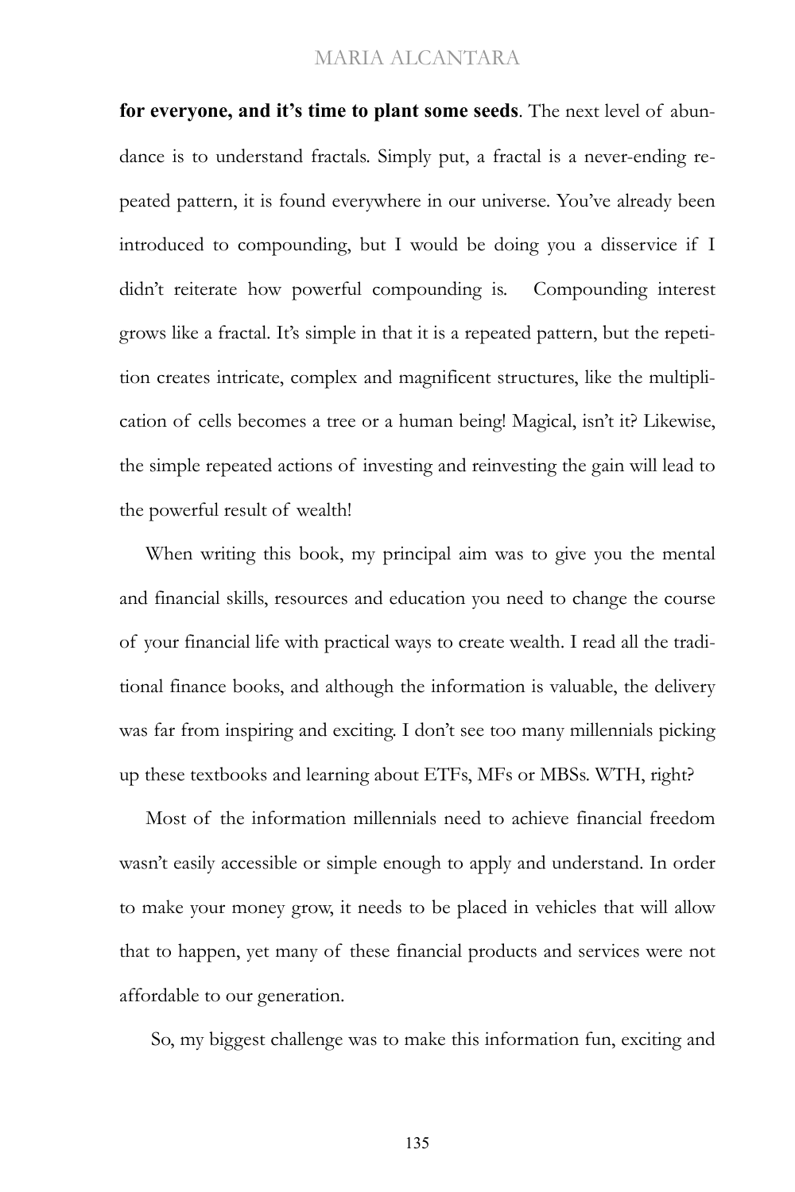**for everyone, and it's time to plant some seeds**. The next level of abundance is to understand fractals. Simply put, a fractal is a never-ending repeated pattern, it is found everywhere in our universe. You've already been introduced to compounding, but I would be doing you a disservice if I didn't reiterate how powerful compounding is. Compounding interest grows like a fractal. It's simple in that it is a repeated pattern, but the repetition creates intricate, complex and magnificent structures, like the multiplication of cells becomes a tree or a human being! Magical, isn't it? Likewise, the simple repeated actions of investing and reinvesting the gain will lead to the powerful result of wealth!

When writing this book, my principal aim was to give you the mental and financial skills, resources and education you need to change the course of your financial life with practical ways to create wealth. I read all the traditional finance books, and although the information is valuable, the delivery was far from inspiring and exciting. I don't see too many millennials picking up these textbooks and learning about ETFs, MFs or MBSs. WTH, right?

Most of the information millennials need to achieve financial freedom wasn't easily accessible or simple enough to apply and understand. In order to make your money grow, it needs to be placed in vehicles that will allow that to happen, yet many of these financial products and services were not affordable to our generation.

So, my biggest challenge was to make this information fun, exciting and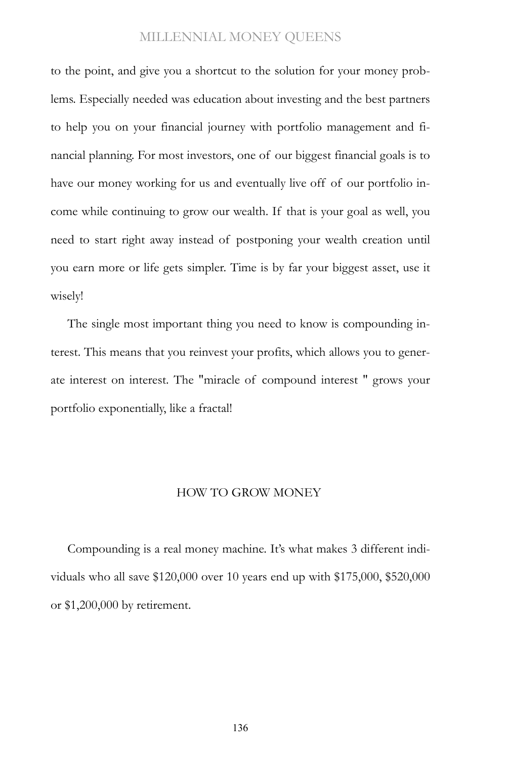to the point, and give you a shortcut to the solution for your money problems. Especially needed was education about investing and the best partners to help you on your financial journey with portfolio management and financial planning. For most investors, one of our biggest financial goals is to have our money working for us and eventually live off of our portfolio income while continuing to grow our wealth. If that is your goal as well, you need to start right away instead of postponing your wealth creation until you earn more or life gets simpler. Time is by far your biggest asset, use it wisely!

The single most important thing you need to know is compounding interest. This means that you reinvest your profits, which allows you to generate interest on interest. The "miracle of compound interest " grows your portfolio exponentially, like a fractal!

## HOW TO GROW MONEY

Compounding is a real money machine. It's what makes 3 different individuals who all save $120,000 over 10 years end up with $175,000, $520,000 or $1,200,000 by retirement.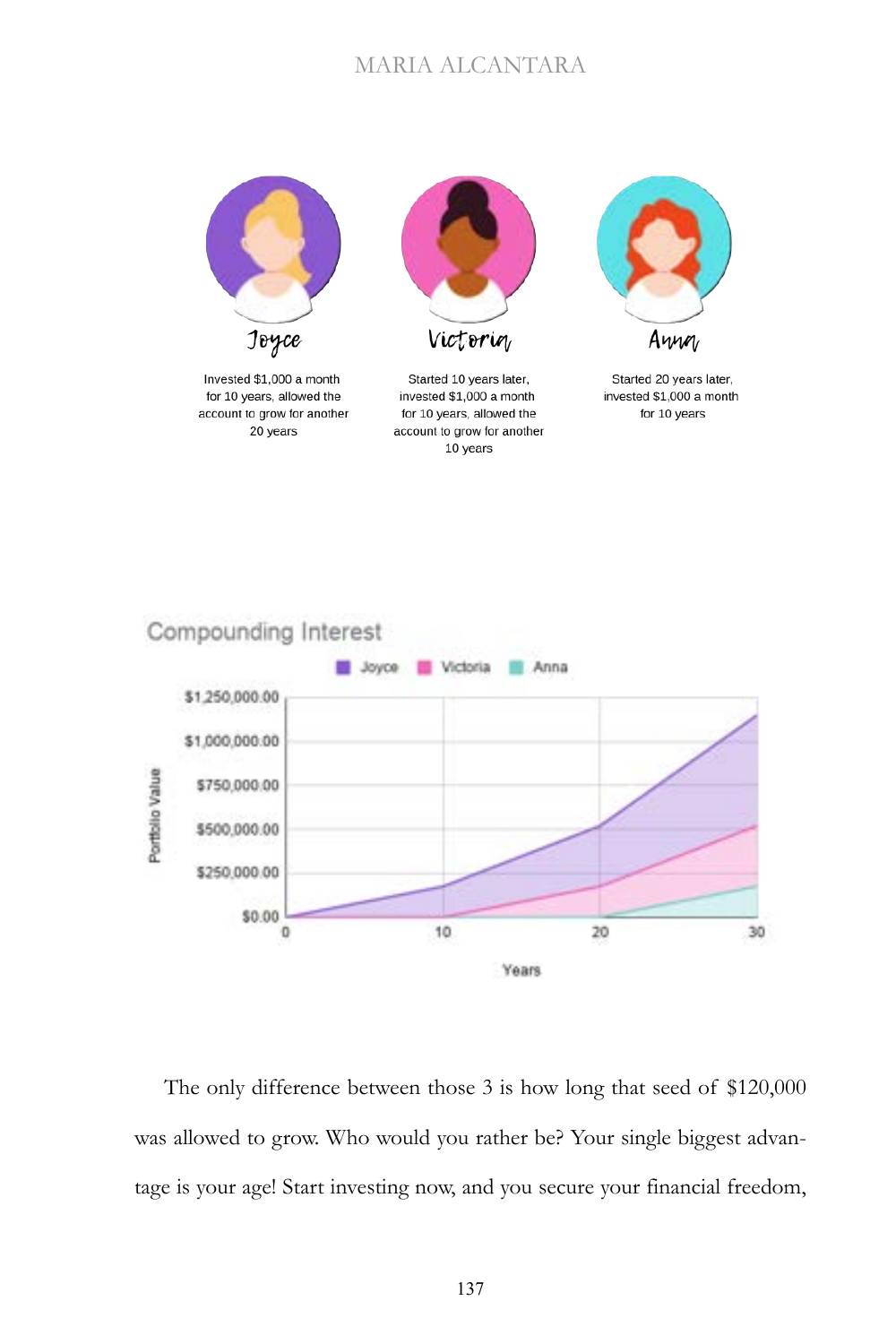Joyce

Invested $1,000 a month for 10 years, allowed the account to grow for another 20 years

Victoria

Started 10 years later, invested $1,000 a month for 10 years, allowed the account to grow for another 10 years

Anna

Started 20 years later, invested $1,000 a month for 10 years

Compounding Interest

The only difference between those 3 is how long that seed of $120,000 was allowed to grow. Who would you rather be? Your single biggest advantage is your age! Start investing now, and you secure your financial freedom,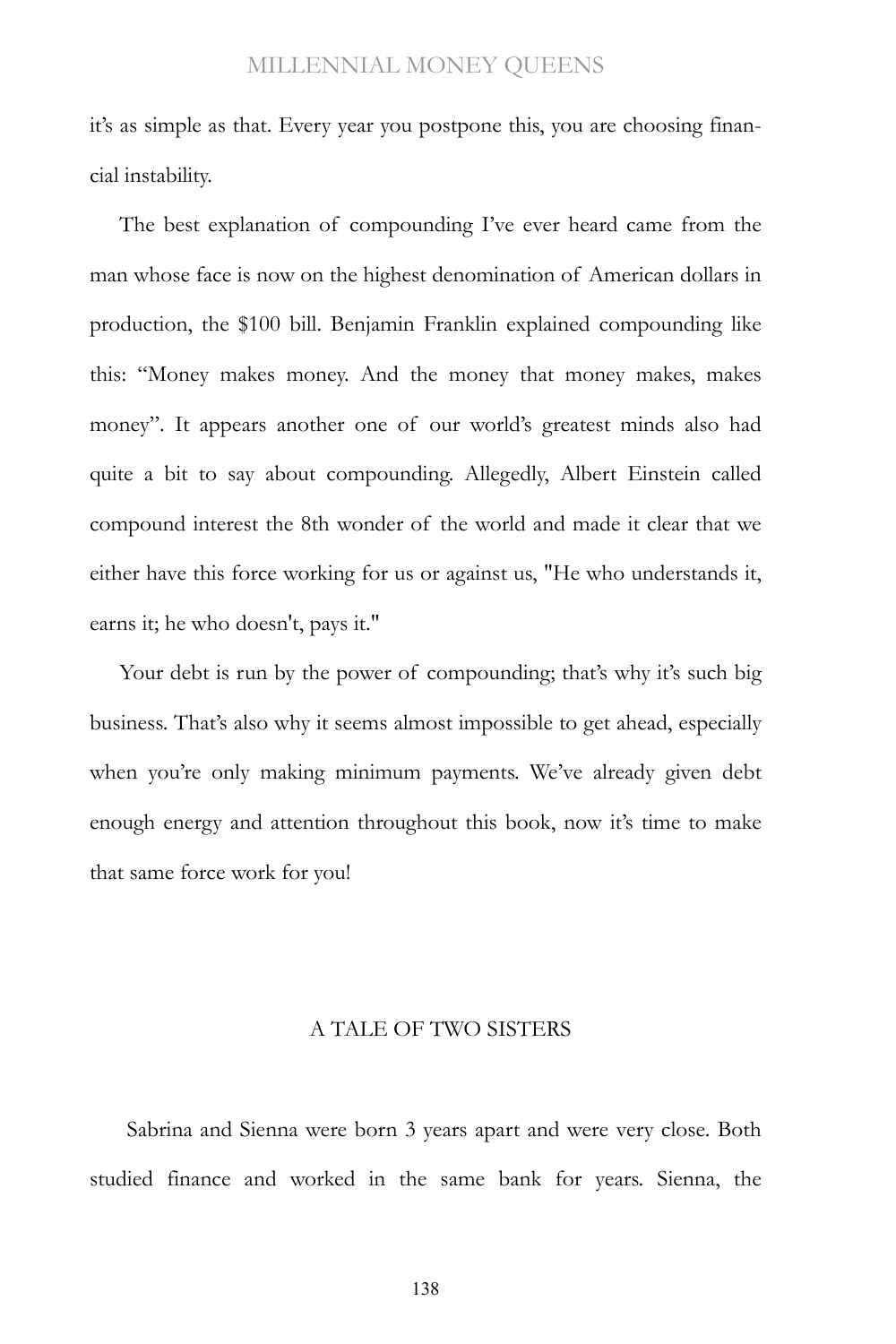it's as simple as that. Every year you postpone this, you are choosing financial instability.

The best explanation of compounding I've ever heard came from the man whose face is now on the highest denomination of American dollars in production, the $100 bill. Benjamin Franklin explained compounding like this: "Money makes money. And the money that money makes, makes money". It appears another one of our world's greatest minds also had quite a bit to say about compounding. Allegedly, Albert Einstein called compound interest the 8th wonder of the world and made it clear that we either have this force working for us or against us, "He who understands it, earns it; he who doesn't, pays it."

Your debt is run by the power of compounding; that's why it's such big business. That's also why it seems almost impossible to get ahead, especially when you're only making minimum payments. We've already given debt enough energy and attention throughout this book, now it's time to make that same force work for you!

## A TALE OF TWO SISTERS

Sabrina and Sienna were born 3 years apart and were very close. Both studied finance and worked in the same bank for years. Sienna, the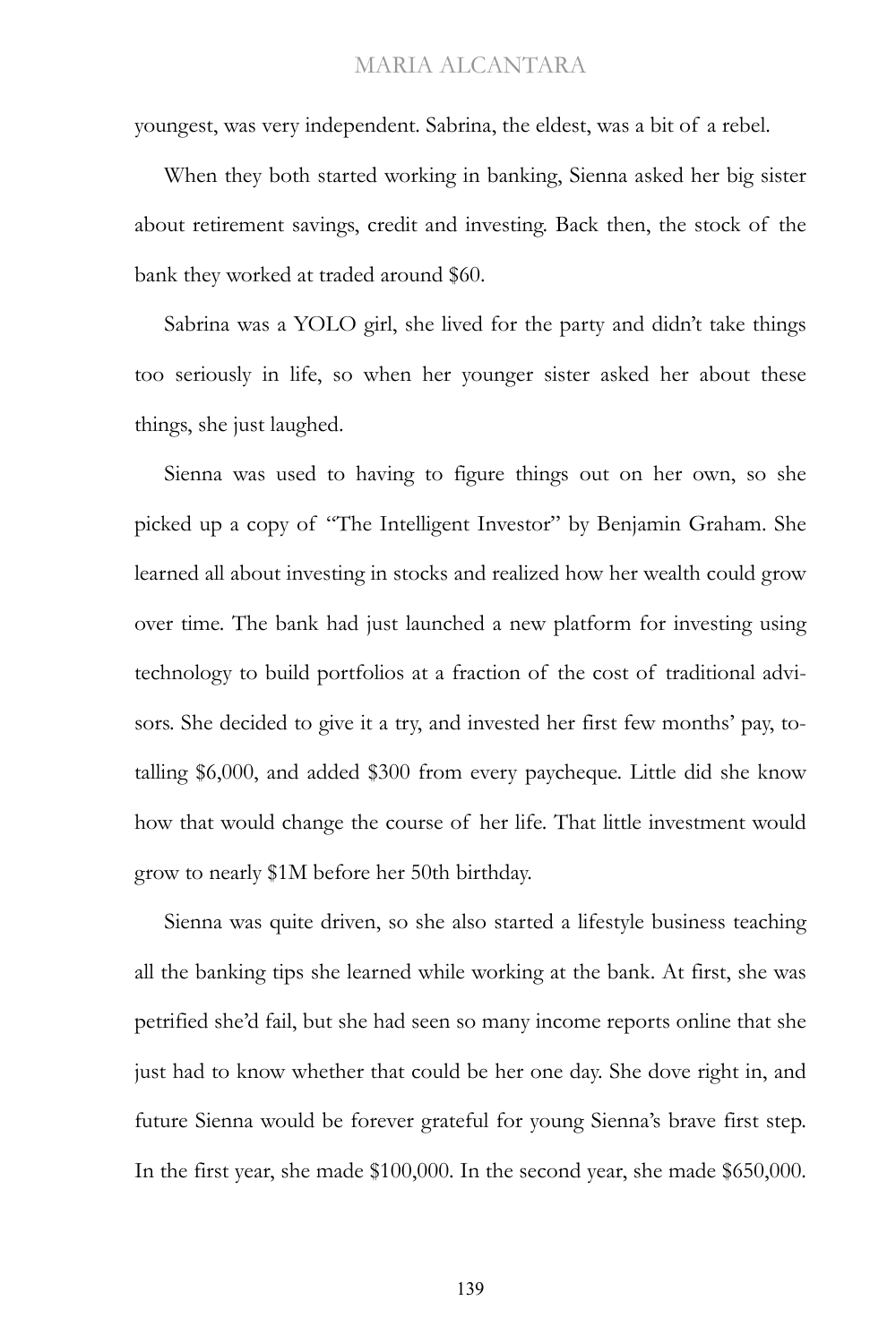youngest, was very independent. Sabrina, the eldest, was a bit of a rebel.

When they both started working in banking, Sienna asked her big sister about retirement savings, credit and investing. Back then, the stock of the bank they worked at traded around $60.

Sabrina was a YOLO girl, she lived for the party and didn't take things too seriously in life, so when her younger sister asked her about these things, she just laughed.

Sienna was used to having to figure things out on her own, so she picked up a copy of "The Intelligent Investor" by Benjamin Graham. She learned all about investing in stocks and realized how her wealth could grow over time. The bank had just launched a new platform for investing using technology to build portfolios at a fraction of the cost of traditional advisors. She decided to give it a try, and invested her first few months' pay, totalling $6,000, and added $300 from every paycheque. Little did she know how that would change the course of her life. That little investment would grow to nearly $1M before her 50th birthday.

Sienna was quite driven, so she also started a lifestyle business teaching all the banking tips she learned while working at the bank. At first, she was petrified she'd fail, but she had seen so many income reports online that she just had to know whether that could be her one day. She dove right in, and future Sienna would be forever grateful for young Sienna's brave first step. In the first year, she made $100,000. In the second year, she made $650,000.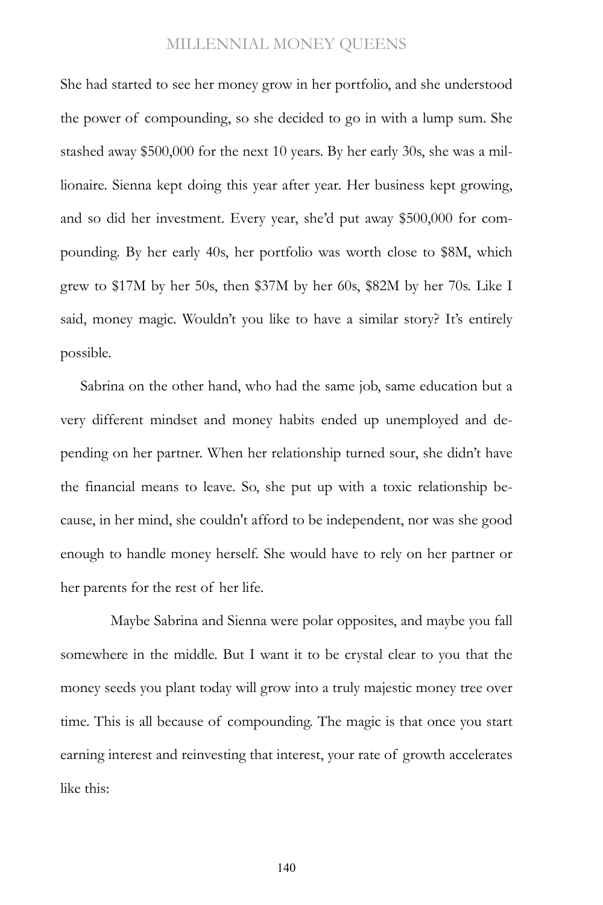She had started to see her money grow in her portfolio, and she understood the power of compounding, so she decided to go in with a lump sum. She stashed away $500,000 for the next 10 years. By her early 30s, she was a millionaire. Sienna kept doing this year after year. Her business kept growing, and so did her investment. Every year, she'd put away $500,000 for compounding. By her early 40s, her portfolio was worth close to $8M, which grew to $17M by her 50s, then $37M by her 60s, $82M by her 70s. Like I said, money magic. Wouldn't you like to have a similar story? It's entirely possible.

Sabrina on the other hand, who had the same job, same education but a very different mindset and money habits ended up unemployed and depending on her partner. When her relationship turned sour, she didn't have the financial means to leave. So, she put up with a toxic relationship because, in her mind, she couldn't afford to be independent, nor was she good enough to handle money herself. She would have to rely on her partner or her parents for the rest of her life.

Maybe Sabrina and Sienna were polar opposites, and maybe you fall somewhere in the middle. But I want it to be crystal clear to you that the money seeds you plant today will grow into a truly majestic money tree over time. This is all because of compounding. The magic is that once you start earning interest and reinvesting that interest, your rate of growth accelerates like this: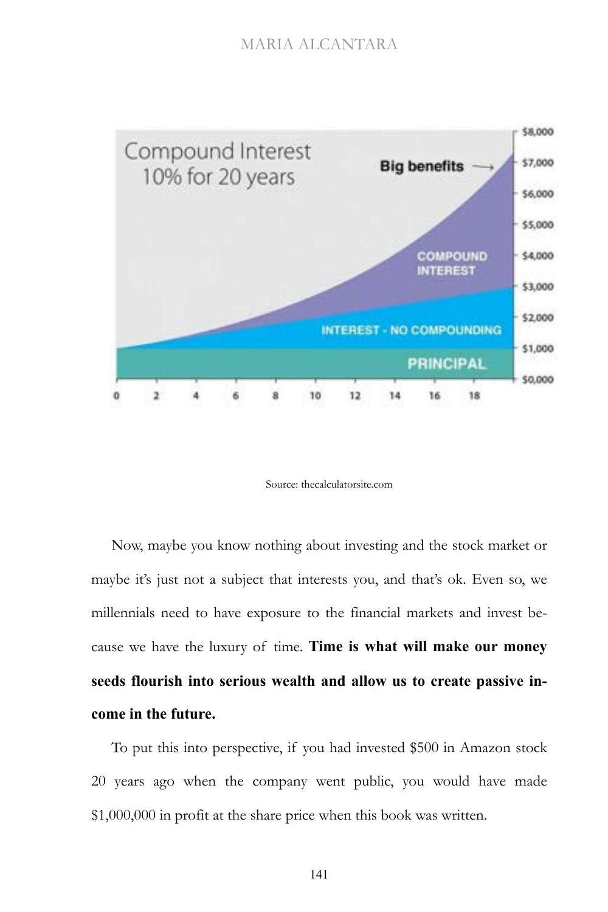Source: thecalculatorsite.com

Now, maybe you know nothing about investing and the stock market or maybe it's just not a subject that interests you, and that's ok. Even so, we millennials need to have exposure to the financial markets and invest because we have the luxury of time. **Time is what will make our money seeds flourish into serious wealth and allow us to create passive income in the future.**

To put this into perspective, if you had invested $500 in Amazon stock 20 years ago when the company went public, you would have made $1,000,000 in profit at the share price when this book was written.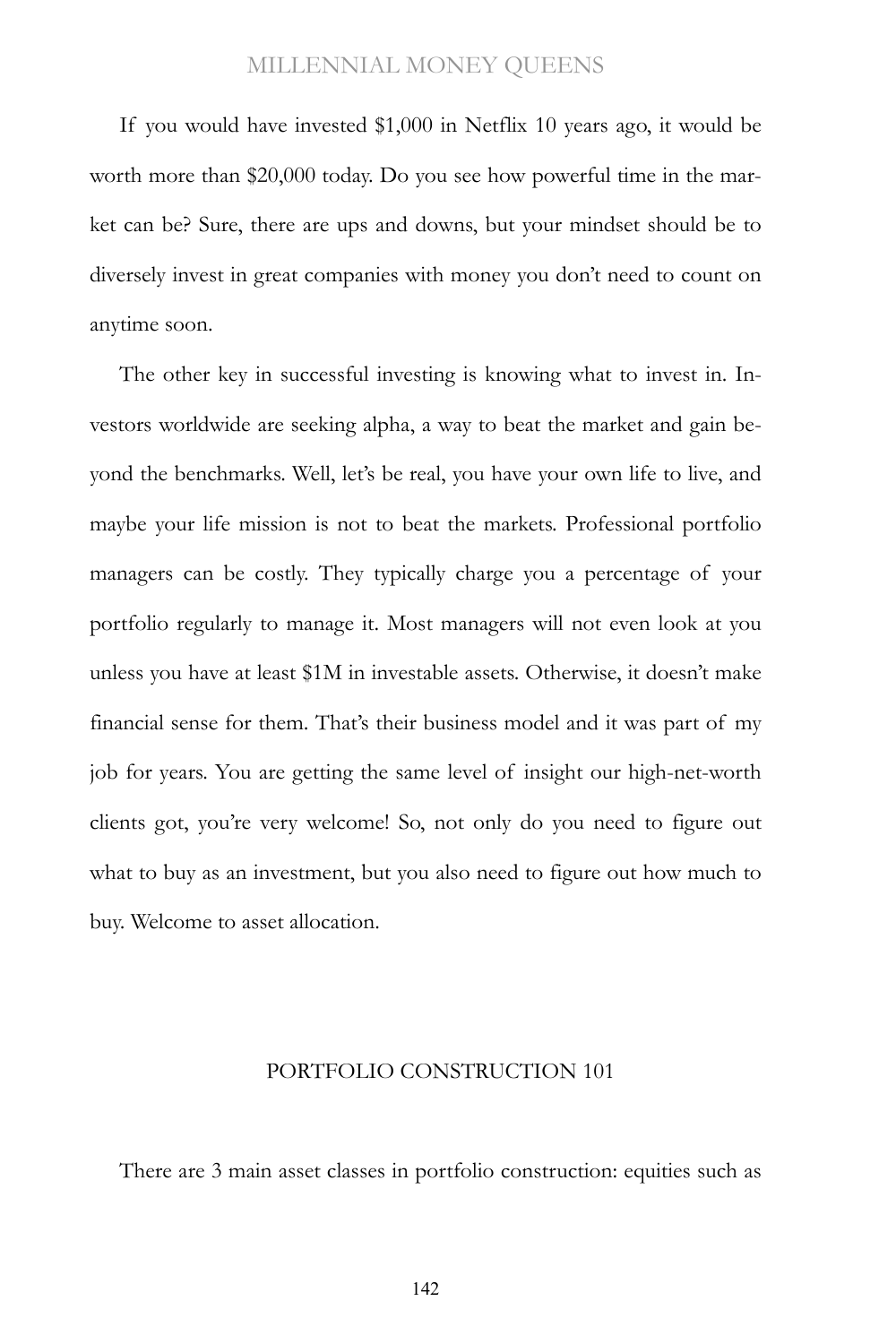If you would have invested $1,000 in Netflix 10 years ago, it would be worth more than $20,000 today. Do you see how powerful time in the market can be? Sure, there are ups and downs, but your mindset should be to diversely invest in great companies with money you don't need to count on anytime soon.

The other key in successful investing is knowing what to invest in. Investors worldwide are seeking alpha, a way to beat the market and gain beyond the benchmarks. Well, let's be real, you have your own life to live, and maybe your life mission is not to beat the markets. Professional portfolio managers can be costly. They typically charge you a percentage of your portfolio regularly to manage it. Most managers will not even look at you unless you have at least $1M in investable assets. Otherwise, it doesn't make financial sense for them. That's their business model and it was part of my job for years. You are getting the same level of insight our high-net-worth clients got, you're very welcome! So, not only do you need to figure out what to buy as an investment, but you also need to figure out how much to buy. Welcome to asset allocation.

## PORTFOLIO CONSTRUCTION 101

There are 3 main asset classes in portfolio construction: equities such as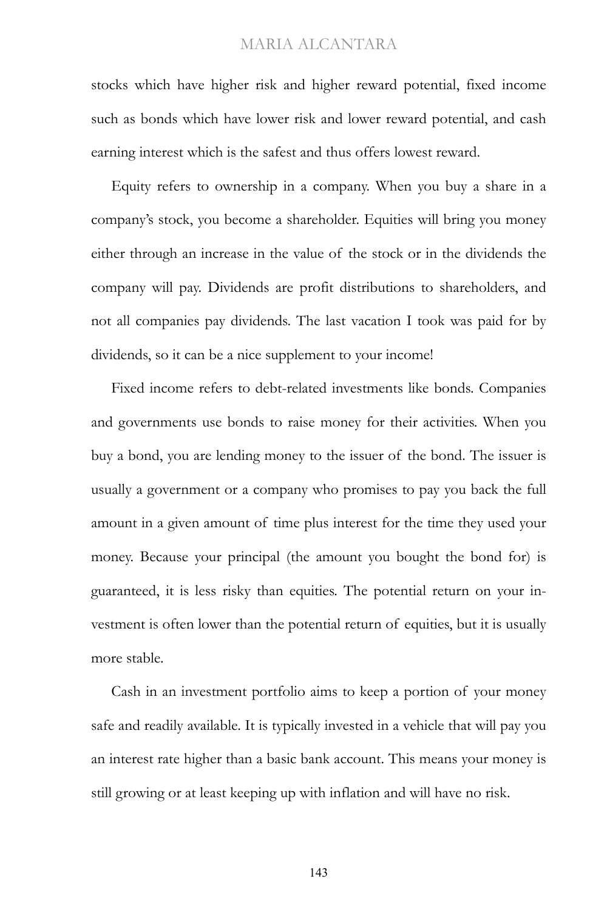stocks which have higher risk and higher reward potential, fixed income such as bonds which have lower risk and lower reward potential, and cash earning interest which is the safest and thus offers lowest reward.

Equity refers to ownership in a company. When you buy a share in a company's stock, you become a shareholder. Equities will bring you money either through an increase in the value of the stock or in the dividends the company will pay. Dividends are profit distributions to shareholders, and not all companies pay dividends. The last vacation I took was paid for by dividends, so it can be a nice supplement to your income!

Fixed income refers to debt-related investments like bonds. Companies and governments use bonds to raise money for their activities. When you buy a bond, you are lending money to the issuer of the bond. The issuer is usually a government or a company who promises to pay you back the full amount in a given amount of time plus interest for the time they used your money. Because your principal (the amount you bought the bond for) is guaranteed, it is less risky than equities. The potential return on your investment is often lower than the potential return of equities, but it is usually more stable.

Cash in an investment portfolio aims to keep a portion of your money safe and readily available. It is typically invested in a vehicle that will pay you an interest rate higher than a basic bank account. This means your money is still growing or at least keeping up with inflation and will have no risk.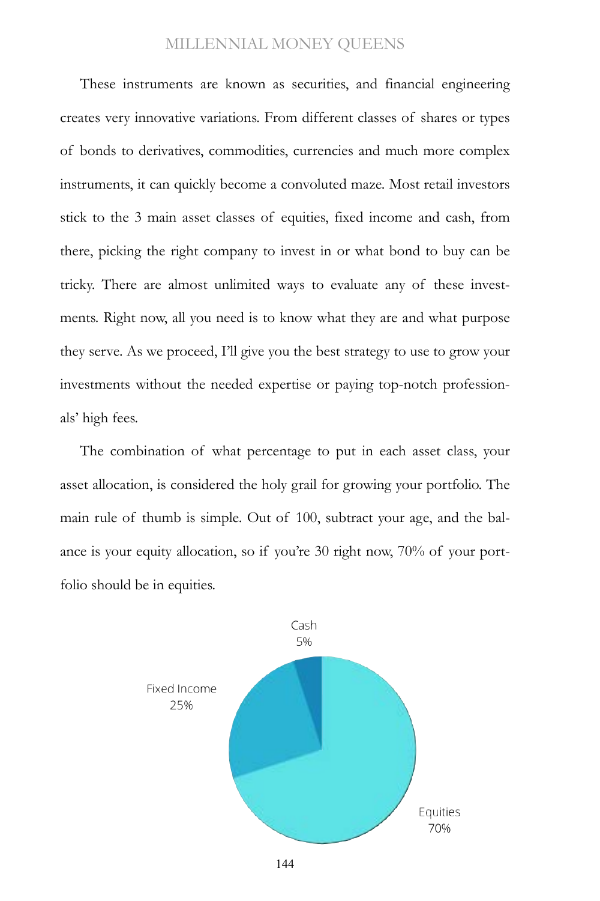These instruments are known as securities, and financial engineering creates very innovative variations. From different classes of shares or types of bonds to derivatives, commodities, currencies and much more complex instruments, it can quickly become a convoluted maze. Most retail investors stick to the 3 main asset classes of equities, fixed income and cash, from there, picking the right company to invest in or what bond to buy can be tricky. There are almost unlimited ways to evaluate any of these investments. Right now, all you need is to know what they are and what purpose they serve. As we proceed, I'll give you the best strategy to use to grow your investments without the needed expertise or paying top-notch professionals' high fees.

The combination of what percentage to put in each asset class, your asset allocation, is considered the holy grail for growing your portfolio. The main rule of thumb is simple. Out of 100, subtract your age, and the balance is your equity allocation, so if you're 30 right now, 70% of your portfolio should be in equities.

Cash 5%

Fixed Income 25%

Equities 70%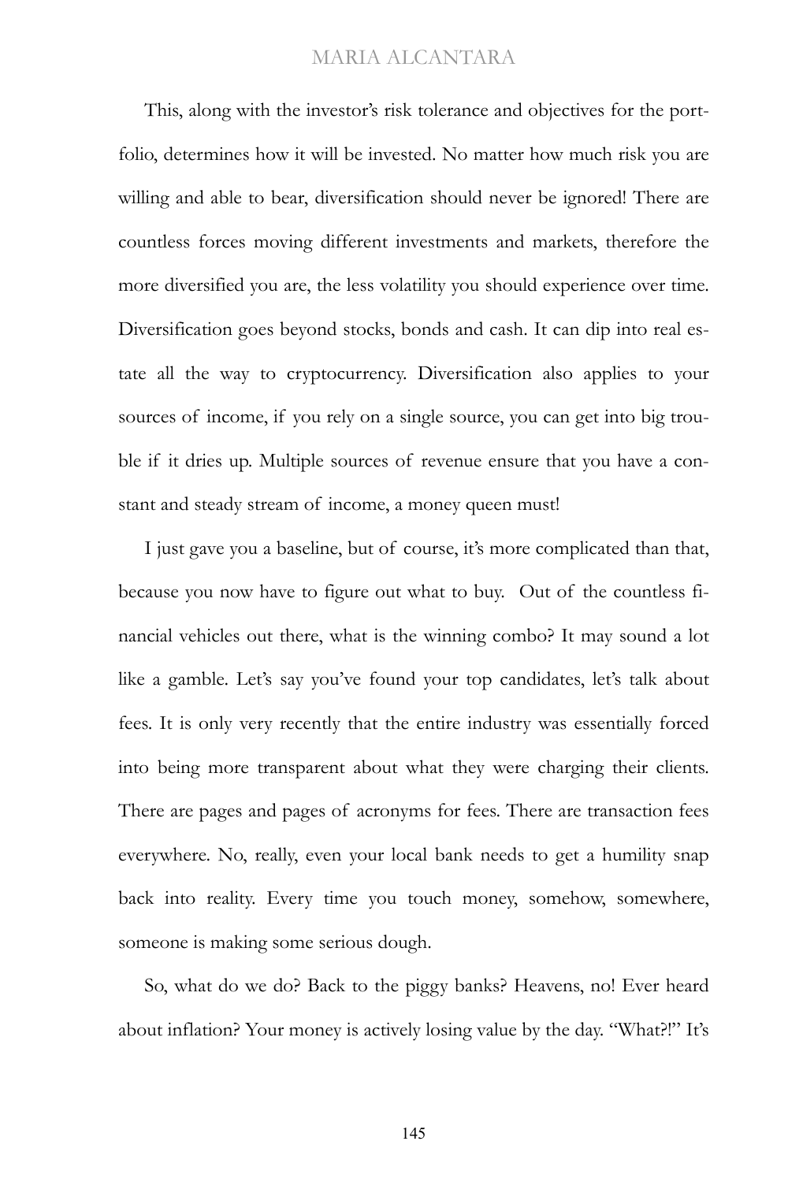This, along with the investor's risk tolerance and objectives for the portfolio, determines how it will be invested. No matter how much risk you are willing and able to bear, diversification should never be ignored! There are countless forces moving different investments and markets, therefore the more diversified you are, the less volatility you should experience over time. Diversification goes beyond stocks, bonds and cash. It can dip into real estate all the way to cryptocurrency. Diversification also applies to your sources of income, if you rely on a single source, you can get into big trouble if it dries up. Multiple sources of revenue ensure that you have a constant and steady stream of income, a money queen must!

I just gave you a baseline, but of course, it's more complicated than that, because you now have to figure out what to buy. Out of the countless financial vehicles out there, what is the winning combo? It may sound a lot like a gamble. Let's say you've found your top candidates, let's talk about fees. It is only very recently that the entire industry was essentially forced into being more transparent about what they were charging their clients. There are pages and pages of acronyms for fees. There are transaction fees everywhere. No, really, even your local bank needs to get a humility snap back into reality. Every time you touch money, somehow, somewhere, someone is making some serious dough.

So, what do we do? Back to the piggy banks? Heavens, no! Ever heard about inflation? Your money is actively losing value by the day. "What?!" It's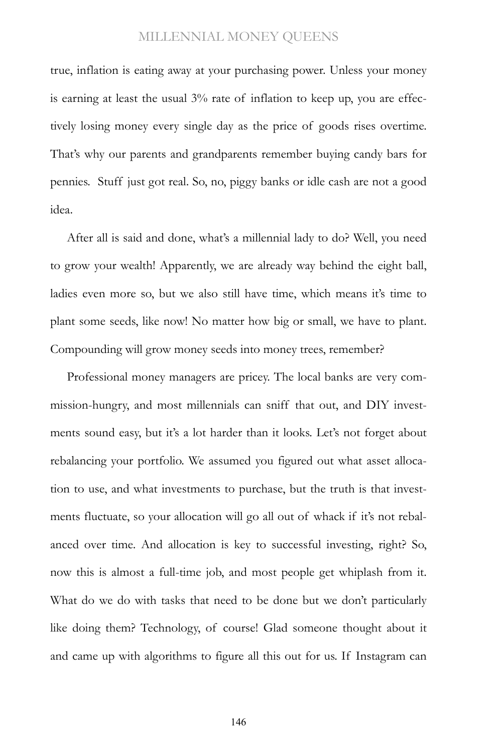true, inflation is eating away at your purchasing power. Unless your money is earning at least the usual 3% rate of inflation to keep up, you are effectively losing money every single day as the price of goods rises overtime. That's why our parents and grandparents remember buying candy bars for pennies. Stuff just got real. So, no, piggy banks or idle cash are not a good idea.

After all is said and done, what's a millennial lady to do? Well, you need to grow your wealth! Apparently, we are already way behind the eight ball, ladies even more so, but we also still have time, which means it's time to plant some seeds, like now! No matter how big or small, we have to plant. Compounding will grow money seeds into money trees, remember?

Professional money managers are pricey. The local banks are very commission-hungry, and most millennials can sniff that out, and DIY investments sound easy, but it's a lot harder than it looks. Let's not forget about rebalancing your portfolio. We assumed you figured out what asset allocation to use, and what investments to purchase, but the truth is that investments fluctuate, so your allocation will go all out of whack if it's not rebalanced over time. And allocation is key to successful investing, right? So, now this is almost a full-time job, and most people get whiplash from it. What do we do with tasks that need to be done but we don't particularly like doing them? Technology, of course! Glad someone thought about it and came up with algorithms to figure all this out for us. If Instagram can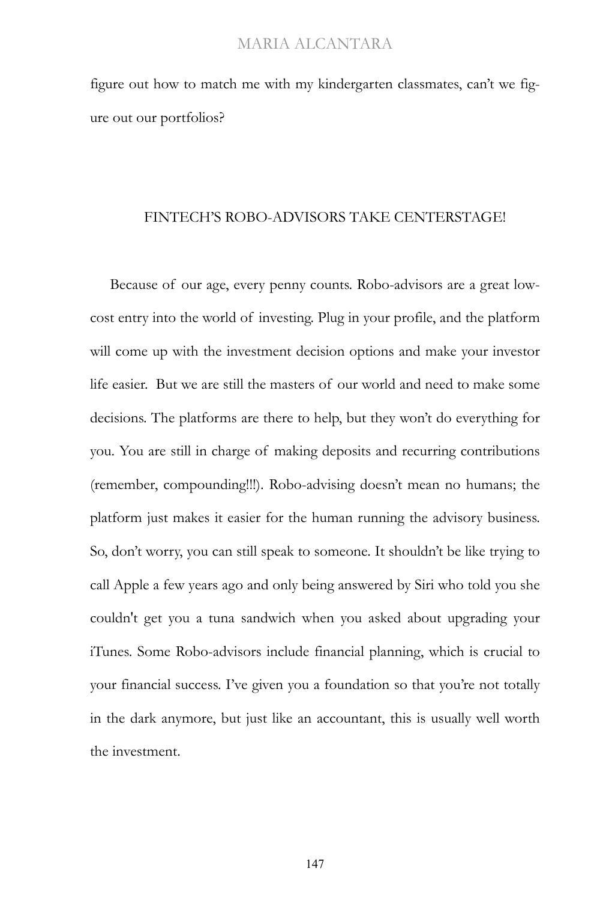figure out how to match me with my kindergarten classmates, can't we figure out our portfolios?

## FINTECH'S ROBO-ADVISORS TAKE CENTERSTAGE!

Because of our age, every penny counts. Robo-advisors are a great low-cost entry into the world of investing. Plug in your profile, and the platform will come up with the investment decision options and make your investor life easier. But we are still the masters of our world and need to make some decisions. The platforms are there to help, but they won't do everything for you. You are still in charge of making deposits and recurring contributions (remember, compounding!!!). Robo-advising doesn't mean no humans; the platform just makes it easier for the human running the advisory business. So, don't worry, you can still speak to someone. It shouldn't be like trying to call Apple a few years ago and only being answered by Siri who told you she couldn't get you a tuna sandwich when you asked about upgrading your iTunes. Some Robo-advisors include financial planning, which is crucial to your financial success. I've given you a foundation so that you're not totally in the dark anymore, but just like an accountant, this is usually well worth the investment.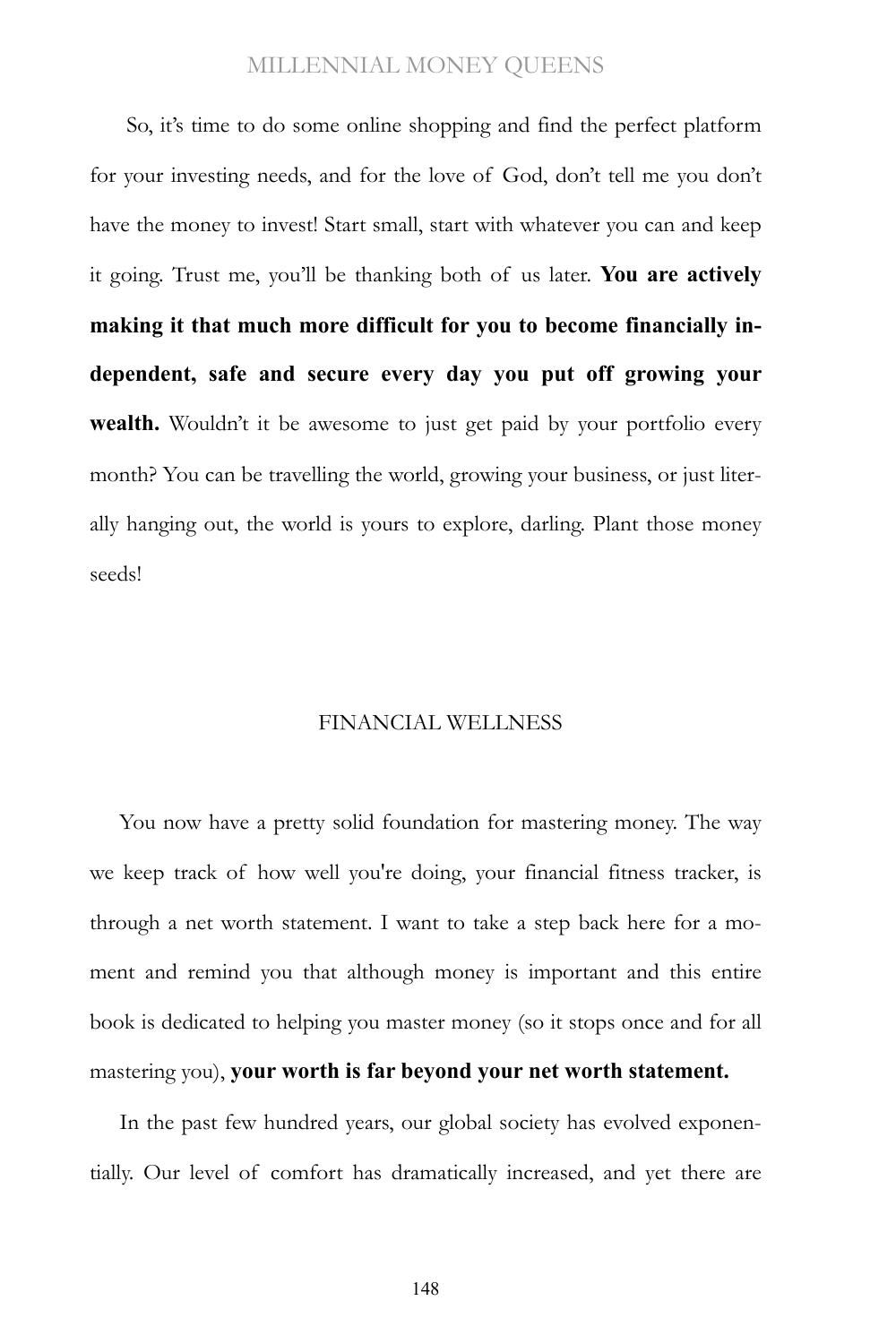So, it's time to do some online shopping and find the perfect platform for your investing needs, and for the love of God, don't tell me you don't have the money to invest! Start small, start with whatever you can and keep it going. Trust me, you'll be thanking both of us later. **You are actively making it that much more difficult for you to become financially independent, safe and secure every day you put off growing your wealth.** Wouldn't it be awesome to just get paid by your portfolio every month? You can be travelling the world, growing your business, or just literally hanging out, the world is yours to explore, darling. Plant those money seeds!

## FINANCIAL WELLNESS

You now have a pretty solid foundation for mastering money. The way we keep track of how well you're doing, your financial fitness tracker, is through a net worth statement. I want to take a step back here for a moment and remind you that although money is important and this entire book is dedicated to helping you master money (so it stops once and for all mastering you), **your worth is far beyond your net worth statement.**

In the past few hundred years, our global society has evolved exponentially. Our level of comfort has dramatically increased, and yet there are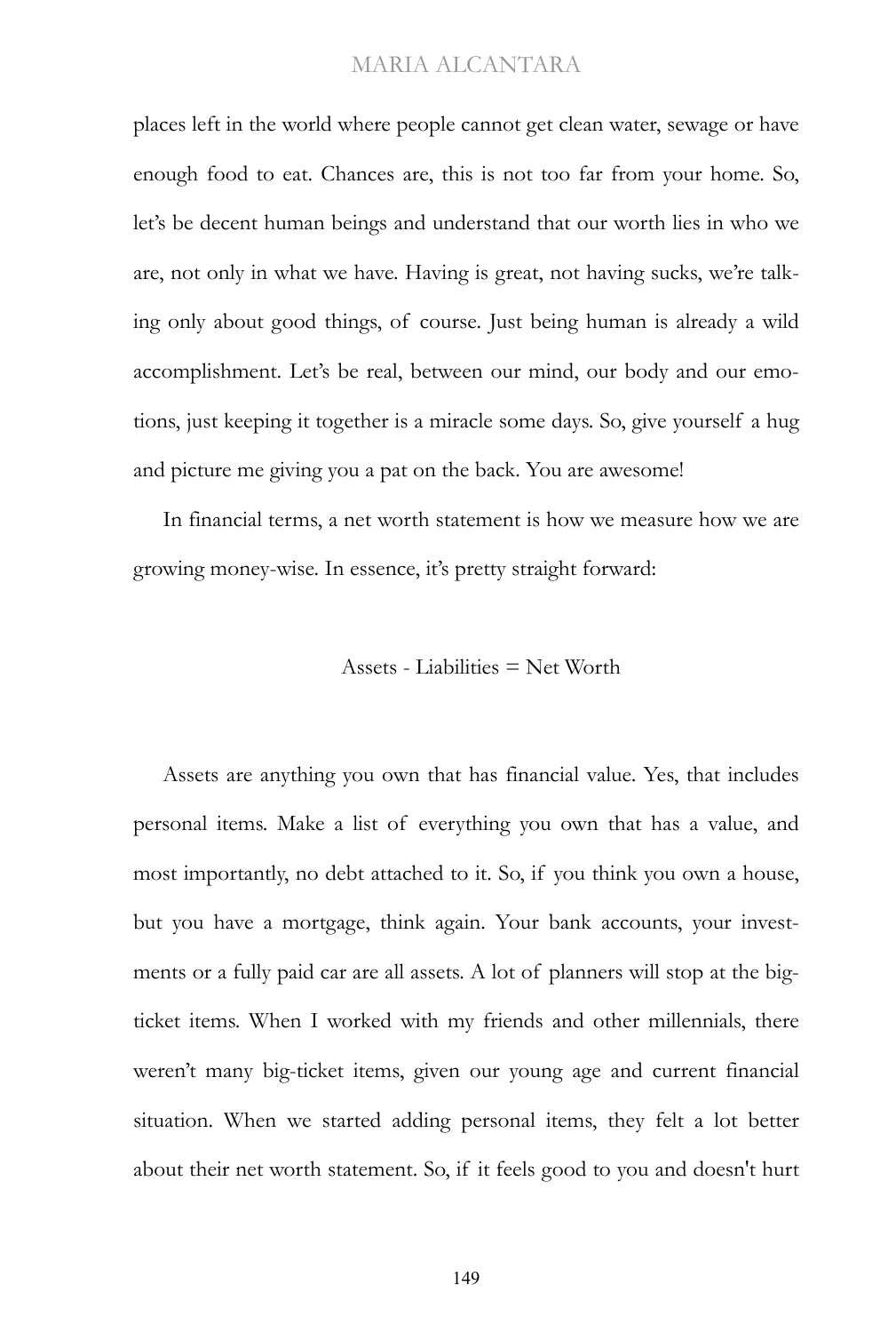places left in the world where people cannot get clean water, sewage or have enough food to eat. Chances are, this is not too far from your home. So, let's be decent human beings and understand that our worth lies in who we are, not only in what we have. Having is great, not having sucks, we're talking only about good things, of course. Just being human is already a wild accomplishment. Let's be real, between our mind, our body and our emotions, just keeping it together is a miracle some days. So, give yourself a hug and picture me giving you a pat on the back. You are awesome!

In financial terms, a net worth statement is how we measure how we are growing money-wise. In essence, it's pretty straight forward:

Assets - Liabilities = Net Worth

Assets are anything you own that has financial value. Yes, that includes personal items. Make a list of everything you own that has a value, and most importantly, no debt attached to it. So, if you think you own a house, but you have a mortgage, think again. Your bank accounts, your investments or a fully paid car are all assets. A lot of planners will stop at the big-ticket items. When I worked with my friends and other millennials, there weren't many big-ticket items, given our young age and current financial situation. When we started adding personal items, they felt a lot better about their net worth statement. So, if it feels good to you and doesn't hurt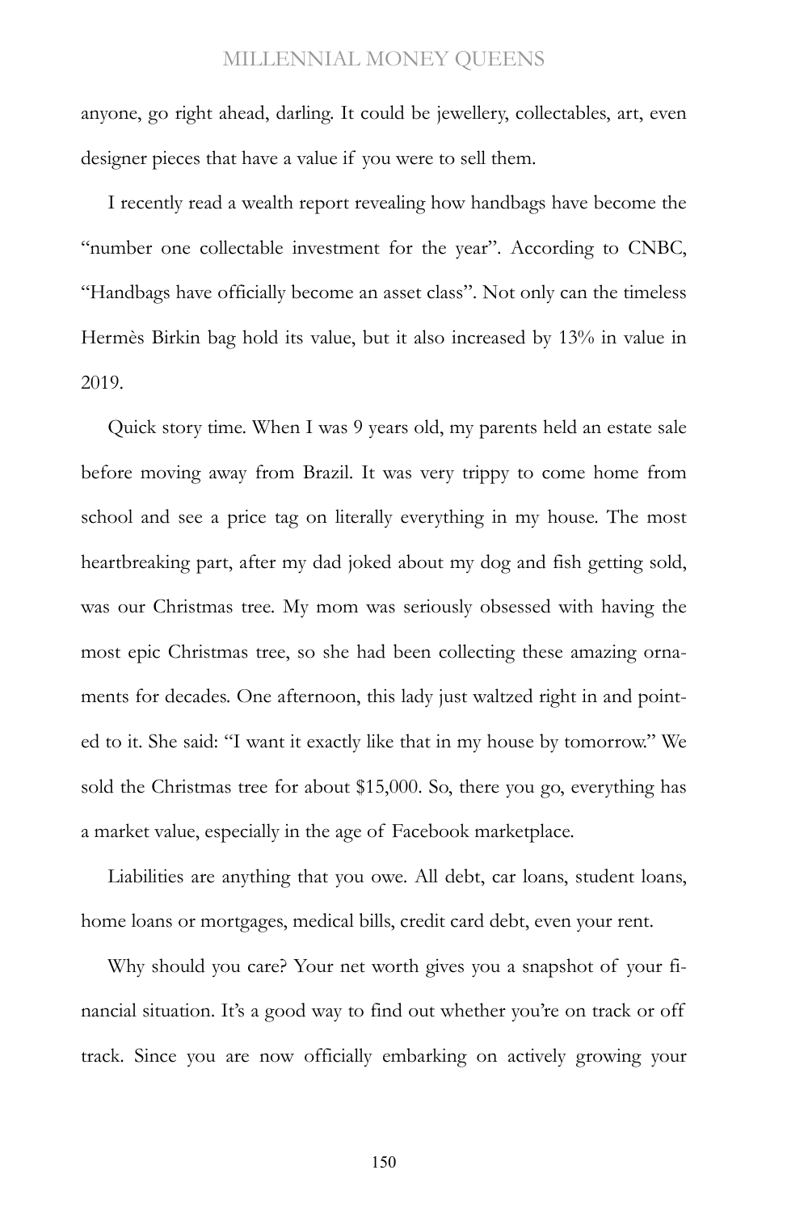anyone, go right ahead, darling. It could be jewellery, collectables, art, even designer pieces that have a value if you were to sell them.

I recently read a wealth report revealing how handbags have become the "number one collectable investment for the year". According to CNBC, "Handbags have officially become an asset class". Not only can the timeless Hermès Birkin bag hold its value, but it also increased by 13% in value in 2019.

Quick story time. When I was 9 years old, my parents held an estate sale before moving away from Brazil. It was very trippy to come home from school and see a price tag on literally everything in my house. The most heartbreaking part, after my dad joked about my dog and fish getting sold, was our Christmas tree. My mom was seriously obsessed with having the most epic Christmas tree, so she had been collecting these amazing ornaments for decades. One afternoon, this lady just waltzed right in and pointed to it. She said: "I want it exactly like that in my house by tomorrow." We sold the Christmas tree for about $15,000. So, there you go, everything has a market value, especially in the age of Facebook marketplace.

Liabilities are anything that you owe. All debt, car loans, student loans, home loans or mortgages, medical bills, credit card debt, even your rent.

Why should you care? Your net worth gives you a snapshot of your financial situation. It's a good way to find out whether you're on track or off track. Since you are now officially embarking on actively growing your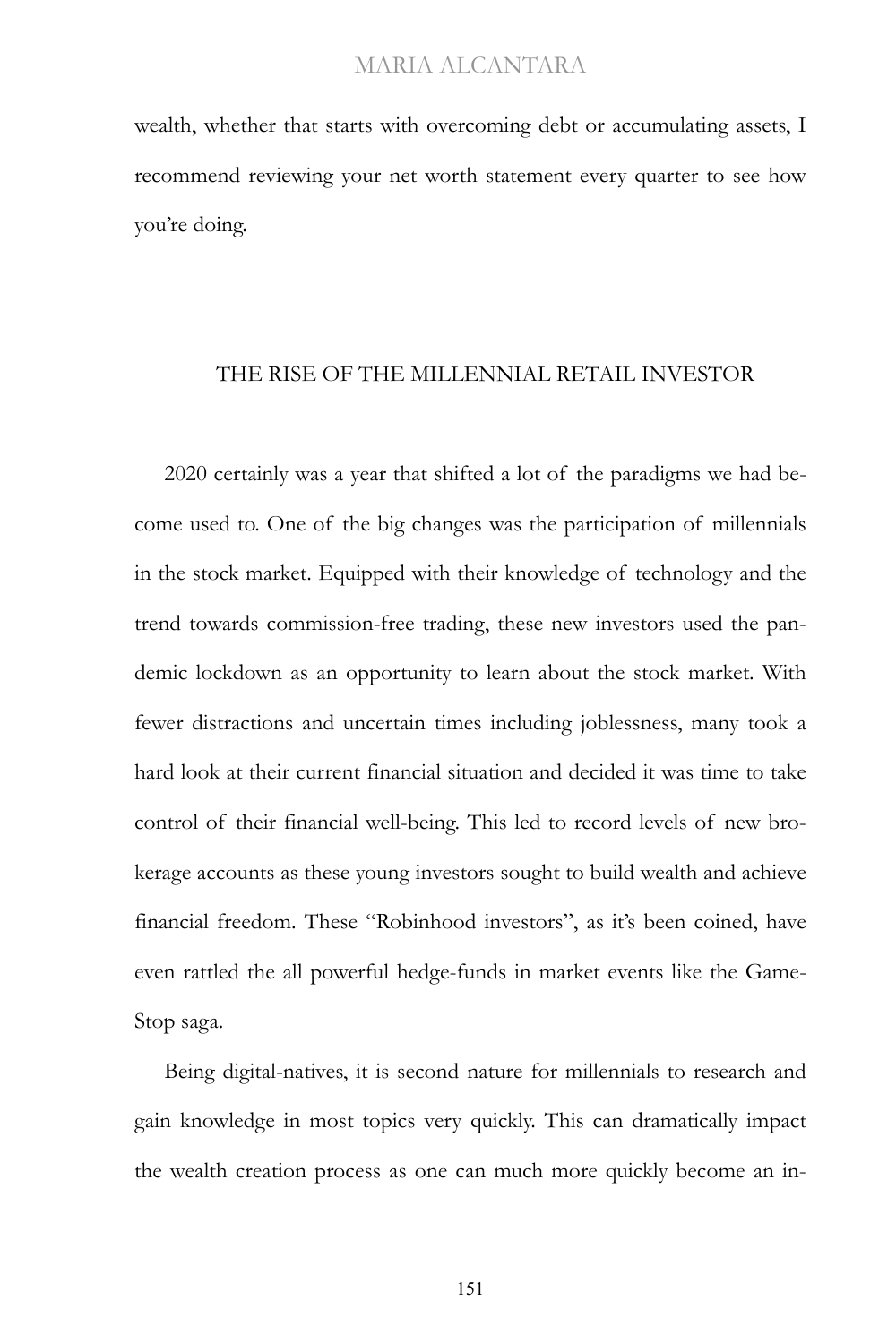wealth, whether that starts with overcoming debt or accumulating assets, I recommend reviewing your net worth statement every quarter to see how you're doing.

## THE RISE OF THE MILLENNIAL RETAIL INVESTOR

2020 certainly was a year that shifted a lot of the paradigms we had become used to. One of the big changes was the participation of millennials in the stock market. Equipped with their knowledge of technology and the trend towards commission-free trading, these new investors used the pandemic lockdown as an opportunity to learn about the stock market. With fewer distractions and uncertain times including joblessness, many took a hard look at their current financial situation and decided it was time to take control of their financial well-being. This led to record levels of new brokerage accounts as these young investors sought to build wealth and achieve financial freedom. These "Robinhood investors", as it's been coined, have even rattled the all powerful hedge-funds in market events like the GameStop saga.

Being digital-natives, it is second nature for millennials to research and gain knowledge in most topics very quickly. This can dramatically impact the wealth creation process as one can much more quickly become an in-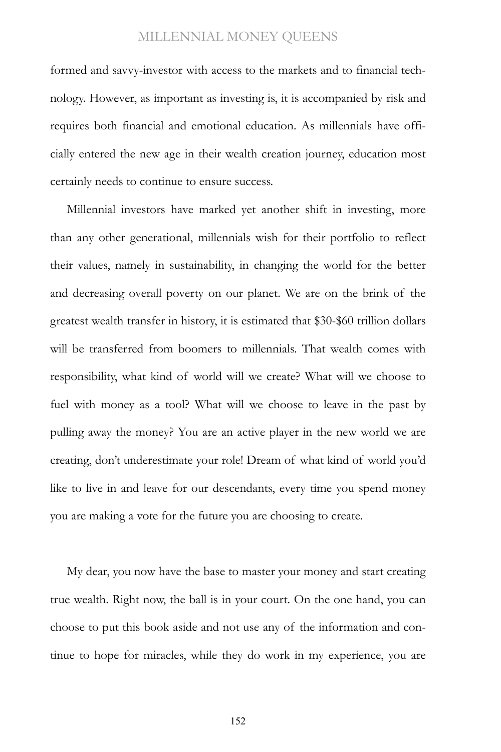formed and savvy-investor with access to the markets and to financial technology. However, as important as investing is, it is accompanied by risk and requires both financial and emotional education. As millennials have officially entered the new age in their wealth creation journey, education most certainly needs to continue to ensure success.

Millennial investors have marked yet another shift in investing, more than any other generational, millennials wish for their portfolio to reflect their values, namely in sustainability, in changing the world for the better and decreasing overall poverty on our planet. We are on the brink of the greatest wealth transfer in history, it is estimated that $30-$60 trillion dollars will be transferred from boomers to millennials. That wealth comes with responsibility, what kind of world will we create? What will we choose to fuel with money as a tool? What will we choose to leave in the past by pulling away the money? You are an active player in the new world we are creating, don't underestimate your role! Dream of what kind of world you'd like to live in and leave for our descendants, every time you spend money you are making a vote for the future you are choosing to create.

My dear, you now have the base to master your money and start creating true wealth. Right now, the ball is in your court. On the one hand, you can choose to put this book aside and not use any of the information and continue to hope for miracles, while they do work in my experience, you are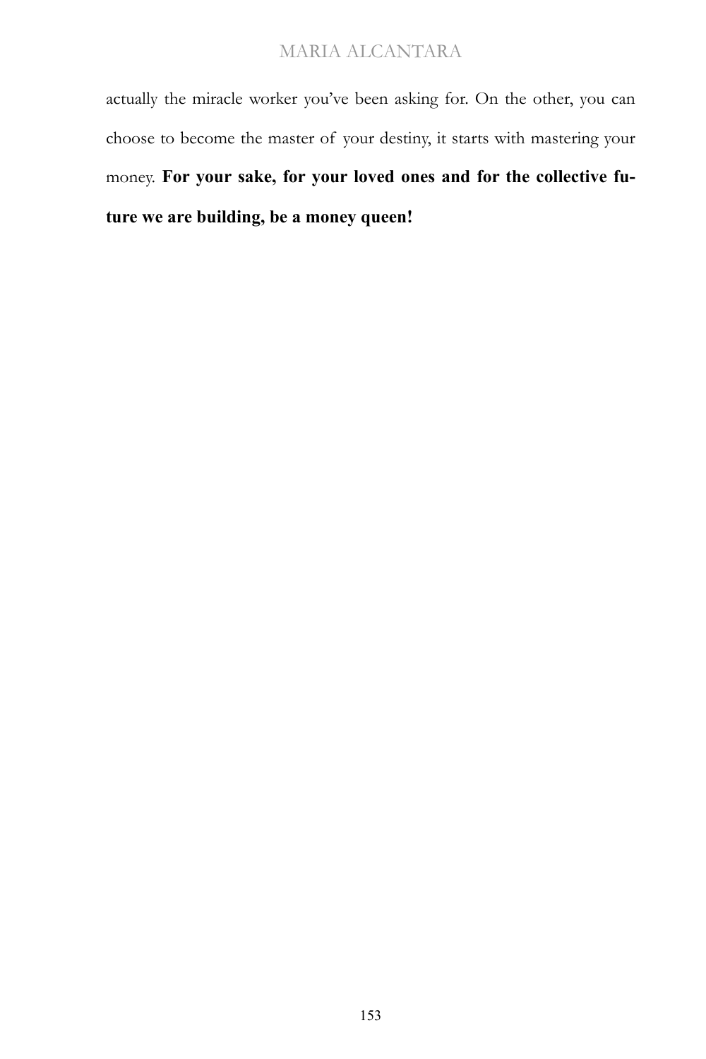actually the miracle worker you've been asking for. On the other, you can choose to become the master of your destiny, it starts with mastering your money. **For your sake, for your loved ones and for the collective future we are building, be a money queen!**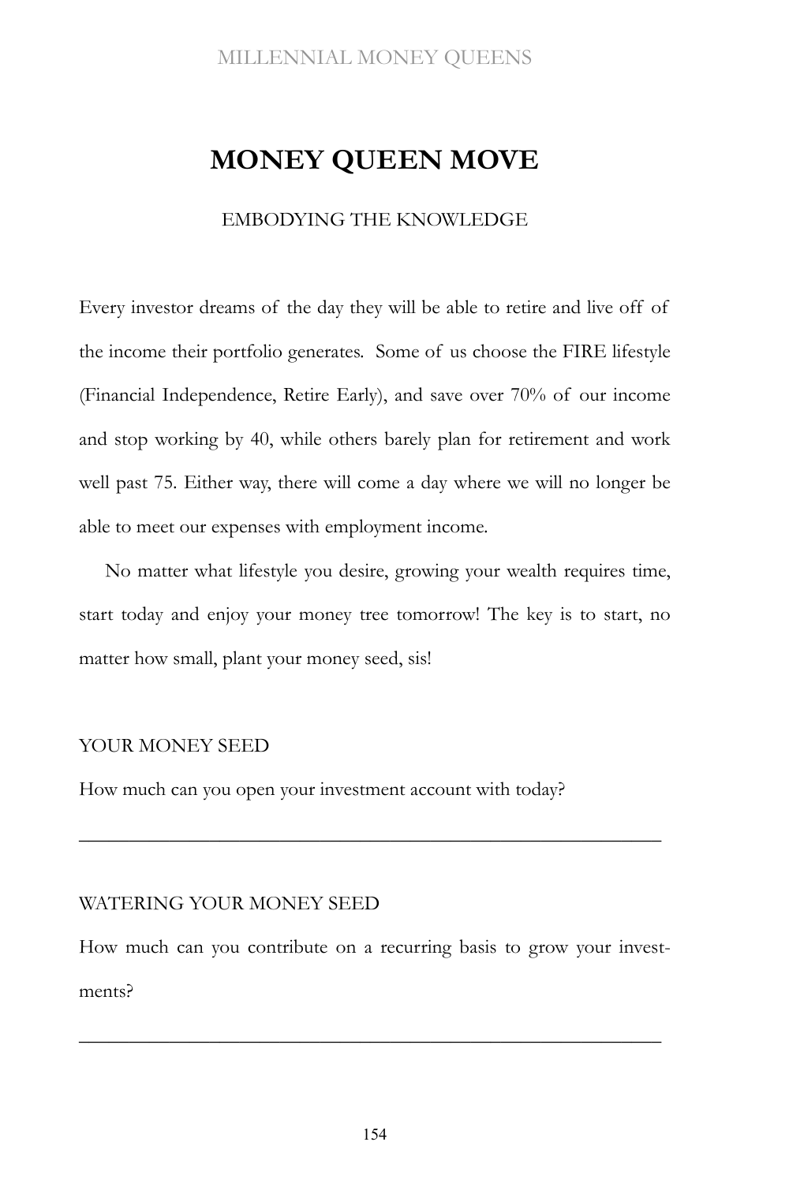# MONEY QUEEN MOVE

EMBODYING THE KNOWLEDGE

Every investor dreams of the day they will be able to retire and live off of the income their portfolio generates. Some of us choose the FIRE lifestyle (Financial Independence, Retire Early), and save over 70% of our income and stop working by 40, while others barely plan for retirement and work well past 75. Either way, there will come a day where we will no longer be able to meet our expenses with employment income.

No matter what lifestyle you desire, growing your wealth requires time, start today and enjoy your money tree tomorrow! The key is to start, no matter how small, plant your money seed, sis!

YOUR MONEY SEED

How much can you open your investment account with today?

_______________________________________________

WATERING YOUR MONEY SEED

How much can you contribute on a recurring basis to grow your investments?

_______________________________________________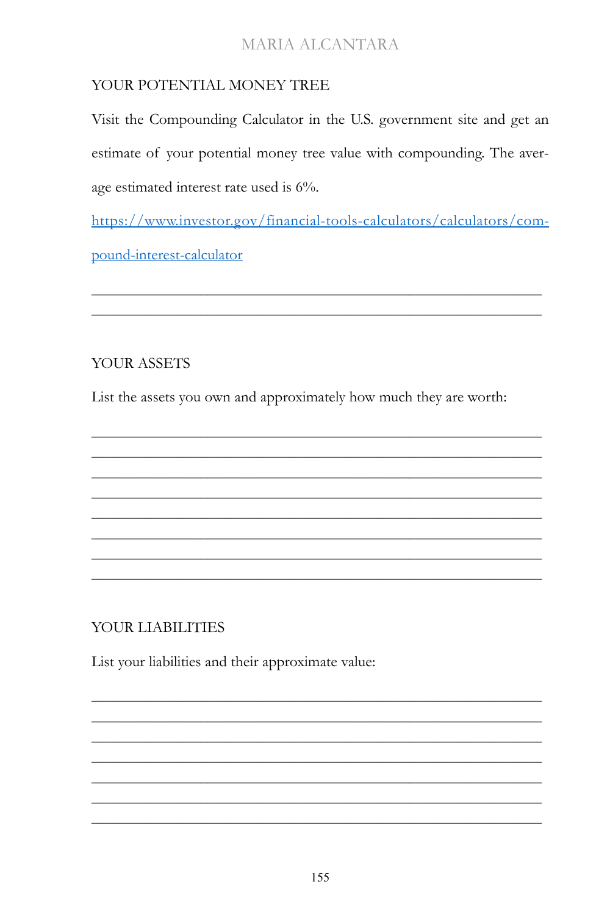## YOUR POTENTIAL MONEY TREE

Visit the Compounding Calculator in the U.S. government site and get an estimate of your potential money tree value with compounding. The average estimated interest rate used is 6%.

[https://www.investor.gov/financial-tools-calculators/calculators/compound-interest-calculator](https://www.investor.gov/financial-tools-calculators/calculators/compound-interest-calculator)

\_\_\_\_\_\_\_\_\_\_\_\_\_\_\_\_\_\_\_\_\_\_\_\_\_\_\_\_\_\_\_\_\_\_\_\_\_\_\_\_\_\_\_\_\_\_\_\_\_\_\_\_\_\_\_\_\_\_\_\_

\_\_\_\_\_\_\_\_\_\_\_\_\_\_\_\_\_\_\_\_\_\_\_\_\_\_\_\_\_\_\_\_\_\_\_\_\_\_\_\_\_\_\_\_\_\_\_\_\_\_\_\_\_\_\_\_\_\_\_\_

## YOUR ASSETS

List the assets you own and approximately how much they are worth:

\_\_\_\_\_\_\_\_\_\_\_\_\_\_\_\_\_\_\_\_\_\_\_\_\_\_\_\_\_\_\_\_\_\_\_\_\_\_\_\_\_\_\_\_\_\_\_\_\_\_\_\_\_\_\_\_\_\_\_\_

\_\_\_\_\_\_\_\_\_\_\_\_\_\_\_\_\_\_\_\_\_\_\_\_\_\_\_\_\_\_\_\_\_\_\_\_\_\_\_\_\_\_\_\_\_\_\_\_\_\_\_\_\_\_\_\_\_\_\_\_

\_\_\_\_\_\_\_\_\_\_\_\_\_\_\_\_\_\_\_\_\_\_\_\_\_\_\_\_\_\_\_\_\_\_\_\_\_\_\_\_\_\_\_\_\_\_\_\_\_\_\_\_\_\_\_\_\_\_\_\_

\_\_\_\_\_\_\_\_\_\_\_\_\_\_\_\_\_\_\_\_\_\_\_\_\_\_\_\_\_\_\_\_\_\_\_\_\_\_\_\_\_\_\_\_\_\_\_\_\_\_\_\_\_\_\_\_\_\_\_\_

\_\_\_\_\_\_\_\_\_\_\_\_\_\_\_\_\_\_\_\_\_\_\_\_\_\_\_\_\_\_\_\_\_\_\_\_\_\_\_\_\_\_\_\_\_\_\_\_\_\_\_\_\_\_\_\_\_\_\_\_

\_\_\_\_\_\_\_\_\_\_\_\_\_\_\_\_\_\_\_\_\_\_\_\_\_\_\_\_\_\_\_\_\_\_\_\_\_\_\_\_\_\_\_\_\_\_\_\_\_\_\_\_\_\_\_\_\_\_\_\_

\_\_\_\_\_\_\_\_\_\_\_\_\_\_\_\_\_\_\_\_\_\_\_\_\_\_\_\_\_\_\_\_\_\_\_\_\_\_\_\_\_\_\_\_\_\_\_\_\_\_\_\_\_\_\_\_\_\_\_\_

\_\_\_\_\_\_\_\_\_\_\_\_\_\_\_\_\_\_\_\_\_\_\_\_\_\_\_\_\_\_\_\_\_\_\_\_\_\_\_\_\_\_\_\_\_\_\_\_\_\_\_\_\_\_\_\_\_\_\_\_

## YOUR LIABILITIES

List your liabilities and their approximate value:

\_\_\_\_\_\_\_\_\_\_\_\_\_\_\_\_\_\_\_\_\_\_\_\_\_\_\_\_\_\_\_\_\_\_\_\_\_\_\_\_\_\_\_\_\_\_\_\_\_\_\_\_\_\_\_\_\_\_\_\_

\_\_\_\_\_\_\_\_\_\_\_\_\_\_\_\_\_\_\_\_\_\_\_\_\_\_\_\_\_\_\_\_\_\_\_\_\_\_\_\_\_\_\_\_\_\_\_\_\_\_\_\_\_\_\_\_\_\_\_\_

\_\_\_\_\_\_\_\_\_\_\_\_\_\_\_\_\_\_\_\_\_\_\_\_\_\_\_\_\_\_\_\_\_\_\_\_\_\_\_\_\_\_\_\_\_\_\_\_\_\_\_\_\_\_\_\_\_\_\_\_

\_\_\_\_\_\_\_\_\_\_\_\_\_\_\_\_\_\_\_\_\_\_\_\_\_\_\_\_\_\_\_\_\_\_\_\_\_\_\_\_\_\_\_\_\_\_\_\_\_\_\_\_\_\_\_\_\_\_\_\_

\_\_\_\_\_\_\_\_\_\_\_\_\_\_\_\_\_\_\_\_\_\_\_\_\_\_\_\_\_\_\_\_\_\_\_\_\_\_\_\_\_\_\_\_\_\_\_\_\_\_\_\_\_\_\_\_\_\_\_\_

\_\_\_\_\_\_\_\_\_\_\_\_\_\_\_\_\_\_\_\_\_\_\_\_\_\_\_\_\_\_\_\_\_\_\_\_\_\_\_\_\_\_\_\_\_\_\_\_\_\_\_\_\_\_\_\_\_\_\_\_

\_\_\_\_\_\_\_\_\_\_\_\_\_\_\_\_\_\_\_\_\_\_\_\_\_\_\_\_\_\_\_\_\_\_\_\_\_\_\_\_\_\_\_\_\_\_\_\_\_\_\_\_\_\_\_\_\_\_\_\_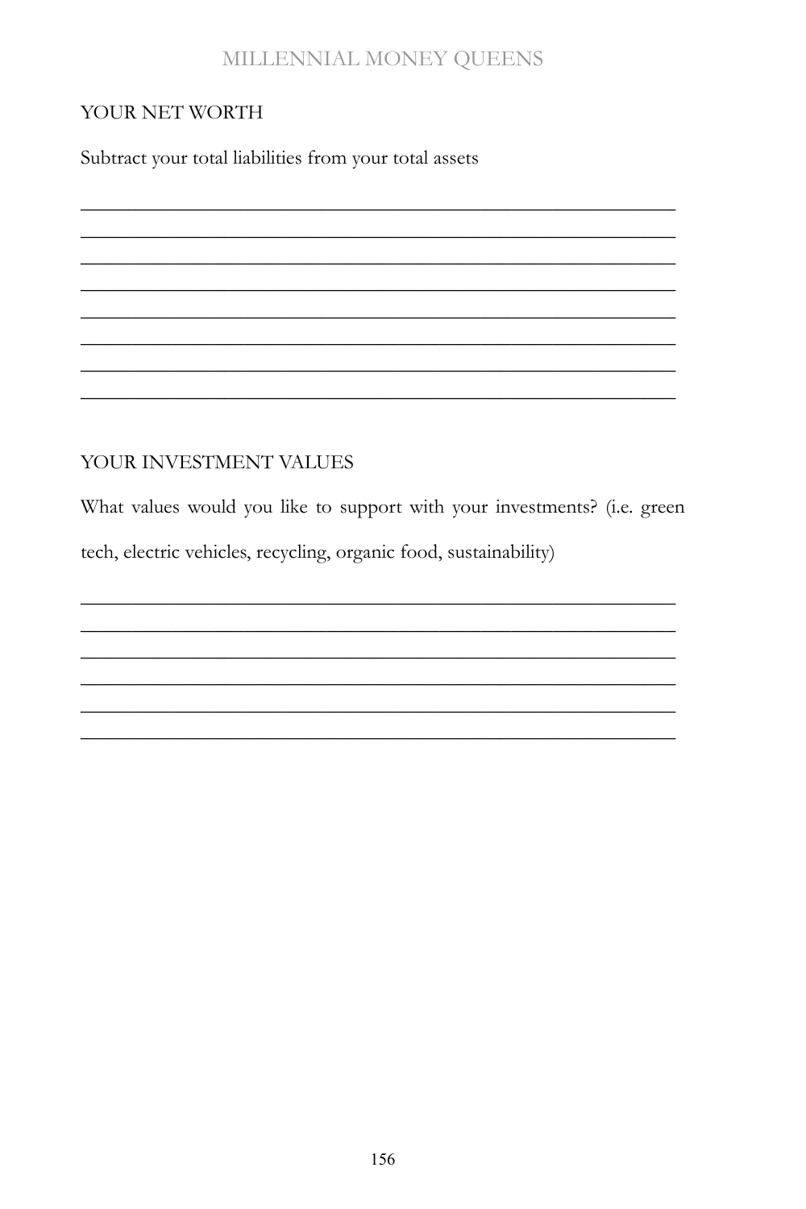## YOUR NET WORTH

Subtract your total liabilities from your total assets

________________________________________________________________
________________________________________________________________
________________________________________________________________
________________________________________________________________
________________________________________________________________
________________________________________________________________
________________________________________________________________
________________________________________________________________

## YOUR INVESTMENT VALUES

What values would you like to support with your investments? (i.e. green tech, electric vehicles, recycling, organic food, sustainability)

________________________________________________________________
________________________________________________________________
________________________________________________________________
________________________________________________________________
________________________________________________________________
________________________________________________________________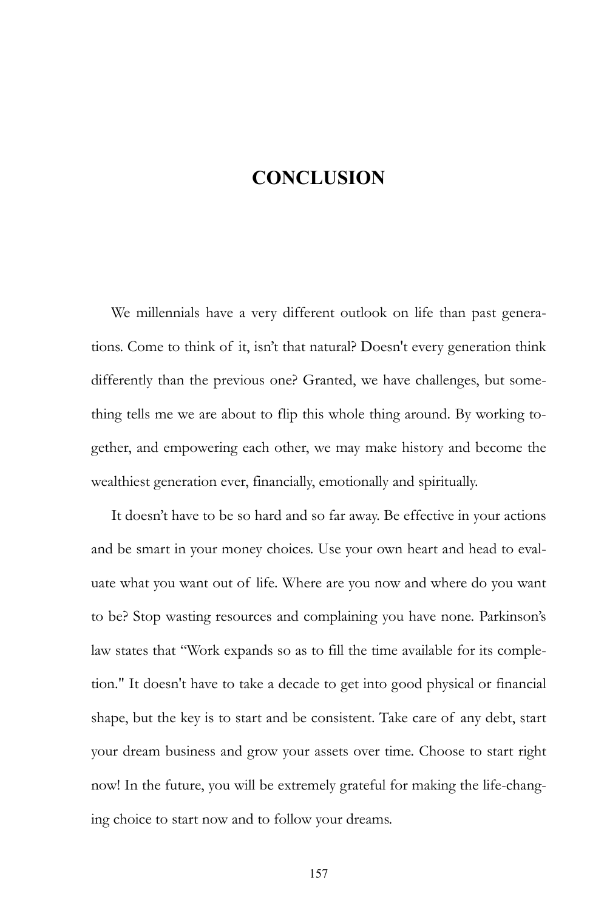# CONCLUSION

We millennials have a very different outlook on life than past generations. Come to think of it, isn't that natural? Doesn't every generation think differently than the previous one? Granted, we have challenges, but something tells me we are about to flip this whole thing around. By working together, and empowering each other, we may make history and become the wealthiest generation ever, financially, emotionally and spiritually.

It doesn't have to be so hard and so far away. Be effective in your actions and be smart in your money choices. Use your own heart and head to evaluate what you want out of life. Where are you now and where do you want to be? Stop wasting resources and complaining you have none. Parkinson's law states that "Work expands so as to fill the time available for its completion." It doesn't have to take a decade to get into good physical or financial shape, but the key is to start and be consistent. Take care of any debt, start your dream business and grow your assets over time. Choose to start right now! In the future, you will be extremely grateful for making the life-changing choice to start now and to follow your dreams.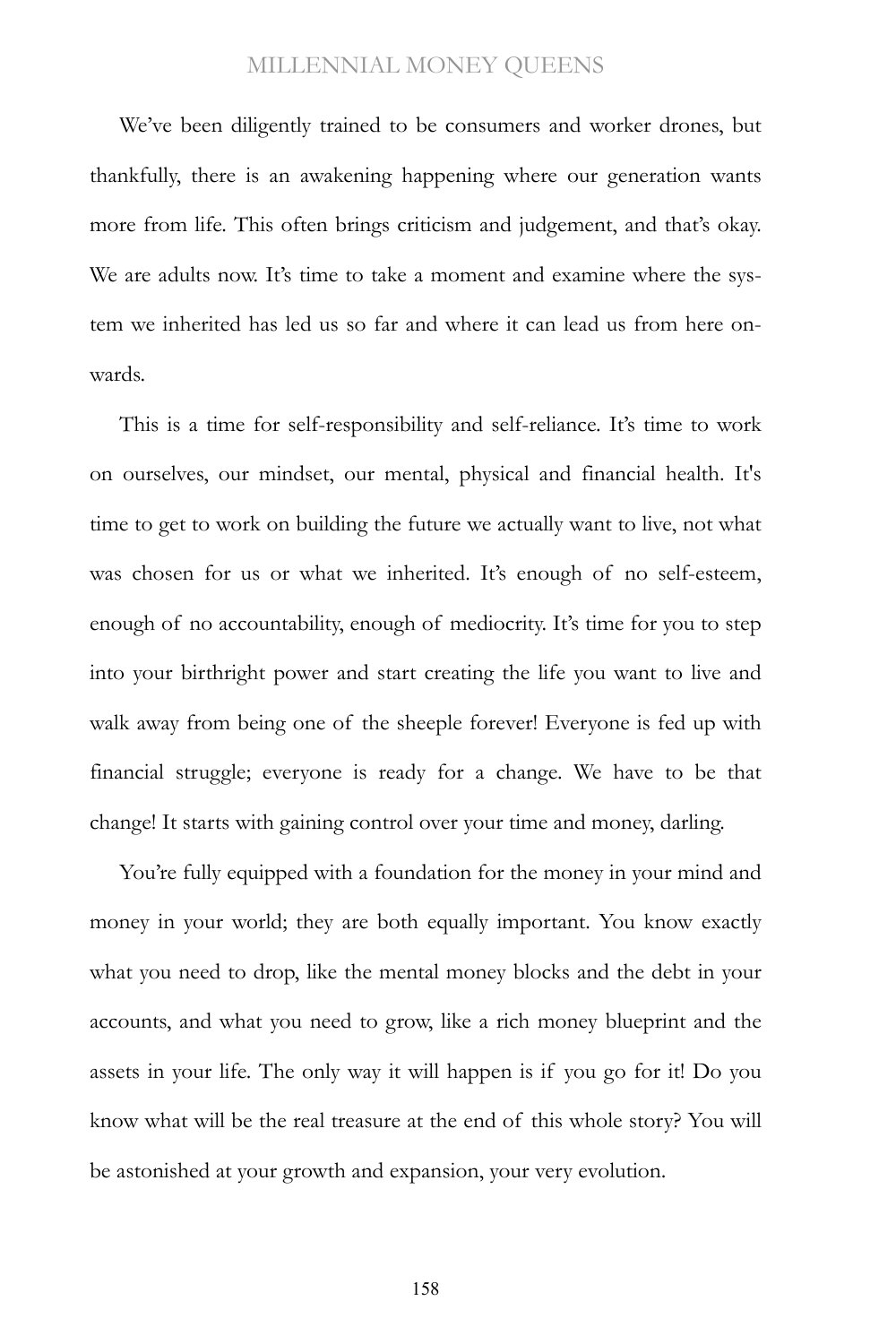We've been diligently trained to be consumers and worker drones, but thankfully, there is an awakening happening where our generation wants more from life. This often brings criticism and judgement, and that's okay. We are adults now. It's time to take a moment and examine where the system we inherited has led us so far and where it can lead us from here onwards.

This is a time for self-responsibility and self-reliance. It's time to work on ourselves, our mindset, our mental, physical and financial health. It's time to get to work on building the future we actually want to live, not what was chosen for us or what we inherited. It's enough of no self-esteem, enough of no accountability, enough of mediocrity. It's time for you to step into your birthright power and start creating the life you want to live and walk away from being one of the sheeple forever! Everyone is fed up with financial struggle; everyone is ready for a change. We have to be that change! It starts with gaining control over your time and money, darling.

You're fully equipped with a foundation for the money in your mind and money in your world; they are both equally important. You know exactly what you need to drop, like the mental money blocks and the debt in your accounts, and what you need to grow, like a rich money blueprint and the assets in your life. The only way it will happen is if you go for it! Do you know what will be the real treasure at the end of this whole story? You will be astonished at your growth and expansion, your very evolution.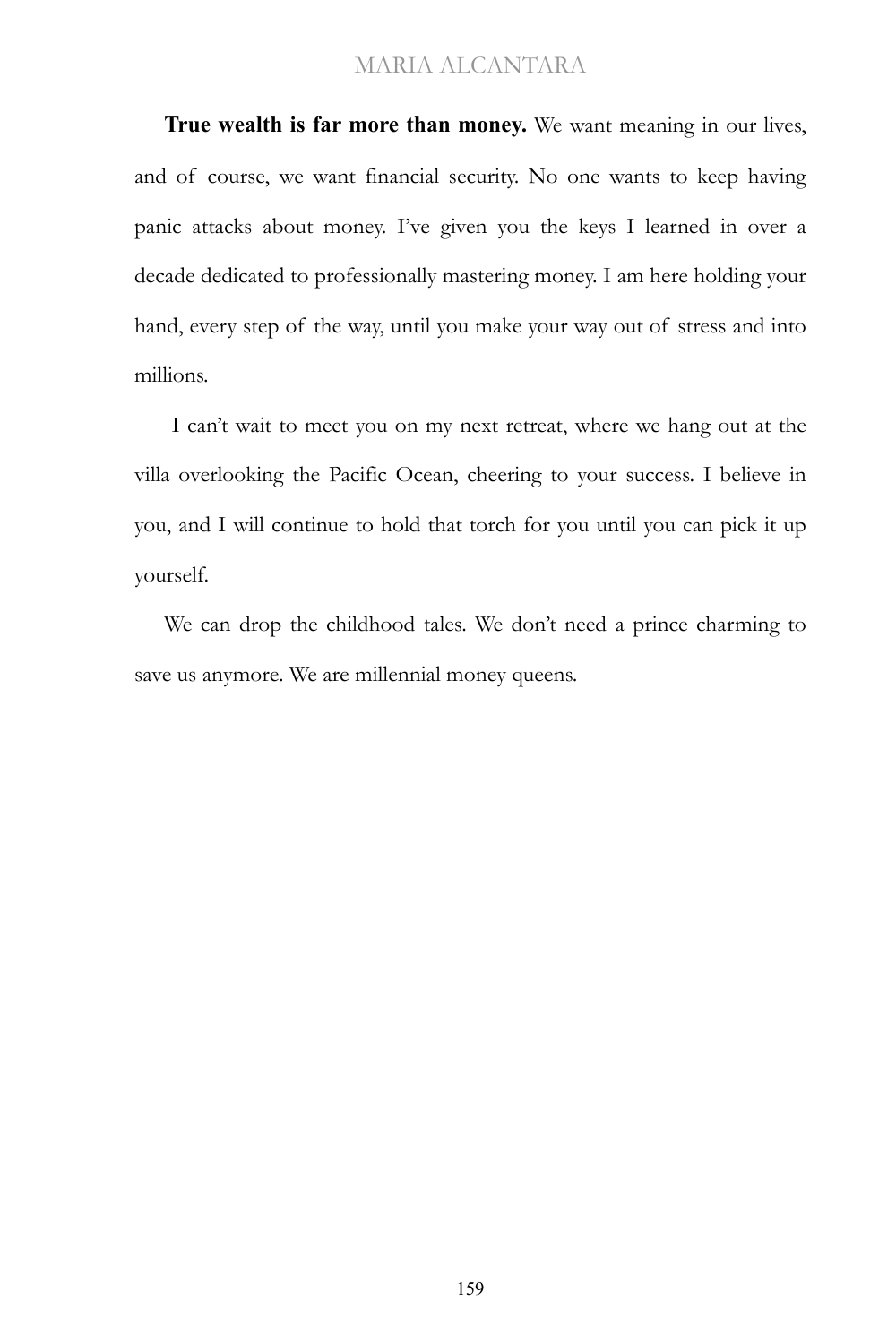**True wealth is far more than money.** We want meaning in our lives, and of course, we want financial security. No one wants to keep having panic attacks about money. I've given you the keys I learned in over a decade dedicated to professionally mastering money. I am here holding your hand, every step of the way, until you make your way out of stress and into millions.

I can't wait to meet you on my next retreat, where we hang out at the villa overlooking the Pacific Ocean, cheering to your success. I believe in you, and I will continue to hold that torch for you until you can pick it up yourself.

We can drop the childhood tales. We don't need a prince charming to save us anymore. We are millennial money queens.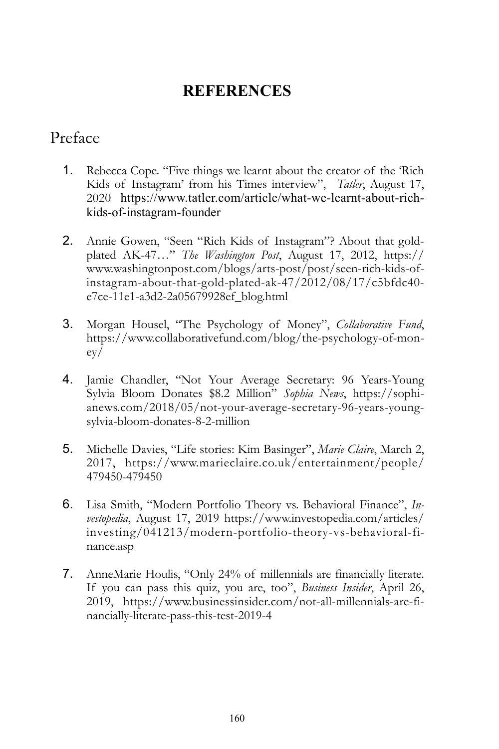## REFERENCES

# Preface

1. Rebecca Cope. “Five things we learnt about the creator of the ‘Rich Kids of Instagram’ from his Times interview”, *Tatler*, August 17, 2020 https://www.tatler.com/article/what-we-learnt-about-rich-kids-of-instagram-founder

2. Annie Gowen, “Seen “Rich Kids of Instagram”? About that gold-plated AK-47…” *The Washington Post*, August 17, 2012, https://www.washingtonpost.com/blogs/arts-post/post/seen-rich-kids-of-instagram-about-that-gold-plated-ak-47/2012/08/17/c5bfdc40-e7ce-11e1-a3d2-2a05679928ef_blog.html

3. Morgan Housel, “The Psychology of Money”, *Collaborative Fund*, https://www.collaborativefund.com/blog/the-psychology-of-money/

4. Jamie Chandler, “Not Your Average Secretary: 96 Years-Young Sylvia Bloom Donates $8.2 Million” *Sophia News*, https://sophianews.com/2018/05/not-your-average-secretary-96-years-young-sylvia-bloom-donates-8-2-million

5. Michelle Davies, “Life stories: Kim Basinger”, *Marie Claire*, March 2, 2017, https://www.marieclaire.co.uk/entertainment/people/479450-479450

6. Lisa Smith, “Modern Portfolio Theory vs. Behavioral Finance”, *Investopedia*, August 17, 2019 https://www.investopedia.com/articles/investing/041213/modern-portfolio-theory-vs-behavioral-finance.asp

7. AnneMarie Houlis, “Only 24% of millennials are financially literate. If you can pass this quiz, you are, too”, *Business Insider*, April 26, 2019, https://www.businessinsider.com/not-all-millennials-are-financially-literate-pass-this-test-2019-4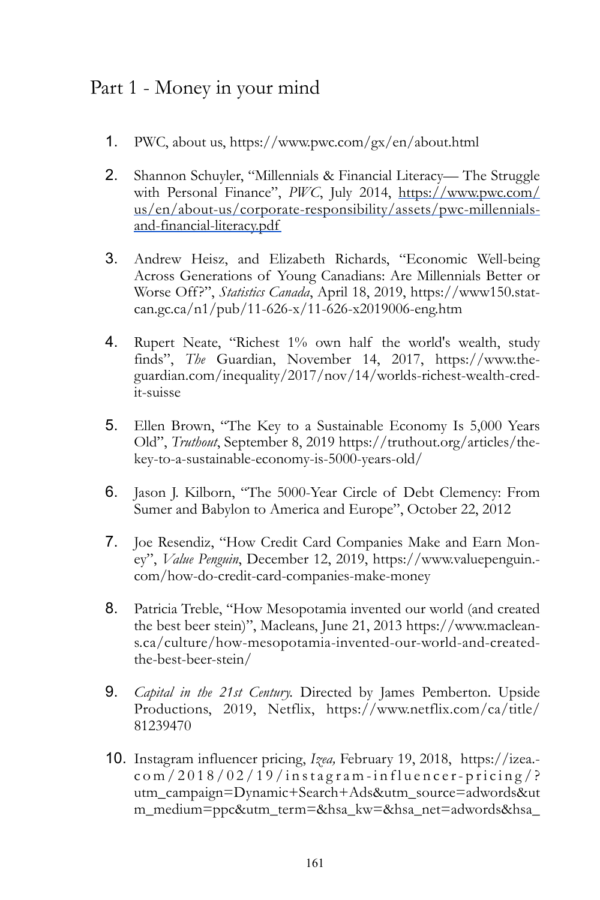# Part 1 - Money in your mind

1. PWC, about us, https://www.pwc.com/gx/en/about.html

2. Shannon Schuyler, "Millennials & Financial Literacy— The Struggle with Personal Finance", *PWC*, July 2014, https://www.pwc.com/us/en/about-us/corporate-responsibility/assets/pwc-millennials-and-financial-literacy.pdf

3. Andrew Heisz, and Elizabeth Richards, "Economic Well-being Across Generations of Young Canadians: Are Millennials Better or Worse Off?", *Statistics Canada*, April 18, 2019, https://www150.statcan.gc.ca/n1/pub/11-626-x/11-626-x2019006-eng.htm

4. Rupert Neate, "Richest 1% own half the world's wealth, study finds", *The* Guardian, November 14, 2017, https://www.theguardian.com/inequality/2017/nov/14/worlds-richest-wealth-credit-suisse

5. Ellen Brown, "The Key to a Sustainable Economy Is 5,000 Years Old", *Truthout*, September 8, 2019 https://truthout.org/articles/the-key-to-a-sustainable-economy-is-5000-years-old/

6. Jason J. Kilborn, "The 5000-Year Circle of Debt Clemency: From Sumer and Babylon to America and Europe", October 22, 2012

7. Joe Resendiz, "How Credit Card Companies Make and Earn Money", *Value Penguin*, December 12, 2019, https://www.valuepenguin.com/how-do-credit-card-companies-make-money

8. Patricia Treble, "How Mesopotamia invented our world (and created the best beer stein)", Macleans, June 21, 2013 https://www.macleans.ca/culture/how-mesopotamia-invented-our-world-and-created-the-best-beer-stein/

9. *Capital in the 21st Century.* Directed by James Pemberton. Upside Productions, 2019, Netflix, https://www.netflix.com/ca/title/81239470

10. Instagram influencer pricing, *Izea,* February 19, 2018, https://izea.com/2018/02/19/instagram-influencer-pricing/?utm_campaign=Dynamic+Search+Ads&utm_source=adwords&utm_medium=ppc&utm_term=&hsa_kw=&hsa_net=adwords&hsa_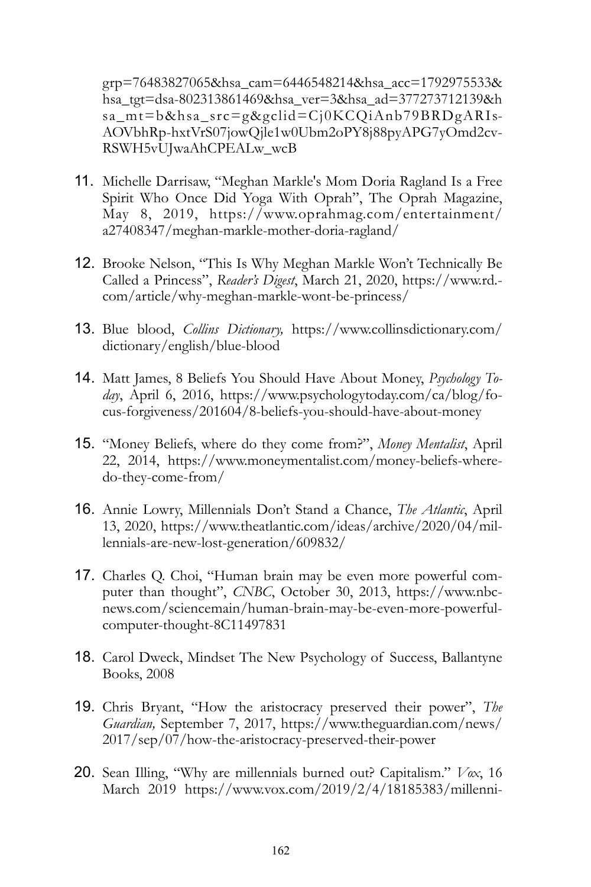grp=76483827065&hsa_cam=6446548214&hsa_acc=1792975533&hsa_tgt=dsa-802313861469&hsa_ver=3&hsa_ad=377273712139&hsa_mt=b&hsa_src=g&gclid=Cj0KCQiAnb79BRDgARIsAOVbhRp-hxtVrS07jowQjle1w0Ubm2oPY8j88pyAPG7yOmd2cv-RSWH5vUJwaAhCPEALw_wcB

11. Michelle Darrisaw, "Meghan Markle's Mom Doria Ragland Is a Free Spirit Who Once Did Yoga With Oprah", The Oprah Magazine, May 8, 2019, https://www.oprahmag.com/entertainment/a27408347/meghan-markle-mother-doria-ragland/

12. Brooke Nelson, "This Is Why Meghan Markle Won't Technically Be Called a Princess", *Reader's Digest*, March 21, 2020, https://www.rd.com/article/why-meghan-markle-wont-be-princess/

13. Blue blood, *Collins Dictionary,* https://www.collinsdictionary.com/dictionary/english/blue-blood

14. Matt James, 8 Beliefs You Should Have About Money, *Psychology Today*, April 6, 2016, https://www.psychologytoday.com/ca/blog/focus-forgiveness/201604/8-beliefs-you-should-have-about-money

15. "Money Beliefs, where do they come from?", *Money Mentalist*, April 22, 2014, https://www.moneymentalist.com/money-beliefs-where-do-they-come-from/

16. Annie Lowry, Millennials Don't Stand a Chance, *The Atlantic*, April 13, 2020, https://www.theatlantic.com/ideas/archive/2020/04/millennials-are-new-lost-generation/609832/

17. Charles Q. Choi, "Human brain may be even more powerful computer than thought", *CNBC*, October 30, 2013, https://www.nbcnews.com/sciencemain/human-brain-may-be-even-more-powerful-computer-thought-8C11497831

18. Carol Dweck, Mindset The New Psychology of Success, Ballantyne Books, 2008

19. Chris Bryant, "How the aristocracy preserved their power", *The Guardian,* September 7, 2017, https://www.theguardian.com/news/2017/sep/07/how-the-aristocracy-preserved-their-power

20. Sean Illing, "Why are millennials burned out? Capitalism." *Vox*, 16 March 2019 https://www.vox.com/2019/2/4/18185383/millenni-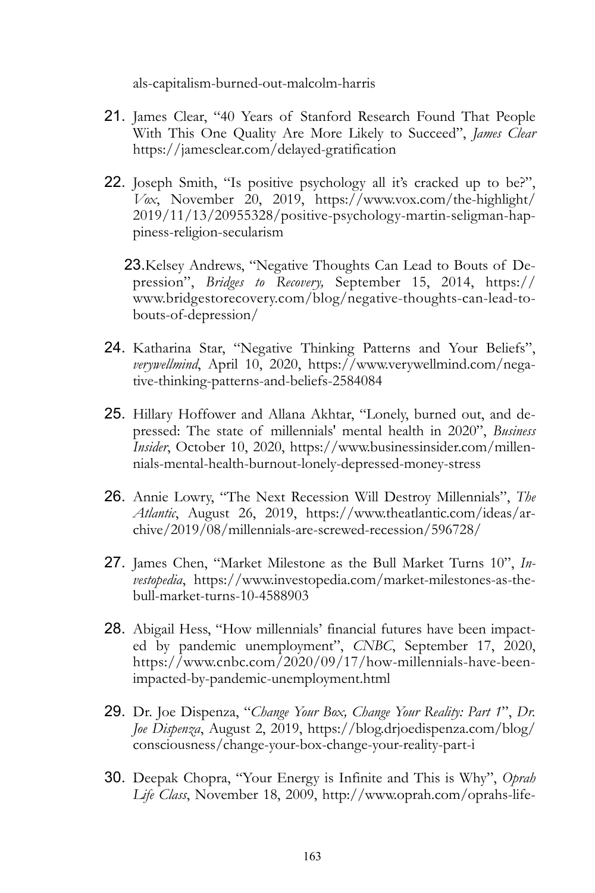als-capitalism-burned-out-malcolm-harris

21. James Clear, "40 Years of Stanford Research Found That People With This One Quality Are More Likely to Succeed", *James Clear* https://jamesclear.com/delayed-gratification

22. Joseph Smith, "Is positive psychology all it's cracked up to be?", *Vox*, November 20, 2019, https://www.vox.com/the-highlight/2019/11/13/20955328/positive-psychology-martin-seligman-happiness-religion-secularism

23. Kelsey Andrews, "Negative Thoughts Can Lead to Bouts of Depression", *Bridges to Recovery,* September 15, 2014, https://www.bridgestorecovery.com/blog/negative-thoughts-can-lead-to-bouts-of-depression/

24. Katharina Star, "Negative Thinking Patterns and Your Beliefs", *verywellmind*, April 10, 2020, https://www.verywellmind.com/negative-thinking-patterns-and-beliefs-2584084

25. Hillary Hoffower and Allana Akhtar, "Lonely, burned out, and depressed: The state of millennials' mental health in 2020", *Business Insider*, October 10, 2020, https://www.businessinsider.com/millennials-mental-health-burnout-lonely-depressed-money-stress

26. Annie Lowry, "The Next Recession Will Destroy Millennials", *The Atlantic*, August 26, 2019, https://www.theatlantic.com/ideas/archive/2019/08/millennials-are-screwed-recession/596728/

27. James Chen, "Market Milestone as the Bull Market Turns 10", *Investopedia*, https://www.investopedia.com/market-milestones-as-the-bull-market-turns-10-4588903

28. Abigail Hess, "How millennials' financial futures have been impacted by pandemic unemployment", *CNBC*, September 17, 2020, https://www.cnbc.com/2020/09/17/how-millennials-have-been-impacted-by-pandemic-unemployment.html

29. Dr. Joe Dispenza, "*Change Your Box, Change Your Reality: Part 1*", *Dr. Joe Dispenza*, August 2, 2019, https://blog.drjoedispenza.com/blog/consciousness/change-your-box-change-your-reality-part-i

30. Deepak Chopra, "Your Energy is Infinite and This is Why", *Oprah Life Class*, November 18, 2009, http://www.oprah.com/oprahs-life-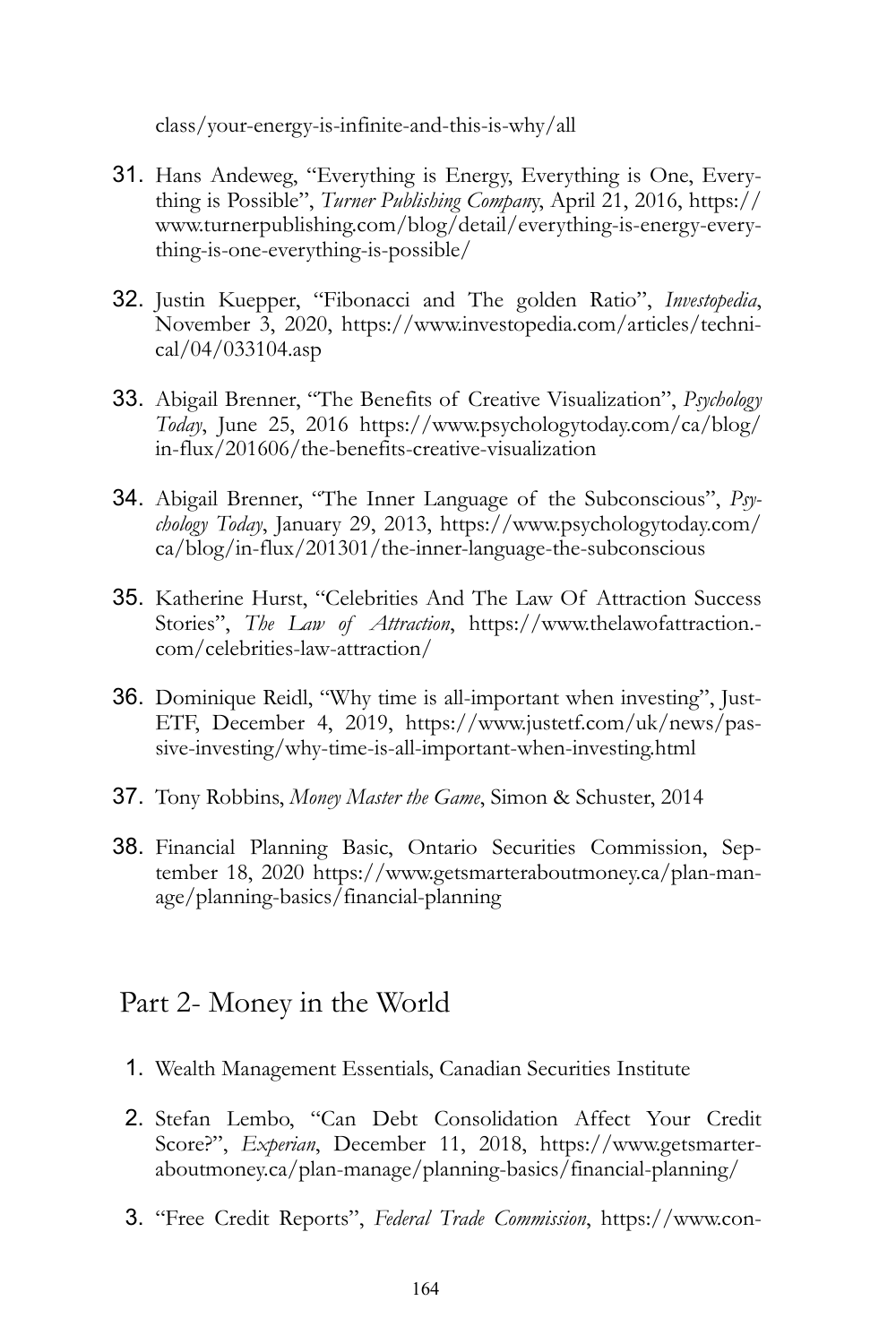class/your-energy-is-infinite-and-this-is-why/all

31. Hans Andeweg, "Everything is Energy, Everything is One, Everything is Possible", *Turner Publishing Company*, April 21, 2016, https://www.turnerpublishing.com/blog/detail/everything-is-energy-everything-is-one-everything-is-possible/

32. Justin Kuepper, "Fibonacci and The golden Ratio", *Investopedia*, November 3, 2020, https://www.investopedia.com/articles/technical/04/033104.asp

33. Abigail Brenner, "The Benefits of Creative Visualization", *Psychology Today*, June 25, 2016 https://www.psychologytoday.com/ca/blog/in-flux/201606/the-benefits-creative-visualization

34. Abigail Brenner, "The Inner Language of the Subconscious", *Psychology Today*, January 29, 2013, https://www.psychologytoday.com/ca/blog/in-flux/201301/the-inner-language-the-subconscious

35. Katherine Hurst, "Celebrities And The Law Of Attraction Success Stories", *The Law of Attraction*, https://www.thelawofattraction.com/celebrities-law-attraction/

36. Dominique Reidl, "Why time is all-important when investing", JustETF, December 4, 2019, https://www.justetf.com/uk/news/passive-investing/why-time-is-all-important-when-investing.html

37. Tony Robbins, *Money Master the Game*, Simon & Schuster, 2014

38. Financial Planning Basic, Ontario Securities Commission, September 18, 2020 https://www.getsmarteraboutmoney.ca/plan-manage/planning-basics/financial-planning

## Part 2- Money in the World

1. Wealth Management Essentials, Canadian Securities Institute

2. Stefan Lembo, "Can Debt Consolidation Affect Your Credit Score?", *Experian*, December 11, 2018, https://www.getsmarteraboutmoney.ca/plan-manage/planning-basics/financial-planning/

3. "Free Credit Reports", *Federal Trade Commission*, https://www.con-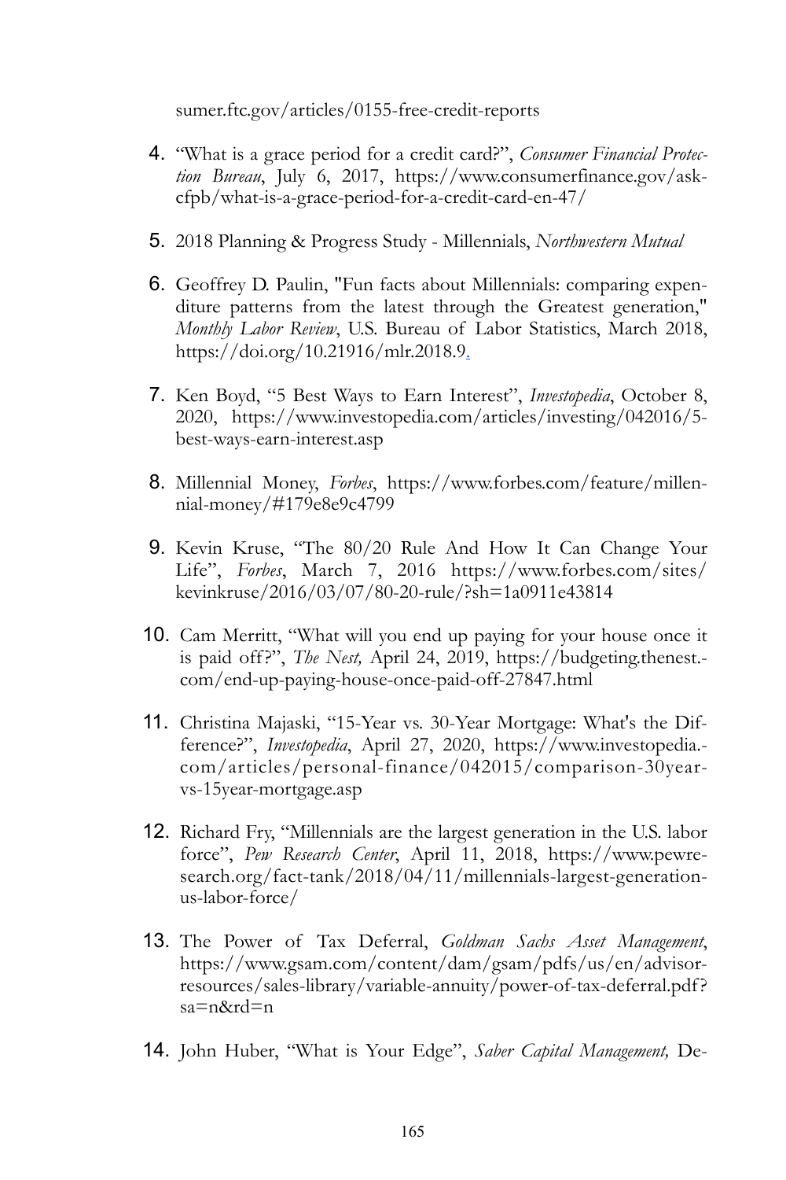sumer.ftc.gov/articles/0155-free-credit-reports

4. “What is a grace period for a credit card?”, *Consumer Financial Protection Bureau*, July 6, 2017, https://www.consumerfinance.gov/ask-cfpb/what-is-a-grace-period-for-a-credit-card-en-47/

5. 2018 Planning & Progress Study - Millennials, *Northwestern Mutual*

6. Geoffrey D. Paulin, "Fun facts about Millennials: comparing expenditure patterns from the latest through the Greatest generation," *Monthly Labor Review*, U.S. Bureau of Labor Statistics, March 2018, https://doi.org/10.21916/mlr.2018.9.

7. Ken Boyd, “5 Best Ways to Earn Interest”, *Investopedia*, October 8, 2020, https://www.investopedia.com/articles/investing/042016/5-best-ways-earn-interest.asp

8. Millennial Money, *Forbes*, https://www.forbes.com/feature/millennial-money/#179e8e9c4799

9. Kevin Kruse, “The 80/20 Rule And How It Can Change Your Life”, *Forbes*, March 7, 2016 https://www.forbes.com/sites/kevinkruse/2016/03/07/80-20-rule/?sh=1a0911e43814

10. Cam Merritt, “What will you end up paying for your house once it is paid off?”, *The Nest,* April 24, 2019, https://budgeting.thenest.com/end-up-paying-house-once-paid-off-27847.html

11. Christina Majaski, “15-Year vs. 30-Year Mortgage: What's the Difference?”, *Investopedia*, April 27, 2020, https://www.investopedia.com/articles/personal-finance/042015/comparison-30year-vs-15year-mortgage.asp

12. Richard Fry, “Millennials are the largest generation in the U.S. labor force”, *Pew Research Center*, April 11, 2018, https://www.pewresearch.org/fact-tank/2018/04/11/millennials-largest-generation-us-labor-force/

13. The Power of Tax Deferral, *Goldman Sachs Asset Management*, https://www.gsam.com/content/dam/gsam/pdfs/us/en/advisor-resources/sales-library/variable-annuity/power-of-tax-deferral.pdf?sa=n&rd=n

14. John Huber, “What is Your Edge”, *Saber Capital Management,* De-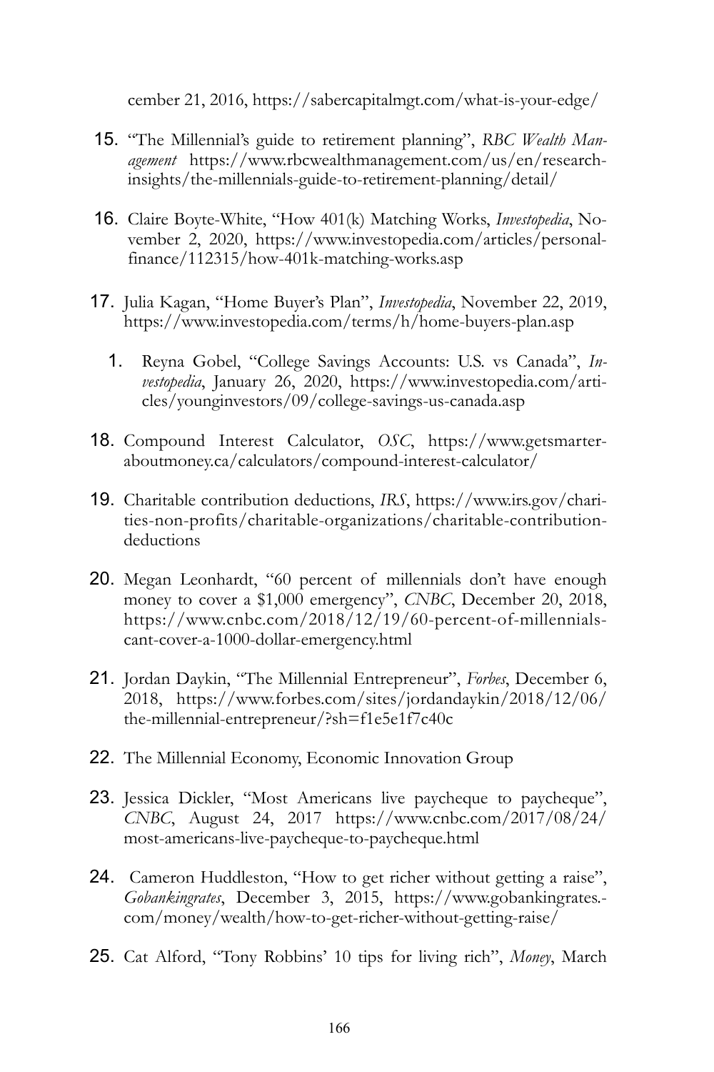cember 21, 2016, https://sabercapitalmgt.com/what-is-your-edge/

15. "The Millennial's guide to retirement planning", *RBC Wealth Management* https://www.rbcwealthmanagement.com/us/en/research-insights/the-millennials-guide-to-retirement-planning/detail/

16. Claire Boyte-White, "How 401(k) Matching Works, *Investopedia*, November 2, 2020, https://www.investopedia.com/articles/personal-finance/112315/how-401k-matching-works.asp

17. Julia Kagan, "Home Buyer's Plan", *Investopedia*, November 22, 2019, https://www.investopedia.com/terms/h/home-buyers-plan.asp

    1. Reyna Gobel, "College Savings Accounts: U.S. vs Canada", *Investopedia*, January 26, 2020, https://www.investopedia.com/articles/younginvestors/09/college-savings-us-canada.asp

18. Compound Interest Calculator, *OSC*, https://www.getsmarteraboutmoney.ca/calculators/compound-interest-calculator/

19. Charitable contribution deductions, *IRS*, https://www.irs.gov/charities-non-profits/charitable-organizations/charitable-contribution-deductions

20. Megan Leonhardt, "60 percent of millennials don't have enough money to cover a $1,000 emergency", *CNBC*, December 20, 2018, https://www.cnbc.com/2018/12/19/60-percent-of-millennials-cant-cover-a-1000-dollar-emergency.html

21. Jordan Daykin, "The Millennial Entrepreneur", *Forbes*, December 6, 2018, https://www.forbes.com/sites/jordandaykin/2018/12/06/the-millennial-entrepreneur/?sh=f1e5e1f7c40c

22. The Millennial Economy, Economic Innovation Group

23. Jessica Dickler, "Most Americans live paycheque to paycheque", *CNBC*, August 24, 2017 https://www.cnbc.com/2017/08/24/most-americans-live-paycheque-to-paycheque.html

24. Cameron Huddleston, "How to get richer without getting a raise", *Gobankingrates*, December 3, 2015, https://www.gobankingrates.com/money/wealth/how-to-get-richer-without-getting-raise/

25. Cat Alford, "Tony Robbins' 10 tips for living rich", *Money*, March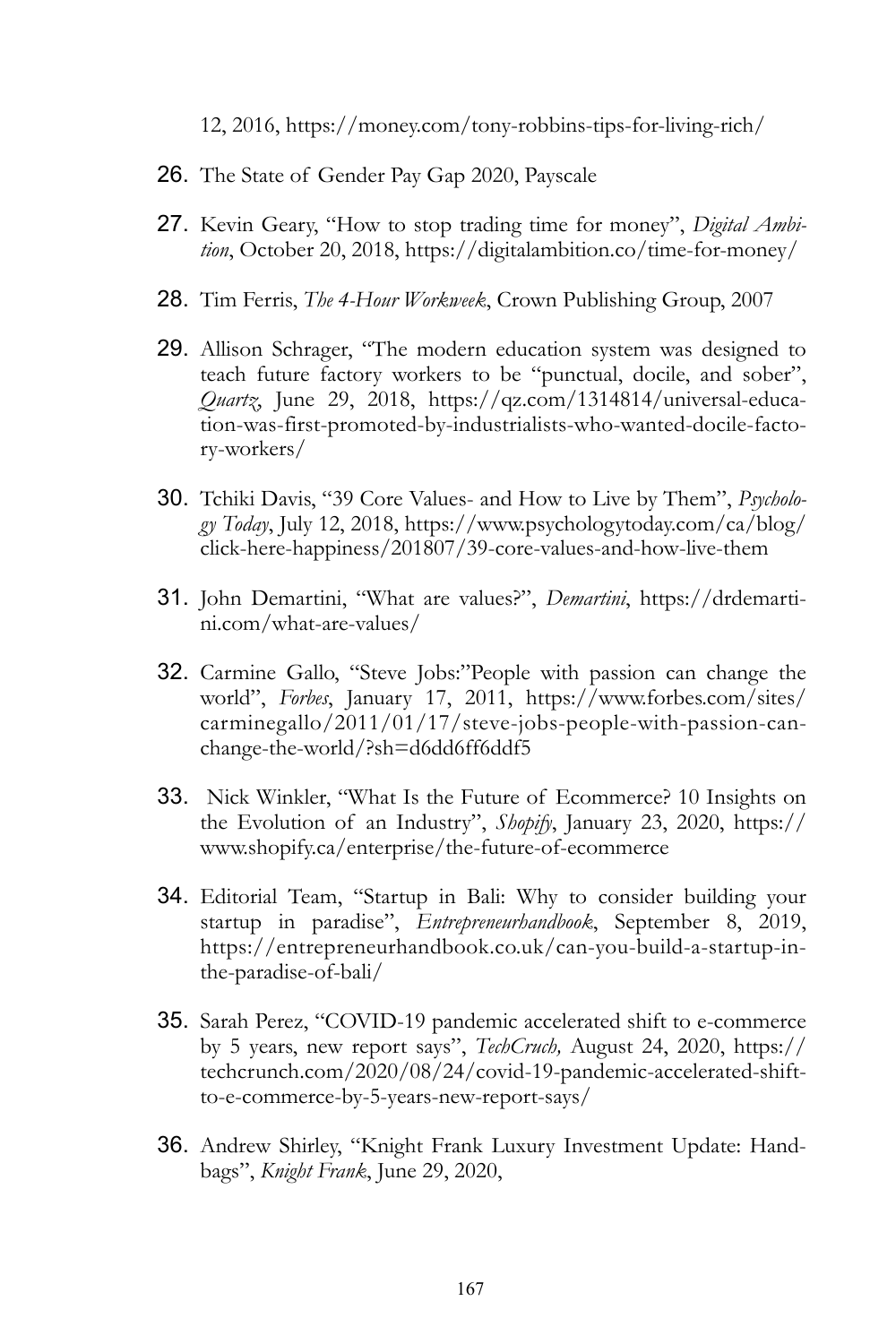12, 2016, https://money.com/tony-robbins-tips-for-living-rich/

26. The State of Gender Pay Gap 2020, Payscale

27. Kevin Geary, "How to stop trading time for money", *Digital Ambition*, October 20, 2018, https://digitalambition.co/time-for-money/

28. Tim Ferris, *The 4-Hour Workweek*, Crown Publishing Group, 2007

29. Allison Schrager, "The modern education system was designed to teach future factory workers to be "punctual, docile, and sober", *Quartz*, June 29, 2018, https://qz.com/1314814/universal-education-was-first-promoted-by-industrialists-who-wanted-docile-factory-workers/

30. Tchiki Davis, "39 Core Values- and How to Live by Them", *Psychology Today*, July 12, 2018, https://www.psychologytoday.com/ca/blog/click-here-happiness/201807/39-core-values-and-how-live-them

31. John Demartini, "What are values?", *Demartini*, https://drdemartini.com/what-are-values/

32. Carmine Gallo, "Steve Jobs:"People with passion can change the world", *Forbes*, January 17, 2011, https://www.forbes.com/sites/carminegallo/2011/01/17/steve-jobs-people-with-passion-can-change-the-world/?sh=d6dd6ff6ddf5

33. Nick Winkler, "What Is the Future of Ecommerce? 10 Insights on the Evolution of an Industry", *Shopify*, January 23, 2020, https://www.shopify.ca/enterprise/the-future-of-ecommerce

34. Editorial Team, "Startup in Bali: Why to consider building your startup in paradise", *Entrepreneurhandbook*, September 8, 2019, https://entrepreneurhandbook.co.uk/can-you-build-a-startup-in-the-paradise-of-bali/

35. Sarah Perez, "COVID-19 pandemic accelerated shift to e-commerce by 5 years, new report says", *TechCruch,* August 24, 2020, https://techcrunch.com/2020/08/24/covid-19-pandemic-accelerated-shift-to-e-commerce-by-5-years-new-report-says/

36. Andrew Shirley, "Knight Frank Luxury Investment Update: Handbags", *Knight Frank*, June 29, 2020,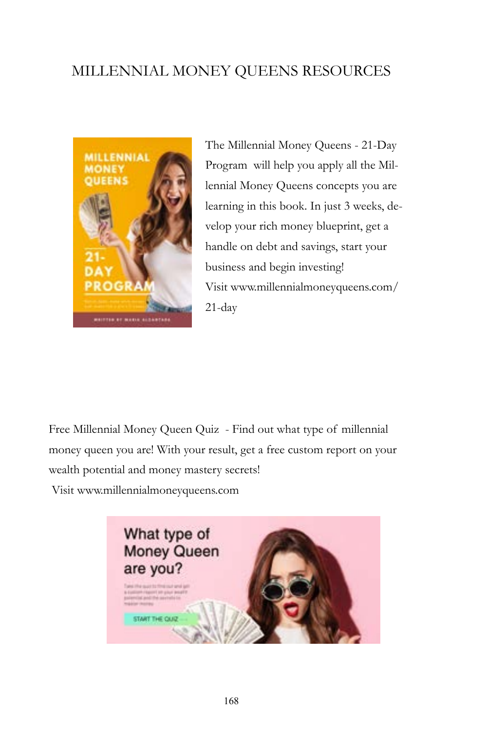# MILLENNIAL MONEY QUEENS RESOURCES

The Millennial Money Queens - 21-Day Program will help you apply all the Millennial Money Queens concepts you are learning in this book. In just 3 weeks, develop your rich money blueprint, get a handle on debt and savings, start your business and begin investing!
Visit www.millennialmoneyqueens.com/21-day

Free Millennial Money Queen Quiz - Find out what type of millennial money queen you are! With your result, get a free custom report on your wealth potential and money mastery secrets!
Visit www.millennialmoneyqueens.com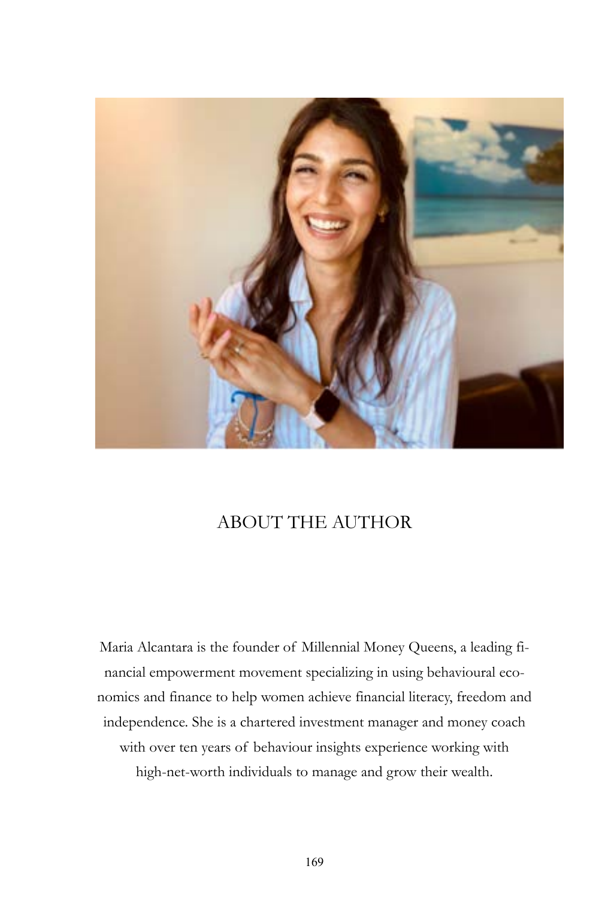# ABOUT THE AUTHOR

Maria Alcantara is the founder of Millennial Money Queens, a leading financial empowerment movement specializing in using behavioural economics and finance to help women achieve financial literacy, freedom and independence. She is a chartered investment manager and money coach with over ten years of behaviour insights experience working with high-net-worth individuals to manage and grow their wealth.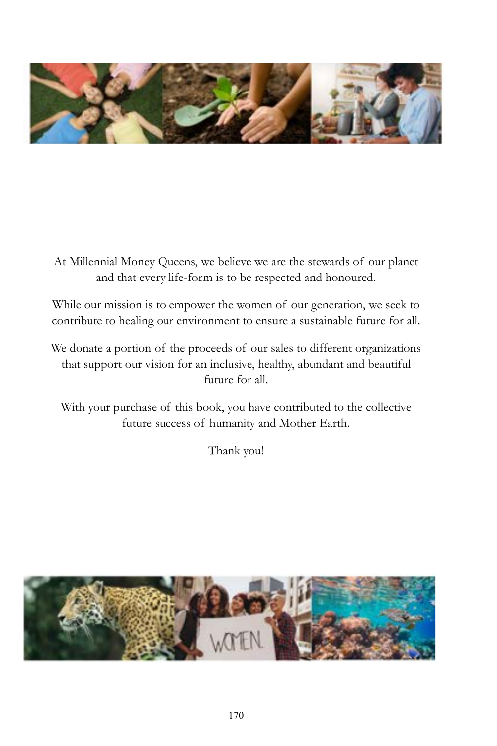At Millennial Money Queens, we believe we are the stewards of our planet and that every life-form is to be respected and honoured.

While our mission is to empower the women of our generation, we seek to contribute to healing our environment to ensure a sustainable future for all.

We donate a portion of the proceeds of our sales to different organizations that support our vision for an inclusive, healthy, abundant and beautiful future for all.

With your purchase of this book, you have contributed to the collective future success of humanity and Mother Earth.

Thank you!